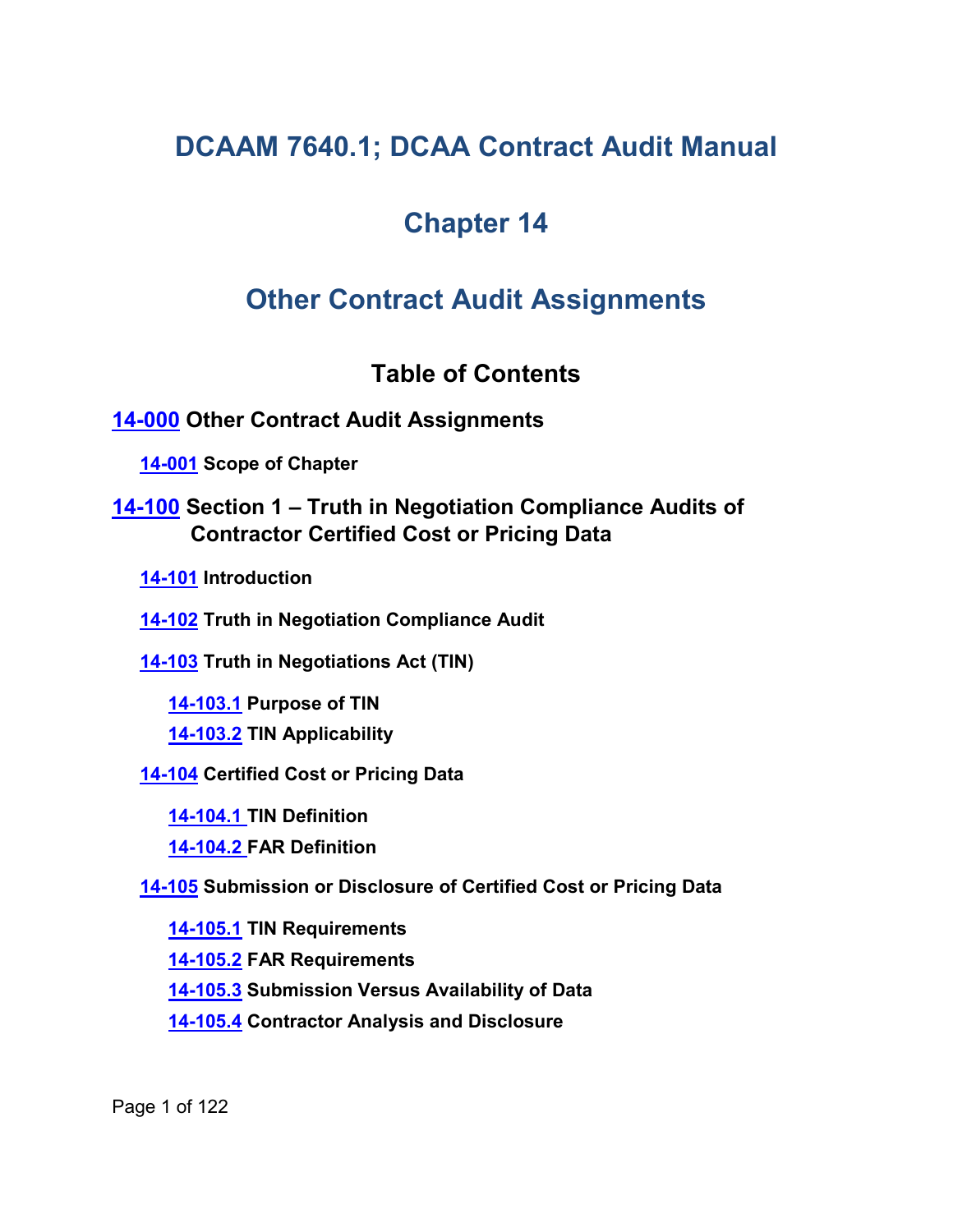# DCAAM 7640.1; DCAA Contract Audit Manual

# Chapter 14

# Other Contract Audit Assignments

## Table of Contents

**14-000 Other Contract Audit Assignments**

- **14-001 Scope of Chapter**

**14-100 Section 1 – Truth in Negotiation Compliance Audits of Contractor Certified Cost or Pricing Data**

- **14-101 Introduction**
- **14-102 Truth in Negotiation Compliance Audit**
- **14-103 Truth in Negotiations Act (TIN)**
  - **14-103.1 Purpose of TIN**
  - **14-103.2 TIN Applicability**
- **14-104 Certified Cost or Pricing Data**
  - **14-104.1 TIN Definition**
  - **14-104.2 FAR Definition**
- **14-105 Submission or Disclosure of Certified Cost or Pricing Data**
  - **14-105.1 TIN Requirements**
  - **14-105.2 FAR Requirements**
  - **14-105.3 Submission Versus Availability of Data**
  - **14-105.4 Contractor Analysis and Disclosure**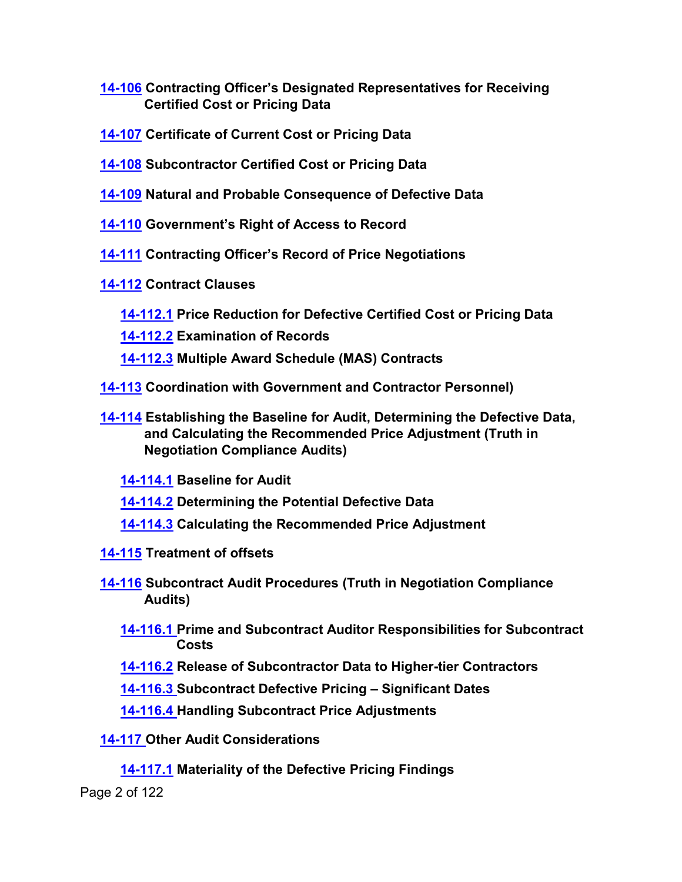**14-106 Contracting Officer’s Designated Representatives for Receiving Certified Cost or Pricing Data**

**14-107 Certificate of Current Cost or Pricing Data**

**14-108 Subcontractor Certified Cost or Pricing Data**

**14-109 Natural and Probable Consequence of Defective Data**

**14-110 Government’s Right of Access to Record**

**14-111 Contracting Officer’s Record of Price Negotiations**

**14-112 Contract Clauses**

- **14-112.1 Price Reduction for Defective Certified Cost or Pricing Data**
- **14-112.2 Examination of Records**
- **14-112.3 Multiple Award Schedule (MAS) Contracts**

**14-113 Coordination with Government and Contractor Personnel)**

**14-114 Establishing the Baseline for Audit, Determining the Defective Data, and Calculating the Recommended Price Adjustment (Truth in Negotiation Compliance Audits)**

- **14-114.1 Baseline for Audit**
- **14-114.2 Determining the Potential Defective Data**
- **14-114.3 Calculating the Recommended Price Adjustment**

**14-115 Treatment of offsets**

**14-116 Subcontract Audit Procedures (Truth in Negotiation Compliance Audits)**

- **14-116.1 Prime and Subcontract Auditor Responsibilities for Subcontract Costs**
- **14-116.2 Release of Subcontractor Data to Higher-tier Contractors**
- **14-116.3 Subcontract Defective Pricing – Significant Dates**
- **14-116.4 Handling Subcontract Price Adjustments**

**14-117 Other Audit Considerations**

- **14-117.1 Materiality of the Defective Pricing Findings**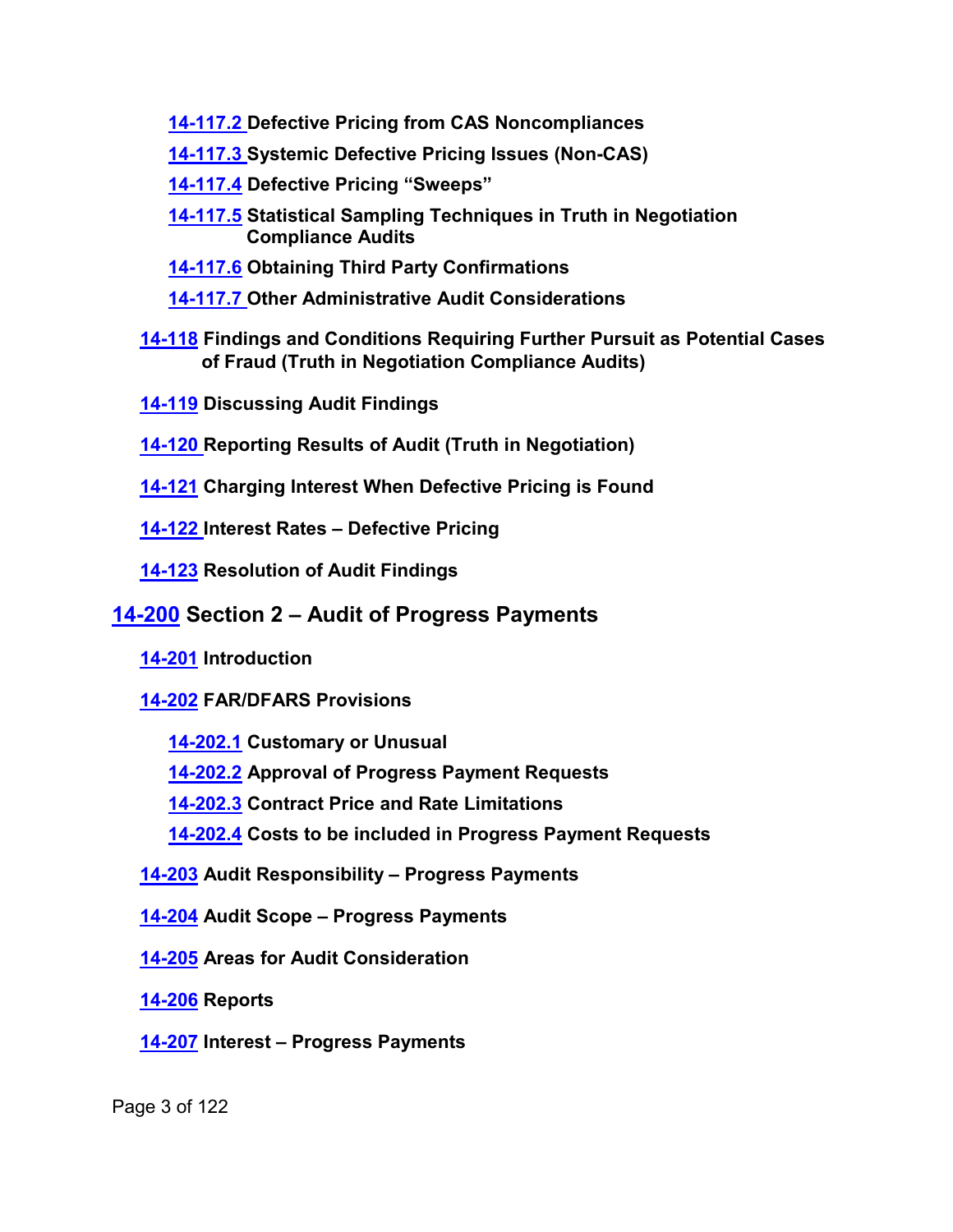- **14-117.2 Defective Pricing from CAS Noncompliances**
- **14-117.3 Systemic Defective Pricing Issues (Non-CAS)**
- **14-117.4 Defective Pricing "Sweeps"**
- **14-117.5 Statistical Sampling Techniques in Truth in Negotiation Compliance Audits**
- **14-117.6 Obtaining Third Party Confirmations**
- **14-117.7 Other Administrative Audit Considerations**

**14-118 Findings and Conditions Requiring Further Pursuit as Potential Cases of Fraud (Truth in Negotiation Compliance Audits)**

**14-119 Discussing Audit Findings**

**14-120 Reporting Results of Audit (Truth in Negotiation)**

**14-121 Charging Interest When Defective Pricing is Found**

**14-122 Interest Rates – Defective Pricing**

**14-123 Resolution of Audit Findings**

## 14-200 Section 2 – Audit of Progress Payments

**14-201 Introduction**

**14-202 FAR/DFARS Provisions**

- **14-202.1 Customary or Unusual**
- **14-202.2 Approval of Progress Payment Requests**
- **14-202.3 Contract Price and Rate Limitations**
- **14-202.4 Costs to be included in Progress Payment Requests**

**14-203 Audit Responsibility – Progress Payments**

**14-204 Audit Scope – Progress Payments**

**14-205 Areas for Audit Consideration**

**14-206 Reports**

**14-207 Interest – Progress Payments**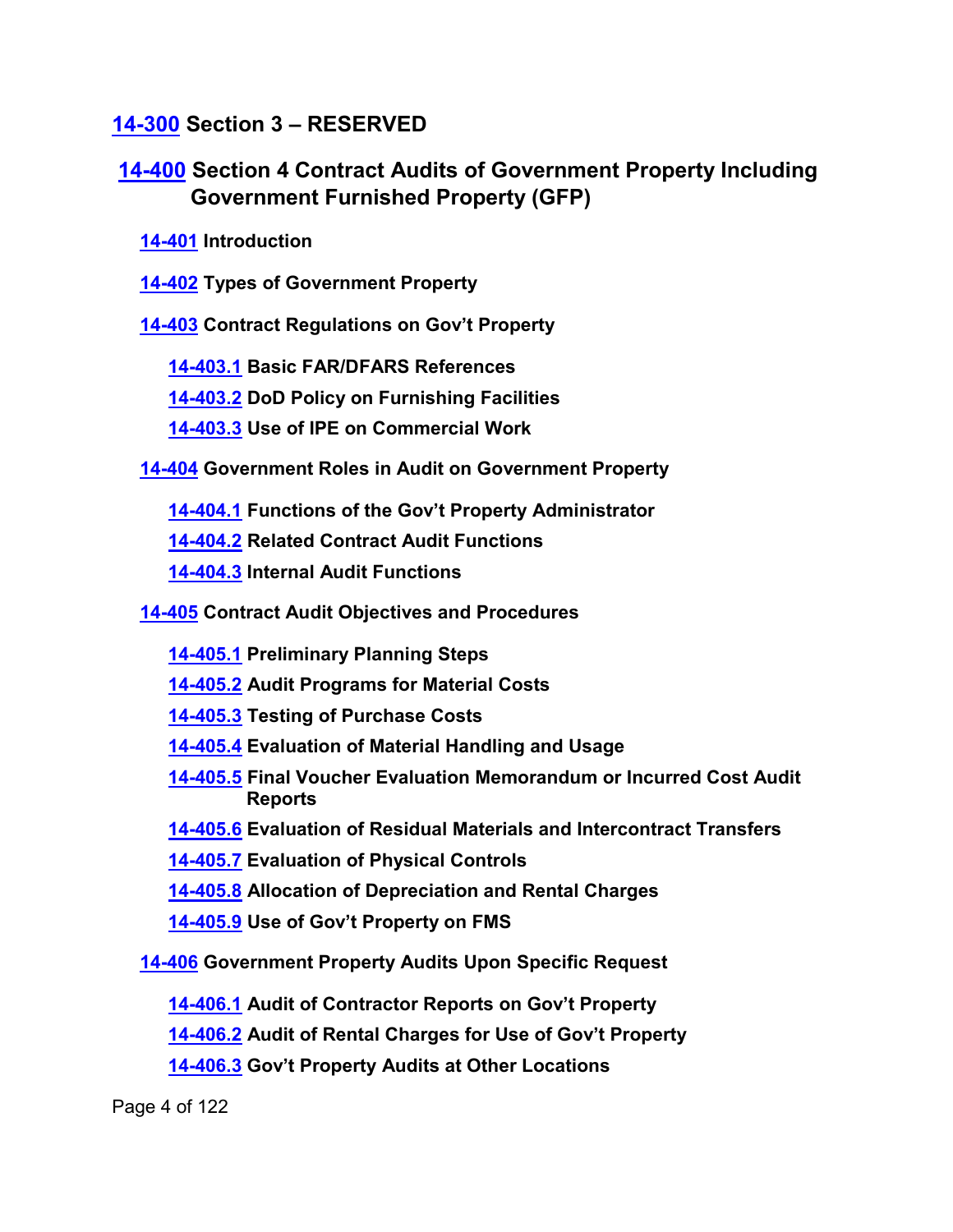## 14-300 Section 3 – RESERVED

## 14-400 Section 4 Contract Audits of Government Property Including Government Furnished Property (GFP)

**14-401 Introduction**

**14-402 Types of Government Property**

**14-403 Contract Regulations on Gov't Property**

- **14-403.1 Basic FAR/DFARS References**
- **14-403.2 DoD Policy on Furnishing Facilities**
- **14-403.3 Use of IPE on Commercial Work**

**14-404 Government Roles in Audit on Government Property**

- **14-404.1 Functions of the Gov't Property Administrator**
- **14-404.2 Related Contract Audit Functions**
- **14-404.3 Internal Audit Functions**

**14-405 Contract Audit Objectives and Procedures**

- **14-405.1 Preliminary Planning Steps**
- **14-405.2 Audit Programs for Material Costs**
- **14-405.3 Testing of Purchase Costs**
- **14-405.4 Evaluation of Material Handling and Usage**
- **14-405.5 Final Voucher Evaluation Memorandum or Incurred Cost Audit Reports**
- **14-405.6 Evaluation of Residual Materials and Intercontract Transfers**
- **14-405.7 Evaluation of Physical Controls**
- **14-405.8 Allocation of Depreciation and Rental Charges**
- **14-405.9 Use of Gov't Property on FMS**

**14-406 Government Property Audits Upon Specific Request**

- **14-406.1 Audit of Contractor Reports on Gov't Property**
- **14-406.2 Audit of Rental Charges for Use of Gov't Property**
- **14-406.3 Gov't Property Audits at Other Locations**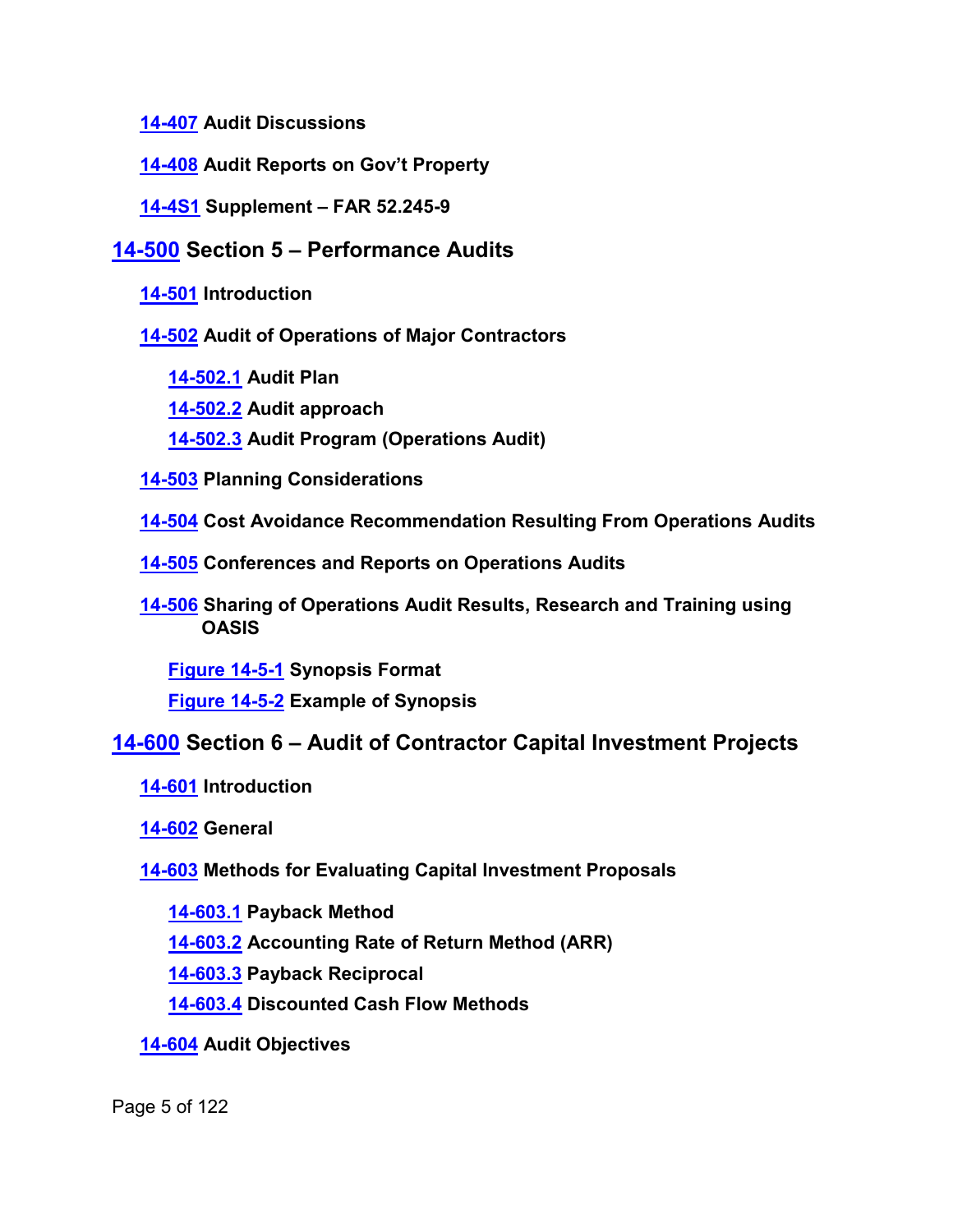**14-407 Audit Discussions**

**14-408 Audit Reports on Gov't Property**

**14-4S1 Supplement – FAR 52.245-9**

## 14-500 Section 5 – Performance Audits

**14-501 Introduction**

**14-502 Audit of Operations of Major Contractors**

- **14-502.1 Audit Plan**
- **14-502.2 Audit approach**
- **14-502.3 Audit Program (Operations Audit)**

**14-503 Planning Considerations**

**14-504 Cost Avoidance Recommendation Resulting From Operations Audits**

**14-505 Conferences and Reports on Operations Audits**

**14-506 Sharing of Operations Audit Results, Research and Training using OASIS**

- **Figure 14-5-1 Synopsis Format**
- **Figure 14-5-2 Example of Synopsis**

## 14-600 Section 6 – Audit of Contractor Capital Investment Projects

**14-601 Introduction**

**14-602 General**

**14-603 Methods for Evaluating Capital Investment Proposals**

- **14-603.1 Payback Method**
- **14-603.2 Accounting Rate of Return Method (ARR)**
- **14-603.3 Payback Reciprocal**
- **14-603.4 Discounted Cash Flow Methods**

**14-604 Audit Objectives**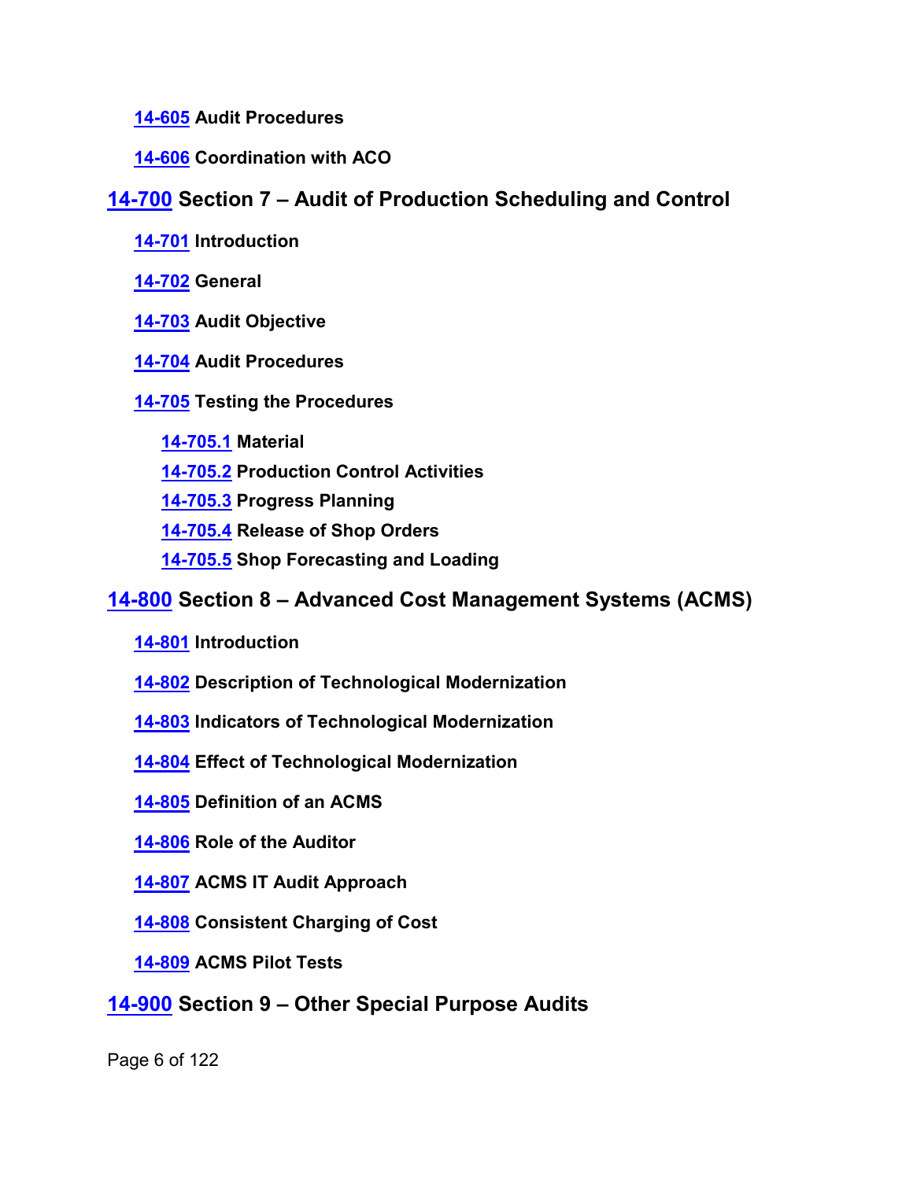**14-605 Audit Procedures**

**14-606 Coordination with ACO**

## 14-700 Section 7 – Audit of Production Scheduling and Control

**14-701 Introduction**

**14-702 General**

**14-703 Audit Objective**

**14-704 Audit Procedures**

**14-705 Testing the Procedures**

- **14-705.1 Material**
- **14-705.2 Production Control Activities**
- **14-705.3 Progress Planning**
- **14-705.4 Release of Shop Orders**
- **14-705.5 Shop Forecasting and Loading**

## 14-800 Section 8 – Advanced Cost Management Systems (ACMS)

**14-801 Introduction**

**14-802 Description of Technological Modernization**

**14-803 Indicators of Technological Modernization**

**14-804 Effect of Technological Modernization**

**14-805 Definition of an ACMS**

**14-806 Role of the Auditor**

**14-807 ACMS IT Audit Approach**

**14-808 Consistent Charging of Cost**

**14-809 ACMS Pilot Tests**

## 14-900 Section 9 – Other Special Purpose Audits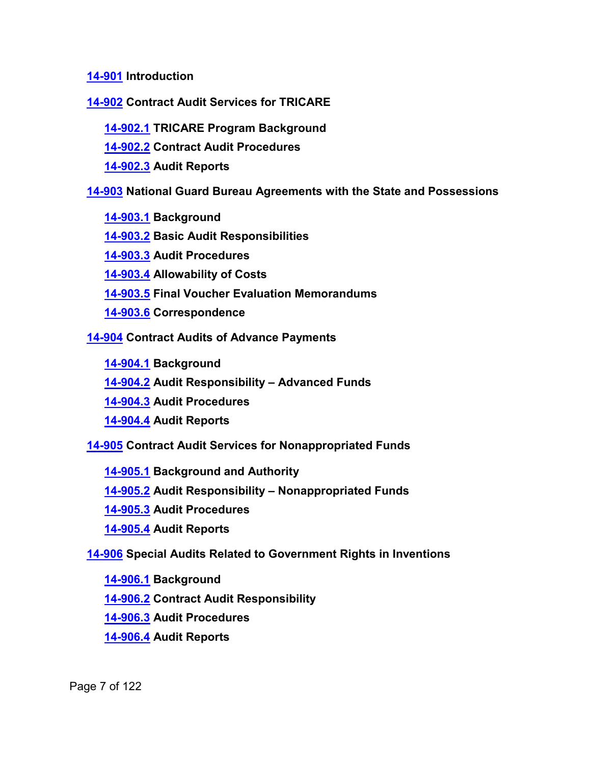**14-901 Introduction**

**14-902 Contract Audit Services for TRICARE**

- **14-902.1 TRICARE Program Background**
- **14-902.2 Contract Audit Procedures**
- **14-902.3 Audit Reports**

**14-903 National Guard Bureau Agreements with the State and Possessions**

- **14-903.1 Background**
- **14-903.2 Basic Audit Responsibilities**
- **14-903.3 Audit Procedures**
- **14-903.4 Allowability of Costs**
- **14-903.5 Final Voucher Evaluation Memorandums**
- **14-903.6 Correspondence**

**14-904 Contract Audits of Advance Payments**

- **14-904.1 Background**
- **14-904.2 Audit Responsibility – Advanced Funds**
- **14-904.3 Audit Procedures**
- **14-904.4 Audit Reports**

**14-905 Contract Audit Services for Nonappropriated Funds**

- **14-905.1 Background and Authority**
- **14-905.2 Audit Responsibility – Nonappropriated Funds**
- **14-905.3 Audit Procedures**
- **14-905.4 Audit Reports**

**14-906 Special Audits Related to Government Rights in Inventions**

- **14-906.1 Background**
- **14-906.2 Contract Audit Responsibility**
- **14-906.3 Audit Procedures**
- **14-906.4 Audit Reports**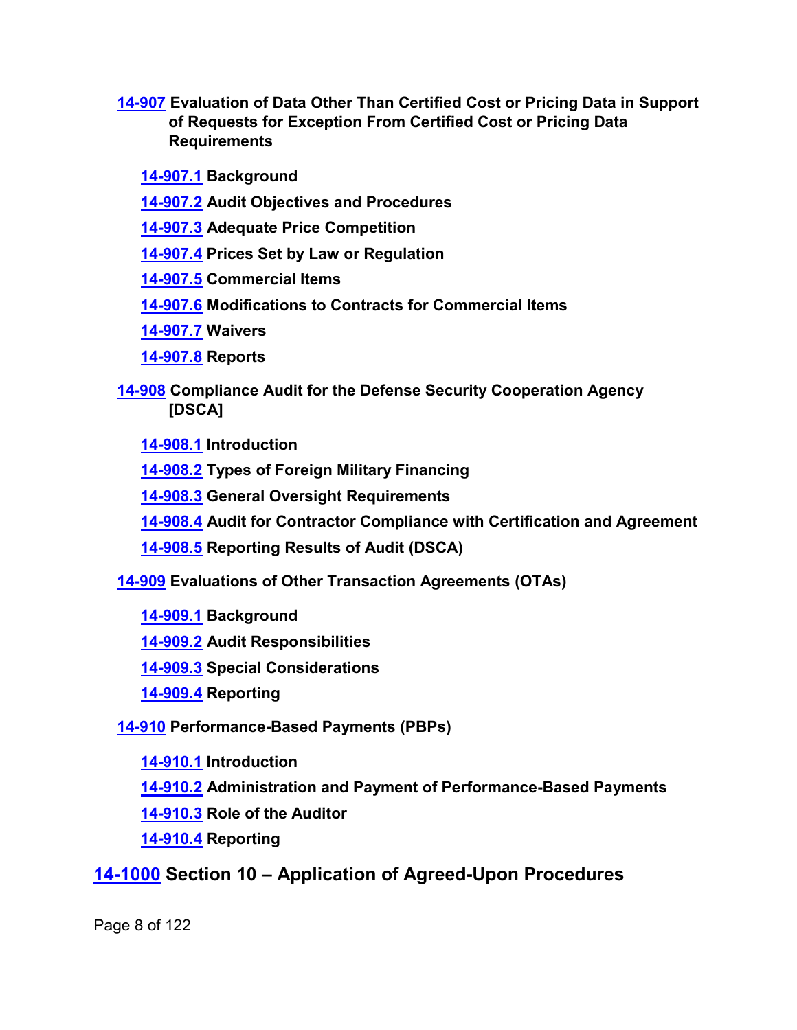**14-907 Evaluation of Data Other Than Certified Cost or Pricing Data in Support of Requests for Exception From Certified Cost or Pricing Data Requirements**

- **14-907.1 Background**
- **14-907.2 Audit Objectives and Procedures**
- **14-907.3 Adequate Price Competition**
- **14-907.4 Prices Set by Law or Regulation**
- **14-907.5 Commercial Items**
- **14-907.6 Modifications to Contracts for Commercial Items**
- **14-907.7 Waivers**
- **14-907.8 Reports**

**14-908 Compliance Audit for the Defense Security Cooperation Agency [DSCA]**

- **14-908.1 Introduction**
- **14-908.2 Types of Foreign Military Financing**
- **14-908.3 General Oversight Requirements**
- **14-908.4 Audit for Contractor Compliance with Certification and Agreement**
- **14-908.5 Reporting Results of Audit (DSCA)**

**14-909 Evaluations of Other Transaction Agreements (OTAs)**

- **14-909.1 Background**
- **14-909.2 Audit Responsibilities**
- **14-909.3 Special Considerations**
- **14-909.4 Reporting**

**14-910 Performance-Based Payments (PBPs)**

- **14-910.1 Introduction**
- **14-910.2 Administration and Payment of Performance-Based Payments**
- **14-910.3 Role of the Auditor**
- **14-910.4 Reporting**

## 14-1000 Section 10 – Application of Agreed-Upon Procedures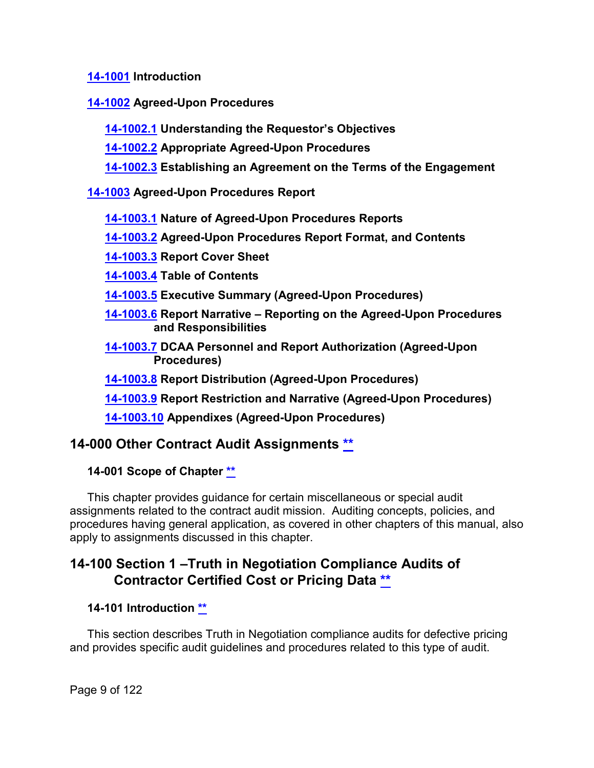[14-1001](#) **Introduction**

[14-1002](#) **Agreed-Upon Procedures**

- [14-1002.1](#) **Understanding the Requestor's Objectives**
- [14-1002.2](#) **Appropriate Agreed-Upon Procedures**
- [14-1002.3](#) **Establishing an Agreement on the Terms of the Engagement**

[14-1003](#) **Agreed-Upon Procedures Report**

- [14-1003.1](#) **Nature of Agreed-Upon Procedures Reports**
- [14-1003.2](#) **Agreed-Upon Procedures Report Format, and Contents**
- [14-1003.3](#) **Report Cover Sheet**
- [14-1003.4](#) **Table of Contents**
- [14-1003.5](#) **Executive Summary (Agreed-Upon Procedures)**
- [14-1003.6](#) **Report Narrative – Reporting on the Agreed-Upon Procedures and Responsibilities**
- [14-1003.7](#) **DCAA Personnel and Report Authorization (Agreed-Upon Procedures)**
- [14-1003.8](#) **Report Distribution (Agreed-Upon Procedures)**
- [14-1003.9](#) **Report Restriction and Narrative (Agreed-Upon Procedures)**
- [14-1003.10](#) **Appendixes (Agreed-Upon Procedures)**

## 14-000 Other Contract Audit Assignments [**](#)

### 14-001 Scope of Chapter [**](#)

This chapter provides guidance for certain miscellaneous or special audit assignments related to the contract audit mission. Auditing concepts, policies, and procedures having general application, as covered in other chapters of this manual, also apply to assignments discussed in this chapter.

## 14-100 Section 1 –Truth in Negotiation Compliance Audits of Contractor Certified Cost or Pricing Data [**](#)

### 14-101 Introduction [**](#)

This section describes Truth in Negotiation compliance audits for defective pricing and provides specific audit guidelines and procedures related to this type of audit.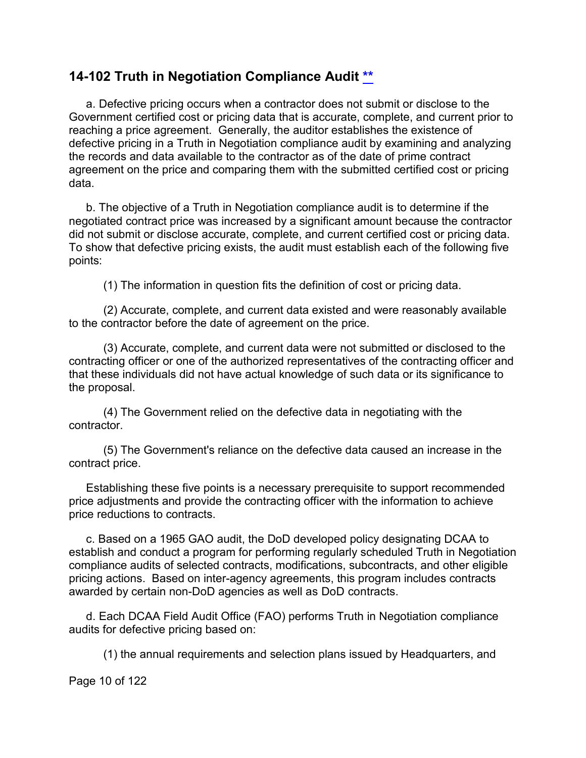## 14-102 Truth in Negotiation Compliance Audit **

a. Defective pricing occurs when a contractor does not submit or disclose to the Government certified cost or pricing data that is accurate, complete, and current prior to reaching a price agreement. Generally, the auditor establishes the existence of defective pricing in a Truth in Negotiation compliance audit by examining and analyzing the records and data available to the contractor as of the date of prime contract agreement on the price and comparing them with the submitted certified cost or pricing data.

b. The objective of a Truth in Negotiation compliance audit is to determine if the negotiated contract price was increased by a significant amount because the contractor did not submit or disclose accurate, complete, and current certified cost or pricing data. To show that defective pricing exists, the audit must establish each of the following five points:

(1) The information in question fits the definition of cost or pricing data.

(2) Accurate, complete, and current data existed and were reasonably available to the contractor before the date of agreement on the price.

(3) Accurate, complete, and current data were not submitted or disclosed to the contracting officer or one of the authorized representatives of the contracting officer and that these individuals did not have actual knowledge of such data or its significance to the proposal.

(4) The Government relied on the defective data in negotiating with the contractor.

(5) The Government's reliance on the defective data caused an increase in the contract price.

Establishing these five points is a necessary prerequisite to support recommended price adjustments and provide the contracting officer with the information to achieve price reductions to contracts.

c. Based on a 1965 GAO audit, the DoD developed policy designating DCAA to establish and conduct a program for performing regularly scheduled Truth in Negotiation compliance audits of selected contracts, modifications, subcontracts, and other eligible pricing actions. Based on inter-agency agreements, this program includes contracts awarded by certain non-DoD agencies as well as DoD contracts.

d. Each DCAA Field Audit Office (FAO) performs Truth in Negotiation compliance audits for defective pricing based on:

(1) the annual requirements and selection plans issued by Headquarters, and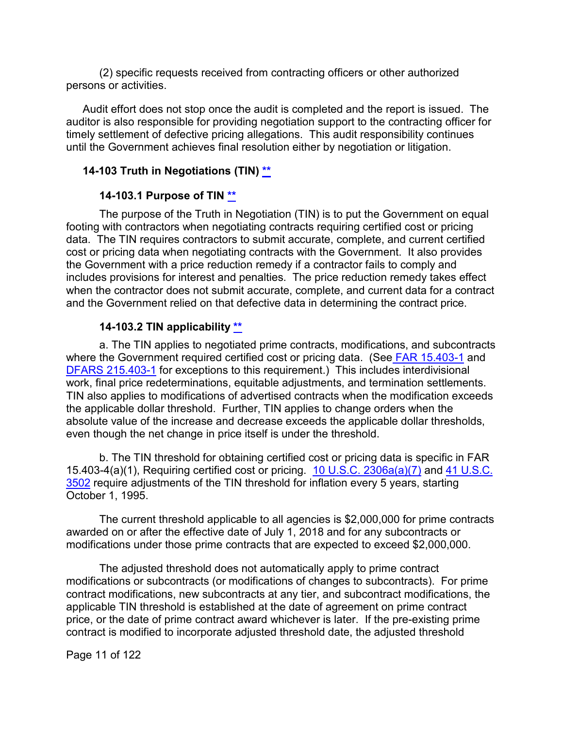(2) specific requests received from contracting officers or other authorized persons or activities.

Audit effort does not stop once the audit is completed and the report is issued. The auditor is also responsible for providing negotiation support to the contracting officer for timely settlement of defective pricing allegations. This audit responsibility continues until the Government achieves final resolution either by negotiation or litigation.

## 14-103 Truth in Negotiations (TIN) **

### 14-103.1 Purpose of TIN **

The purpose of the Truth in Negotiation (TIN) is to put the Government on equal footing with contractors when negotiating contracts requiring certified cost or pricing data. The TIN requires contractors to submit accurate, complete, and current certified cost or pricing data when negotiating contracts with the Government. It also provides the Government with a price reduction remedy if a contractor fails to comply and includes provisions for interest and penalties. The price reduction remedy takes effect when the contractor does not submit accurate, complete, and current data for a contract and the Government relied on that defective data in determining the contract price.

### 14-103.2 TIN applicability **

a. The TIN applies to negotiated prime contracts, modifications, and subcontracts where the Government required certified cost or pricing data. (See FAR 15.403-1 and DFARS 215.403-1 for exceptions to this requirement.) This includes interdivisional work, final price redeterminations, equitable adjustments, and termination settlements. TIN also applies to modifications of advertised contracts when the modification exceeds the applicable dollar threshold. Further, TIN applies to change orders when the absolute value of the increase and decrease exceeds the applicable dollar thresholds, even though the net change in price itself is under the threshold.

b. The TIN threshold for obtaining certified cost or pricing data is specific in FAR 15.403-4(a)(1), Requiring certified cost or pricing. 10 U.S.C. 2306a(a)(7) and 41 U.S.C. 3502 require adjustments of the TIN threshold for inflation every 5 years, starting October 1, 1995.

The current threshold applicable to all agencies is $2,000,000 for prime contracts awarded on or after the effective date of July 1, 2018 and for any subcontracts or modifications under those prime contracts that are expected to exceed $2,000,000.

The adjusted threshold does not automatically apply to prime contract modifications or subcontracts (or modifications of changes to subcontracts). For prime contract modifications, new subcontracts at any tier, and subcontract modifications, the applicable TIN threshold is established at the date of agreement on prime contract price, or the date of prime contract award whichever is later. If the pre-existing prime contract is modified to incorporate adjusted threshold date, the adjusted threshold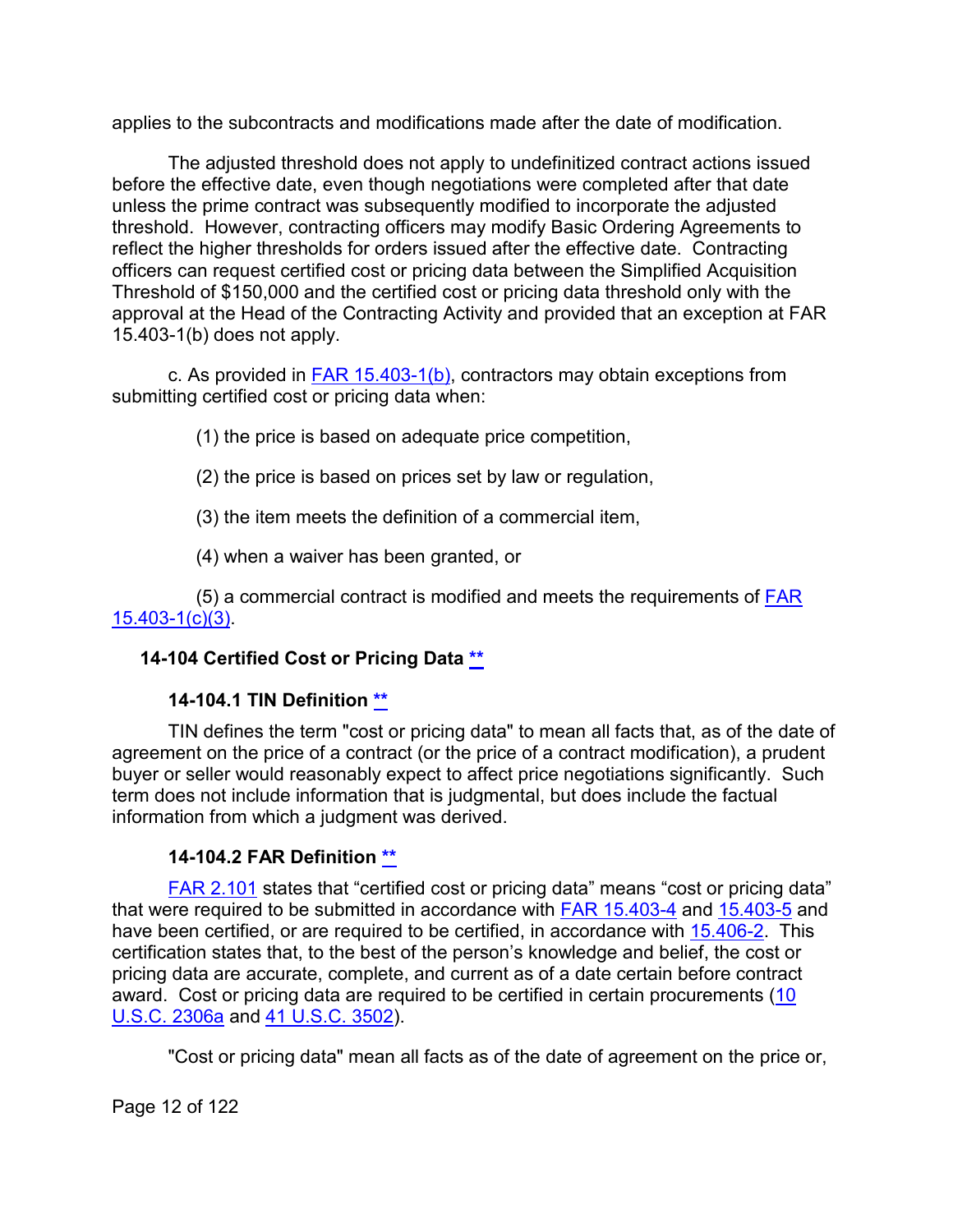applies to the subcontracts and modifications made after the date of modification.

The adjusted threshold does not apply to undefinitized contract actions issued before the effective date, even though negotiations were completed after that date unless the prime contract was subsequently modified to incorporate the adjusted threshold. However, contracting officers may modify Basic Ordering Agreements to reflect the higher thresholds for orders issued after the effective date. Contracting officers can request certified cost or pricing data between the Simplified Acquisition Threshold of $150,000 and the certified cost or pricing data threshold only with the approval at the Head of the Contracting Activity and provided that an exception at FAR 15.403-1(b) does not apply.

c. As provided in FAR 15.403-1(b), contractors may obtain exceptions from submitting certified cost or pricing data when:

(1) the price is based on adequate price competition,

(2) the price is based on prices set by law or regulation,

(3) the item meets the definition of a commercial item,

(4) when a waiver has been granted, or

(5) a commercial contract is modified and meets the requirements of FAR 15.403-1(c)(3).

## 14-104 Certified Cost or Pricing Data **

### 14-104.1 TIN Definition **

TIN defines the term "cost or pricing data" to mean all facts that, as of the date of agreement on the price of a contract (or the price of a contract modification), a prudent buyer or seller would reasonably expect to affect price negotiations significantly. Such term does not include information that is judgmental, but does include the factual information from which a judgment was derived.

### 14-104.2 FAR Definition **

FAR 2.101 states that “certified cost or pricing data” means “cost or pricing data” that were required to be submitted in accordance with FAR 15.403-4 and 15.403-5 and have been certified, or are required to be certified, in accordance with 15.406-2. This certification states that, to the best of the person’s knowledge and belief, the cost or pricing data are accurate, complete, and current as of a date certain before contract award. Cost or pricing data are required to be certified in certain procurements (10 U.S.C. 2306a and 41 U.S.C. 3502).

"Cost or pricing data" mean all facts as of the date of agreement on the price or,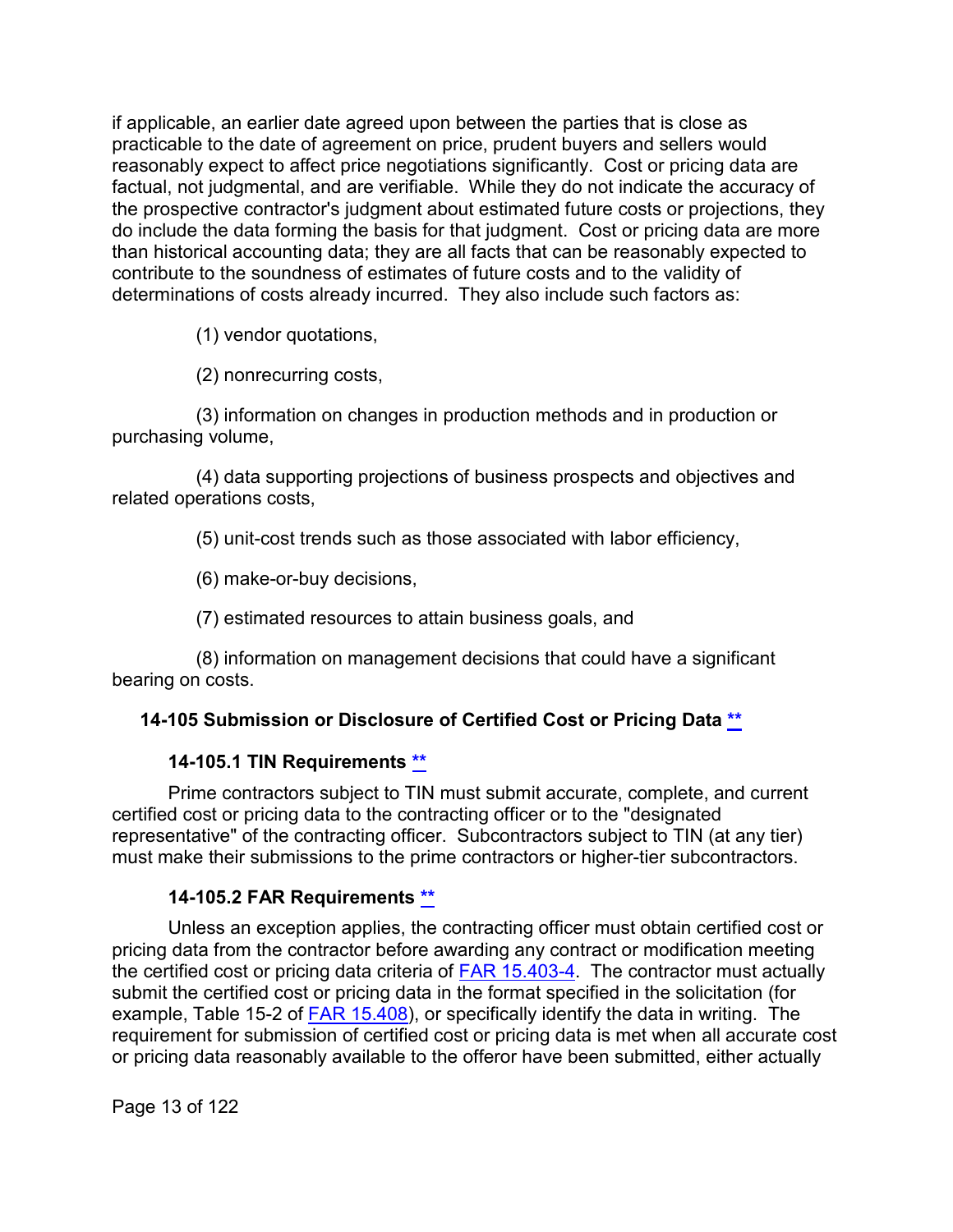if applicable, an earlier date agreed upon between the parties that is close as practicable to the date of agreement on price, prudent buyers and sellers would reasonably expect to affect price negotiations significantly. Cost or pricing data are factual, not judgmental, and are verifiable. While they do not indicate the accuracy of the prospective contractor's judgment about estimated future costs or projections, they do include the data forming the basis for that judgment. Cost or pricing data are more than historical accounting data; they are all facts that can be reasonably expected to contribute to the soundness of estimates of future costs and to the validity of determinations of costs already incurred. They also include such factors as:

(1) vendor quotations,

(2) nonrecurring costs,

(3) information on changes in production methods and in production or purchasing volume,

(4) data supporting projections of business prospects and objectives and related operations costs,

(5) unit-cost trends such as those associated with labor efficiency,

(6) make-or-buy decisions,

(7) estimated resources to attain business goals, and

(8) information on management decisions that could have a significant bearing on costs.

### 14-105 Submission or Disclosure of Certified Cost or Pricing Data **

#### 14-105.1 TIN Requirements **

Prime contractors subject to TIN must submit accurate, complete, and current certified cost or pricing data to the contracting officer or to the "designated representative" of the contracting officer. Subcontractors subject to TIN (at any tier) must make their submissions to the prime contractors or higher-tier subcontractors.

#### 14-105.2 FAR Requirements **

Unless an exception applies, the contracting officer must obtain certified cost or pricing data from the contractor before awarding any contract or modification meeting the certified cost or pricing data criteria of FAR 15.403-4. The contractor must actually submit the certified cost or pricing data in the format specified in the solicitation (for example, Table 15-2 of FAR 15.408), or specifically identify the data in writing. The requirement for submission of certified cost or pricing data is met when all accurate cost or pricing data reasonably available to the offeror have been submitted, either actually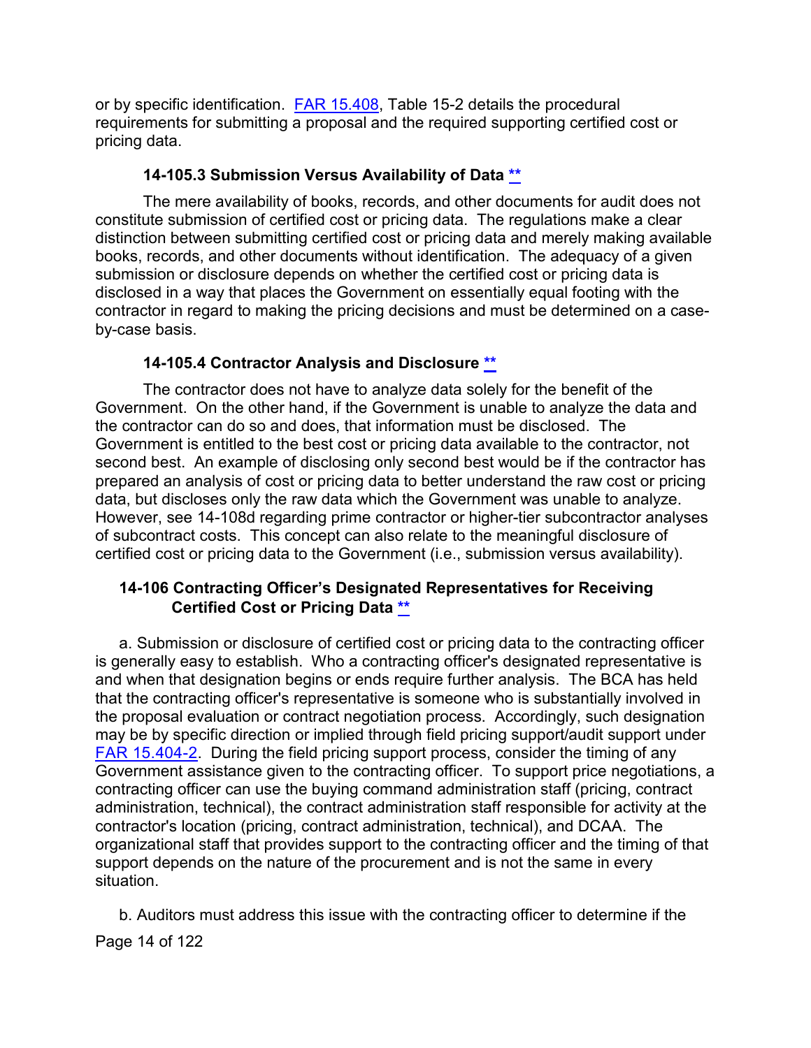or by specific identification. [FAR 15.408](#), Table 15-2 details the procedural requirements for submitting a proposal and the required supporting certified cost or pricing data.

### 14-105.3 Submission Versus Availability of Data [**](#)

The mere availability of books, records, and other documents for audit does not constitute submission of certified cost or pricing data. The regulations make a clear distinction between submitting certified cost or pricing data and merely making available books, records, and other documents without identification. The adequacy of a given submission or disclosure depends on whether the certified cost or pricing data is disclosed in a way that places the Government on essentially equal footing with the contractor in regard to making the pricing decisions and must be determined on a case-by-case basis.

### 14-105.4 Contractor Analysis and Disclosure [**](#)

The contractor does not have to analyze data solely for the benefit of the Government. On the other hand, if the Government is unable to analyze the data and the contractor can do so and does, that information must be disclosed. The Government is entitled to the best cost or pricing data available to the contractor, not second best. An example of disclosing only second best would be if the contractor has prepared an analysis of cost or pricing data to better understand the raw cost or pricing data, but discloses only the raw data which the Government was unable to analyze. However, see 14-108d regarding prime contractor or higher-tier subcontractor analyses of subcontract costs. This concept can also relate to the meaningful disclosure of certified cost or pricing data to the Government (i.e., submission versus availability).

## 14-106 Contracting Officer's Designated Representatives for Receiving Certified Cost or Pricing Data [**](#)

a. Submission or disclosure of certified cost or pricing data to the contracting officer is generally easy to establish. Who a contracting officer's designated representative is and when that designation begins or ends require further analysis. The BCA has held that the contracting officer's representative is someone who is substantially involved in the proposal evaluation or contract negotiation process. Accordingly, such designation may be by specific direction or implied through field pricing support/audit support under [FAR 15.404-2](#). During the field pricing support process, consider the timing of any Government assistance given to the contracting officer. To support price negotiations, a contracting officer can use the buying command administration staff (pricing, contract administration, technical), the contract administration staff responsible for activity at the contractor's location (pricing, contract administration, technical), and DCAA. The organizational staff that provides support to the contracting officer and the timing of that support depends on the nature of the procurement and is not the same in every situation.

b. Auditors must address this issue with the contracting officer to determine if the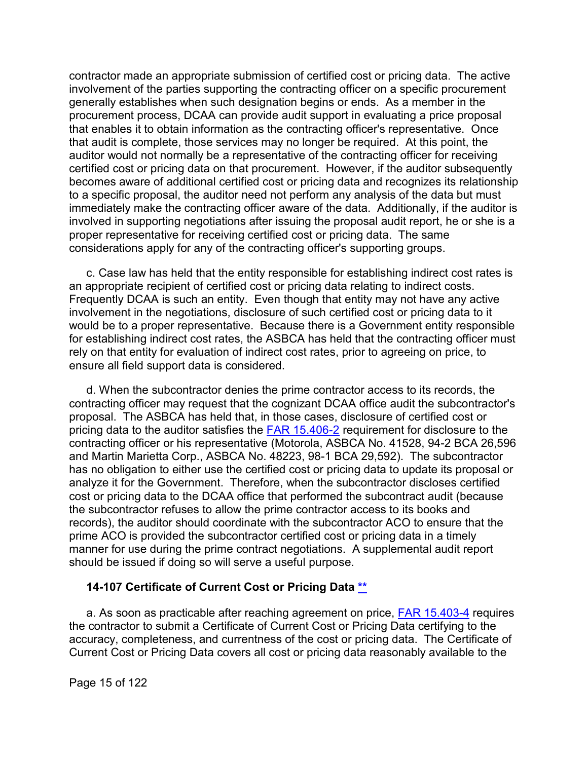contractor made an appropriate submission of certified cost or pricing data. The active involvement of the parties supporting the contracting officer on a specific procurement generally establishes when such designation begins or ends. As a member in the procurement process, DCAA can provide audit support in evaluating a price proposal that enables it to obtain information as the contracting officer's representative. Once that audit is complete, those services may no longer be required. At this point, the auditor would not normally be a representative of the contracting officer for receiving certified cost or pricing data on that procurement. However, if the auditor subsequently becomes aware of additional certified cost or pricing data and recognizes its relationship to a specific proposal, the auditor need not perform any analysis of the data but must immediately make the contracting officer aware of the data. Additionally, if the auditor is involved in supporting negotiations after issuing the proposal audit report, he or she is a proper representative for receiving certified cost or pricing data. The same considerations apply for any of the contracting officer's supporting groups.

c. Case law has held that the entity responsible for establishing indirect cost rates is an appropriate recipient of certified cost or pricing data relating to indirect costs. Frequently DCAA is such an entity. Even though that entity may not have any active involvement in the negotiations, disclosure of such certified cost or pricing data to it would be to a proper representative. Because there is a Government entity responsible for establishing indirect cost rates, the ASBCA has held that the contracting officer must rely on that entity for evaluation of indirect cost rates, prior to agreeing on price, to ensure all field support data is considered.

d. When the subcontractor denies the prime contractor access to its records, the contracting officer may request that the cognizant DCAA office audit the subcontractor's proposal. The ASBCA has held that, in those cases, disclosure of certified cost or pricing data to the auditor satisfies the FAR 15.406-2 requirement for disclosure to the contracting officer or his representative (Motorola, ASBCA No. 41528, 94-2 BCA 26,596 and Martin Marietta Corp., ASBCA No. 48223, 98-1 BCA 29,592). The subcontractor has no obligation to either use the certified cost or pricing data to update its proposal or analyze it for the Government. Therefore, when the subcontractor discloses certified cost or pricing data to the DCAA office that performed the subcontract audit (because the subcontractor refuses to allow the prime contractor access to its books and records), the auditor should coordinate with the subcontractor ACO to ensure that the prime ACO is provided the subcontractor certified cost or pricing data in a timely manner for use during the prime contract negotiations. A supplemental audit report should be issued if doing so will serve a useful purpose.

### 14-107 Certificate of Current Cost or Pricing Data **

a. As soon as practicable after reaching agreement on price, FAR 15.403-4 requires the contractor to submit a Certificate of Current Cost or Pricing Data certifying to the accuracy, completeness, and currentness of the cost or pricing data. The Certificate of Current Cost or Pricing Data covers all cost or pricing data reasonably available to the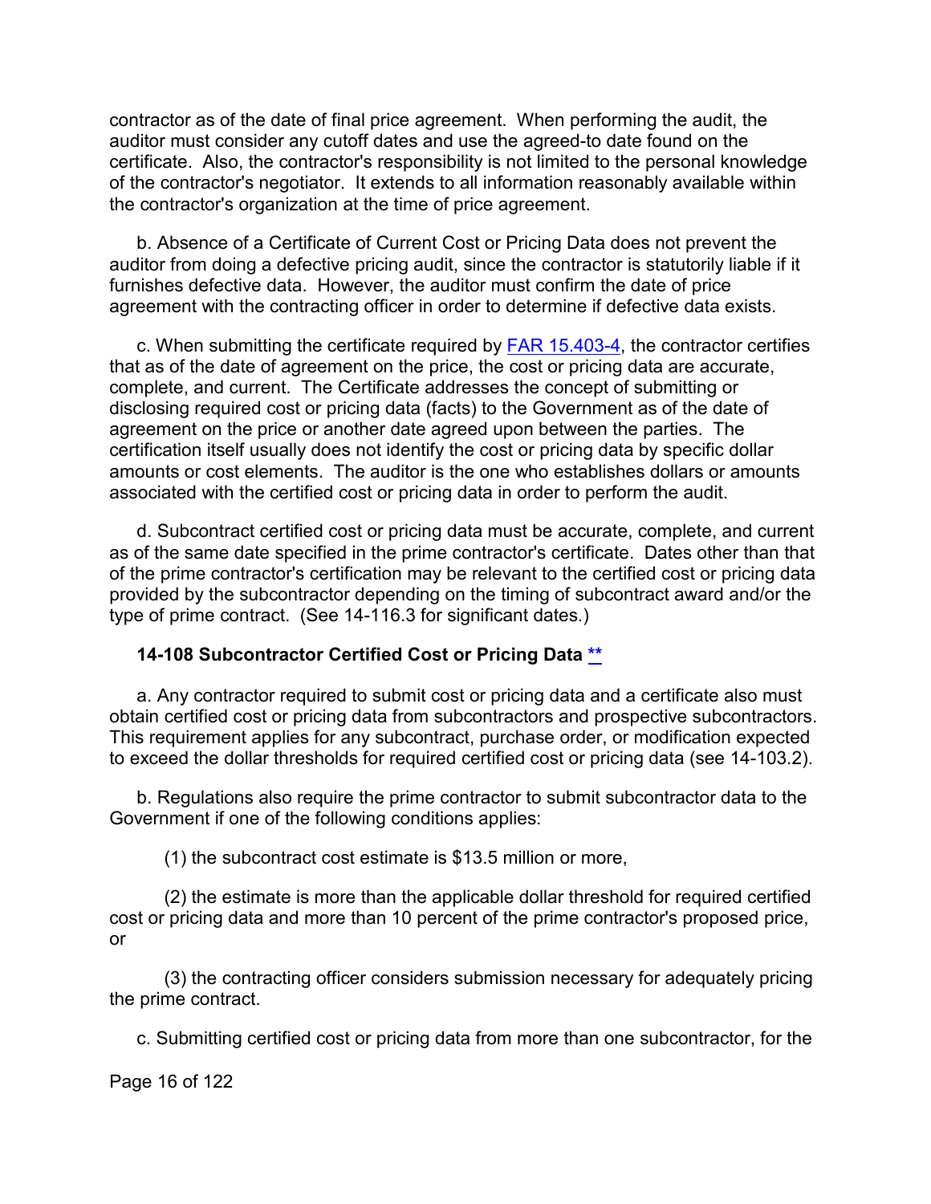contractor as of the date of final price agreement. When performing the audit, the auditor must consider any cutoff dates and use the agreed-to date found on the certificate. Also, the contractor's responsibility is not limited to the personal knowledge of the contractor's negotiator. It extends to all information reasonably available within the contractor's organization at the time of price agreement.

b. Absence of a Certificate of Current Cost or Pricing Data does not prevent the auditor from doing a defective pricing audit, since the contractor is statutorily liable if it furnishes defective data. However, the auditor must confirm the date of price agreement with the contracting officer in order to determine if defective data exists.

c. When submitting the certificate required by FAR 15.403-4, the contractor certifies that as of the date of agreement on the price, the cost or pricing data are accurate, complete, and current. The Certificate addresses the concept of submitting or disclosing required cost or pricing data (facts) to the Government as of the date of agreement on the price or another date agreed upon between the parties. The certification itself usually does not identify the cost or pricing data by specific dollar amounts or cost elements. The auditor is the one who establishes dollars or amounts associated with the certified cost or pricing data in order to perform the audit.

d. Subcontract certified cost or pricing data must be accurate, complete, and current as of the same date specified in the prime contractor's certificate. Dates other than that of the prime contractor's certification may be relevant to the certified cost or pricing data provided by the subcontractor depending on the timing of subcontract award and/or the type of prime contract. (See 14-116.3 for significant dates.)

### 14-108 Subcontractor Certified Cost or Pricing Data **

a. Any contractor required to submit cost or pricing data and a certificate also must obtain certified cost or pricing data from subcontractors and prospective subcontractors. This requirement applies for any subcontract, purchase order, or modification expected to exceed the dollar thresholds for required certified cost or pricing data (see 14-103.2).

b. Regulations also require the prime contractor to submit subcontractor data to the Government if one of the following conditions applies:

(1) the subcontract cost estimate is $13.5 million or more,

(2) the estimate is more than the applicable dollar threshold for required certified cost or pricing data and more than 10 percent of the prime contractor's proposed price, or

(3) the contracting officer considers submission necessary for adequately pricing the prime contract.

c. Submitting certified cost or pricing data from more than one subcontractor, for the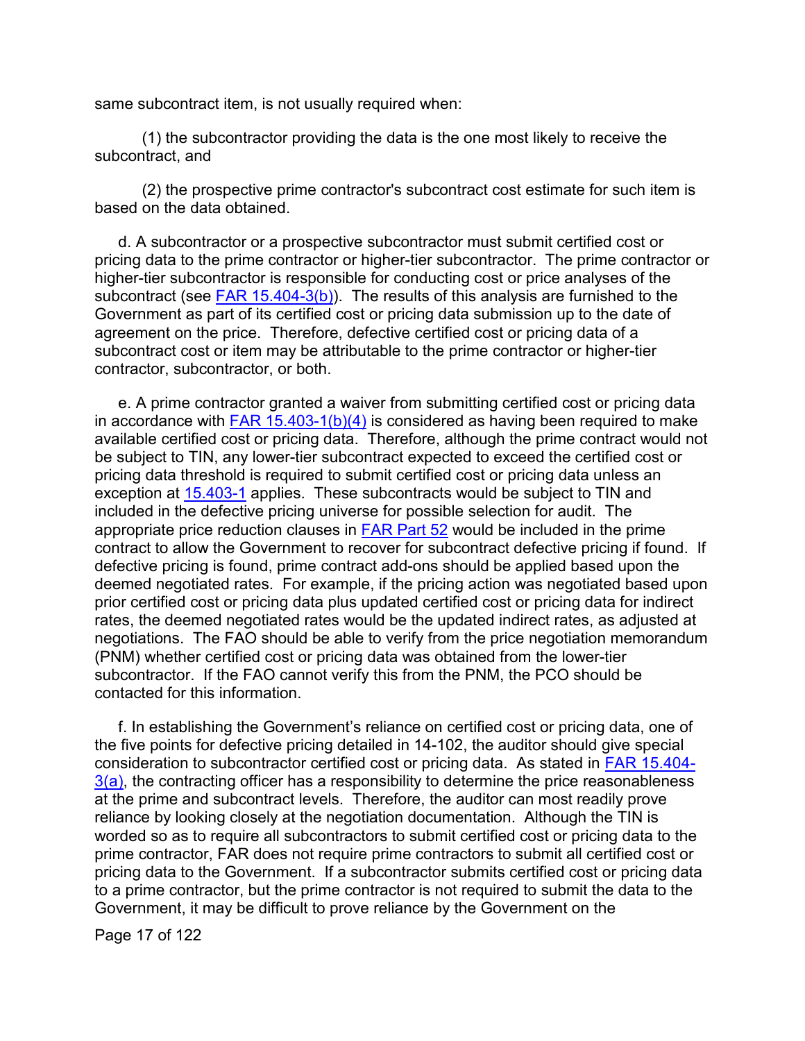same subcontract item, is not usually required when:

(1) the subcontractor providing the data is the one most likely to receive the subcontract, and

(2) the prospective prime contractor's subcontract cost estimate for such item is based on the data obtained.

d. A subcontractor or a prospective subcontractor must submit certified cost or pricing data to the prime contractor or higher-tier subcontractor. The prime contractor or higher-tier subcontractor is responsible for conducting cost or price analyses of the subcontract (see FAR 15.404-3(b)). The results of this analysis are furnished to the Government as part of its certified cost or pricing data submission up to the date of agreement on the price. Therefore, defective certified cost or pricing data of a subcontract cost or item may be attributable to the prime contractor or higher-tier contractor, subcontractor, or both.

e. A prime contractor granted a waiver from submitting certified cost or pricing data in accordance with FAR 15.403-1(b)(4) is considered as having been required to make available certified cost or pricing data. Therefore, although the prime contract would not be subject to TIN, any lower-tier subcontract expected to exceed the certified cost or pricing data threshold is required to submit certified cost or pricing data unless an exception at 15.403-1 applies. These subcontracts would be subject to TIN and included in the defective pricing universe for possible selection for audit. The appropriate price reduction clauses in FAR Part 52 would be included in the prime contract to allow the Government to recover for subcontract defective pricing if found. If defective pricing is found, prime contract add-ons should be applied based upon the deemed negotiated rates. For example, if the pricing action was negotiated based upon prior certified cost or pricing data plus updated certified cost or pricing data for indirect rates, the deemed negotiated rates would be the updated indirect rates, as adjusted at negotiations. The FAO should be able to verify from the price negotiation memorandum (PNM) whether certified cost or pricing data was obtained from the lower-tier subcontractor. If the FAO cannot verify this from the PNM, the PCO should be contacted for this information.

f. In establishing the Government's reliance on certified cost or pricing data, one of the five points for defective pricing detailed in 14-102, the auditor should give special consideration to subcontractor certified cost or pricing data. As stated in FAR 15.404-3(a), the contracting officer has a responsibility to determine the price reasonableness at the prime and subcontract levels. Therefore, the auditor can most readily prove reliance by looking closely at the negotiation documentation. Although the TIN is worded so as to require all subcontractors to submit certified cost or pricing data to the prime contractor, FAR does not require prime contractors to submit all certified cost or pricing data to the Government. If a subcontractor submits certified cost or pricing data to a prime contractor, but the prime contractor is not required to submit the data to the Government, it may be difficult to prove reliance by the Government on the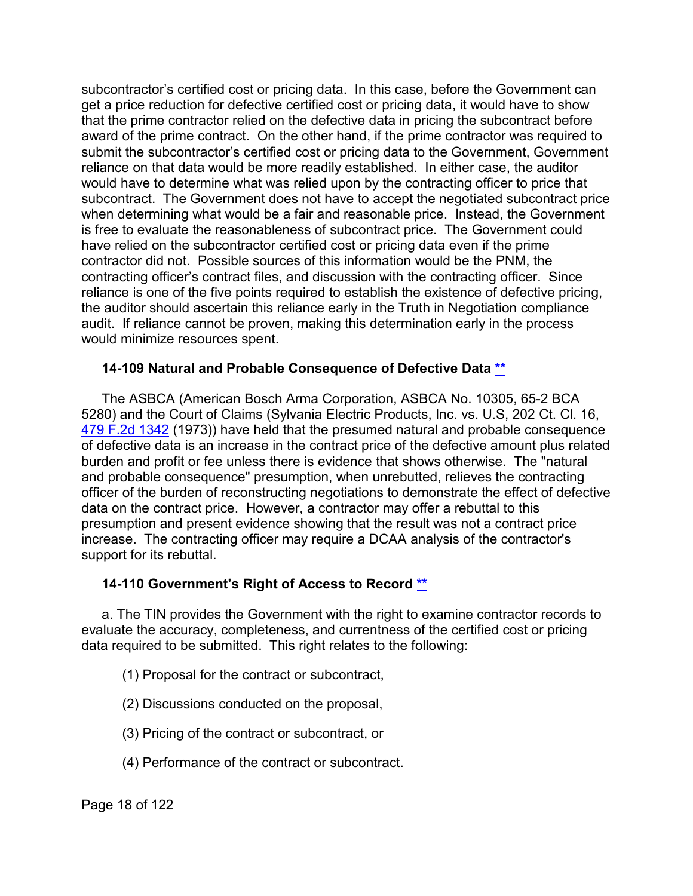subcontractor's certified cost or pricing data. In this case, before the Government can get a price reduction for defective certified cost or pricing data, it would have to show that the prime contractor relied on the defective data in pricing the subcontract before award of the prime contract. On the other hand, if the prime contractor was required to submit the subcontractor's certified cost or pricing data to the Government, Government reliance on that data would be more readily established. In either case, the auditor would have to determine what was relied upon by the contracting officer to price that subcontract. The Government does not have to accept the negotiated subcontract price when determining what would be a fair and reasonable price. Instead, the Government is free to evaluate the reasonableness of subcontract price. The Government could have relied on the subcontractor certified cost or pricing data even if the prime contractor did not. Possible sources of this information would be the PNM, the contracting officer's contract files, and discussion with the contracting officer. Since reliance is one of the five points required to establish the existence of defective pricing, the auditor should ascertain this reliance early in the Truth in Negotiation compliance audit. If reliance cannot be proven, making this determination early in the process would minimize resources spent.

### 14-109 Natural and Probable Consequence of Defective Data **

The ASBCA (American Bosch Arma Corporation, ASBCA No. 10305, 65-2 BCA 5280) and the Court of Claims (Sylvania Electric Products, Inc. vs. U.S, 202 Ct. Cl. 16, 479 F.2d 1342 (1973)) have held that the presumed natural and probable consequence of defective data is an increase in the contract price of the defective amount plus related burden and profit or fee unless there is evidence that shows otherwise. The "natural and probable consequence" presumption, when unrebutted, relieves the contracting officer of the burden of reconstructing negotiations to demonstrate the effect of defective data on the contract price. However, a contractor may offer a rebuttal to this presumption and present evidence showing that the result was not a contract price increase. The contracting officer may require a DCAA analysis of the contractor's support for its rebuttal.

### 14-110 Government's Right of Access to Record **

a. The TIN provides the Government with the right to examine contractor records to evaluate the accuracy, completeness, and currentness of the certified cost or pricing data required to be submitted. This right relates to the following:

(1) Proposal for the contract or subcontract,

(2) Discussions conducted on the proposal,

(3) Pricing of the contract or subcontract, or

(4) Performance of the contract or subcontract.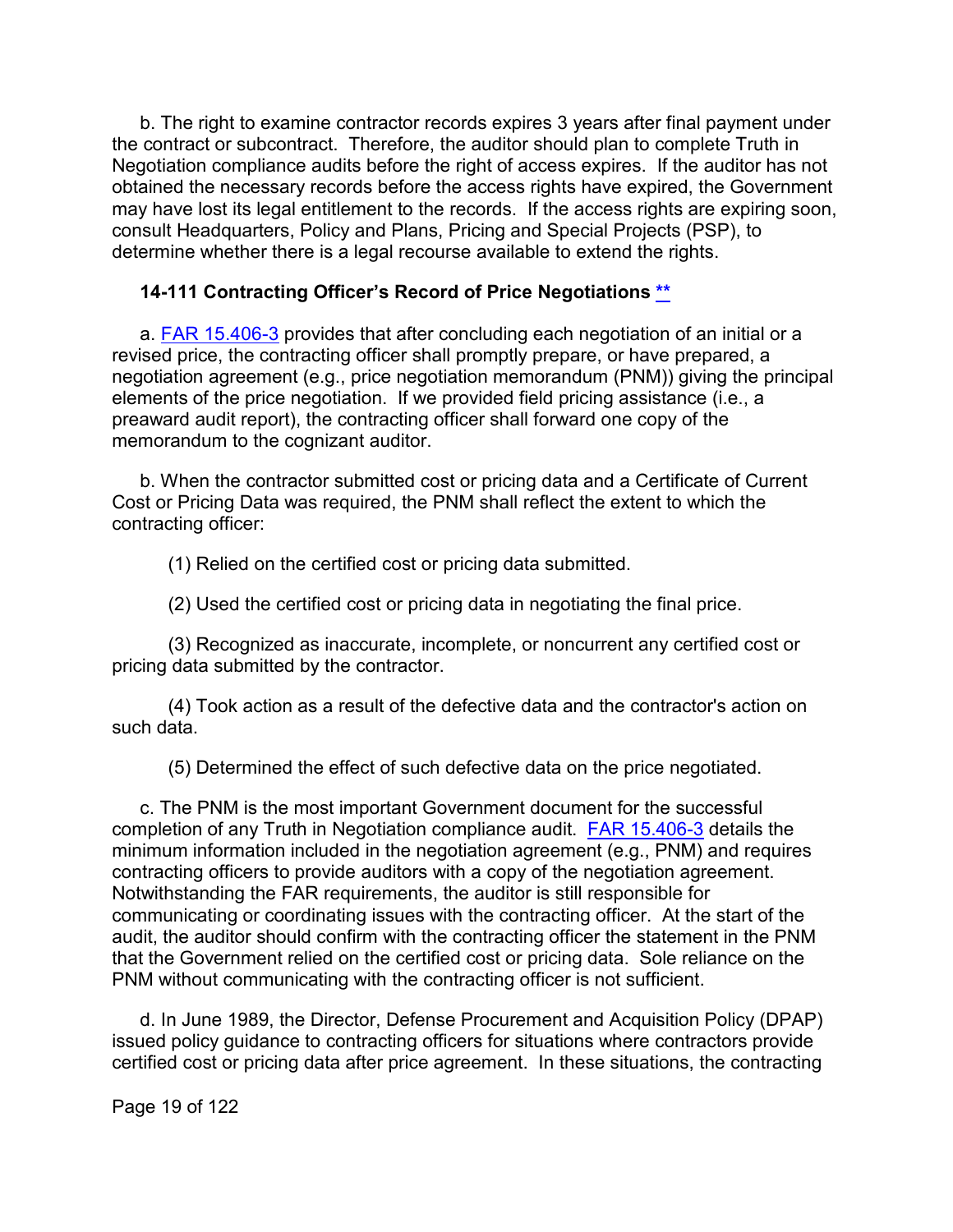b. The right to examine contractor records expires 3 years after final payment under the contract or subcontract. Therefore, the auditor should plan to complete Truth in Negotiation compliance audits before the right of access expires. If the auditor has not obtained the necessary records before the access rights have expired, the Government may have lost its legal entitlement to the records. If the access rights are expiring soon, consult Headquarters, Policy and Plans, Pricing and Special Projects (PSP), to determine whether there is a legal recourse available to extend the rights.

### 14-111 Contracting Officer's Record of Price Negotiations **

a. FAR 15.406-3 provides that after concluding each negotiation of an initial or a revised price, the contracting officer shall promptly prepare, or have prepared, a negotiation agreement (e.g., price negotiation memorandum (PNM)) giving the principal elements of the price negotiation. If we provided field pricing assistance (i.e., a preaward audit report), the contracting officer shall forward one copy of the memorandum to the cognizant auditor.

b. When the contractor submitted cost or pricing data and a Certificate of Current Cost or Pricing Data was required, the PNM shall reflect the extent to which the contracting officer:

(1) Relied on the certified cost or pricing data submitted.

(2) Used the certified cost or pricing data in negotiating the final price.

(3) Recognized as inaccurate, incomplete, or noncurrent any certified cost or pricing data submitted by the contractor.

(4) Took action as a result of the defective data and the contractor's action on such data.

(5) Determined the effect of such defective data on the price negotiated.

c. The PNM is the most important Government document for the successful completion of any Truth in Negotiation compliance audit. FAR 15.406-3 details the minimum information included in the negotiation agreement (e.g., PNM) and requires contracting officers to provide auditors with a copy of the negotiation agreement. Notwithstanding the FAR requirements, the auditor is still responsible for communicating or coordinating issues with the contracting officer. At the start of the audit, the auditor should confirm with the contracting officer the statement in the PNM that the Government relied on the certified cost or pricing data. Sole reliance on the PNM without communicating with the contracting officer is not sufficient.

d. In June 1989, the Director, Defense Procurement and Acquisition Policy (DPAP) issued policy guidance to contracting officers for situations where contractors provide certified cost or pricing data after price agreement. In these situations, the contracting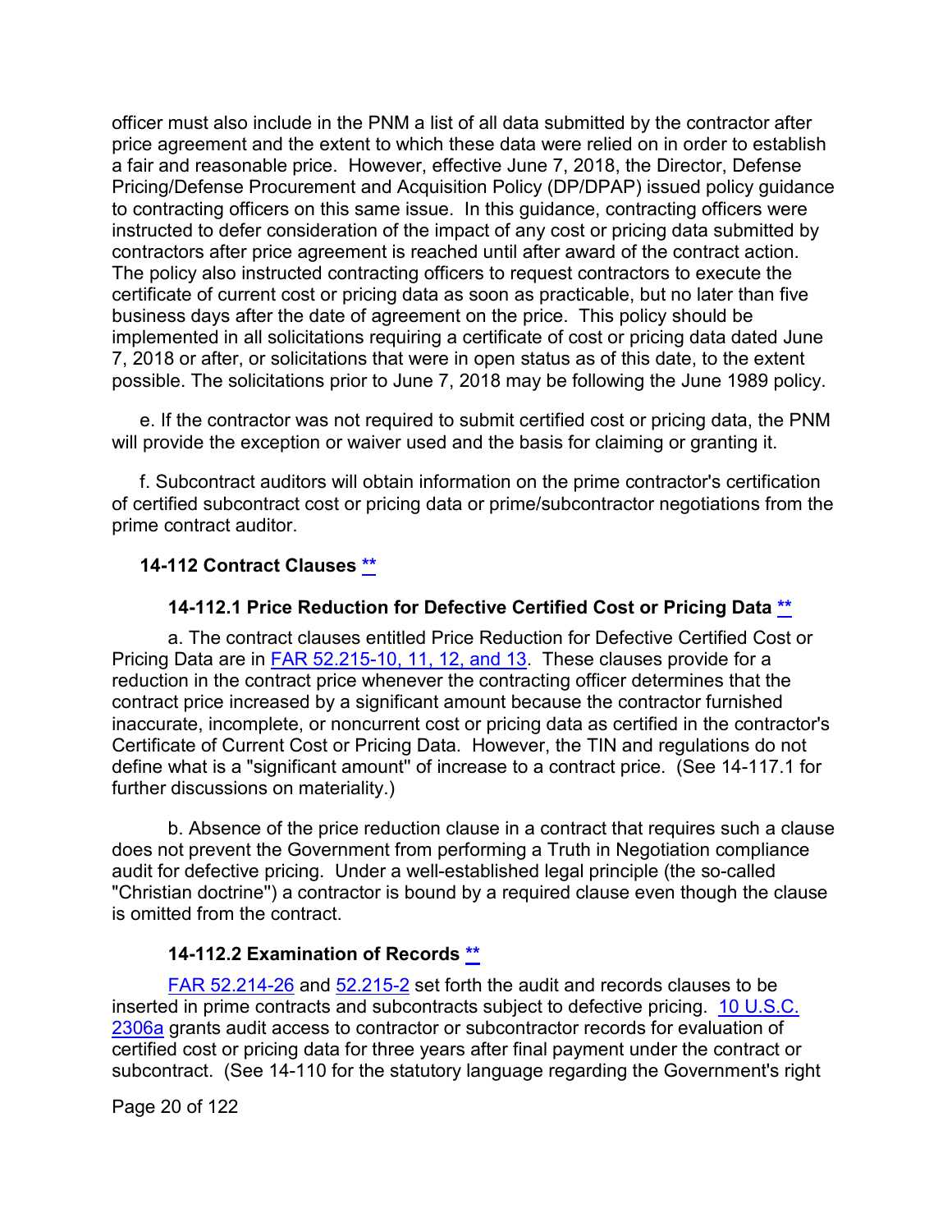officer must also include in the PNM a list of all data submitted by the contractor after price agreement and the extent to which these data were relied on in order to establish a fair and reasonable price. However, effective June 7, 2018, the Director, Defense Pricing/Defense Procurement and Acquisition Policy (DP/DPAP) issued policy guidance to contracting officers on this same issue. In this guidance, contracting officers were instructed to defer consideration of the impact of any cost or pricing data submitted by contractors after price agreement is reached until after award of the contract action. The policy also instructed contracting officers to request contractors to execute the certificate of current cost or pricing data as soon as practicable, but no later than five business days after the date of agreement on the price. This policy should be implemented in all solicitations requiring a certificate of cost or pricing data dated June 7, 2018 or after, or solicitations that were in open status as of this date, to the extent possible. The solicitations prior to June 7, 2018 may be following the June 1989 policy.

e. If the contractor was not required to submit certified cost or pricing data, the PNM will provide the exception or waiver used and the basis for claiming or granting it.

f. Subcontract auditors will obtain information on the prime contractor's certification of certified subcontract cost or pricing data or prime/subcontractor negotiations from the prime contract auditor.

## 14-112 Contract Clauses **

### 14-112.1 Price Reduction for Defective Certified Cost or Pricing Data **

a. The contract clauses entitled Price Reduction for Defective Certified Cost or Pricing Data are in FAR 52.215-10, 11, 12, and 13. These clauses provide for a reduction in the contract price whenever the contracting officer determines that the contract price increased by a significant amount because the contractor furnished inaccurate, incomplete, or noncurrent cost or pricing data as certified in the contractor's Certificate of Current Cost or Pricing Data. However, the TIN and regulations do not define what is a "significant amount" of increase to a contract price. (See 14-117.1 for further discussions on materiality.)

b. Absence of the price reduction clause in a contract that requires such a clause does not prevent the Government from performing a Truth in Negotiation compliance audit for defective pricing. Under a well-established legal principle (the so-called "Christian doctrine") a contractor is bound by a required clause even though the clause is omitted from the contract.

### 14-112.2 Examination of Records **

FAR 52.214-26 and 52.215-2 set forth the audit and records clauses to be inserted in prime contracts and subcontracts subject to defective pricing. 10 U.S.C. 2306a grants audit access to contractor or subcontractor records for evaluation of certified cost or pricing data for three years after final payment under the contract or subcontract. (See 14-110 for the statutory language regarding the Government's right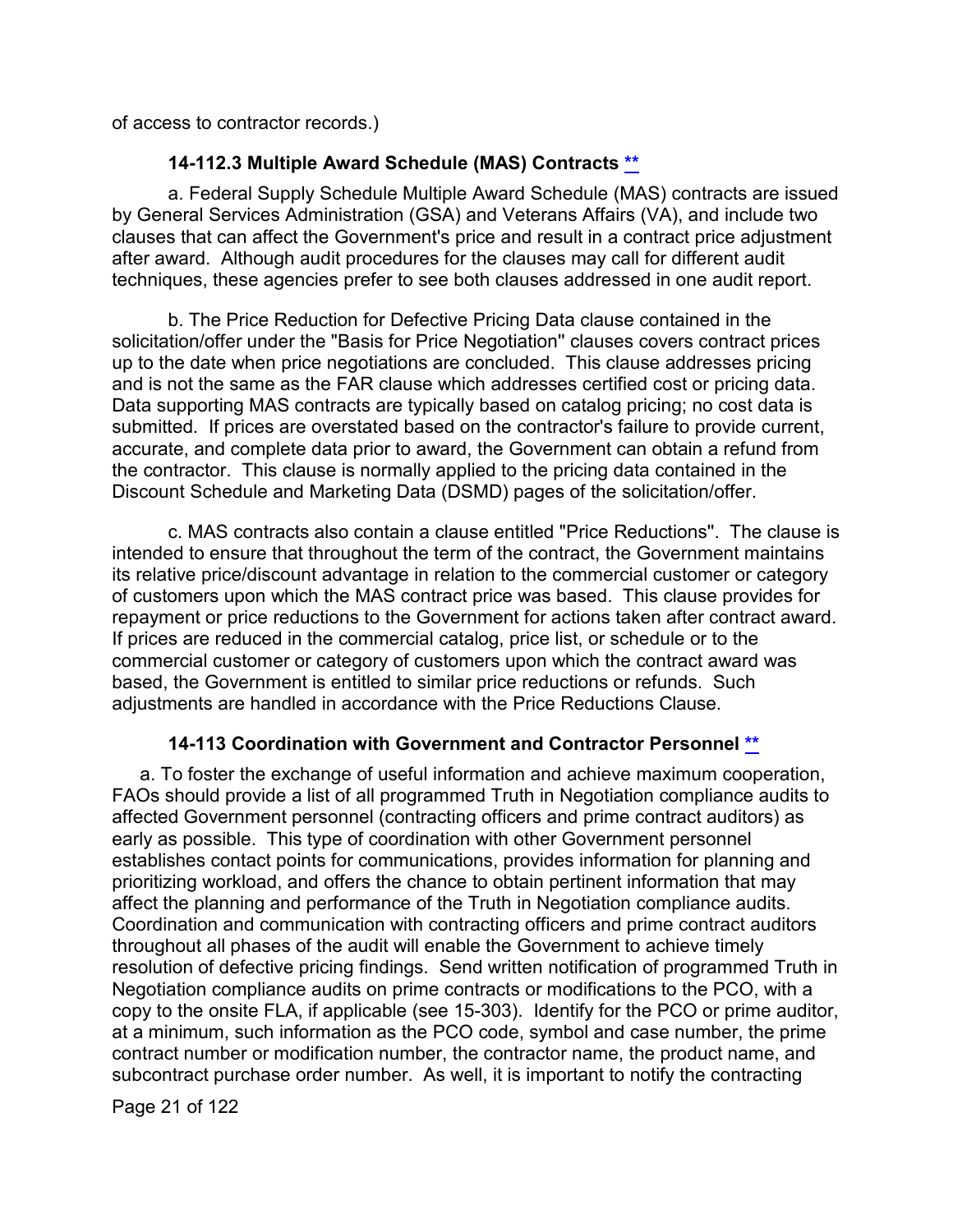of access to contractor records.)

### 14-112.3 Multiple Award Schedule (MAS) Contracts [**]

a. Federal Supply Schedule Multiple Award Schedule (MAS) contracts are issued by General Services Administration (GSA) and Veterans Affairs (VA), and include two clauses that can affect the Government's price and result in a contract price adjustment after award. Although audit procedures for the clauses may call for different audit techniques, these agencies prefer to see both clauses addressed in one audit report.

b. The Price Reduction for Defective Pricing Data clause contained in the solicitation/offer under the "Basis for Price Negotiation" clauses covers contract prices up to the date when price negotiations are concluded. This clause addresses pricing and is not the same as the FAR clause which addresses certified cost or pricing data. Data supporting MAS contracts are typically based on catalog pricing; no cost data is submitted. If prices are overstated based on the contractor's failure to provide current, accurate, and complete data prior to award, the Government can obtain a refund from the contractor. This clause is normally applied to the pricing data contained in the Discount Schedule and Marketing Data (DSMD) pages of the solicitation/offer.

c. MAS contracts also contain a clause entitled "Price Reductions". The clause is intended to ensure that throughout the term of the contract, the Government maintains its relative price/discount advantage in relation to the commercial customer or category of customers upon which the MAS contract price was based. This clause provides for repayment or price reductions to the Government for actions taken after contract award. If prices are reduced in the commercial catalog, price list, or schedule or to the commercial customer or category of customers upon which the contract award was based, the Government is entitled to similar price reductions or refunds. Such adjustments are handled in accordance with the Price Reductions Clause.

### 14-113 Coordination with Government and Contractor Personnel [**]

a. To foster the exchange of useful information and achieve maximum cooperation, FAOs should provide a list of all programmed Truth in Negotiation compliance audits to affected Government personnel (contracting officers and prime contract auditors) as early as possible. This type of coordination with other Government personnel establishes contact points for communications, provides information for planning and prioritizing workload, and offers the chance to obtain pertinent information that may affect the planning and performance of the Truth in Negotiation compliance audits. Coordination and communication with contracting officers and prime contract auditors throughout all phases of the audit will enable the Government to achieve timely resolution of defective pricing findings. Send written notification of programmed Truth in Negotiation compliance audits on prime contracts or modifications to the PCO, with a copy to the onsite FLA, if applicable (see 15-303). Identify for the PCO or prime auditor, at a minimum, such information as the PCO code, symbol and case number, the prime contract number or modification number, the contractor name, the product name, and subcontract purchase order number. As well, it is important to notify the contracting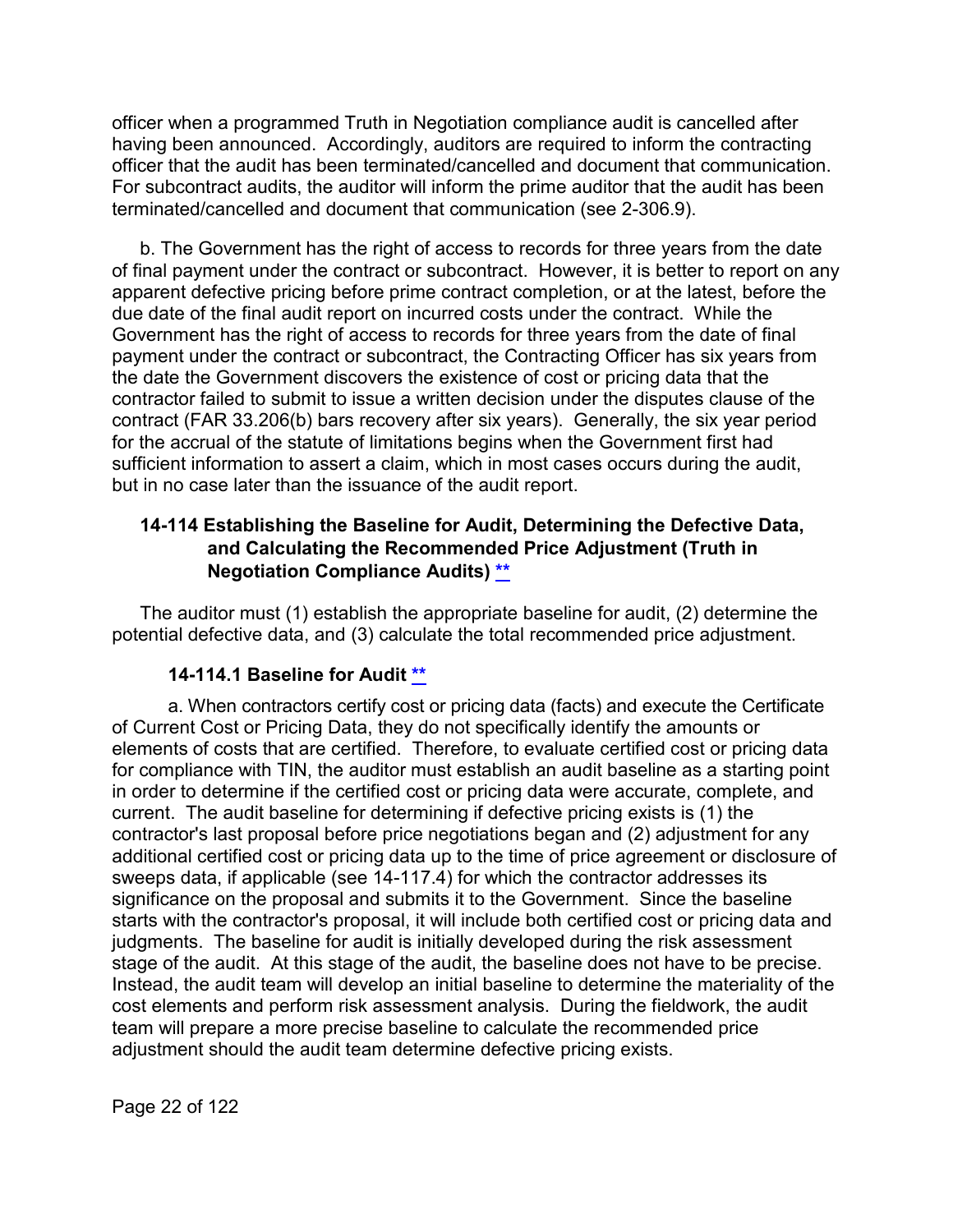officer when a programmed Truth in Negotiation compliance audit is cancelled after having been announced. Accordingly, auditors are required to inform the contracting officer that the audit has been terminated/cancelled and document that communication. For subcontract audits, the auditor will inform the prime auditor that the audit has been terminated/cancelled and document that communication (see 2-306.9).

b. The Government has the right of access to records for three years from the date of final payment under the contract or subcontract. However, it is better to report on any apparent defective pricing before prime contract completion, or at the latest, before the due date of the final audit report on incurred costs under the contract. While the Government has the right of access to records for three years from the date of final payment under the contract or subcontract, the Contracting Officer has six years from the date the Government discovers the existence of cost or pricing data that the contractor failed to submit to issue a written decision under the disputes clause of the contract (FAR 33.206(b) bars recovery after six years). Generally, the six year period for the accrual of the statute of limitations begins when the Government first had sufficient information to assert a claim, which in most cases occurs during the audit, but in no case later than the issuance of the audit report.

## 14-114 Establishing the Baseline for Audit, Determining the Defective Data, and Calculating the Recommended Price Adjustment (Truth in Negotiation Compliance Audits) **

The auditor must (1) establish the appropriate baseline for audit, (2) determine the potential defective data, and (3) calculate the total recommended price adjustment.

### 14-114.1 Baseline for Audit **

a. When contractors certify cost or pricing data (facts) and execute the Certificate of Current Cost or Pricing Data, they do not specifically identify the amounts or elements of costs that are certified. Therefore, to evaluate certified cost or pricing data for compliance with TIN, the auditor must establish an audit baseline as a starting point in order to determine if the certified cost or pricing data were accurate, complete, and current. The audit baseline for determining if defective pricing exists is (1) the contractor's last proposal before price negotiations began and (2) adjustment for any additional certified cost or pricing data up to the time of price agreement or disclosure of sweeps data, if applicable (see 14-117.4) for which the contractor addresses its significance on the proposal and submits it to the Government. Since the baseline starts with the contractor's proposal, it will include both certified cost or pricing data and judgments. The baseline for audit is initially developed during the risk assessment stage of the audit. At this stage of the audit, the baseline does not have to be precise. Instead, the audit team will develop an initial baseline to determine the materiality of the cost elements and perform risk assessment analysis. During the fieldwork, the audit team will prepare a more precise baseline to calculate the recommended price adjustment should the audit team determine defective pricing exists.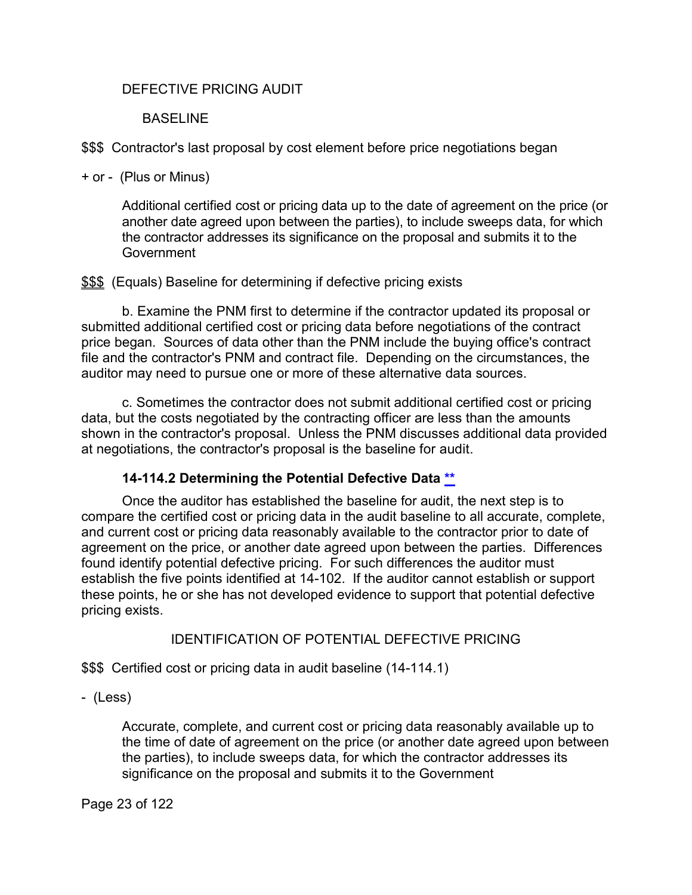DEFECTIVE PRICING AUDIT

BASELINE

$$$  Contractor's last proposal by cost element before price negotiations began

+ or -  (Plus or Minus)

> Additional certified cost or pricing data up to the date of agreement on the price (or another date agreed upon between the parties), to include sweeps data, for which the contractor addresses its significance on the proposal and submits it to the Government

<u>$$$</u>  (Equals) Baseline for determining if defective pricing exists

b. Examine the PNM first to determine if the contractor updated its proposal or submitted additional certified cost or pricing data before negotiations of the contract price began.  Sources of data other than the PNM include the buying office's contract file and the contractor's PNM and contract file.  Depending on the circumstances, the auditor may need to pursue one or more of these alternative data sources.

c. Sometimes the contractor does not submit additional certified cost or pricing data, but the costs negotiated by the contracting officer are less than the amounts shown in the contractor's proposal.  Unless the PNM discusses additional data provided at negotiations, the contractor's proposal is the baseline for audit.

### 14-114.2 Determining the Potential Defective Data **

Once the auditor has established the baseline for audit, the next step is to compare the certified cost or pricing data in the audit baseline to all accurate, complete, and current cost or pricing data reasonably available to the contractor prior to date of agreement on the price, or another date agreed upon between the parties.  Differences found identify potential defective pricing.  For such differences the auditor must establish the five points identified at 14-102.  If the auditor cannot establish or support these points, he or she has not developed evidence to support that potential defective pricing exists.

IDENTIFICATION OF POTENTIAL DEFECTIVE PRICING

$$$  Certified cost or pricing data in audit baseline (14-114.1)

-  (Less)

> Accurate, complete, and current cost or pricing data reasonably available up to the time of date of agreement on the price (or another date agreed upon between the parties), to include sweeps data, for which the contractor addresses its significance on the proposal and submits it to the Government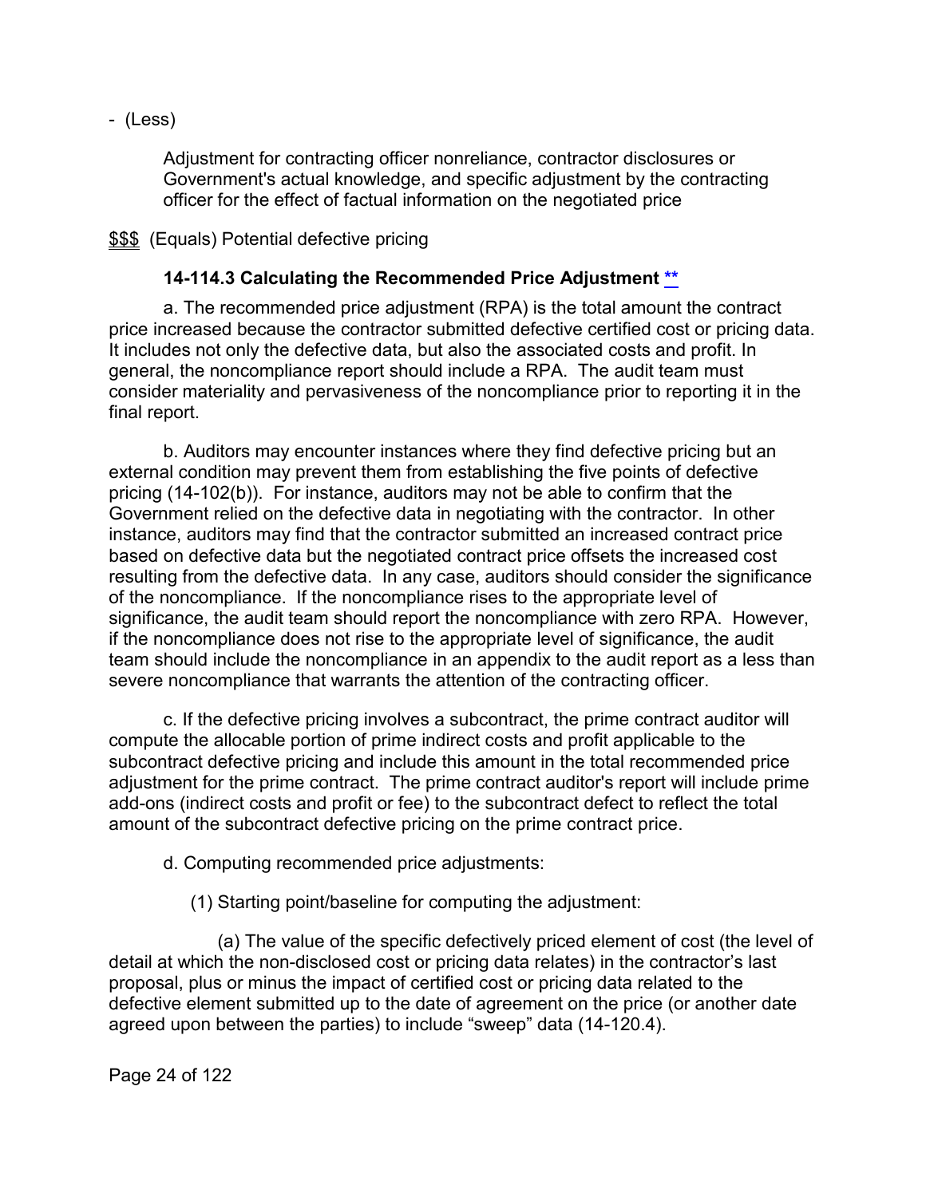- (Less)

Adjustment for contracting officer nonreliance, contractor disclosures or Government's actual knowledge, and specific adjustment by the contracting officer for the effect of factual information on the negotiated price

$$$ (Equals) Potential defective pricing

### 14-114.3 Calculating the Recommended Price Adjustment **

a. The recommended price adjustment (RPA) is the total amount the contract price increased because the contractor submitted defective certified cost or pricing data. It includes not only the defective data, but also the associated costs and profit. In general, the noncompliance report should include a RPA. The audit team must consider materiality and pervasiveness of the noncompliance prior to reporting it in the final report.

b. Auditors may encounter instances where they find defective pricing but an external condition may prevent them from establishing the five points of defective pricing (14-102(b)). For instance, auditors may not be able to confirm that the Government relied on the defective data in negotiating with the contractor. In other instance, auditors may find that the contractor submitted an increased contract price based on defective data but the negotiated contract price offsets the increased cost resulting from the defective data. In any case, auditors should consider the significance of the noncompliance. If the noncompliance rises to the appropriate level of significance, the audit team should report the noncompliance with zero RPA. However, if the noncompliance does not rise to the appropriate level of significance, the audit team should include the noncompliance in an appendix to the audit report as a less than severe noncompliance that warrants the attention of the contracting officer.

c. If the defective pricing involves a subcontract, the prime contract auditor will compute the allocable portion of prime indirect costs and profit applicable to the subcontract defective pricing and include this amount in the total recommended price adjustment for the prime contract. The prime contract auditor's report will include prime add-ons (indirect costs and profit or fee) to the subcontract defect to reflect the total amount of the subcontract defective pricing on the prime contract price.

d. Computing recommended price adjustments:

(1) Starting point/baseline for computing the adjustment:

(a) The value of the specific defectively priced element of cost (the level of detail at which the non-disclosed cost or pricing data relates) in the contractor's last proposal, plus or minus the impact of certified cost or pricing data related to the defective element submitted up to the date of agreement on the price (or another date agreed upon between the parties) to include "sweep" data (14-120.4).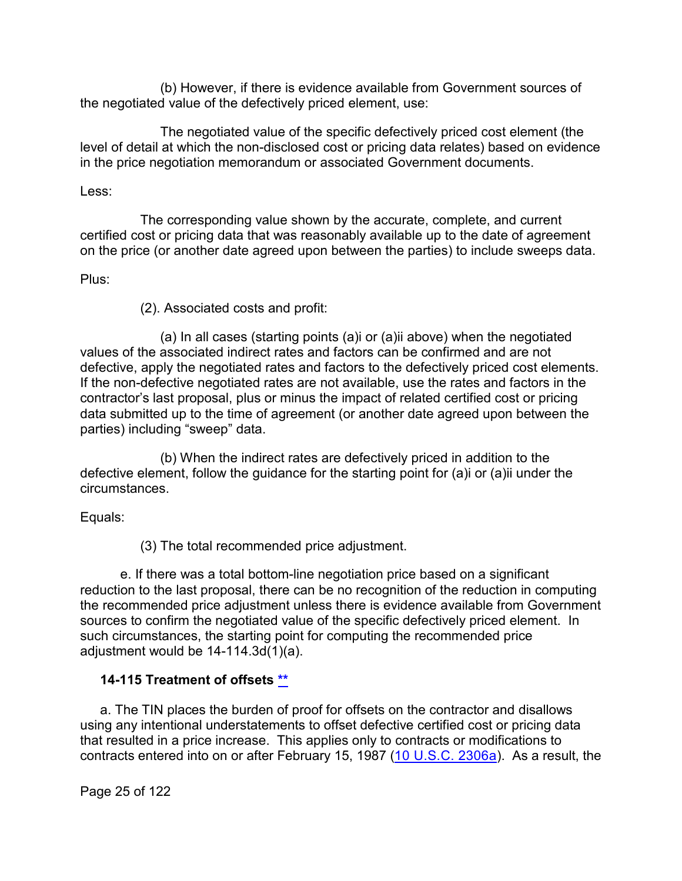(b) However, if there is evidence available from Government sources of the negotiated value of the defectively priced element, use:

The negotiated value of the specific defectively priced cost element (the level of detail at which the non-disclosed cost or pricing data relates) based on evidence in the price negotiation memorandum or associated Government documents.

Less:

The corresponding value shown by the accurate, complete, and current certified cost or pricing data that was reasonably available up to the date of agreement on the price (or another date agreed upon between the parties) to include sweeps data.

Plus:

(2). Associated costs and profit:

(a) In all cases (starting points (a)i or (a)ii above) when the negotiated values of the associated indirect rates and factors can be confirmed and are not defective, apply the negotiated rates and factors to the defectively priced cost elements. If the non-defective negotiated rates are not available, use the rates and factors in the contractor's last proposal, plus or minus the impact of related certified cost or pricing data submitted up to the time of agreement (or another date agreed upon between the parties) including "sweep" data.

(b) When the indirect rates are defectively priced in addition to the defective element, follow the guidance for the starting point for (a)i or (a)ii under the circumstances.

Equals:

(3) The total recommended price adjustment.

e. If there was a total bottom-line negotiation price based on a significant reduction to the last proposal, there can be no recognition of the reduction in computing the recommended price adjustment unless there is evidence available from Government sources to confirm the negotiated value of the specific defectively priced element. In such circumstances, the starting point for computing the recommended price adjustment would be 14-114.3d(1)(a).

### 14-115 Treatment of offsets **

a. The TIN places the burden of proof for offsets on the contractor and disallows using any intentional understatements to offset defective certified cost or pricing data that resulted in a price increase. This applies only to contracts or modifications to contracts entered into on or after February 15, 1987 (10 U.S.C. 2306a). As a result, the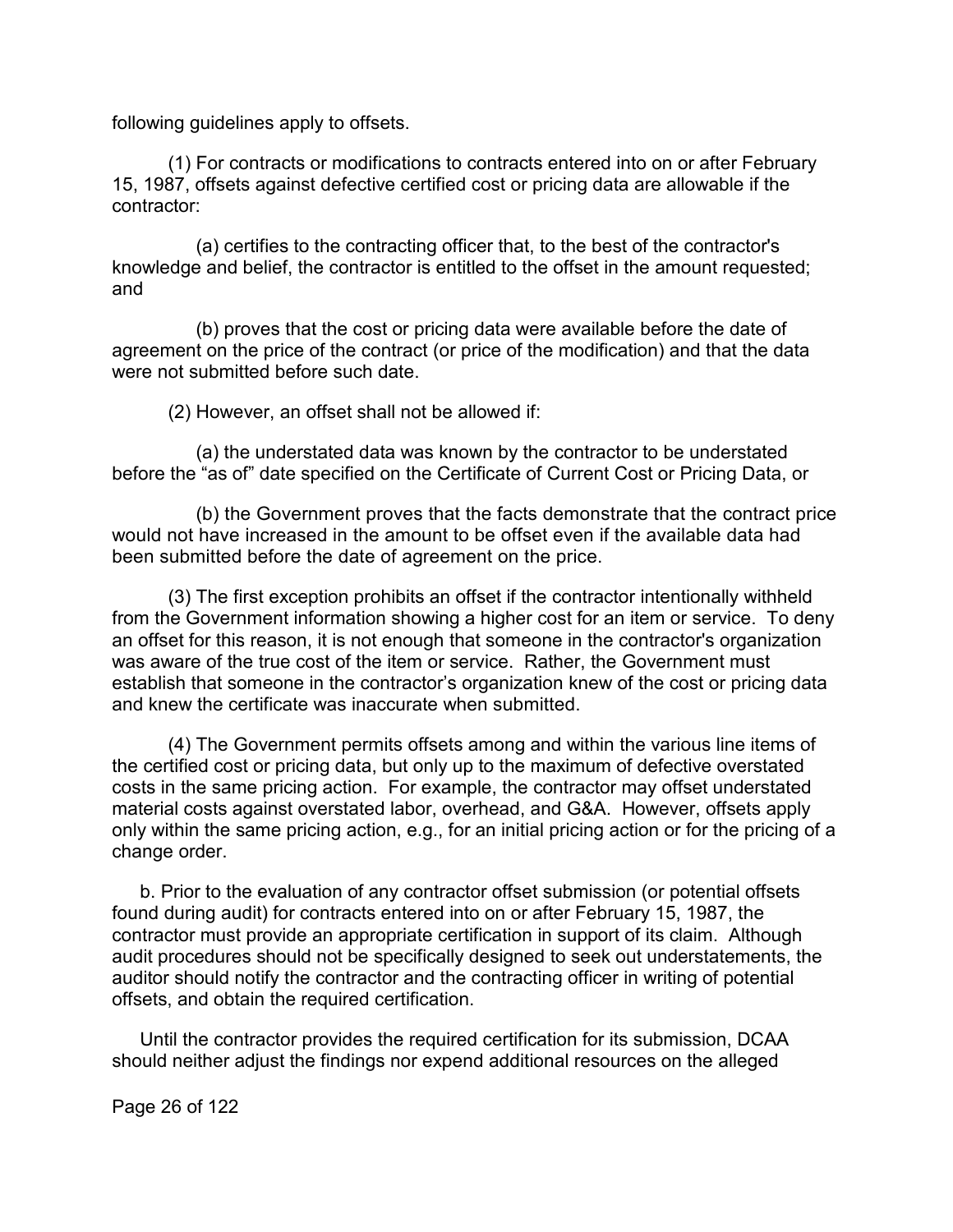following guidelines apply to offsets.

(1) For contracts or modifications to contracts entered into on or after February 15, 1987, offsets against defective certified cost or pricing data are allowable if the contractor:

(a) certifies to the contracting officer that, to the best of the contractor's knowledge and belief, the contractor is entitled to the offset in the amount requested; and

(b) proves that the cost or pricing data were available before the date of agreement on the price of the contract (or price of the modification) and that the data were not submitted before such date.

(2) However, an offset shall not be allowed if:

(a) the understated data was known by the contractor to be understated before the "as of" date specified on the Certificate of Current Cost or Pricing Data, or

(b) the Government proves that the facts demonstrate that the contract price would not have increased in the amount to be offset even if the available data had been submitted before the date of agreement on the price.

(3) The first exception prohibits an offset if the contractor intentionally withheld from the Government information showing a higher cost for an item or service. To deny an offset for this reason, it is not enough that someone in the contractor's organization was aware of the true cost of the item or service. Rather, the Government must establish that someone in the contractor's organization knew of the cost or pricing data and knew the certificate was inaccurate when submitted.

(4) The Government permits offsets among and within the various line items of the certified cost or pricing data, but only up to the maximum of defective overstated costs in the same pricing action. For example, the contractor may offset understated material costs against overstated labor, overhead, and G&A. However, offsets apply only within the same pricing action, e.g., for an initial pricing action or for the pricing of a change order.

b. Prior to the evaluation of any contractor offset submission (or potential offsets found during audit) for contracts entered into on or after February 15, 1987, the contractor must provide an appropriate certification in support of its claim. Although audit procedures should not be specifically designed to seek out understatements, the auditor should notify the contractor and the contracting officer in writing of potential offsets, and obtain the required certification.

Until the contractor provides the required certification for its submission, DCAA should neither adjust the findings nor expend additional resources on the alleged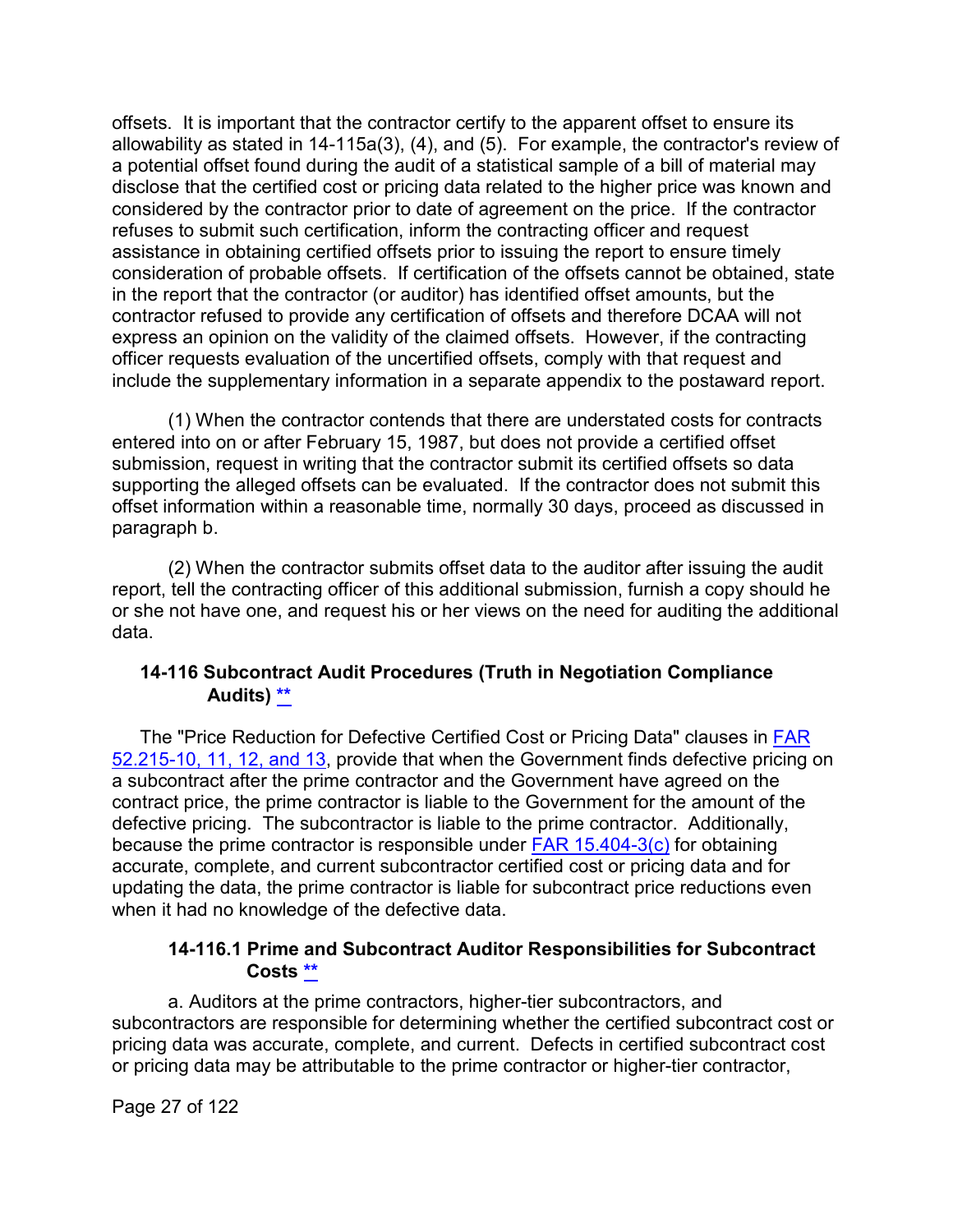offsets. It is important that the contractor certify to the apparent offset to ensure its allowability as stated in 14-115a(3), (4), and (5). For example, the contractor's review of a potential offset found during the audit of a statistical sample of a bill of material may disclose that the certified cost or pricing data related to the higher price was known and considered by the contractor prior to date of agreement on the price. If the contractor refuses to submit such certification, inform the contracting officer and request assistance in obtaining certified offsets prior to issuing the report to ensure timely consideration of probable offsets. If certification of the offsets cannot be obtained, state in the report that the contractor (or auditor) has identified offset amounts, but the contractor refused to provide any certification of offsets and therefore DCAA will not express an opinion on the validity of the claimed offsets. However, if the contracting officer requests evaluation of the uncertified offsets, comply with that request and include the supplementary information in a separate appendix to the postaward report.

(1) When the contractor contends that there are understated costs for contracts entered into on or after February 15, 1987, but does not provide a certified offset submission, request in writing that the contractor submit its certified offsets so data supporting the alleged offsets can be evaluated. If the contractor does not submit this offset information within a reasonable time, normally 30 days, proceed as discussed in paragraph b.

(2) When the contractor submits offset data to the auditor after issuing the audit report, tell the contracting officer of this additional submission, furnish a copy should he or she not have one, and request his or her views on the need for auditing the additional data.

### 14-116 Subcontract Audit Procedures (Truth in Negotiation Compliance Audits) **

The "Price Reduction for Defective Certified Cost or Pricing Data" clauses in FAR 52.215-10, 11, 12, and 13, provide that when the Government finds defective pricing on a subcontract after the prime contractor and the Government have agreed on the contract price, the prime contractor is liable to the Government for the amount of the defective pricing. The subcontractor is liable to the prime contractor. Additionally, because the prime contractor is responsible under FAR 15.404-3(c) for obtaining accurate, complete, and current subcontractor certified cost or pricing data and for updating the data, the prime contractor is liable for subcontract price reductions even when it had no knowledge of the defective data.

#### 14-116.1 Prime and Subcontract Auditor Responsibilities for Subcontract Costs **

a. Auditors at the prime contractors, higher-tier subcontractors, and subcontractors are responsible for determining whether the certified subcontract cost or pricing data was accurate, complete, and current. Defects in certified subcontract cost or pricing data may be attributable to the prime contractor or higher-tier contractor,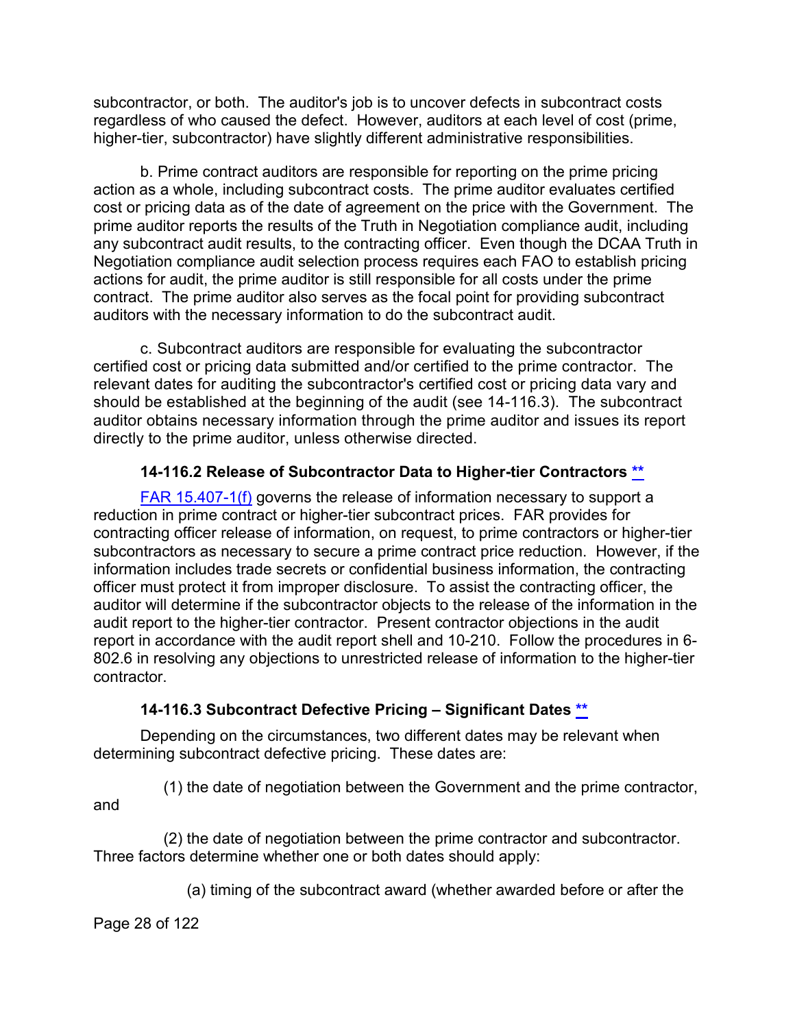subcontractor, or both. The auditor's job is to uncover defects in subcontract costs regardless of who caused the defect. However, auditors at each level of cost (prime, higher-tier, subcontractor) have slightly different administrative responsibilities.

b. Prime contract auditors are responsible for reporting on the prime pricing action as a whole, including subcontract costs. The prime auditor evaluates certified cost or pricing data as of the date of agreement on the price with the Government. The prime auditor reports the results of the Truth in Negotiation compliance audit, including any subcontract audit results, to the contracting officer. Even though the DCAA Truth in Negotiation compliance audit selection process requires each FAO to establish pricing actions for audit, the prime auditor is still responsible for all costs under the prime contract. The prime auditor also serves as the focal point for providing subcontract auditors with the necessary information to do the subcontract audit.

c. Subcontract auditors are responsible for evaluating the subcontractor certified cost or pricing data submitted and/or certified to the prime contractor. The relevant dates for auditing the subcontractor's certified cost or pricing data vary and should be established at the beginning of the audit (see 14-116.3). The subcontract auditor obtains necessary information through the prime auditor and issues its report directly to the prime auditor, unless otherwise directed.

### 14-116.2 Release of Subcontractor Data to Higher-tier Contractors **

FAR 15.407-1(f) governs the release of information necessary to support a reduction in prime contract or higher-tier subcontract prices. FAR provides for contracting officer release of information, on request, to prime contractors or higher-tier subcontractors as necessary to secure a prime contract price reduction. However, if the information includes trade secrets or confidential business information, the contracting officer must protect it from improper disclosure. To assist the contracting officer, the auditor will determine if the subcontractor objects to the release of the information in the audit report to the higher-tier contractor. Present contractor objections in the audit report in accordance with the audit report shell and 10-210. Follow the procedures in 6-802.6 in resolving any objections to unrestricted release of information to the higher-tier contractor.

### 14-116.3 Subcontract Defective Pricing – Significant Dates **

Depending on the circumstances, two different dates may be relevant when determining subcontract defective pricing. These dates are:

(1) the date of negotiation between the Government and the prime contractor, and

(2) the date of negotiation between the prime contractor and subcontractor. Three factors determine whether one or both dates should apply:

(a) timing of the subcontract award (whether awarded before or after the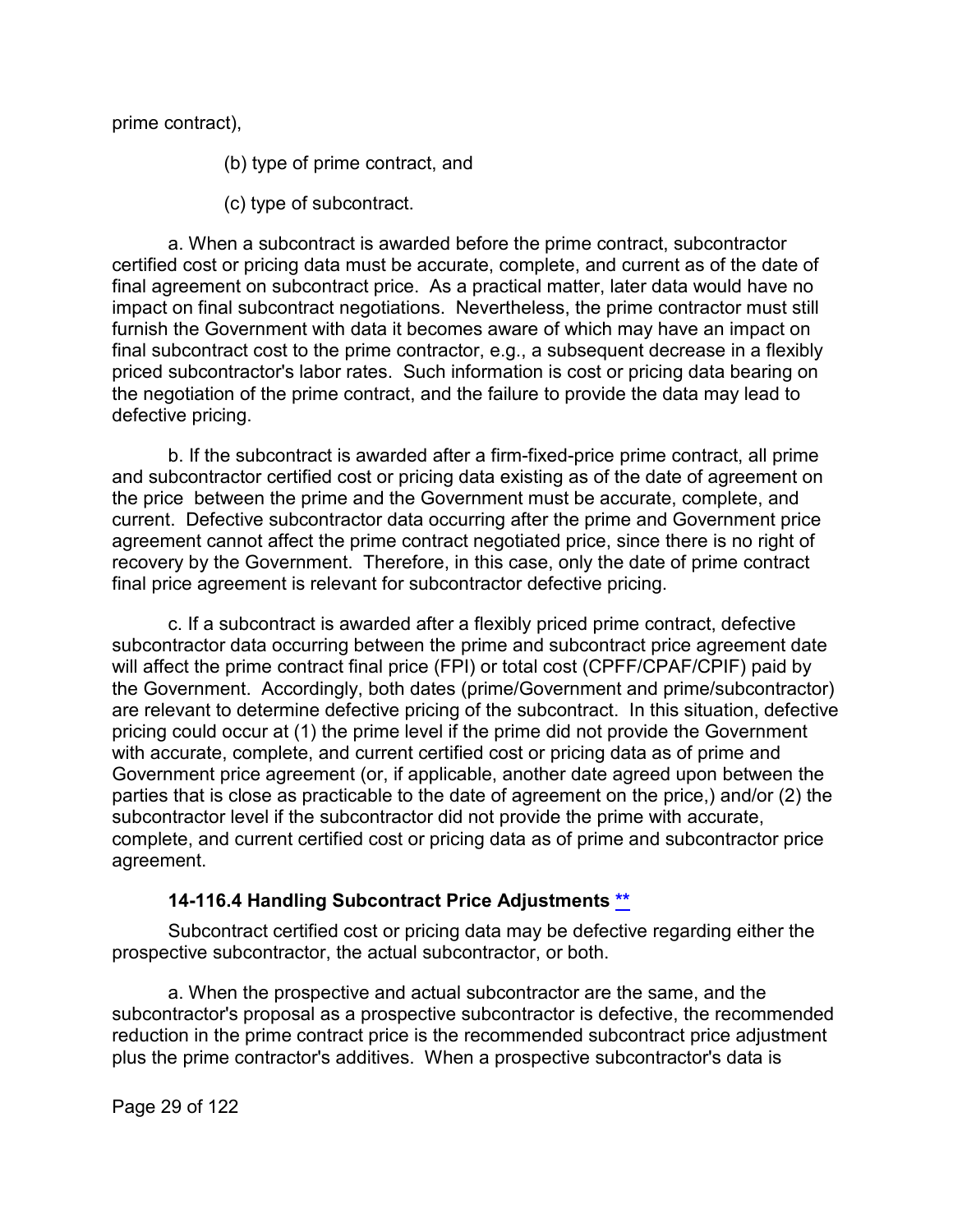prime contract),

(b) type of prime contract, and

(c) type of subcontract.

a. When a subcontract is awarded before the prime contract, subcontractor certified cost or pricing data must be accurate, complete, and current as of the date of final agreement on subcontract price. As a practical matter, later data would have no impact on final subcontract negotiations. Nevertheless, the prime contractor must still furnish the Government with data it becomes aware of which may have an impact on final subcontract cost to the prime contractor, e.g., a subsequent decrease in a flexibly priced subcontractor's labor rates. Such information is cost or pricing data bearing on the negotiation of the prime contract, and the failure to provide the data may lead to defective pricing.

b. If the subcontract is awarded after a firm-fixed-price prime contract, all prime and subcontractor certified cost or pricing data existing as of the date of agreement on the price between the prime and the Government must be accurate, complete, and current. Defective subcontractor data occurring after the prime and Government price agreement cannot affect the prime contract negotiated price, since there is no right of recovery by the Government. Therefore, in this case, only the date of prime contract final price agreement is relevant for subcontractor defective pricing.

c. If a subcontract is awarded after a flexibly priced prime contract, defective subcontractor data occurring between the prime and subcontract price agreement date will affect the prime contract final price (FPI) or total cost (CPFF/CPAF/CPIF) paid by the Government. Accordingly, both dates (prime/Government and prime/subcontractor) are relevant to determine defective pricing of the subcontract. In this situation, defective pricing could occur at (1) the prime level if the prime did not provide the Government with accurate, complete, and current certified cost or pricing data as of prime and Government price agreement (or, if applicable, another date agreed upon between the parties that is close as practicable to the date of agreement on the price,) and/or (2) the subcontractor level if the subcontractor did not provide the prime with accurate, complete, and current certified cost or pricing data as of prime and subcontractor price agreement.

#### 14-116.4 Handling Subcontract Price Adjustments **

Subcontract certified cost or pricing data may be defective regarding either the prospective subcontractor, the actual subcontractor, or both.

a. When the prospective and actual subcontractor are the same, and the subcontractor's proposal as a prospective subcontractor is defective, the recommended reduction in the prime contract price is the recommended subcontract price adjustment plus the prime contractor's additives. When a prospective subcontractor's data is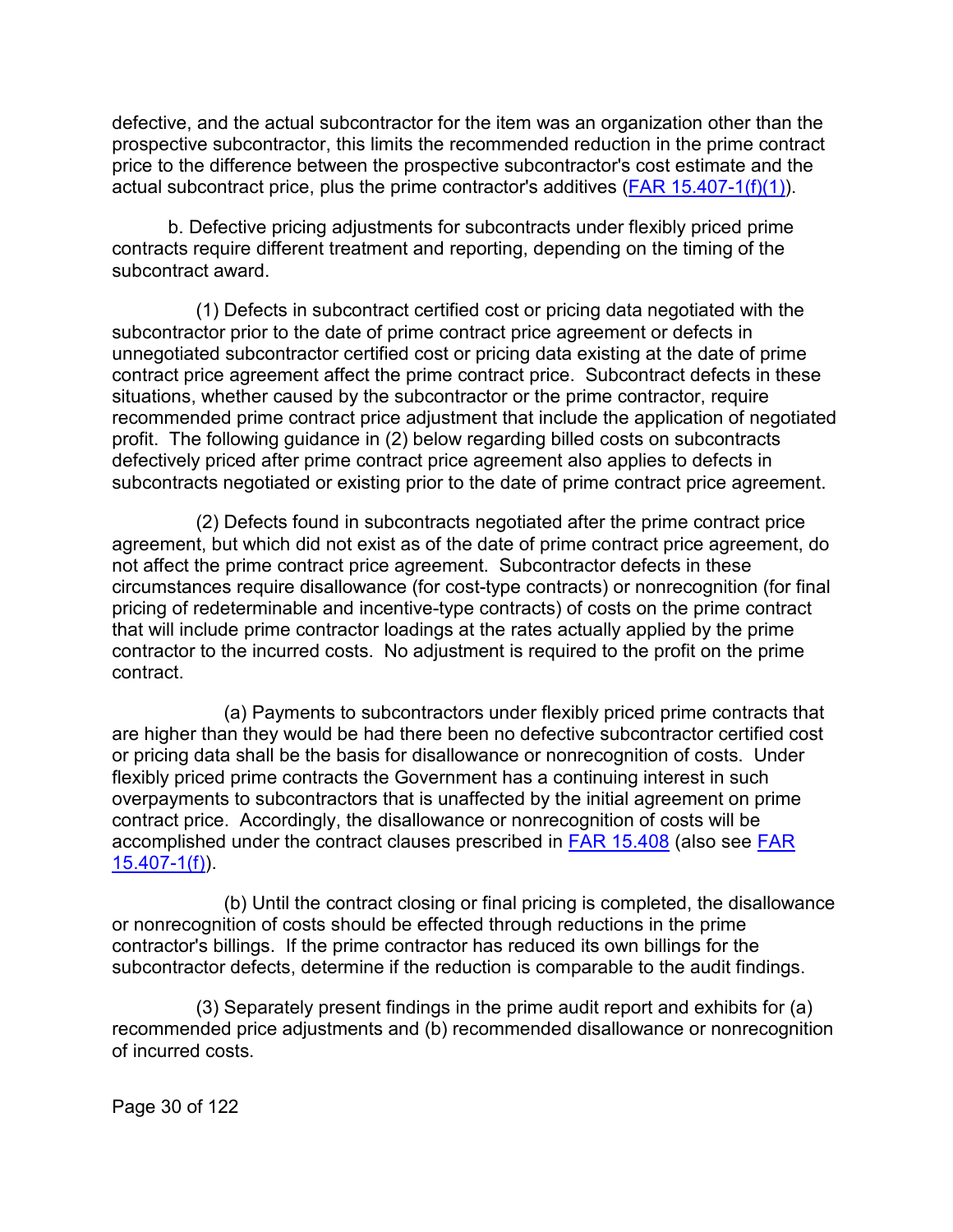defective, and the actual subcontractor for the item was an organization other than the prospective subcontractor, this limits the recommended reduction in the prime contract price to the difference between the prospective subcontractor's cost estimate and the actual subcontract price, plus the prime contractor's additives (FAR 15.407-1(f)(1)).

b. Defective pricing adjustments for subcontracts under flexibly priced prime contracts require different treatment and reporting, depending on the timing of the subcontract award.

(1) Defects in subcontract certified cost or pricing data negotiated with the subcontractor prior to the date of prime contract price agreement or defects in unnegotiated subcontractor certified cost or pricing data existing at the date of prime contract price agreement affect the prime contract price. Subcontract defects in these situations, whether caused by the subcontractor or the prime contractor, require recommended prime contract price adjustment that include the application of negotiated profit. The following guidance in (2) below regarding billed costs on subcontracts defectively priced after prime contract price agreement also applies to defects in subcontracts negotiated or existing prior to the date of prime contract price agreement.

(2) Defects found in subcontracts negotiated after the prime contract price agreement, but which did not exist as of the date of prime contract price agreement, do not affect the prime contract price agreement. Subcontractor defects in these circumstances require disallowance (for cost-type contracts) or nonrecognition (for final pricing of redeterminable and incentive-type contracts) of costs on the prime contract that will include prime contractor loadings at the rates actually applied by the prime contractor to the incurred costs. No adjustment is required to the profit on the prime contract.

(a) Payments to subcontractors under flexibly priced prime contracts that are higher than they would be had there been no defective subcontractor certified cost or pricing data shall be the basis for disallowance or nonrecognition of costs. Under flexibly priced prime contracts the Government has a continuing interest in such overpayments to subcontractors that is unaffected by the initial agreement on prime contract price. Accordingly, the disallowance or nonrecognition of costs will be accomplished under the contract clauses prescribed in FAR 15.408 (also see FAR 15.407-1(f)).

(b) Until the contract closing or final pricing is completed, the disallowance or nonrecognition of costs should be effected through reductions in the prime contractor's billings. If the prime contractor has reduced its own billings for the subcontractor defects, determine if the reduction is comparable to the audit findings.

(3) Separately present findings in the prime audit report and exhibits for (a) recommended price adjustments and (b) recommended disallowance or nonrecognition of incurred costs.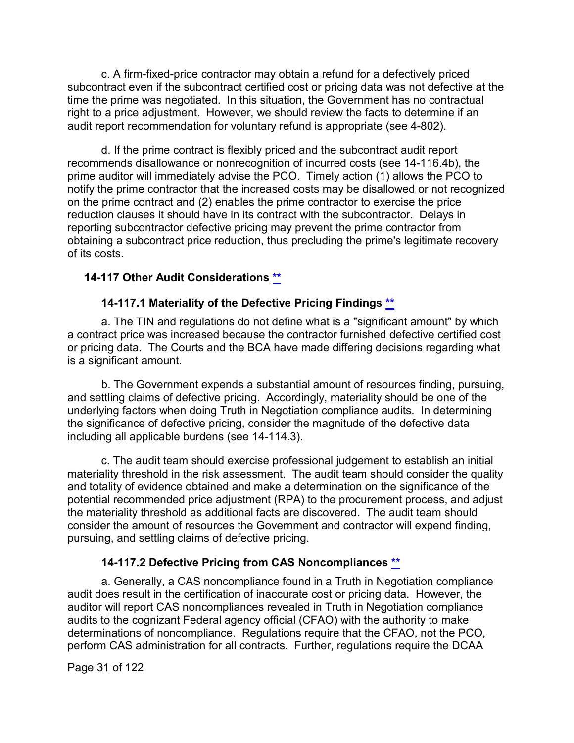c. A firm-fixed-price contractor may obtain a refund for a defectively priced subcontract even if the subcontract certified cost or pricing data was not defective at the time the prime was negotiated. In this situation, the Government has no contractual right to a price adjustment. However, we should review the facts to determine if an audit report recommendation for voluntary refund is appropriate (see 4-802).

d. If the prime contract is flexibly priced and the subcontract audit report recommends disallowance or nonrecognition of incurred costs (see 14-116.4b), the prime auditor will immediately advise the PCO. Timely action (1) allows the PCO to notify the prime contractor that the increased costs may be disallowed or not recognized on the prime contract and (2) enables the prime contractor to exercise the price reduction clauses it should have in its contract with the subcontractor. Delays in reporting subcontractor defective pricing may prevent the prime contractor from obtaining a subcontract price reduction, thus precluding the prime's legitimate recovery of its costs.

## 14-117 Other Audit Considerations **

### 14-117.1 Materiality of the Defective Pricing Findings **

a. The TIN and regulations do not define what is a "significant amount" by which a contract price was increased because the contractor furnished defective certified cost or pricing data. The Courts and the BCA have made differing decisions regarding what is a significant amount.

b. The Government expends a substantial amount of resources finding, pursuing, and settling claims of defective pricing. Accordingly, materiality should be one of the underlying factors when doing Truth in Negotiation compliance audits. In determining the significance of defective pricing, consider the magnitude of the defective data including all applicable burdens (see 14-114.3).

c. The audit team should exercise professional judgement to establish an initial materiality threshold in the risk assessment. The audit team should consider the quality and totality of evidence obtained and make a determination on the significance of the potential recommended price adjustment (RPA) to the procurement process, and adjust the materiality threshold as additional facts are discovered. The audit team should consider the amount of resources the Government and contractor will expend finding, pursuing, and settling claims of defective pricing.

### 14-117.2 Defective Pricing from CAS Noncompliances **

a. Generally, a CAS noncompliance found in a Truth in Negotiation compliance audit does result in the certification of inaccurate cost or pricing data. However, the auditor will report CAS noncompliances revealed in Truth in Negotiation compliance audits to the cognizant Federal agency official (CFAO) with the authority to make determinations of noncompliance. Regulations require that the CFAO, not the PCO, perform CAS administration for all contracts. Further, regulations require the DCAA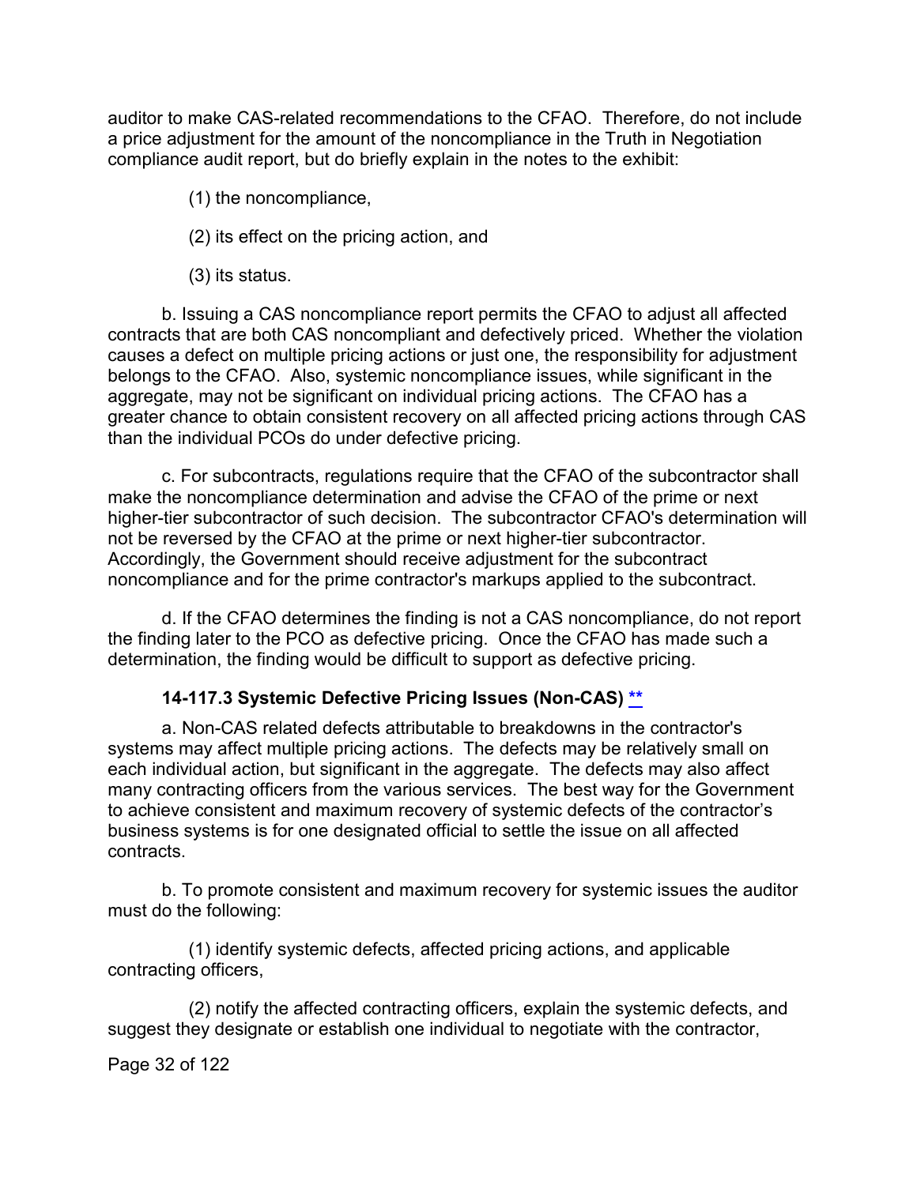auditor to make CAS-related recommendations to the CFAO. Therefore, do not include a price adjustment for the amount of the noncompliance in the Truth in Negotiation compliance audit report, but do briefly explain in the notes to the exhibit:

(1) the noncompliance,

(2) its effect on the pricing action, and

(3) its status.

b. Issuing a CAS noncompliance report permits the CFAO to adjust all affected contracts that are both CAS noncompliant and defectively priced. Whether the violation causes a defect on multiple pricing actions or just one, the responsibility for adjustment belongs to the CFAO. Also, systemic noncompliance issues, while significant in the aggregate, may not be significant on individual pricing actions. The CFAO has a greater chance to obtain consistent recovery on all affected pricing actions through CAS than the individual PCOs do under defective pricing.

c. For subcontracts, regulations require that the CFAO of the subcontractor shall make the noncompliance determination and advise the CFAO of the prime or next higher-tier subcontractor of such decision. The subcontractor CFAO's determination will not be reversed by the CFAO at the prime or next higher-tier subcontractor. Accordingly, the Government should receive adjustment for the subcontract noncompliance and for the prime contractor's markups applied to the subcontract.

d. If the CFAO determines the finding is not a CAS noncompliance, do not report the finding later to the PCO as defective pricing. Once the CFAO has made such a determination, the finding would be difficult to support as defective pricing.

### 14-117.3 Systemic Defective Pricing Issues (Non-CAS) **

a. Non-CAS related defects attributable to breakdowns in the contractor's systems may affect multiple pricing actions. The defects may be relatively small on each individual action, but significant in the aggregate. The defects may also affect many contracting officers from the various services. The best way for the Government to achieve consistent and maximum recovery of systemic defects of the contractor's business systems is for one designated official to settle the issue on all affected contracts.

b. To promote consistent and maximum recovery for systemic issues the auditor must do the following:

(1) identify systemic defects, affected pricing actions, and applicable contracting officers,

(2) notify the affected contracting officers, explain the systemic defects, and suggest they designate or establish one individual to negotiate with the contractor,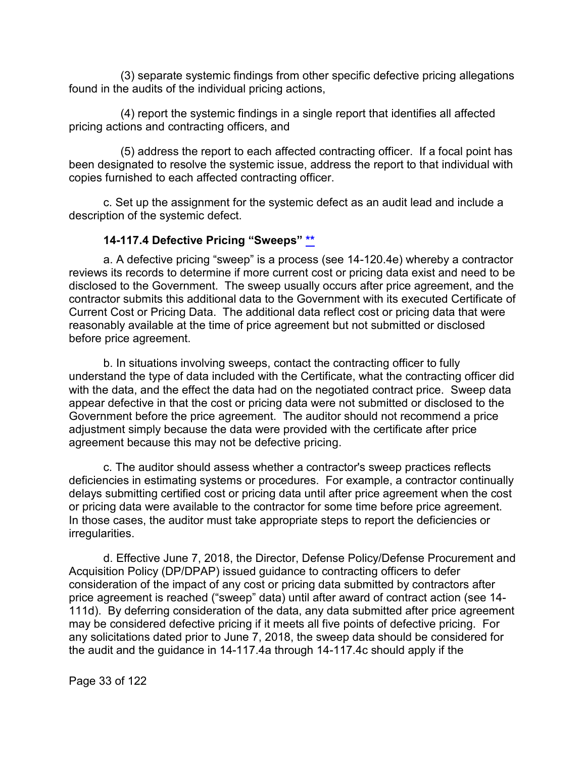(3) separate systemic findings from other specific defective pricing allegations found in the audits of the individual pricing actions,

(4) report the systemic findings in a single report that identifies all affected pricing actions and contracting officers, and

(5) address the report to each affected contracting officer. If a focal point has been designated to resolve the systemic issue, address the report to that individual with copies furnished to each affected contracting officer.

c. Set up the assignment for the systemic defect as an audit lead and include a description of the systemic defect.

### 14-117.4 Defective Pricing "Sweeps" **

a. A defective pricing "sweep" is a process (see 14-120.4e) whereby a contractor reviews its records to determine if more current cost or pricing data exist and need to be disclosed to the Government. The sweep usually occurs after price agreement, and the contractor submits this additional data to the Government with its executed Certificate of Current Cost or Pricing Data. The additional data reflect cost or pricing data that were reasonably available at the time of price agreement but not submitted or disclosed before price agreement.

b. In situations involving sweeps, contact the contracting officer to fully understand the type of data included with the Certificate, what the contracting officer did with the data, and the effect the data had on the negotiated contract price. Sweep data appear defective in that the cost or pricing data were not submitted or disclosed to the Government before the price agreement. The auditor should not recommend a price adjustment simply because the data were provided with the certificate after price agreement because this may not be defective pricing.

c. The auditor should assess whether a contractor's sweep practices reflects deficiencies in estimating systems or procedures. For example, a contractor continually delays submitting certified cost or pricing data until after price agreement when the cost or pricing data were available to the contractor for some time before price agreement. In those cases, the auditor must take appropriate steps to report the deficiencies or irregularities.

d. Effective June 7, 2018, the Director, Defense Policy/Defense Procurement and Acquisition Policy (DP/DPAP) issued guidance to contracting officers to defer consideration of the impact of any cost or pricing data submitted by contractors after price agreement is reached ("sweep" data) until after award of contract action (see 14-111d). By deferring consideration of the data, any data submitted after price agreement may be considered defective pricing if it meets all five points of defective pricing. For any solicitations dated prior to June 7, 2018, the sweep data should be considered for the audit and the guidance in 14-117.4a through 14-117.4c should apply if the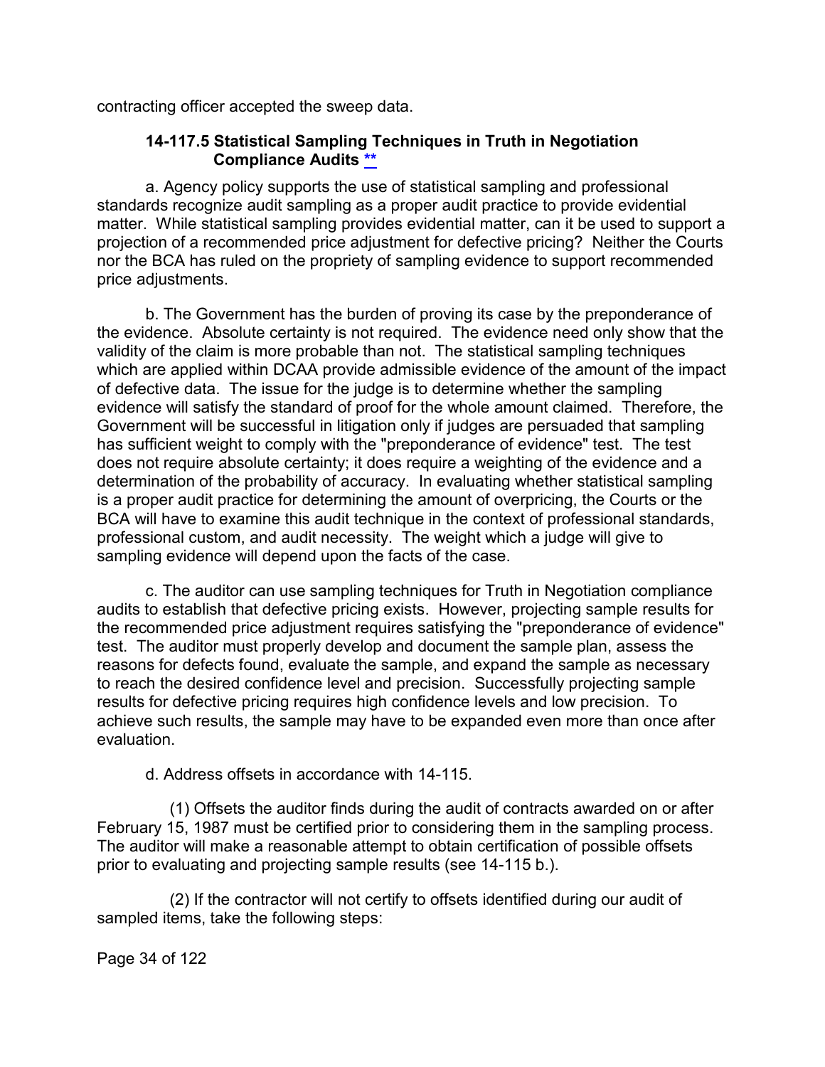contracting officer accepted the sweep data.

### 14-117.5 Statistical Sampling Techniques in Truth in Negotiation Compliance Audits **

a. Agency policy supports the use of statistical sampling and professional standards recognize audit sampling as a proper audit practice to provide evidential matter. While statistical sampling provides evidential matter, can it be used to support a projection of a recommended price adjustment for defective pricing? Neither the Courts nor the BCA has ruled on the propriety of sampling evidence to support recommended price adjustments.

b. The Government has the burden of proving its case by the preponderance of the evidence. Absolute certainty is not required. The evidence need only show that the validity of the claim is more probable than not. The statistical sampling techniques which are applied within DCAA provide admissible evidence of the amount of the impact of defective data. The issue for the judge is to determine whether the sampling evidence will satisfy the standard of proof for the whole amount claimed. Therefore, the Government will be successful in litigation only if judges are persuaded that sampling has sufficient weight to comply with the "preponderance of evidence" test. The test does not require absolute certainty; it does require a weighting of the evidence and a determination of the probability of accuracy. In evaluating whether statistical sampling is a proper audit practice for determining the amount of overpricing, the Courts or the BCA will have to examine this audit technique in the context of professional standards, professional custom, and audit necessity. The weight which a judge will give to sampling evidence will depend upon the facts of the case.

c. The auditor can use sampling techniques for Truth in Negotiation compliance audits to establish that defective pricing exists. However, projecting sample results for the recommended price adjustment requires satisfying the "preponderance of evidence" test. The auditor must properly develop and document the sample plan, assess the reasons for defects found, evaluate the sample, and expand the sample as necessary to reach the desired confidence level and precision. Successfully projecting sample results for defective pricing requires high confidence levels and low precision. To achieve such results, the sample may have to be expanded even more than once after evaluation.

d. Address offsets in accordance with 14-115.

(1) Offsets the auditor finds during the audit of contracts awarded on or after February 15, 1987 must be certified prior to considering them in the sampling process. The auditor will make a reasonable attempt to obtain certification of possible offsets prior to evaluating and projecting sample results (see 14-115 b.).

(2) If the contractor will not certify to offsets identified during our audit of sampled items, take the following steps: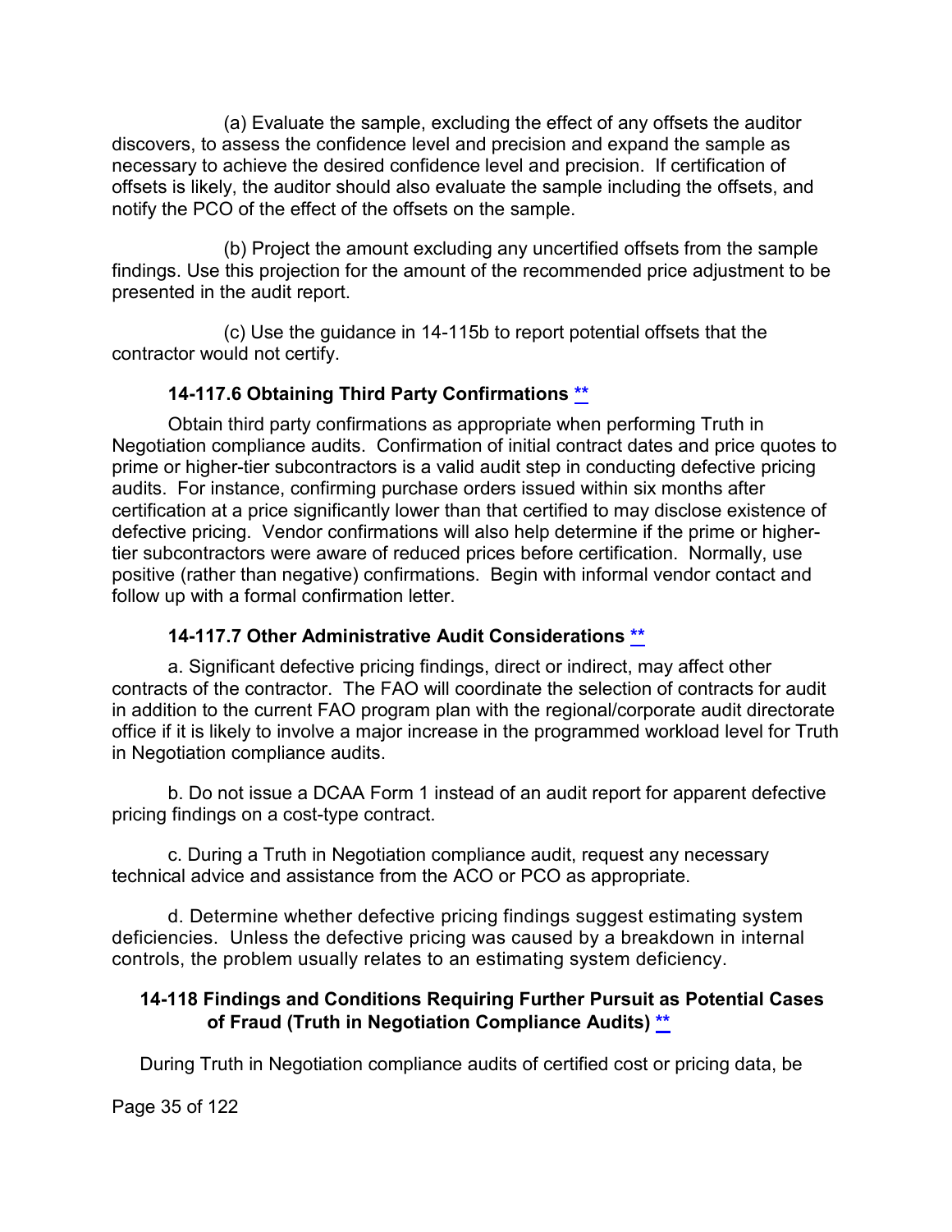(a) Evaluate the sample, excluding the effect of any offsets the auditor discovers, to assess the confidence level and precision and expand the sample as necessary to achieve the desired confidence level and precision. If certification of offsets is likely, the auditor should also evaluate the sample including the offsets, and notify the PCO of the effect of the offsets on the sample.

(b) Project the amount excluding any uncertified offsets from the sample findings. Use this projection for the amount of the recommended price adjustment to be presented in the audit report.

(c) Use the guidance in 14-115b to report potential offsets that the contractor would not certify.

### 14-117.6 Obtaining Third Party Confirmations **

Obtain third party confirmations as appropriate when performing Truth in Negotiation compliance audits. Confirmation of initial contract dates and price quotes to prime or higher-tier subcontractors is a valid audit step in conducting defective pricing audits. For instance, confirming purchase orders issued within six months after certification at a price significantly lower than that certified to may disclose existence of defective pricing. Vendor confirmations will also help determine if the prime or higher-tier subcontractors were aware of reduced prices before certification. Normally, use positive (rather than negative) confirmations. Begin with informal vendor contact and follow up with a formal confirmation letter.

### 14-117.7 Other Administrative Audit Considerations **

a. Significant defective pricing findings, direct or indirect, may affect other contracts of the contractor. The FAO will coordinate the selection of contracts for audit in addition to the current FAO program plan with the regional/corporate audit directorate office if it is likely to involve a major increase in the programmed workload level for Truth in Negotiation compliance audits.

b. Do not issue a DCAA Form 1 instead of an audit report for apparent defective pricing findings on a cost-type contract.

c. During a Truth in Negotiation compliance audit, request any necessary technical advice and assistance from the ACO or PCO as appropriate.

d. Determine whether defective pricing findings suggest estimating system deficiencies. Unless the defective pricing was caused by a breakdown in internal controls, the problem usually relates to an estimating system deficiency.

## 14-118 Findings and Conditions Requiring Further Pursuit as Potential Cases of Fraud (Truth in Negotiation Compliance Audits) **

During Truth in Negotiation compliance audits of certified cost or pricing data, be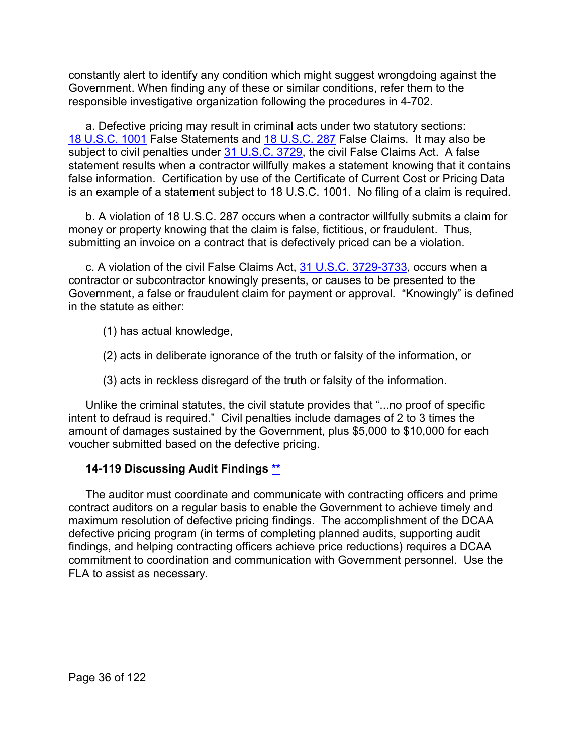constantly alert to identify any condition which might suggest wrongdoing against the Government. When finding any of these or similar conditions, refer them to the responsible investigative organization following the procedures in 4-702.

a. Defective pricing may result in criminal acts under two statutory sections: 18 U.S.C. 1001 False Statements and 18 U.S.C. 287 False Claims. It may also be subject to civil penalties under 31 U.S.C. 3729, the civil False Claims Act. A false statement results when a contractor willfully makes a statement knowing that it contains false information. Certification by use of the Certificate of Current Cost or Pricing Data is an example of a statement subject to 18 U.S.C. 1001. No filing of a claim is required.

b. A violation of 18 U.S.C. 287 occurs when a contractor willfully submits a claim for money or property knowing that the claim is false, fictitious, or fraudulent. Thus, submitting an invoice on a contract that is defectively priced can be a violation.

c. A violation of the civil False Claims Act, 31 U.S.C. 3729-3733, occurs when a contractor or subcontractor knowingly presents, or causes to be presented to the Government, a false or fraudulent claim for payment or approval. "Knowingly" is defined in the statute as either:

(1) has actual knowledge,

(2) acts in deliberate ignorance of the truth or falsity of the information, or

(3) acts in reckless disregard of the truth or falsity of the information.

Unlike the criminal statutes, the civil statute provides that "...no proof of specific intent to defraud is required." Civil penalties include damages of 2 to 3 times the amount of damages sustained by the Government, plus $5,000 to $10,000 for each voucher submitted based on the defective pricing.

### 14-119 Discussing Audit Findings **

The auditor must coordinate and communicate with contracting officers and prime contract auditors on a regular basis to enable the Government to achieve timely and maximum resolution of defective pricing findings. The accomplishment of the DCAA defective pricing program (in terms of completing planned audits, supporting audit findings, and helping contracting officers achieve price reductions) requires a DCAA commitment to coordination and communication with Government personnel. Use the FLA to assist as necessary.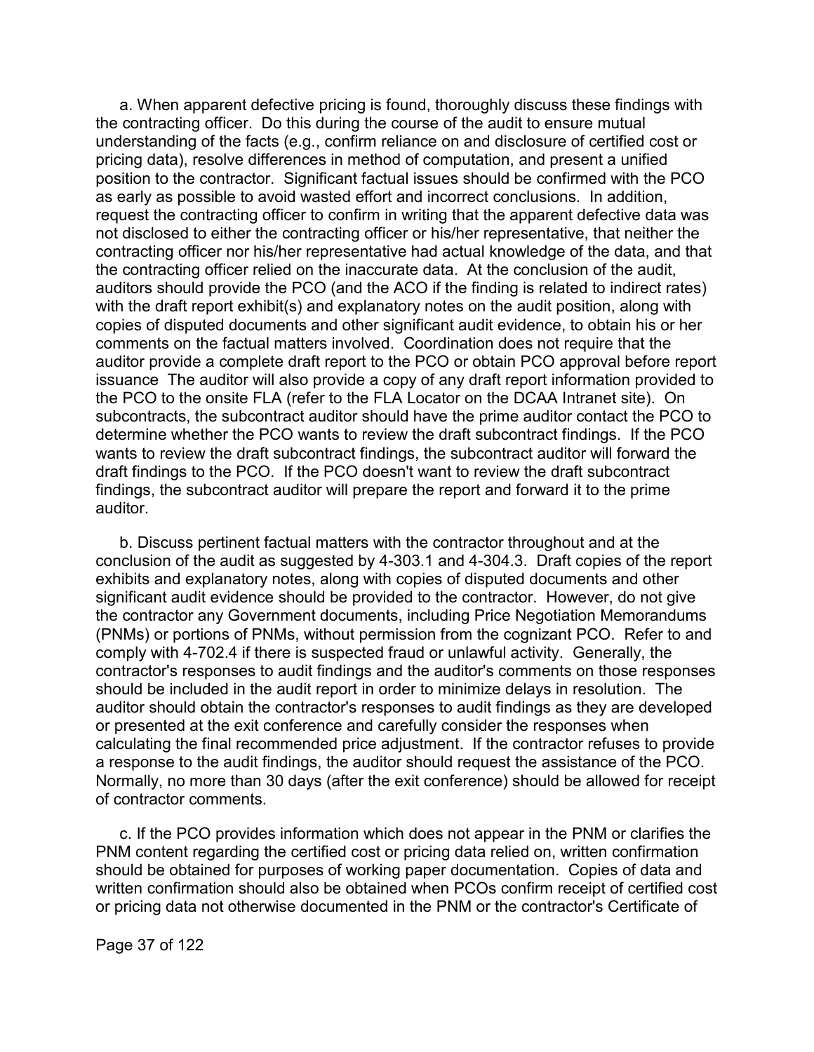a. When apparent defective pricing is found, thoroughly discuss these findings with the contracting officer. Do this during the course of the audit to ensure mutual understanding of the facts (e.g., confirm reliance on and disclosure of certified cost or pricing data), resolve differences in method of computation, and present a unified position to the contractor. Significant factual issues should be confirmed with the PCO as early as possible to avoid wasted effort and incorrect conclusions. In addition, request the contracting officer to confirm in writing that the apparent defective data was not disclosed to either the contracting officer or his/her representative, that neither the contracting officer nor his/her representative had actual knowledge of the data, and that the contracting officer relied on the inaccurate data. At the conclusion of the audit, auditors should provide the PCO (and the ACO if the finding is related to indirect rates) with the draft report exhibit(s) and explanatory notes on the audit position, along with copies of disputed documents and other significant audit evidence, to obtain his or her comments on the factual matters involved. Coordination does not require that the auditor provide a complete draft report to the PCO or obtain PCO approval before report issuance The auditor will also provide a copy of any draft report information provided to the PCO to the onsite FLA (refer to the FLA Locator on the DCAA Intranet site). On subcontracts, the subcontract auditor should have the prime auditor contact the PCO to determine whether the PCO wants to review the draft subcontract findings. If the PCO wants to review the draft subcontract findings, the subcontract auditor will forward the draft findings to the PCO. If the PCO doesn't want to review the draft subcontract findings, the subcontract auditor will prepare the report and forward it to the prime auditor.

b. Discuss pertinent factual matters with the contractor throughout and at the conclusion of the audit as suggested by 4-303.1 and 4-304.3. Draft copies of the report exhibits and explanatory notes, along with copies of disputed documents and other significant audit evidence should be provided to the contractor. However, do not give the contractor any Government documents, including Price Negotiation Memorandums (PNMs) or portions of PNMs, without permission from the cognizant PCO. Refer to and comply with 4-702.4 if there is suspected fraud or unlawful activity. Generally, the contractor's responses to audit findings and the auditor's comments on those responses should be included in the audit report in order to minimize delays in resolution. The auditor should obtain the contractor's responses to audit findings as they are developed or presented at the exit conference and carefully consider the responses when calculating the final recommended price adjustment. If the contractor refuses to provide a response to the audit findings, the auditor should request the assistance of the PCO. Normally, no more than 30 days (after the exit conference) should be allowed for receipt of contractor comments.

c. If the PCO provides information which does not appear in the PNM or clarifies the PNM content regarding the certified cost or pricing data relied on, written confirmation should be obtained for purposes of working paper documentation. Copies of data and written confirmation should also be obtained when PCOs confirm receipt of certified cost or pricing data not otherwise documented in the PNM or the contractor's Certificate of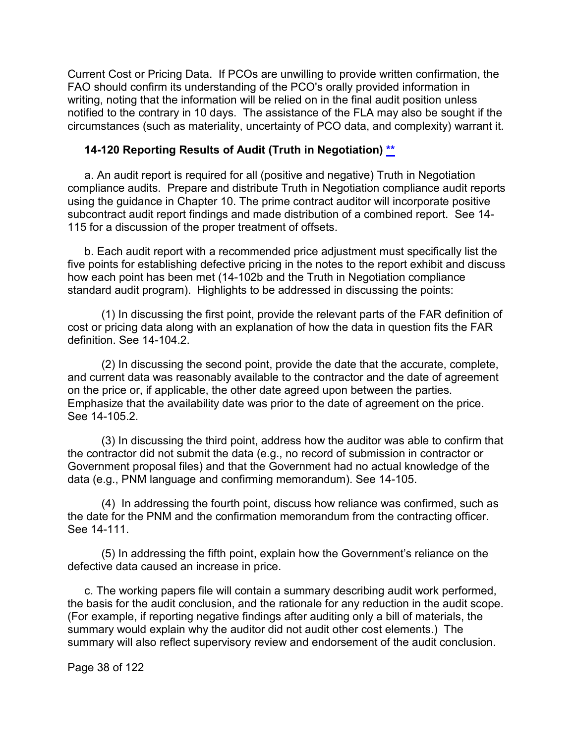Current Cost or Pricing Data. If PCOs are unwilling to provide written confirmation, the FAO should confirm its understanding of the PCO's orally provided information in writing, noting that the information will be relied on in the final audit position unless notified to the contrary in 10 days. The assistance of the FLA may also be sought if the circumstances (such as materiality, uncertainty of PCO data, and complexity) warrant it.

### 14-120 Reporting Results of Audit (Truth in Negotiation) **

a. An audit report is required for all (positive and negative) Truth in Negotiation compliance audits. Prepare and distribute Truth in Negotiation compliance audit reports using the guidance in Chapter 10. The prime contract auditor will incorporate positive subcontract audit report findings and made distribution of a combined report. See 14-115 for a discussion of the proper treatment of offsets.

b. Each audit report with a recommended price adjustment must specifically list the five points for establishing defective pricing in the notes to the report exhibit and discuss how each point has been met (14-102b and the Truth in Negotiation compliance standard audit program). Highlights to be addressed in discussing the points:

(1) In discussing the first point, provide the relevant parts of the FAR definition of cost or pricing data along with an explanation of how the data in question fits the FAR definition. See 14-104.2.

(2) In discussing the second point, provide the date that the accurate, complete, and current data was reasonably available to the contractor and the date of agreement on the price or, if applicable, the other date agreed upon between the parties. Emphasize that the availability date was prior to the date of agreement on the price. See 14-105.2.

(3) In discussing the third point, address how the auditor was able to confirm that the contractor did not submit the data (e.g., no record of submission in contractor or Government proposal files) and that the Government had no actual knowledge of the data (e.g., PNM language and confirming memorandum). See 14-105.

(4) In addressing the fourth point, discuss how reliance was confirmed, such as the date for the PNM and the confirmation memorandum from the contracting officer. See 14-111.

(5) In addressing the fifth point, explain how the Government's reliance on the defective data caused an increase in price.

c. The working papers file will contain a summary describing audit work performed, the basis for the audit conclusion, and the rationale for any reduction in the audit scope. (For example, if reporting negative findings after auditing only a bill of materials, the summary would explain why the auditor did not audit other cost elements.) The summary will also reflect supervisory review and endorsement of the audit conclusion.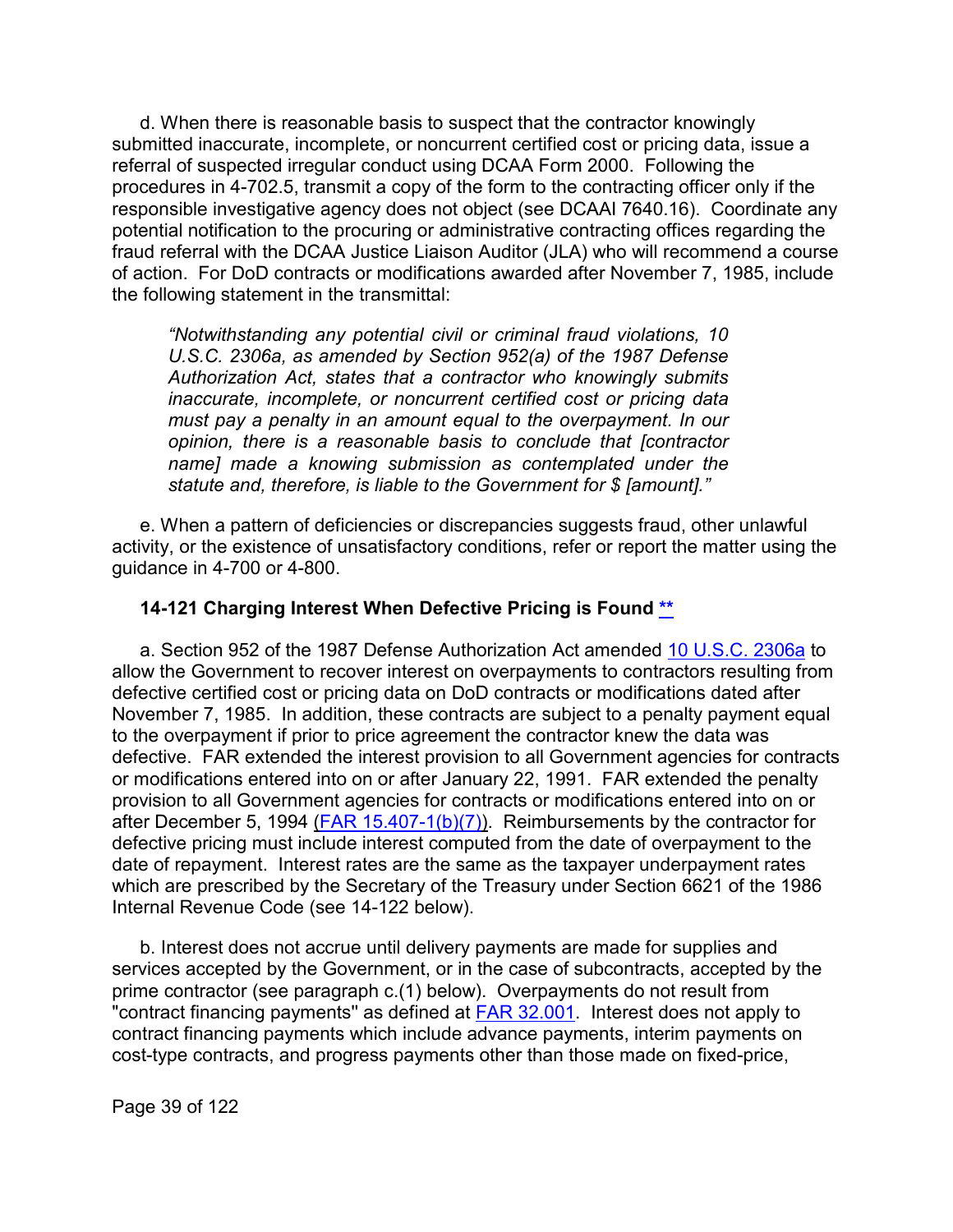d. When there is reasonable basis to suspect that the contractor knowingly submitted inaccurate, incomplete, or noncurrent certified cost or pricing data, issue a referral of suspected irregular conduct using DCAA Form 2000. Following the procedures in 4-702.5, transmit a copy of the form to the contracting officer only if the responsible investigative agency does not object (see DCAAI 7640.16). Coordinate any potential notification to the procuring or administrative contracting offices regarding the fraud referral with the DCAA Justice Liaison Auditor (JLA) who will recommend a course of action. For DoD contracts or modifications awarded after November 7, 1985, include the following statement in the transmittal:

> *"Notwithstanding any potential civil or criminal fraud violations, 10 U.S.C. 2306a, as amended by Section 952(a) of the 1987 Defense Authorization Act, states that a contractor who knowingly submits inaccurate, incomplete, or noncurrent certified cost or pricing data must pay a penalty in an amount equal to the overpayment. In our opinion, there is a reasonable basis to conclude that [contractor name] made a knowing submission as contemplated under the statute and, therefore, is liable to the Government for $ [amount]."*

e. When a pattern of deficiencies or discrepancies suggests fraud, other unlawful activity, or the existence of unsatisfactory conditions, refer or report the matter using the guidance in 4-700 or 4-800.

### 14-121 Charging Interest When Defective Pricing is Found **

a. Section 952 of the 1987 Defense Authorization Act amended 10 U.S.C. 2306a to allow the Government to recover interest on overpayments to contractors resulting from defective certified cost or pricing data on DoD contracts or modifications dated after November 7, 1985. In addition, these contracts are subject to a penalty payment equal to the overpayment if prior to price agreement the contractor knew the data was defective. FAR extended the interest provision to all Government agencies for contracts or modifications entered into on or after January 22, 1991. FAR extended the penalty provision to all Government agencies for contracts or modifications entered into on or after December 5, 1994 (FAR 15.407-1(b)(7)). Reimbursements by the contractor for defective pricing must include interest computed from the date of overpayment to the date of repayment. Interest rates are the same as the taxpayer underpayment rates which are prescribed by the Secretary of the Treasury under Section 6621 of the 1986 Internal Revenue Code (see 14-122 below).

b. Interest does not accrue until delivery payments are made for supplies and services accepted by the Government, or in the case of subcontracts, accepted by the prime contractor (see paragraph c.(1) below). Overpayments do not result from "contract financing payments" as defined at FAR 32.001. Interest does not apply to contract financing payments which include advance payments, interim payments on cost-type contracts, and progress payments other than those made on fixed-price,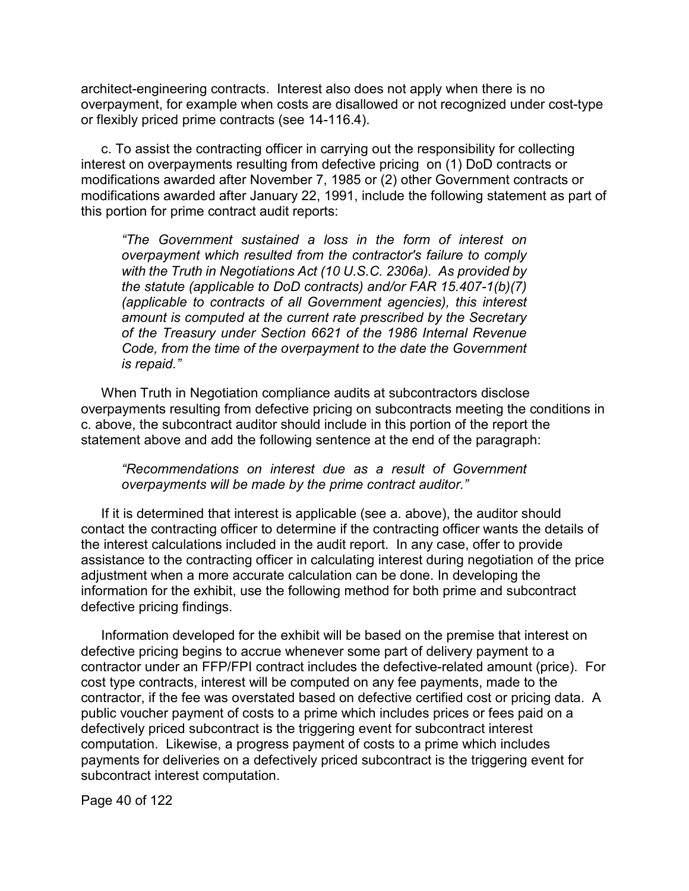architect-engineering contracts. Interest also does not apply when there is no overpayment, for example when costs are disallowed or not recognized under cost-type or flexibly priced prime contracts (see 14-116.4).

c. To assist the contracting officer in carrying out the responsibility for collecting interest on overpayments resulting from defective pricing on (1) DoD contracts or modifications awarded after November 7, 1985 or (2) other Government contracts or modifications awarded after January 22, 1991, include the following statement as part of this portion for prime contract audit reports:

> *"The Government sustained a loss in the form of interest on overpayment which resulted from the contractor's failure to comply with the Truth in Negotiations Act (10 U.S.C. 2306a). As provided by the statute (applicable to DoD contracts) and/or FAR 15.407-1(b)(7) (applicable to contracts of all Government agencies), this interest amount is computed at the current rate prescribed by the Secretary of the Treasury under Section 6621 of the 1986 Internal Revenue Code, from the time of the overpayment to the date the Government is repaid."*

When Truth in Negotiation compliance audits at subcontractors disclose overpayments resulting from defective pricing on subcontracts meeting the conditions in c. above, the subcontract auditor should include in this portion of the report the statement above and add the following sentence at the end of the paragraph:

> *"Recommendations on interest due as a result of Government overpayments will be made by the prime contract auditor."*

If it is determined that interest is applicable (see a. above), the auditor should contact the contracting officer to determine if the contracting officer wants the details of the interest calculations included in the audit report. In any case, offer to provide assistance to the contracting officer in calculating interest during negotiation of the price adjustment when a more accurate calculation can be done. In developing the information for the exhibit, use the following method for both prime and subcontract defective pricing findings.

Information developed for the exhibit will be based on the premise that interest on defective pricing begins to accrue whenever some part of delivery payment to a contractor under an FFP/FPI contract includes the defective-related amount (price). For cost type contracts, interest will be computed on any fee payments, made to the contractor, if the fee was overstated based on defective certified cost or pricing data. A public voucher payment of costs to a prime which includes prices or fees paid on a defectively priced subcontract is the triggering event for subcontract interest computation. Likewise, a progress payment of costs to a prime which includes payments for deliveries on a defectively priced subcontract is the triggering event for subcontract interest computation.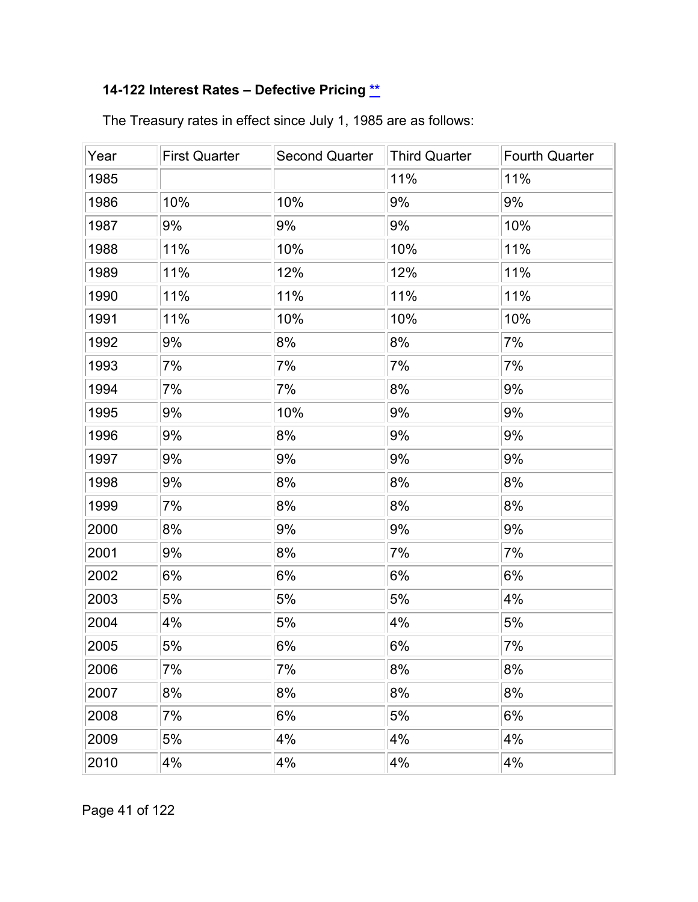### 14-122 Interest Rates – Defective Pricing **

The Treasury rates in effect since July 1, 1985 are as follows:

| Year | First Quarter | Second Quarter | Third Quarter | Fourth Quarter |
| --- | --- | --- | --- | --- |
| 1985 | | | 11% | 11% |
| 1986 | 10% | 10% | 9% | 9% |
| 1987 | 9% | 9% | 9% | 10% |
| 1988 | 11% | 10% | 10% | 11% |
| 1989 | 11% | 12% | 12% | 11% |
| 1990 | 11% | 11% | 11% | 11% |
| 1991 | 11% | 10% | 10% | 10% |
| 1992 | 9% | 8% | 8% | 7% |
| 1993 | 7% | 7% | 7% | 7% |
| 1994 | 7% | 7% | 8% | 9% |
| 1995 | 9% | 10% | 9% | 9% |
| 1996 | 9% | 8% | 9% | 9% |
| 1997 | 9% | 9% | 9% | 9% |
| 1998 | 9% | 8% | 8% | 8% |
| 1999 | 7% | 8% | 8% | 8% |
| 2000 | 8% | 9% | 9% | 9% |
| 2001 | 9% | 8% | 7% | 7% |
| 2002 | 6% | 6% | 6% | 6% |
| 2003 | 5% | 5% | 5% | 4% |
| 2004 | 4% | 5% | 4% | 5% |
| 2005 | 5% | 6% | 6% | 7% |
| 2006 | 7% | 7% | 8% | 8% |
| 2007 | 8% | 8% | 8% | 8% |
| 2008 | 7% | 6% | 5% | 6% |
| 2009 | 5% | 4% | 4% | 4% |
| 2010 | 4% | 4% | 4% | 4% |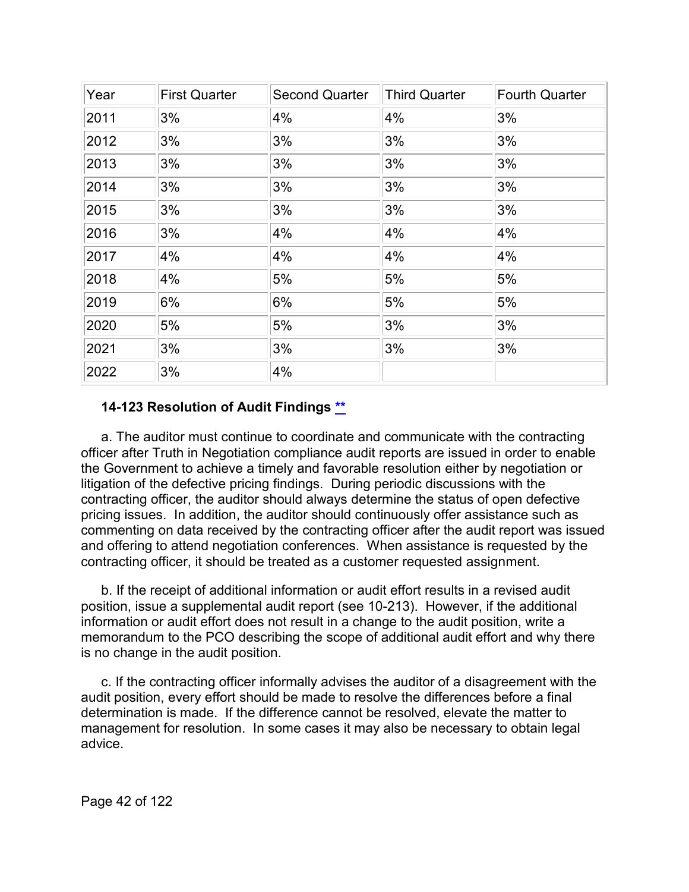| Year | First Quarter | Second Quarter | Third Quarter | Fourth Quarter |
|---|---|---|---|---|
| 2011 | 3% | 4% | 4% | 3% |
| 2012 | 3% | 3% | 3% | 3% |
| 2013 | 3% | 3% | 3% | 3% |
| 2014 | 3% | 3% | 3% | 3% |
| 2015 | 3% | 3% | 3% | 3% |
| 2016 | 3% | 4% | 4% | 4% |
| 2017 | 4% | 4% | 4% | 4% |
| 2018 | 4% | 5% | 5% | 5% |
| 2019 | 6% | 6% | 5% | 5% |
| 2020 | 5% | 5% | 3% | 3% |
| 2021 | 3% | 3% | 3% | 3% |
| 2022 | 3% | 4% | | |

### 14-123 Resolution of Audit Findings **

a. The auditor must continue to coordinate and communicate with the contracting officer after Truth in Negotiation compliance audit reports are issued in order to enable the Government to achieve a timely and favorable resolution either by negotiation or litigation of the defective pricing findings. During periodic discussions with the contracting officer, the auditor should always determine the status of open defective pricing issues. In addition, the auditor should continuously offer assistance such as commenting on data received by the contracting officer after the audit report was issued and offering to attend negotiation conferences. When assistance is requested by the contracting officer, it should be treated as a customer requested assignment.

b. If the receipt of additional information or audit effort results in a revised audit position, issue a supplemental audit report (see 10-213). However, if the additional information or audit effort does not result in a change to the audit position, write a memorandum to the PCO describing the scope of additional audit effort and why there is no change in the audit position.

c. If the contracting officer informally advises the auditor of a disagreement with the audit position, every effort should be made to resolve the differences before a final determination is made. If the difference cannot be resolved, elevate the matter to management for resolution. In some cases it may also be necessary to obtain legal advice.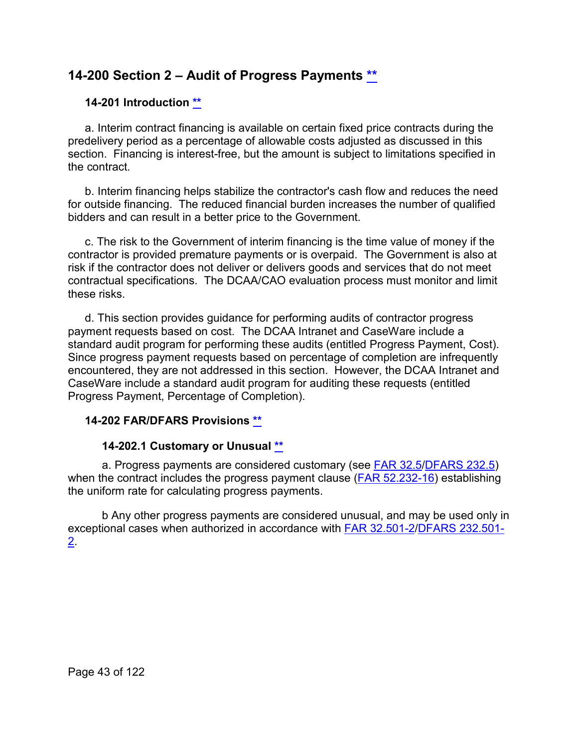## 14-200 Section 2 – Audit of Progress Payments **

### 14-201 Introduction **

a. Interim contract financing is available on certain fixed price contracts during the predelivery period as a percentage of allowable costs adjusted as discussed in this section. Financing is interest-free, but the amount is subject to limitations specified in the contract.

b. Interim financing helps stabilize the contractor's cash flow and reduces the need for outside financing. The reduced financial burden increases the number of qualified bidders and can result in a better price to the Government.

c. The risk to the Government of interim financing is the time value of money if the contractor is provided premature payments or is overpaid. The Government is also at risk if the contractor does not deliver or delivers goods and services that do not meet contractual specifications. The DCAA/CAO evaluation process must monitor and limit these risks.

d. This section provides guidance for performing audits of contractor progress payment requests based on cost. The DCAA Intranet and CaseWare include a standard audit program for performing these audits (entitled Progress Payment, Cost). Since progress payment requests based on percentage of completion are infrequently encountered, they are not addressed in this section. However, the DCAA Intranet and CaseWare include a standard audit program for auditing these requests (entitled Progress Payment, Percentage of Completion).

### 14-202 FAR/DFARS Provisions **

#### 14-202.1 Customary or Unusual **

a. Progress payments are considered customary (see FAR 32.5/DFARS 232.5) when the contract includes the progress payment clause (FAR 52.232-16) establishing the uniform rate for calculating progress payments.

b Any other progress payments are considered unusual, and may be used only in exceptional cases when authorized in accordance with FAR 32.501-2/DFARS 232.501-2.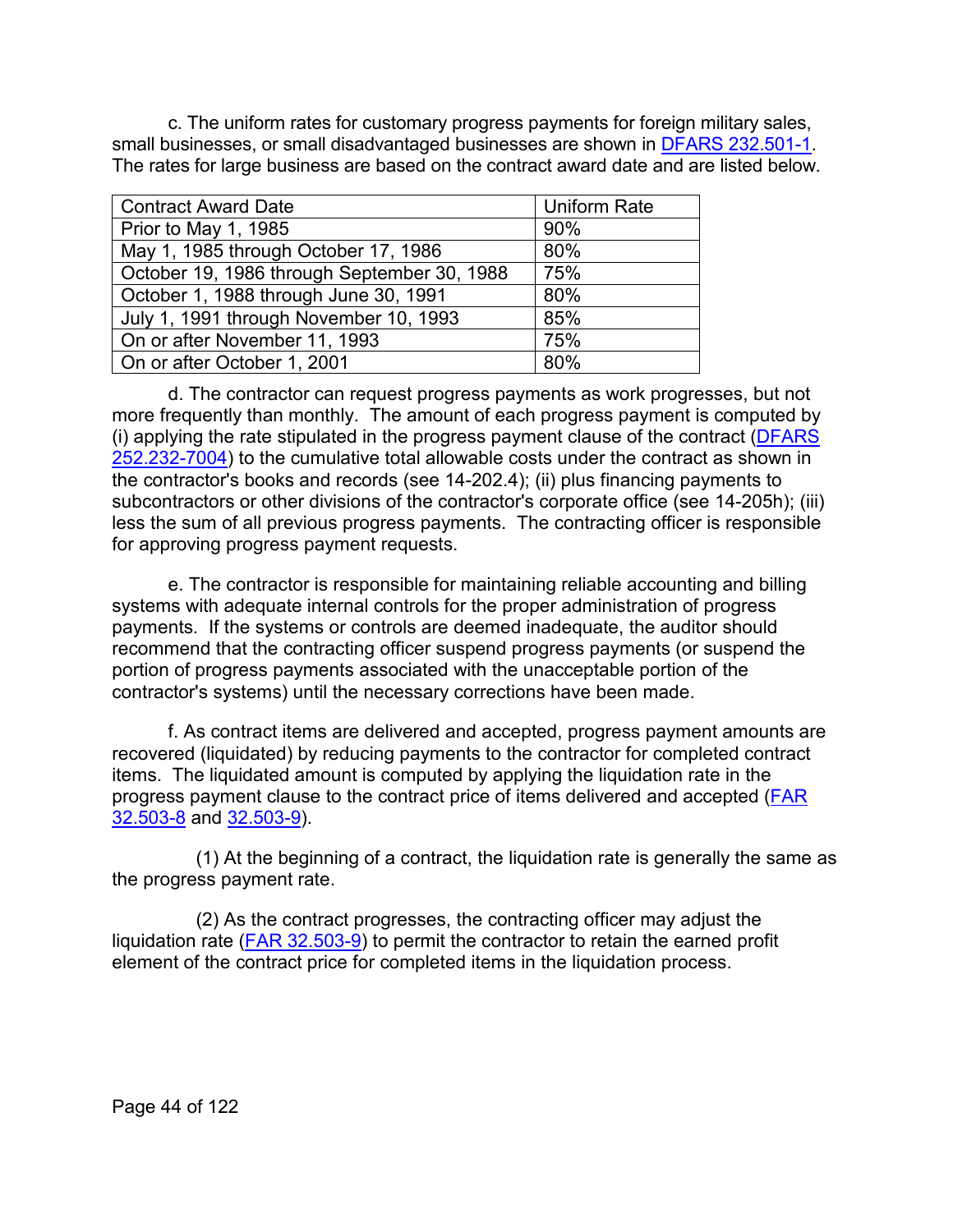c. The uniform rates for customary progress payments for foreign military sales, small businesses, or small disadvantaged businesses are shown in DFARS 232.501-1. The rates for large business are based on the contract award date and are listed below.

| Contract Award Date | Uniform Rate |
|---|---|
| Prior to May 1, 1985 | 90% |
| May 1, 1985 through October 17, 1986 | 80% |
| October 19, 1986 through September 30, 1988 | 75% |
| October 1, 1988 through June 30, 1991 | 80% |
| July 1, 1991 through November 10, 1993 | 85% |
| On or after November 11, 1993 | 75% |
| On or after October 1, 2001 | 80% |

d. The contractor can request progress payments as work progresses, but not more frequently than monthly. The amount of each progress payment is computed by (i) applying the rate stipulated in the progress payment clause of the contract (DFARS 252.232-7004) to the cumulative total allowable costs under the contract as shown in the contractor's books and records (see 14-202.4); (ii) plus financing payments to subcontractors or other divisions of the contractor's corporate office (see 14-205h); (iii) less the sum of all previous progress payments. The contracting officer is responsible for approving progress payment requests.

e. The contractor is responsible for maintaining reliable accounting and billing systems with adequate internal controls for the proper administration of progress payments. If the systems or controls are deemed inadequate, the auditor should recommend that the contracting officer suspend progress payments (or suspend the portion of progress payments associated with the unacceptable portion of the contractor's systems) until the necessary corrections have been made.

f. As contract items are delivered and accepted, progress payment amounts are recovered (liquidated) by reducing payments to the contractor for completed contract items. The liquidated amount is computed by applying the liquidation rate in the progress payment clause to the contract price of items delivered and accepted (FAR 32.503-8 and 32.503-9).

(1) At the beginning of a contract, the liquidation rate is generally the same as the progress payment rate.

(2) As the contract progresses, the contracting officer may adjust the liquidation rate (FAR 32.503-9) to permit the contractor to retain the earned profit element of the contract price for completed items in the liquidation process.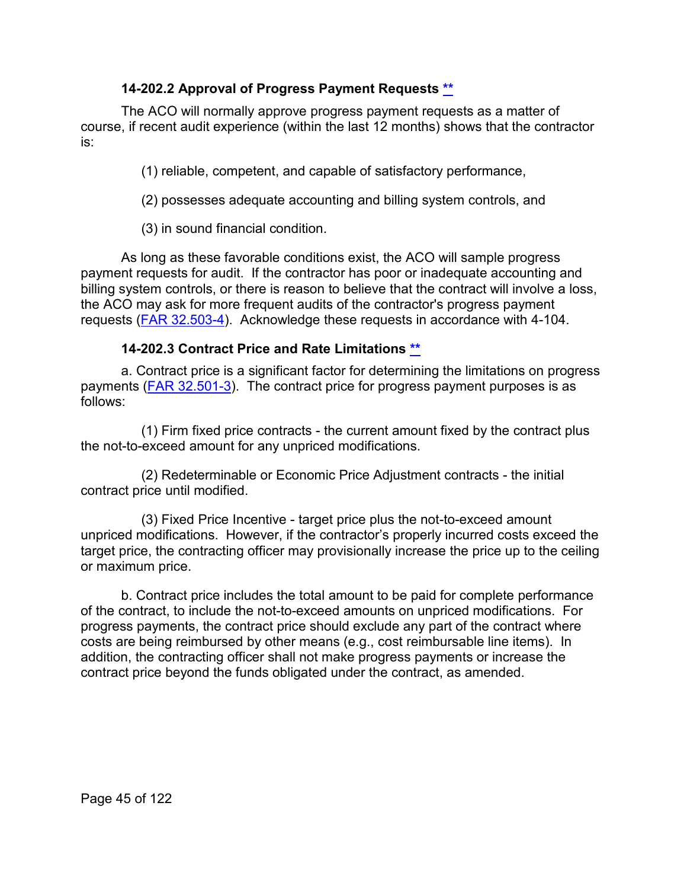### 14-202.2 Approval of Progress Payment Requests **

The ACO will normally approve progress payment requests as a matter of course, if recent audit experience (within the last 12 months) shows that the contractor is:

(1) reliable, competent, and capable of satisfactory performance,

(2) possesses adequate accounting and billing system controls, and

(3) in sound financial condition.

As long as these favorable conditions exist, the ACO will sample progress payment requests for audit. If the contractor has poor or inadequate accounting and billing system controls, or there is reason to believe that the contract will involve a loss, the ACO may ask for more frequent audits of the contractor's progress payment requests (FAR 32.503-4). Acknowledge these requests in accordance with 4-104.

### 14-202.3 Contract Price and Rate Limitations **

a. Contract price is a significant factor for determining the limitations on progress payments (FAR 32.501-3). The contract price for progress payment purposes is as follows:

(1) Firm fixed price contracts - the current amount fixed by the contract plus the not-to-exceed amount for any unpriced modifications.

(2) Redeterminable or Economic Price Adjustment contracts - the initial contract price until modified.

(3) Fixed Price Incentive - target price plus the not-to-exceed amount unpriced modifications. However, if the contractor's properly incurred costs exceed the target price, the contracting officer may provisionally increase the price up to the ceiling or maximum price.

b. Contract price includes the total amount to be paid for complete performance of the contract, to include the not-to-exceed amounts on unpriced modifications. For progress payments, the contract price should exclude any part of the contract where costs are being reimbursed by other means (e.g., cost reimbursable line items). In addition, the contracting officer shall not make progress payments or increase the contract price beyond the funds obligated under the contract, as amended.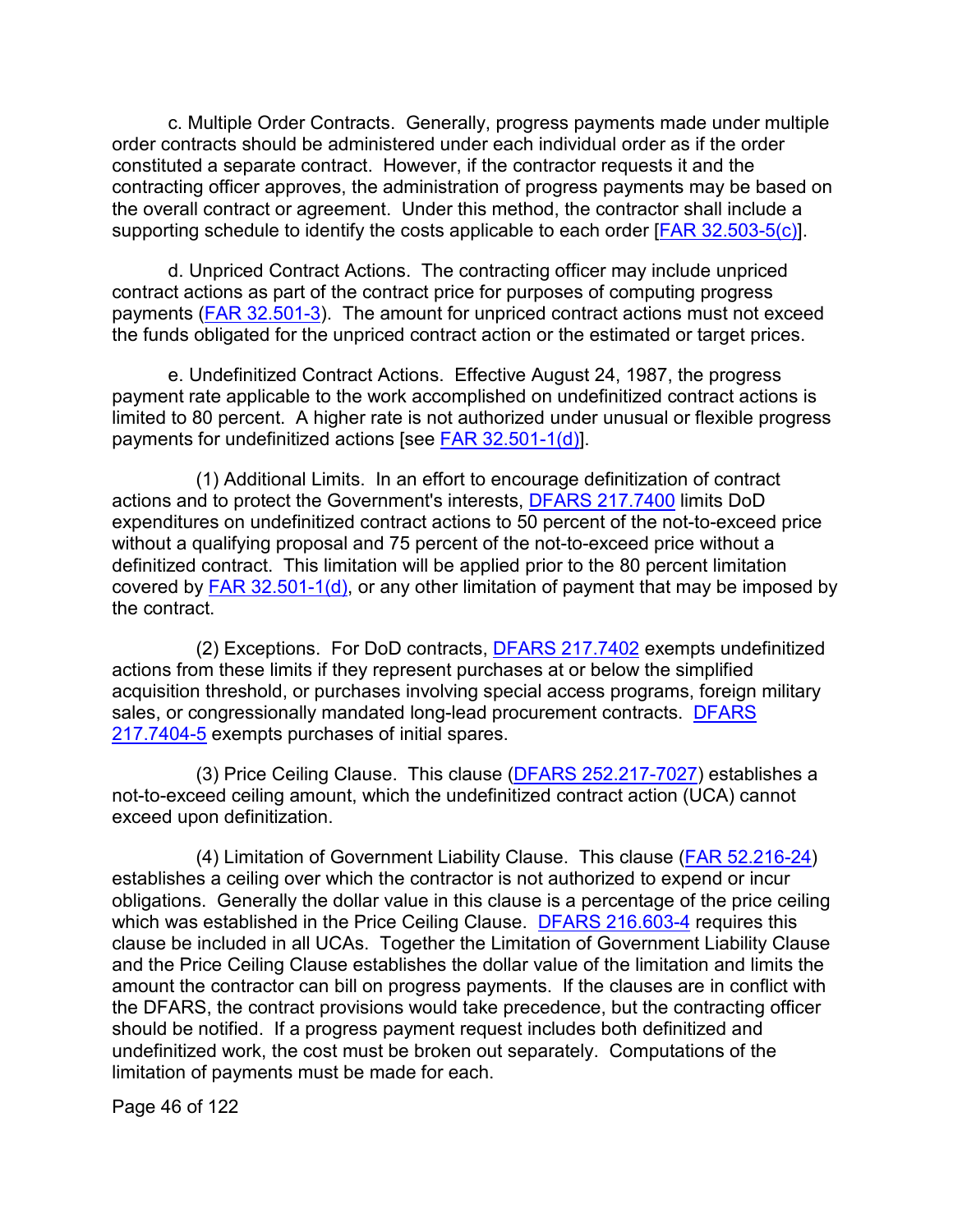c. Multiple Order Contracts. Generally, progress payments made under multiple order contracts should be administered under each individual order as if the order constituted a separate contract. However, if the contractor requests it and the contracting officer approves, the administration of progress payments may be based on the overall contract or agreement. Under this method, the contractor shall include a supporting schedule to identify the costs applicable to each order [FAR 32.503-5(c)].

d. Unpriced Contract Actions. The contracting officer may include unpriced contract actions as part of the contract price for purposes of computing progress payments (FAR 32.501-3). The amount for unpriced contract actions must not exceed the funds obligated for the unpriced contract action or the estimated or target prices.

e. Undefinitized Contract Actions. Effective August 24, 1987, the progress payment rate applicable to the work accomplished on undefinitized contract actions is limited to 80 percent. A higher rate is not authorized under unusual or flexible progress payments for undefinitized actions [see FAR 32.501-1(d)].

(1) Additional Limits. In an effort to encourage definitization of contract actions and to protect the Government's interests, DFARS 217.7400 limits DoD expenditures on undefinitized contract actions to 50 percent of the not-to-exceed price without a qualifying proposal and 75 percent of the not-to-exceed price without a definitized contract. This limitation will be applied prior to the 80 percent limitation covered by FAR 32.501-1(d), or any other limitation of payment that may be imposed by the contract.

(2) Exceptions. For DoD contracts, DFARS 217.7402 exempts undefinitized actions from these limits if they represent purchases at or below the simplified acquisition threshold, or purchases involving special access programs, foreign military sales, or congressionally mandated long-lead procurement contracts. DFARS 217.7404-5 exempts purchases of initial spares.

(3) Price Ceiling Clause. This clause (DFARS 252.217-7027) establishes a not-to-exceed ceiling amount, which the undefinitized contract action (UCA) cannot exceed upon definitization.

(4) Limitation of Government Liability Clause. This clause (FAR 52.216-24) establishes a ceiling over which the contractor is not authorized to expend or incur obligations. Generally the dollar value in this clause is a percentage of the price ceiling which was established in the Price Ceiling Clause. DFARS 216.603-4 requires this clause be included in all UCAs. Together the Limitation of Government Liability Clause and the Price Ceiling Clause establishes the dollar value of the limitation and limits the amount the contractor can bill on progress payments. If the clauses are in conflict with the DFARS, the contract provisions would take precedence, but the contracting officer should be notified. If a progress payment request includes both definitized and undefinitized work, the cost must be broken out separately. Computations of the limitation of payments must be made for each.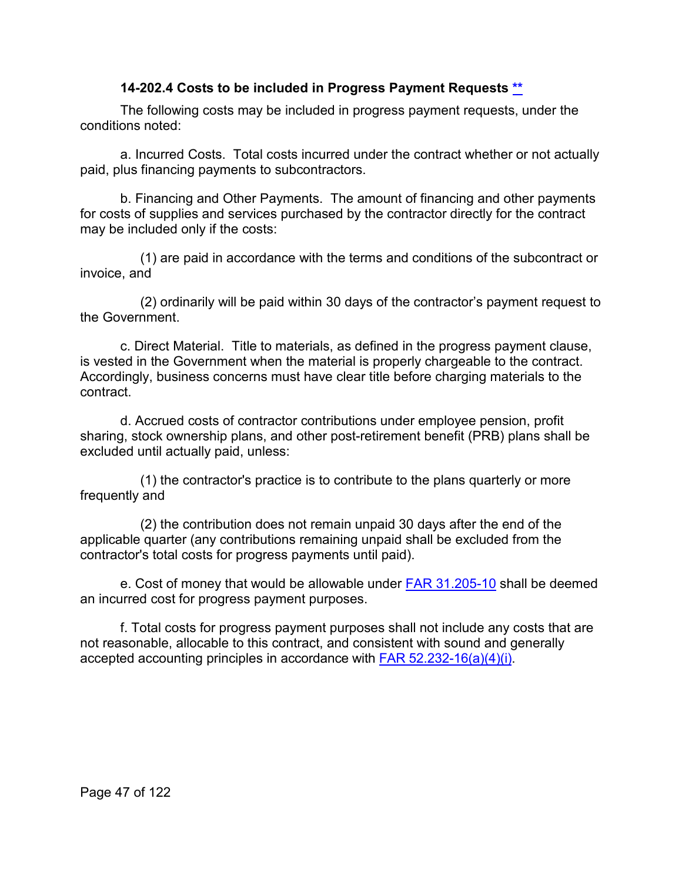### 14-202.4 Costs to be included in Progress Payment Requests **

The following costs may be included in progress payment requests, under the conditions noted:

a. Incurred Costs. Total costs incurred under the contract whether or not actually paid, plus financing payments to subcontractors.

b. Financing and Other Payments. The amount of financing and other payments for costs of supplies and services purchased by the contractor directly for the contract may be included only if the costs:

(1) are paid in accordance with the terms and conditions of the subcontract or invoice, and

(2) ordinarily will be paid within 30 days of the contractor's payment request to the Government.

c. Direct Material. Title to materials, as defined in the progress payment clause, is vested in the Government when the material is properly chargeable to the contract. Accordingly, business concerns must have clear title before charging materials to the contract.

d. Accrued costs of contractor contributions under employee pension, profit sharing, stock ownership plans, and other post-retirement benefit (PRB) plans shall be excluded until actually paid, unless:

(1) the contractor's practice is to contribute to the plans quarterly or more frequently and

(2) the contribution does not remain unpaid 30 days after the end of the applicable quarter (any contributions remaining unpaid shall be excluded from the contractor's total costs for progress payments until paid).

e. Cost of money that would be allowable under FAR 31.205-10 shall be deemed an incurred cost for progress payment purposes.

f. Total costs for progress payment purposes shall not include any costs that are not reasonable, allocable to this contract, and consistent with sound and generally accepted accounting principles in accordance with FAR 52.232-16(a)(4)(i).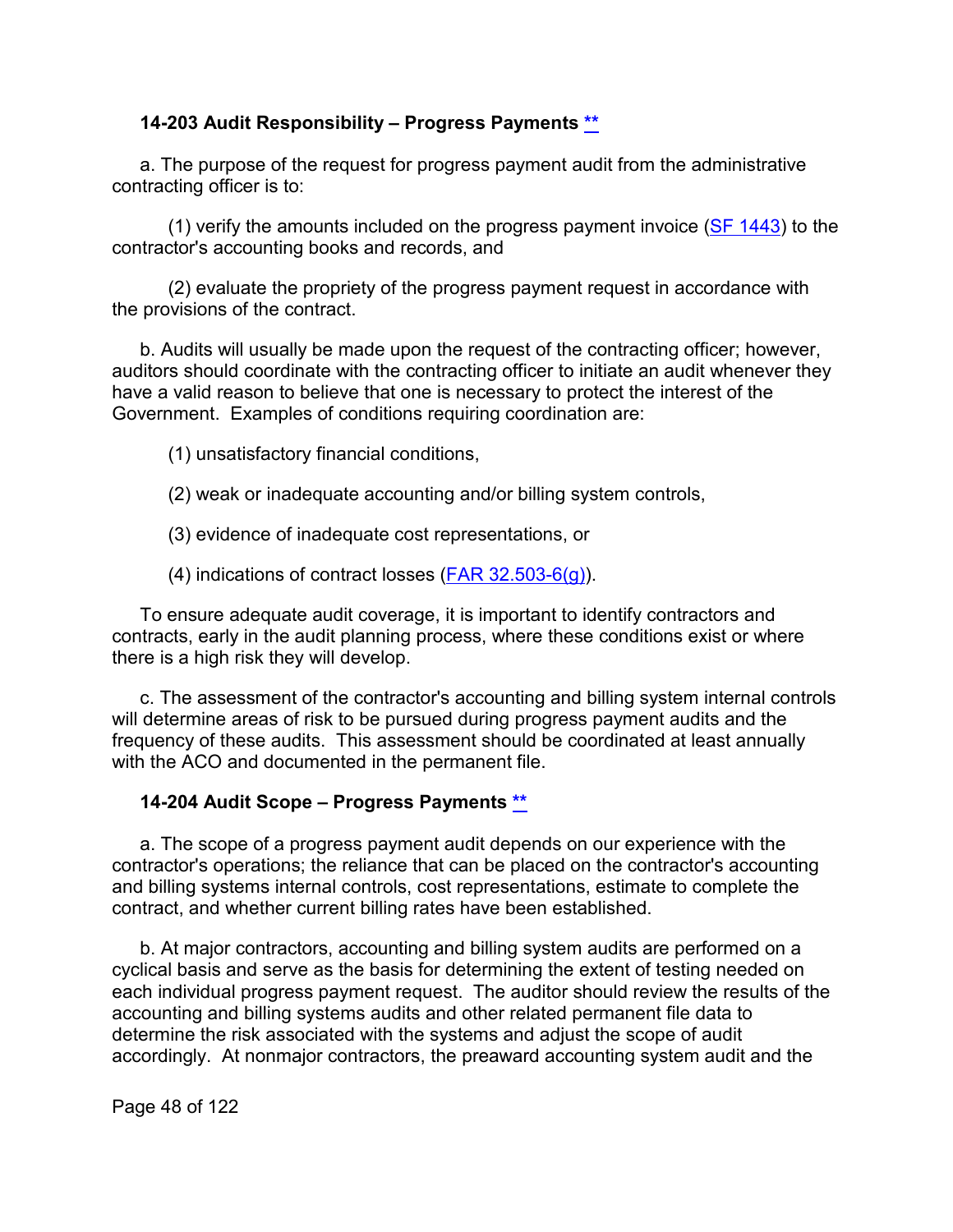### 14-203 Audit Responsibility – Progress Payments **

a. The purpose of the request for progress payment audit from the administrative contracting officer is to:

(1) verify the amounts included on the progress payment invoice (SF 1443) to the contractor's accounting books and records, and

(2) evaluate the propriety of the progress payment request in accordance with the provisions of the contract.

b. Audits will usually be made upon the request of the contracting officer; however, auditors should coordinate with the contracting officer to initiate an audit whenever they have a valid reason to believe that one is necessary to protect the interest of the Government. Examples of conditions requiring coordination are:

(1) unsatisfactory financial conditions,

(2) weak or inadequate accounting and/or billing system controls,

(3) evidence of inadequate cost representations, or

(4) indications of contract losses (FAR 32.503-6(g)).

To ensure adequate audit coverage, it is important to identify contractors and contracts, early in the audit planning process, where these conditions exist or where there is a high risk they will develop.

c. The assessment of the contractor's accounting and billing system internal controls will determine areas of risk to be pursued during progress payment audits and the frequency of these audits. This assessment should be coordinated at least annually with the ACO and documented in the permanent file.

### 14-204 Audit Scope – Progress Payments **

a. The scope of a progress payment audit depends on our experience with the contractor's operations; the reliance that can be placed on the contractor's accounting and billing systems internal controls, cost representations, estimate to complete the contract, and whether current billing rates have been established.

b. At major contractors, accounting and billing system audits are performed on a cyclical basis and serve as the basis for determining the extent of testing needed on each individual progress payment request. The auditor should review the results of the accounting and billing systems audits and other related permanent file data to determine the risk associated with the systems and adjust the scope of audit accordingly. At nonmajor contractors, the preaward accounting system audit and the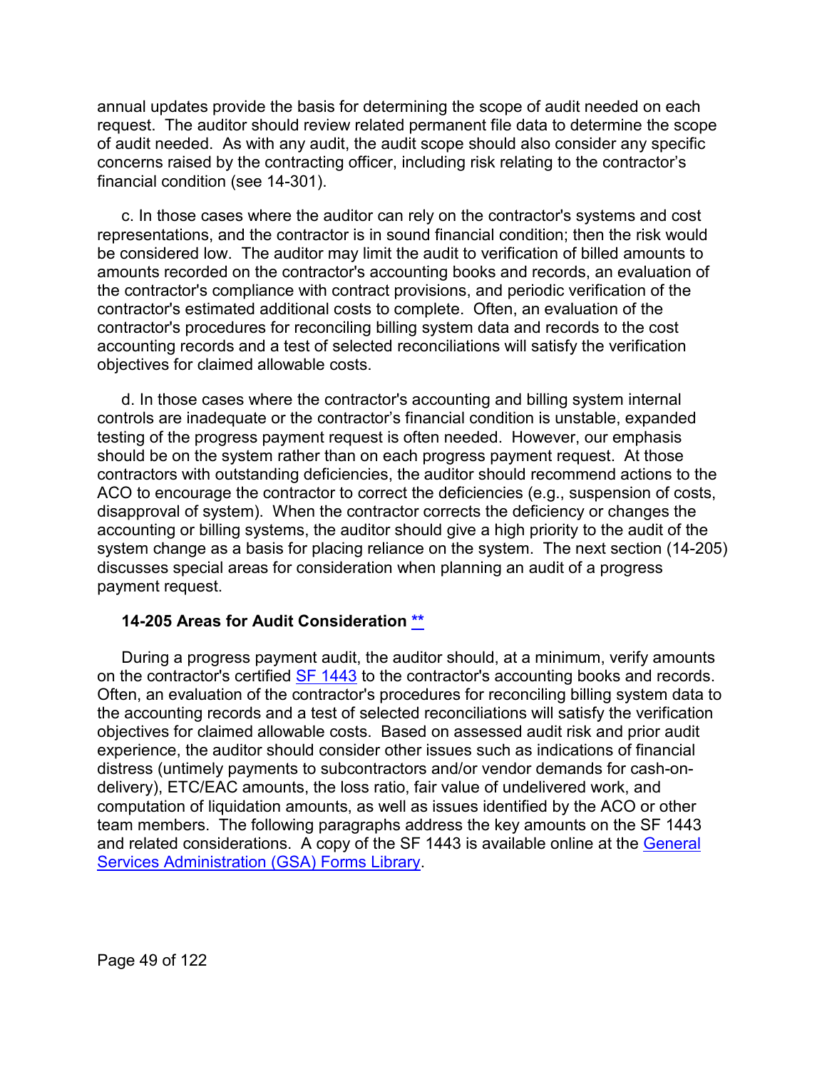annual updates provide the basis for determining the scope of audit needed on each request. The auditor should review related permanent file data to determine the scope of audit needed. As with any audit, the audit scope should also consider any specific concerns raised by the contracting officer, including risk relating to the contractor's financial condition (see 14-301).

c. In those cases where the auditor can rely on the contractor's systems and cost representations, and the contractor is in sound financial condition; then the risk would be considered low. The auditor may limit the audit to verification of billed amounts to amounts recorded on the contractor's accounting books and records, an evaluation of the contractor's compliance with contract provisions, and periodic verification of the contractor's estimated additional costs to complete. Often, an evaluation of the contractor's procedures for reconciling billing system data and records to the cost accounting records and a test of selected reconciliations will satisfy the verification objectives for claimed allowable costs.

d. In those cases where the contractor's accounting and billing system internal controls are inadequate or the contractor's financial condition is unstable, expanded testing of the progress payment request is often needed. However, our emphasis should be on the system rather than on each progress payment request. At those contractors with outstanding deficiencies, the auditor should recommend actions to the ACO to encourage the contractor to correct the deficiencies (e.g., suspension of costs, disapproval of system). When the contractor corrects the deficiency or changes the accounting or billing systems, the auditor should give a high priority to the audit of the system change as a basis for placing reliance on the system. The next section (14-205) discusses special areas for consideration when planning an audit of a progress payment request.

### 14-205 Areas for Audit Consideration **

During a progress payment audit, the auditor should, at a minimum, verify amounts on the contractor's certified SF 1443 to the contractor's accounting books and records. Often, an evaluation of the contractor's procedures for reconciling billing system data to the accounting records and a test of selected reconciliations will satisfy the verification objectives for claimed allowable costs. Based on assessed audit risk and prior audit experience, the auditor should consider other issues such as indications of financial distress (untimely payments to subcontractors and/or vendor demands for cash-on-delivery), ETC/EAC amounts, the loss ratio, fair value of undelivered work, and computation of liquidation amounts, as well as issues identified by the ACO or other team members. The following paragraphs address the key amounts on the SF 1443 and related considerations. A copy of the SF 1443 is available online at the General Services Administration (GSA) Forms Library.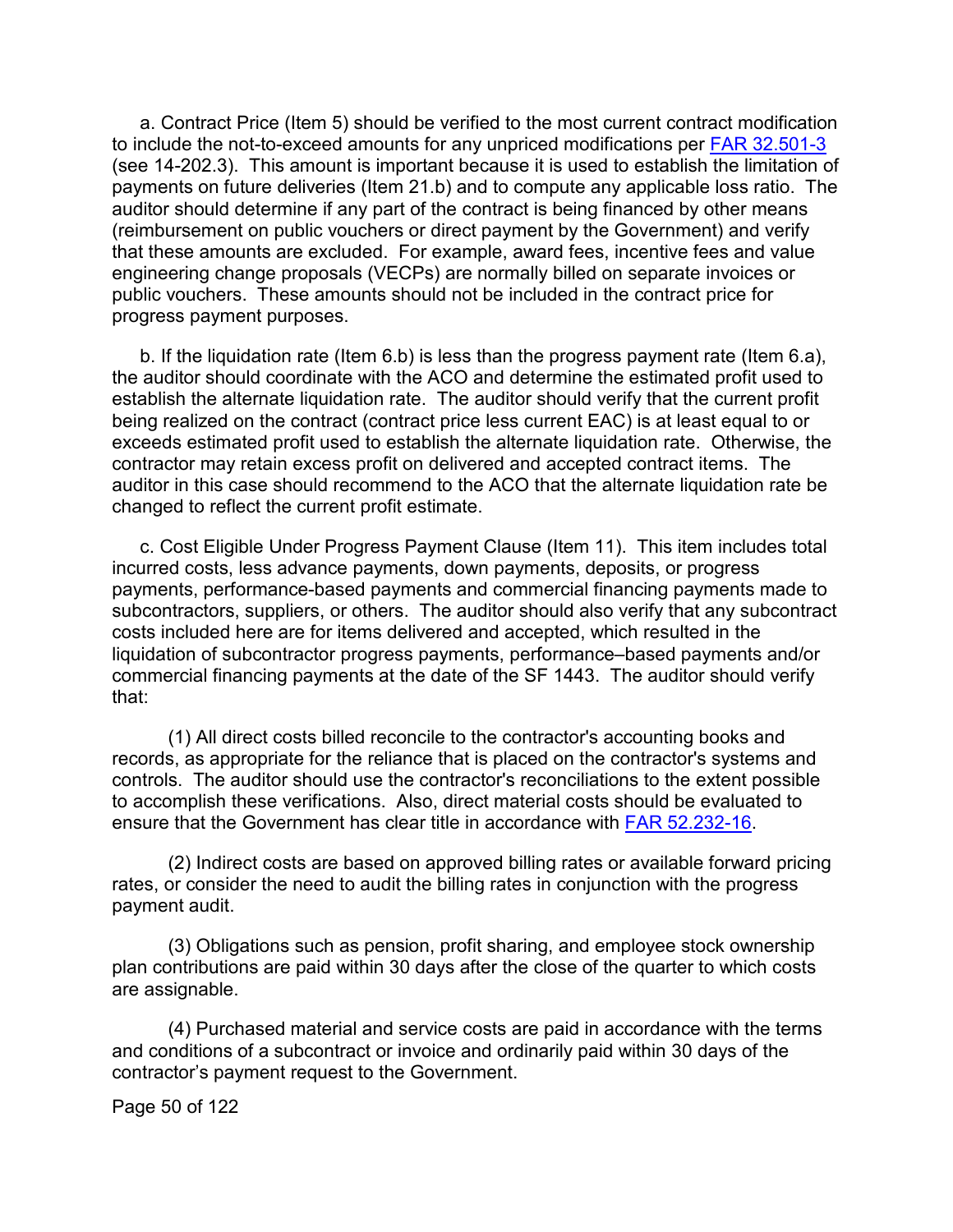a. Contract Price (Item 5) should be verified to the most current contract modification to include the not-to-exceed amounts for any unpriced modifications per FAR 32.501-3 (see 14-202.3). This amount is important because it is used to establish the limitation of payments on future deliveries (Item 21.b) and to compute any applicable loss ratio. The auditor should determine if any part of the contract is being financed by other means (reimbursement on public vouchers or direct payment by the Government) and verify that these amounts are excluded. For example, award fees, incentive fees and value engineering change proposals (VECPs) are normally billed on separate invoices or public vouchers. These amounts should not be included in the contract price for progress payment purposes.

b. If the liquidation rate (Item 6.b) is less than the progress payment rate (Item 6.a), the auditor should coordinate with the ACO and determine the estimated profit used to establish the alternate liquidation rate. The auditor should verify that the current profit being realized on the contract (contract price less current EAC) is at least equal to or exceeds estimated profit used to establish the alternate liquidation rate. Otherwise, the contractor may retain excess profit on delivered and accepted contract items. The auditor in this case should recommend to the ACO that the alternate liquidation rate be changed to reflect the current profit estimate.

c. Cost Eligible Under Progress Payment Clause (Item 11). This item includes total incurred costs, less advance payments, down payments, deposits, or progress payments, performance-based payments and commercial financing payments made to subcontractors, suppliers, or others. The auditor should also verify that any subcontract costs included here are for items delivered and accepted, which resulted in the liquidation of subcontractor progress payments, performance–based payments and/or commercial financing payments at the date of the SF 1443. The auditor should verify that:

(1) All direct costs billed reconcile to the contractor's accounting books and records, as appropriate for the reliance that is placed on the contractor's systems and controls. The auditor should use the contractor's reconciliations to the extent possible to accomplish these verifications. Also, direct material costs should be evaluated to ensure that the Government has clear title in accordance with FAR 52.232-16.

(2) Indirect costs are based on approved billing rates or available forward pricing rates, or consider the need to audit the billing rates in conjunction with the progress payment audit.

(3) Obligations such as pension, profit sharing, and employee stock ownership plan contributions are paid within 30 days after the close of the quarter to which costs are assignable.

(4) Purchased material and service costs are paid in accordance with the terms and conditions of a subcontract or invoice and ordinarily paid within 30 days of the contractor's payment request to the Government.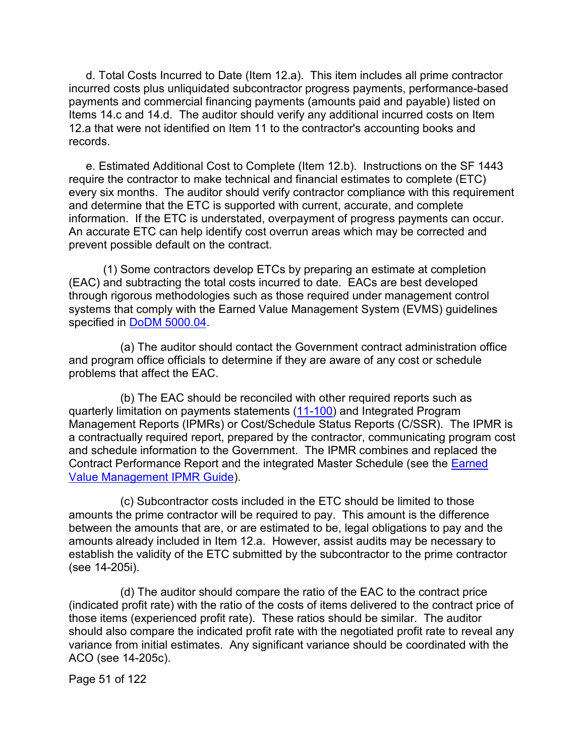d. Total Costs Incurred to Date (Item 12.a). This item includes all prime contractor incurred costs plus unliquidated subcontractor progress payments, performance-based payments and commercial financing payments (amounts paid and payable) listed on Items 14.c and 14.d. The auditor should verify any additional incurred costs on Item 12.a that were not identified on Item 11 to the contractor's accounting books and records.

e. Estimated Additional Cost to Complete (Item 12.b). Instructions on the SF 1443 require the contractor to make technical and financial estimates to complete (ETC) every six months. The auditor should verify contractor compliance with this requirement and determine that the ETC is supported with current, accurate, and complete information. If the ETC is understated, overpayment of progress payments can occur. An accurate ETC can help identify cost overrun areas which may be corrected and prevent possible default on the contract.

(1) Some contractors develop ETCs by preparing an estimate at completion (EAC) and subtracting the total costs incurred to date. EACs are best developed through rigorous methodologies such as those required under management control systems that comply with the Earned Value Management System (EVMS) guidelines specified in DoDM 5000.04.

(a) The auditor should contact the Government contract administration office and program office officials to determine if they are aware of any cost or schedule problems that affect the EAC.

(b) The EAC should be reconciled with other required reports such as quarterly limitation on payments statements (11-100) and Integrated Program Management Reports (IPMRs) or Cost/Schedule Status Reports (C/SSR). The IPMR is a contractually required report, prepared by the contractor, communicating program cost and schedule information to the Government. The IPMR combines and replaced the Contract Performance Report and the integrated Master Schedule (see the Earned Value Management IPMR Guide).

(c) Subcontractor costs included in the ETC should be limited to those amounts the prime contractor will be required to pay. This amount is the difference between the amounts that are, or are estimated to be, legal obligations to pay and the amounts already included in Item 12.a. However, assist audits may be necessary to establish the validity of the ETC submitted by the subcontractor to the prime contractor (see 14-205i).

(d) The auditor should compare the ratio of the EAC to the contract price (indicated profit rate) with the ratio of the costs of items delivered to the contract price of those items (experienced profit rate). These ratios should be similar. The auditor should also compare the indicated profit rate with the negotiated profit rate to reveal any variance from initial estimates. Any significant variance should be coordinated with the ACO (see 14-205c).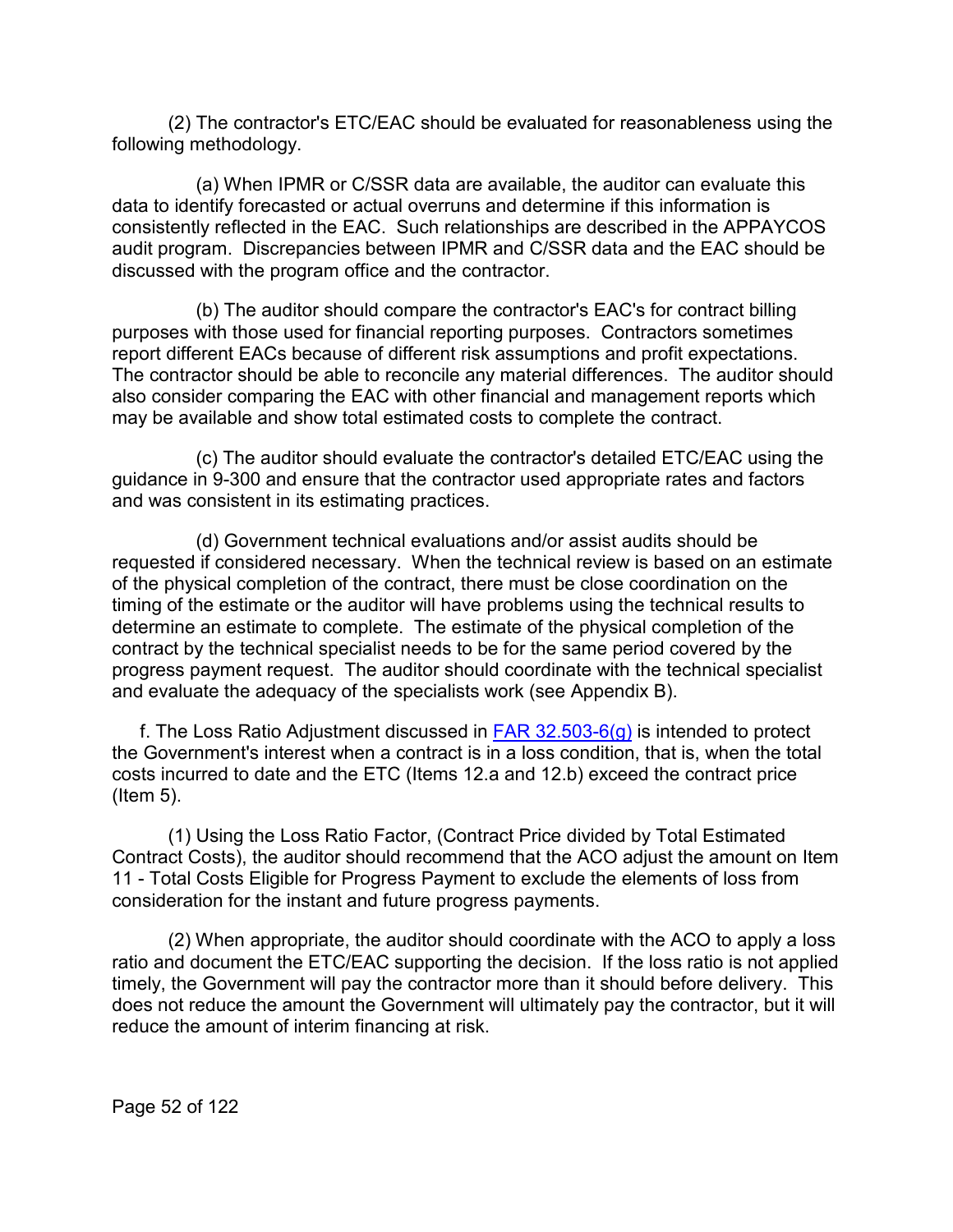(2) The contractor's ETC/EAC should be evaluated for reasonableness using the following methodology.

(a) When IPMR or C/SSR data are available, the auditor can evaluate this data to identify forecasted or actual overruns and determine if this information is consistently reflected in the EAC. Such relationships are described in the APPAYCOS audit program. Discrepancies between IPMR and C/SSR data and the EAC should be discussed with the program office and the contractor.

(b) The auditor should compare the contractor's EAC's for contract billing purposes with those used for financial reporting purposes. Contractors sometimes report different EACs because of different risk assumptions and profit expectations. The contractor should be able to reconcile any material differences. The auditor should also consider comparing the EAC with other financial and management reports which may be available and show total estimated costs to complete the contract.

(c) The auditor should evaluate the contractor's detailed ETC/EAC using the guidance in 9-300 and ensure that the contractor used appropriate rates and factors and was consistent in its estimating practices.

(d) Government technical evaluations and/or assist audits should be requested if considered necessary. When the technical review is based on an estimate of the physical completion of the contract, there must be close coordination on the timing of the estimate or the auditor will have problems using the technical results to determine an estimate to complete. The estimate of the physical completion of the contract by the technical specialist needs to be for the same period covered by the progress payment request. The auditor should coordinate with the technical specialist and evaluate the adequacy of the specialists work (see Appendix B).

f. The Loss Ratio Adjustment discussed in [FAR 32.503-6(g)] is intended to protect the Government's interest when a contract is in a loss condition, that is, when the total costs incurred to date and the ETC (Items 12.a and 12.b) exceed the contract price (Item 5).

(1) Using the Loss Ratio Factor, (Contract Price divided by Total Estimated Contract Costs), the auditor should recommend that the ACO adjust the amount on Item 11 - Total Costs Eligible for Progress Payment to exclude the elements of loss from consideration for the instant and future progress payments.

(2) When appropriate, the auditor should coordinate with the ACO to apply a loss ratio and document the ETC/EAC supporting the decision. If the loss ratio is not applied timely, the Government will pay the contractor more than it should before delivery. This does not reduce the amount the Government will ultimately pay the contractor, but it will reduce the amount of interim financing at risk.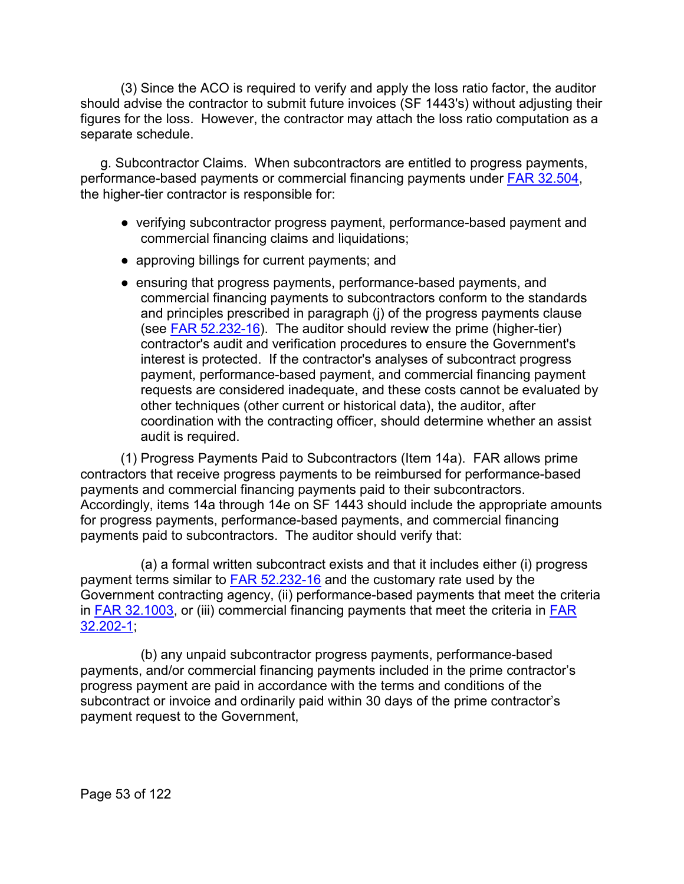(3) Since the ACO is required to verify and apply the loss ratio factor, the auditor should advise the contractor to submit future invoices (SF 1443's) without adjusting their figures for the loss. However, the contractor may attach the loss ratio computation as a separate schedule.

g. Subcontractor Claims. When subcontractors are entitled to progress payments, performance-based payments or commercial financing payments under FAR 32.504, the higher-tier contractor is responsible for:

- verifying subcontractor progress payment, performance-based payment and commercial financing claims and liquidations;
- approving billings for current payments; and
- ensuring that progress payments, performance-based payments, and commercial financing payments to subcontractors conform to the standards and principles prescribed in paragraph (j) of the progress payments clause (see FAR 52.232-16). The auditor should review the prime (higher-tier) contractor's audit and verification procedures to ensure the Government's interest is protected. If the contractor's analyses of subcontract progress payment, performance-based payment, and commercial financing payment requests are considered inadequate, and these costs cannot be evaluated by other techniques (other current or historical data), the auditor, after coordination with the contracting officer, should determine whether an assist audit is required.

(1) Progress Payments Paid to Subcontractors (Item 14a). FAR allows prime contractors that receive progress payments to be reimbursed for performance-based payments and commercial financing payments paid to their subcontractors. Accordingly, items 14a through 14e on SF 1443 should include the appropriate amounts for progress payments, performance-based payments, and commercial financing payments paid to subcontractors. The auditor should verify that:

(a) a formal written subcontract exists and that it includes either (i) progress payment terms similar to FAR 52.232-16 and the customary rate used by the Government contracting agency, (ii) performance-based payments that meet the criteria in FAR 32.1003, or (iii) commercial financing payments that meet the criteria in FAR 32.202-1;

(b) any unpaid subcontractor progress payments, performance-based payments, and/or commercial financing payments included in the prime contractor's progress payment are paid in accordance with the terms and conditions of the subcontract or invoice and ordinarily paid within 30 days of the prime contractor's payment request to the Government,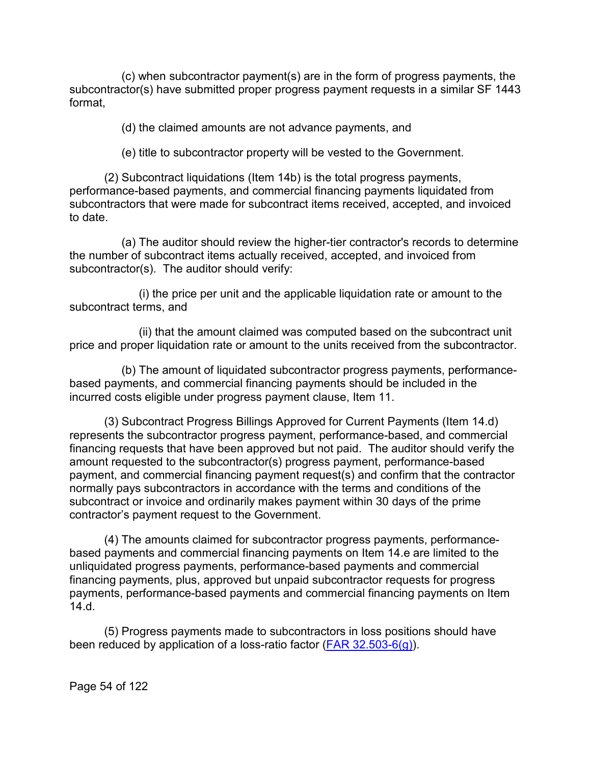(c) when subcontractor payment(s) are in the form of progress payments, the subcontractor(s) have submitted proper progress payment requests in a similar SF 1443 format,

(d) the claimed amounts are not advance payments, and

(e) title to subcontractor property will be vested to the Government.

(2) Subcontract liquidations (Item 14b) is the total progress payments, performance-based payments, and commercial financing payments liquidated from subcontractors that were made for subcontract items received, accepted, and invoiced to date.

(a) The auditor should review the higher-tier contractor's records to determine the number of subcontract items actually received, accepted, and invoiced from subcontractor(s). The auditor should verify:

(i) the price per unit and the applicable liquidation rate or amount to the subcontract terms, and

(ii) that the amount claimed was computed based on the subcontract unit price and proper liquidation rate or amount to the units received from the subcontractor.

(b) The amount of liquidated subcontractor progress payments, performance-based payments, and commercial financing payments should be included in the incurred costs eligible under progress payment clause, Item 11.

(3) Subcontract Progress Billings Approved for Current Payments (Item 14.d) represents the subcontractor progress payment, performance-based, and commercial financing requests that have been approved but not paid. The auditor should verify the amount requested to the subcontractor(s) progress payment, performance-based payment, and commercial financing payment request(s) and confirm that the contractor normally pays subcontractors in accordance with the terms and conditions of the subcontract or invoice and ordinarily makes payment within 30 days of the prime contractor's payment request to the Government.

(4) The amounts claimed for subcontractor progress payments, performance-based payments and commercial financing payments on Item 14.e are limited to the unliquidated progress payments, performance-based payments and commercial financing payments, plus, approved but unpaid subcontractor requests for progress payments, performance-based payments and commercial financing payments on Item 14.d.

(5) Progress payments made to subcontractors in loss positions should have been reduced by application of a loss-ratio factor (FAR 32.503-6(g)).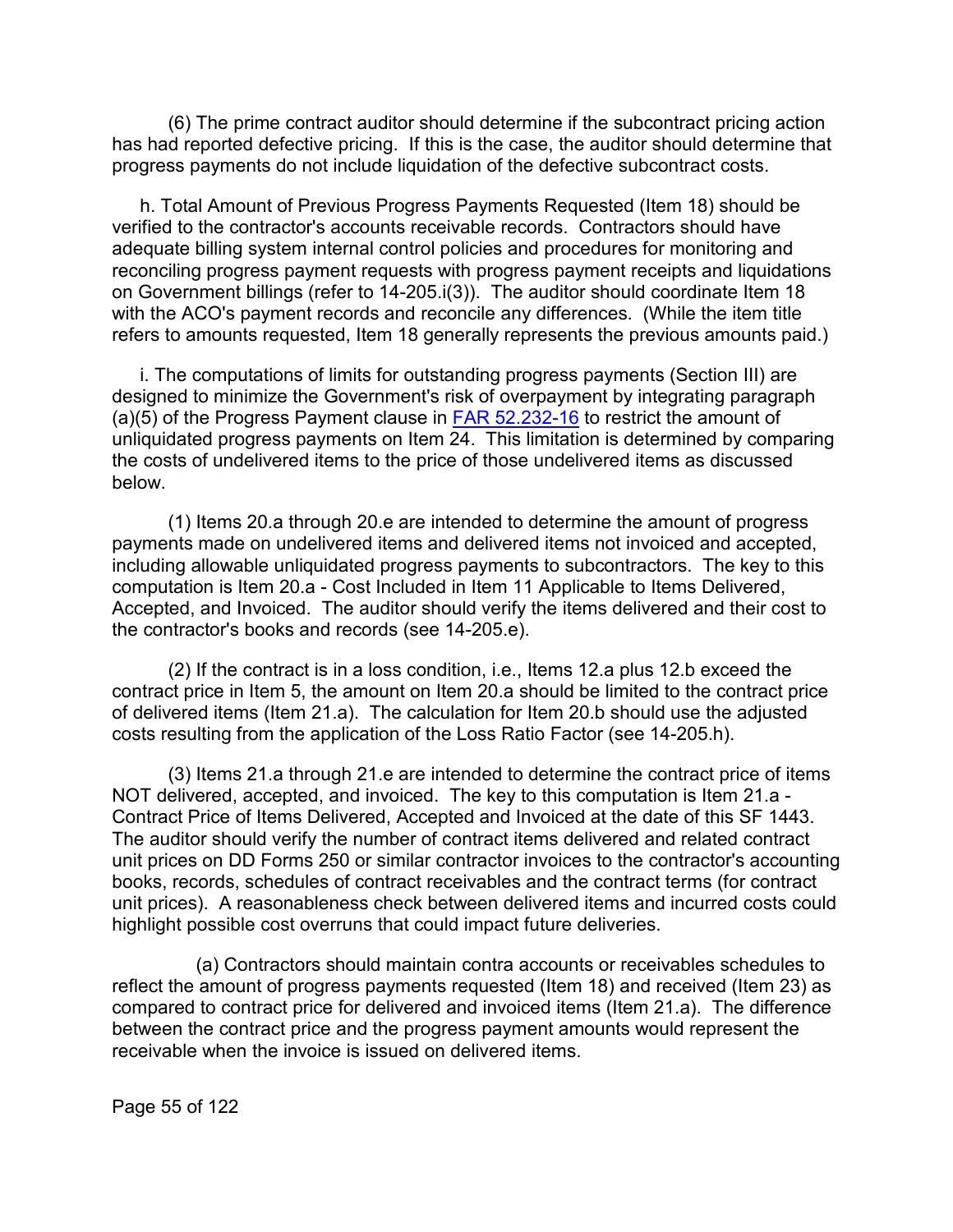(6) The prime contract auditor should determine if the subcontract pricing action has had reported defective pricing. If this is the case, the auditor should determine that progress payments do not include liquidation of the defective subcontract costs.

h. Total Amount of Previous Progress Payments Requested (Item 18) should be verified to the contractor's accounts receivable records. Contractors should have adequate billing system internal control policies and procedures for monitoring and reconciling progress payment requests with progress payment receipts and liquidations on Government billings (refer to 14-205.i(3)). The auditor should coordinate Item 18 with the ACO's payment records and reconcile any differences. (While the item title refers to amounts requested, Item 18 generally represents the previous amounts paid.)

i. The computations of limits for outstanding progress payments (Section III) are designed to minimize the Government's risk of overpayment by integrating paragraph (a)(5) of the Progress Payment clause in [FAR 52.232-16](FAR 52.232-16) to restrict the amount of unliquidated progress payments on Item 24. This limitation is determined by comparing the costs of undelivered items to the price of those undelivered items as discussed below.

(1) Items 20.a through 20.e are intended to determine the amount of progress payments made on undelivered items and delivered items not invoiced and accepted, including allowable unliquidated progress payments to subcontractors. The key to this computation is Item 20.a - Cost Included in Item 11 Applicable to Items Delivered, Accepted, and Invoiced. The auditor should verify the items delivered and their cost to the contractor's books and records (see 14-205.e).

(2) If the contract is in a loss condition, i.e., Items 12.a plus 12.b exceed the contract price in Item 5, the amount on Item 20.a should be limited to the contract price of delivered items (Item 21.a). The calculation for Item 20.b should use the adjusted costs resulting from the application of the Loss Ratio Factor (see 14-205.h).

(3) Items 21.a through 21.e are intended to determine the contract price of items NOT delivered, accepted, and invoiced. The key to this computation is Item 21.a - Contract Price of Items Delivered, Accepted and Invoiced at the date of this SF 1443. The auditor should verify the number of contract items delivered and related contract unit prices on DD Forms 250 or similar contractor invoices to the contractor's accounting books, records, schedules of contract receivables and the contract terms (for contract unit prices). A reasonableness check between delivered items and incurred costs could highlight possible cost overruns that could impact future deliveries.

(a) Contractors should maintain contra accounts or receivables schedules to reflect the amount of progress payments requested (Item 18) and received (Item 23) as compared to contract price for delivered and invoiced items (Item 21.a). The difference between the contract price and the progress payment amounts would represent the receivable when the invoice is issued on delivered items.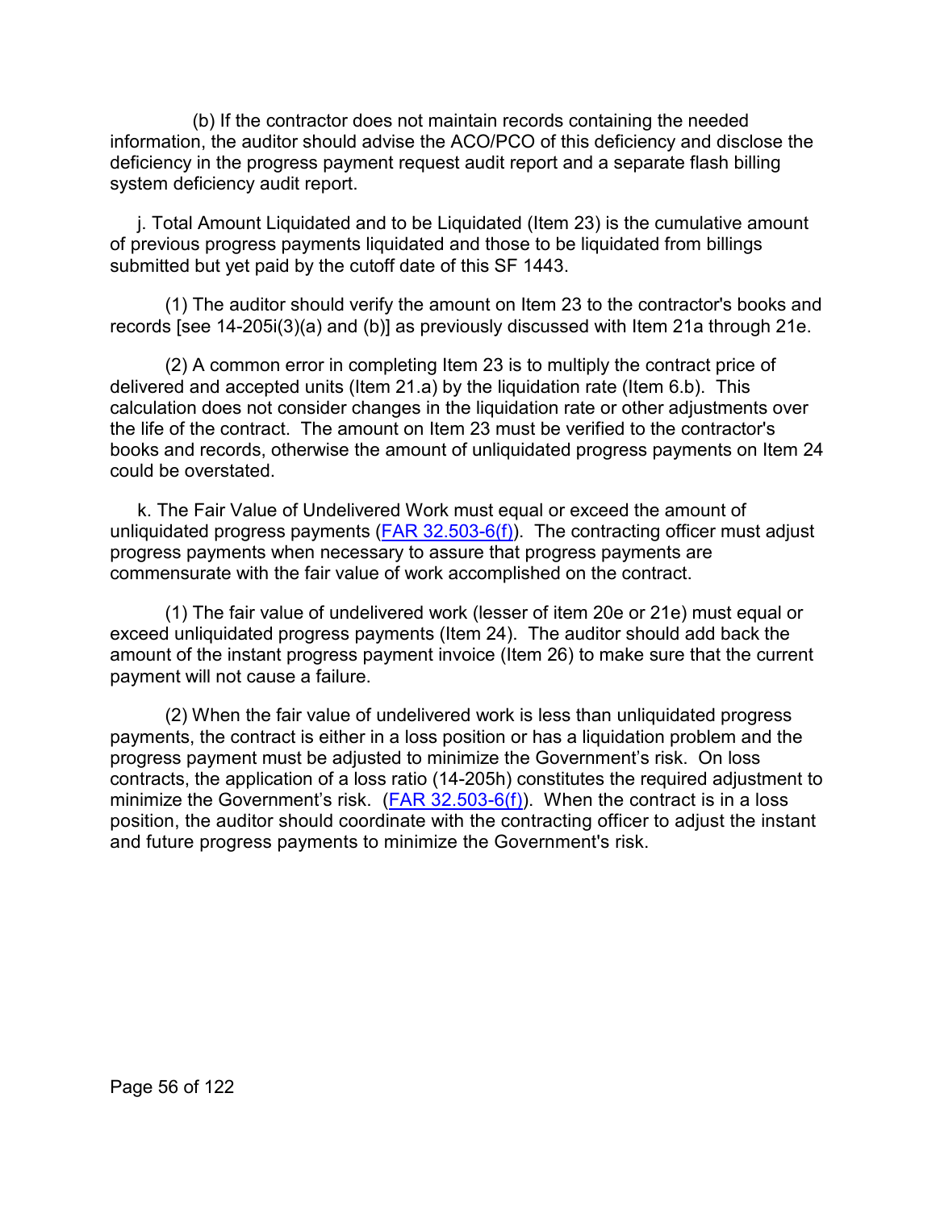(b) If the contractor does not maintain records containing the needed information, the auditor should advise the ACO/PCO of this deficiency and disclose the deficiency in the progress payment request audit report and a separate flash billing system deficiency audit report.

j. Total Amount Liquidated and to be Liquidated (Item 23) is the cumulative amount of previous progress payments liquidated and those to be liquidated from billings submitted but yet paid by the cutoff date of this SF 1443.

(1) The auditor should verify the amount on Item 23 to the contractor's books and records [see 14-205i(3)(a) and (b)] as previously discussed with Item 21a through 21e.

(2) A common error in completing Item 23 is to multiply the contract price of delivered and accepted units (Item 21.a) by the liquidation rate (Item 6.b). This calculation does not consider changes in the liquidation rate or other adjustments over the life of the contract. The amount on Item 23 must be verified to the contractor's books and records, otherwise the amount of unliquidated progress payments on Item 24 could be overstated.

k. The Fair Value of Undelivered Work must equal or exceed the amount of unliquidated progress payments (FAR 32.503-6(f)). The contracting officer must adjust progress payments when necessary to assure that progress payments are commensurate with the fair value of work accomplished on the contract.

(1) The fair value of undelivered work (lesser of item 20e or 21e) must equal or exceed unliquidated progress payments (Item 24). The auditor should add back the amount of the instant progress payment invoice (Item 26) to make sure that the current payment will not cause a failure.

(2) When the fair value of undelivered work is less than unliquidated progress payments, the contract is either in a loss position or has a liquidation problem and the progress payment must be adjusted to minimize the Government's risk. On loss contracts, the application of a loss ratio (14-205h) constitutes the required adjustment to minimize the Government's risk. (FAR 32.503-6(f)). When the contract is in a loss position, the auditor should coordinate with the contracting officer to adjust the instant and future progress payments to minimize the Government's risk.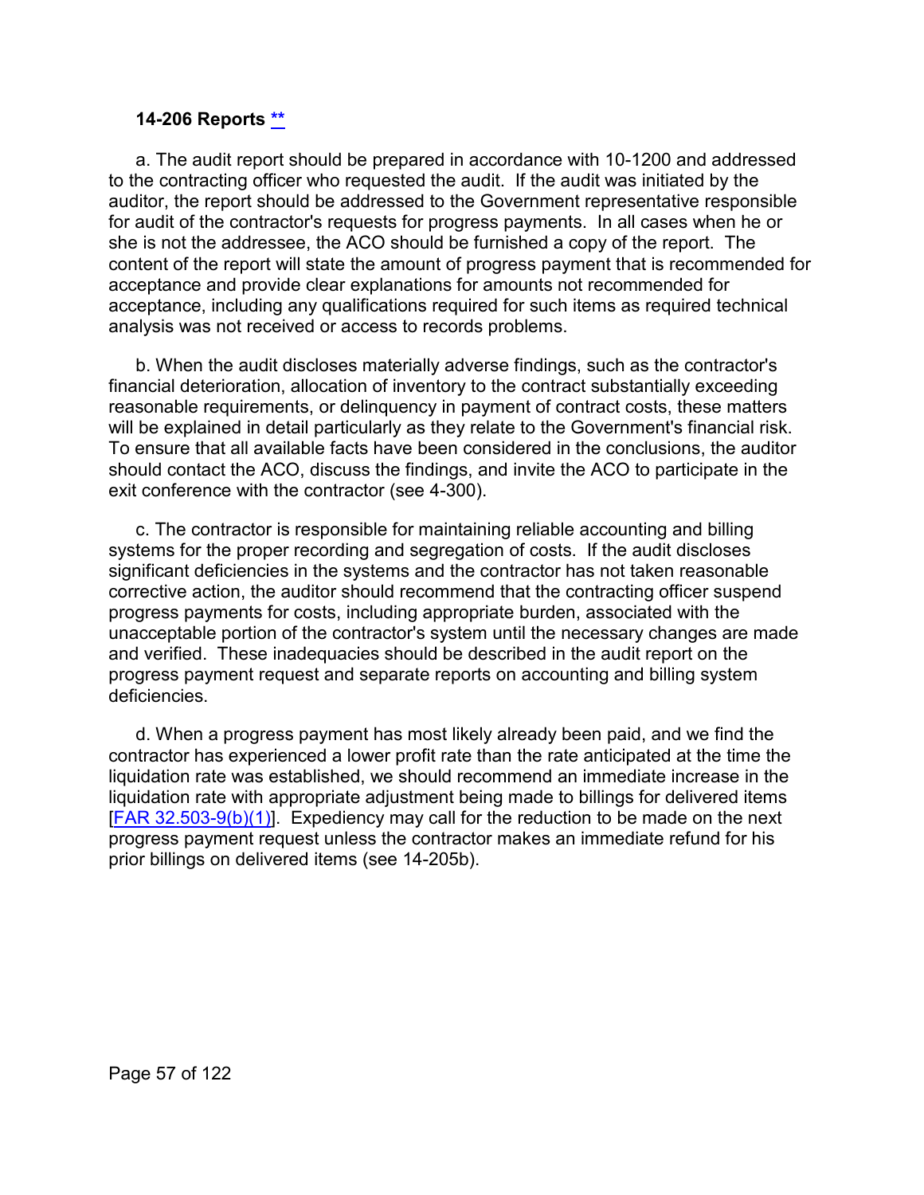### 14-206 Reports **

a. The audit report should be prepared in accordance with 10-1200 and addressed to the contracting officer who requested the audit. If the audit was initiated by the auditor, the report should be addressed to the Government representative responsible for audit of the contractor's requests for progress payments. In all cases when he or she is not the addressee, the ACO should be furnished a copy of the report. The content of the report will state the amount of progress payment that is recommended for acceptance and provide clear explanations for amounts not recommended for acceptance, including any qualifications required for such items as required technical analysis was not received or access to records problems.

b. When the audit discloses materially adverse findings, such as the contractor's financial deterioration, allocation of inventory to the contract substantially exceeding reasonable requirements, or delinquency in payment of contract costs, these matters will be explained in detail particularly as they relate to the Government's financial risk. To ensure that all available facts have been considered in the conclusions, the auditor should contact the ACO, discuss the findings, and invite the ACO to participate in the exit conference with the contractor (see 4-300).

c. The contractor is responsible for maintaining reliable accounting and billing systems for the proper recording and segregation of costs. If the audit discloses significant deficiencies in the systems and the contractor has not taken reasonable corrective action, the auditor should recommend that the contracting officer suspend progress payments for costs, including appropriate burden, associated with the unacceptable portion of the contractor's system until the necessary changes are made and verified. These inadequacies should be described in the audit report on the progress payment request and separate reports on accounting and billing system deficiencies.

d. When a progress payment has most likely already been paid, and we find the contractor has experienced a lower profit rate than the rate anticipated at the time the liquidation rate was established, we should recommend an immediate increase in the liquidation rate with appropriate adjustment being made to billings for delivered items [FAR 32.503-9(b)(1)]. Expediency may call for the reduction to be made on the next progress payment request unless the contractor makes an immediate refund for his prior billings on delivered items (see 14-205b).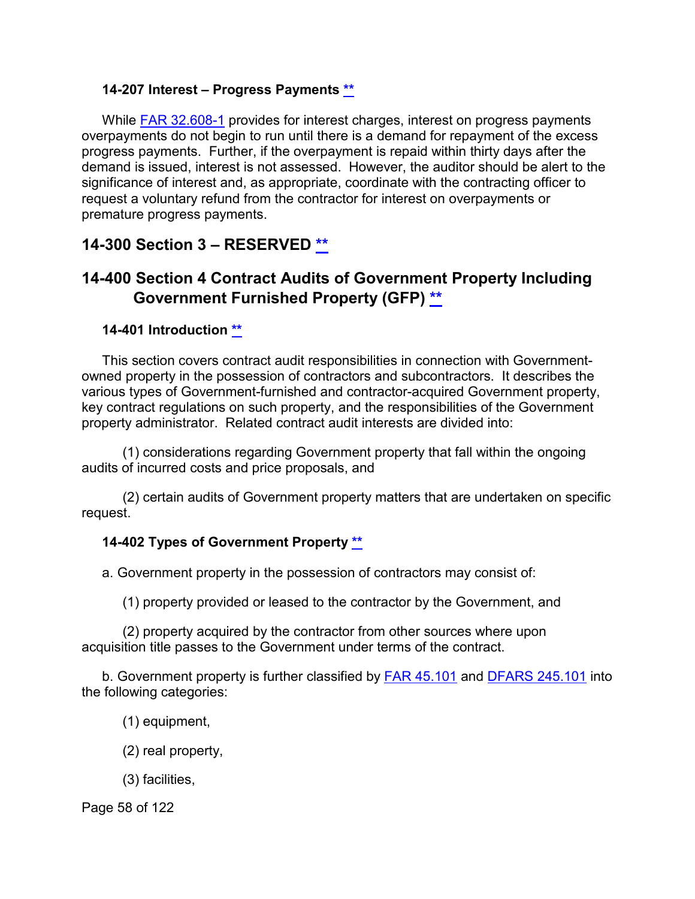### 14-207 Interest – Progress Payments **

While FAR 32.608-1 provides for interest charges, interest on progress payments overpayments do not begin to run until there is a demand for repayment of the excess progress payments. Further, if the overpayment is repaid within thirty days after the demand is issued, interest is not assessed. However, the auditor should be alert to the significance of interest and, as appropriate, coordinate with the contracting officer to request a voluntary refund from the contractor for interest on overpayments or premature progress payments.

## 14-300 Section 3 – RESERVED **

## 14-400 Section 4 Contract Audits of Government Property Including Government Furnished Property (GFP) **

### 14-401 Introduction **

This section covers contract audit responsibilities in connection with Government-owned property in the possession of contractors and subcontractors. It describes the various types of Government-furnished and contractor-acquired Government property, key contract regulations on such property, and the responsibilities of the Government property administrator. Related contract audit interests are divided into:

(1) considerations regarding Government property that fall within the ongoing audits of incurred costs and price proposals, and

(2) certain audits of Government property matters that are undertaken on specific request.

### 14-402 Types of Government Property **

a. Government property in the possession of contractors may consist of:

(1) property provided or leased to the contractor by the Government, and

(2) property acquired by the contractor from other sources where upon acquisition title passes to the Government under terms of the contract.

b. Government property is further classified by FAR 45.101 and DFARS 245.101 into the following categories:

(1) equipment,

(2) real property,

(3) facilities,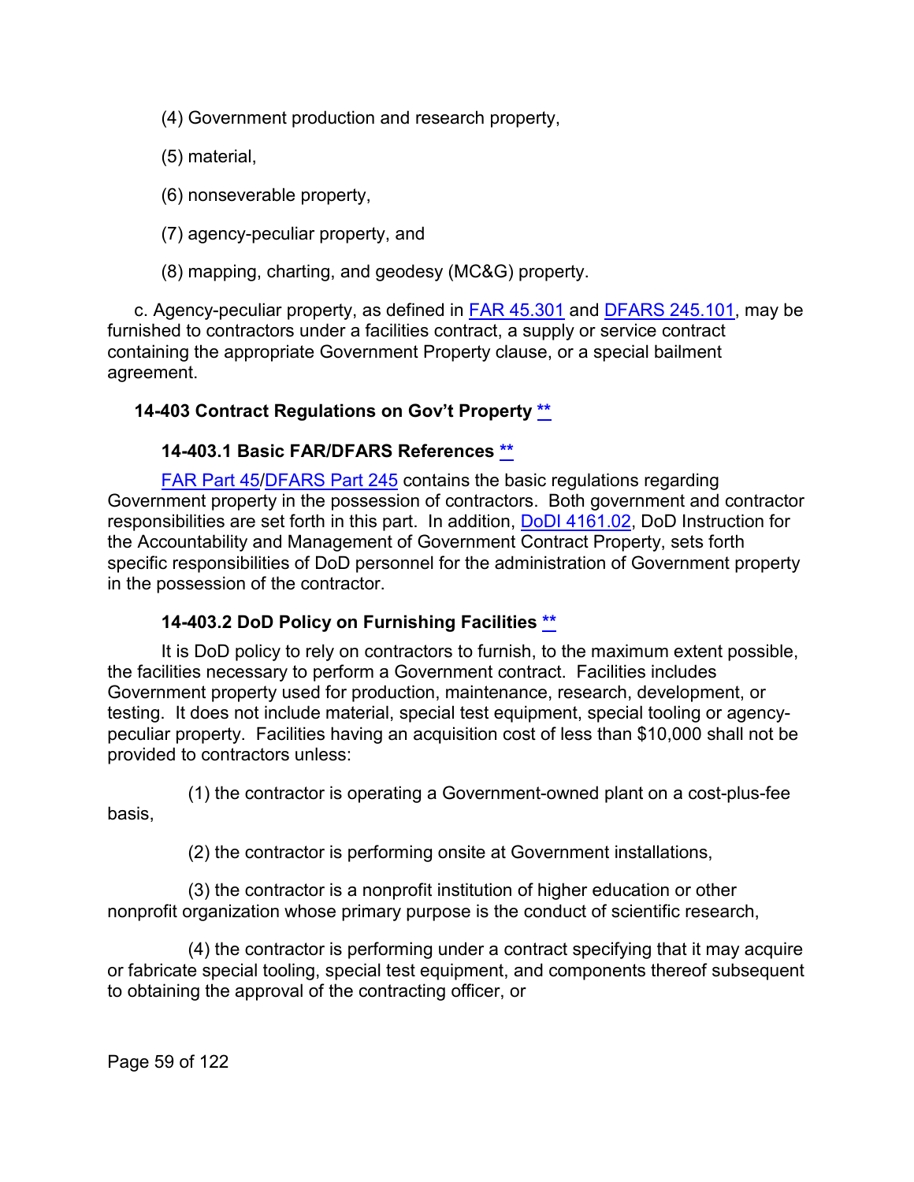(4) Government production and research property,

(5) material,

(6) nonseverable property,

(7) agency-peculiar property, and

(8) mapping, charting, and geodesy (MC&G) property.

c. Agency-peculiar property, as defined in FAR 45.301 and DFARS 245.101, may be furnished to contractors under a facilities contract, a supply or service contract containing the appropriate Government Property clause, or a special bailment agreement.

### 14-403 Contract Regulations on Gov't Property **

#### 14-403.1 Basic FAR/DFARS References **

FAR Part 45/DFARS Part 245 contains the basic regulations regarding Government property in the possession of contractors. Both government and contractor responsibilities are set forth in this part. In addition, DoDI 4161.02, DoD Instruction for the Accountability and Management of Government Contract Property, sets forth specific responsibilities of DoD personnel for the administration of Government property in the possession of the contractor.

#### 14-403.2 DoD Policy on Furnishing Facilities **

It is DoD policy to rely on contractors to furnish, to the maximum extent possible, the facilities necessary to perform a Government contract. Facilities includes Government property used for production, maintenance, research, development, or testing. It does not include material, special test equipment, special tooling or agency-peculiar property. Facilities having an acquisition cost of less than $10,000 shall not be provided to contractors unless:

(1) the contractor is operating a Government-owned plant on a cost-plus-fee basis,

(2) the contractor is performing onsite at Government installations,

(3) the contractor is a nonprofit institution of higher education or other nonprofit organization whose primary purpose is the conduct of scientific research,

(4) the contractor is performing under a contract specifying that it may acquire or fabricate special tooling, special test equipment, and components thereof subsequent to obtaining the approval of the contracting officer, or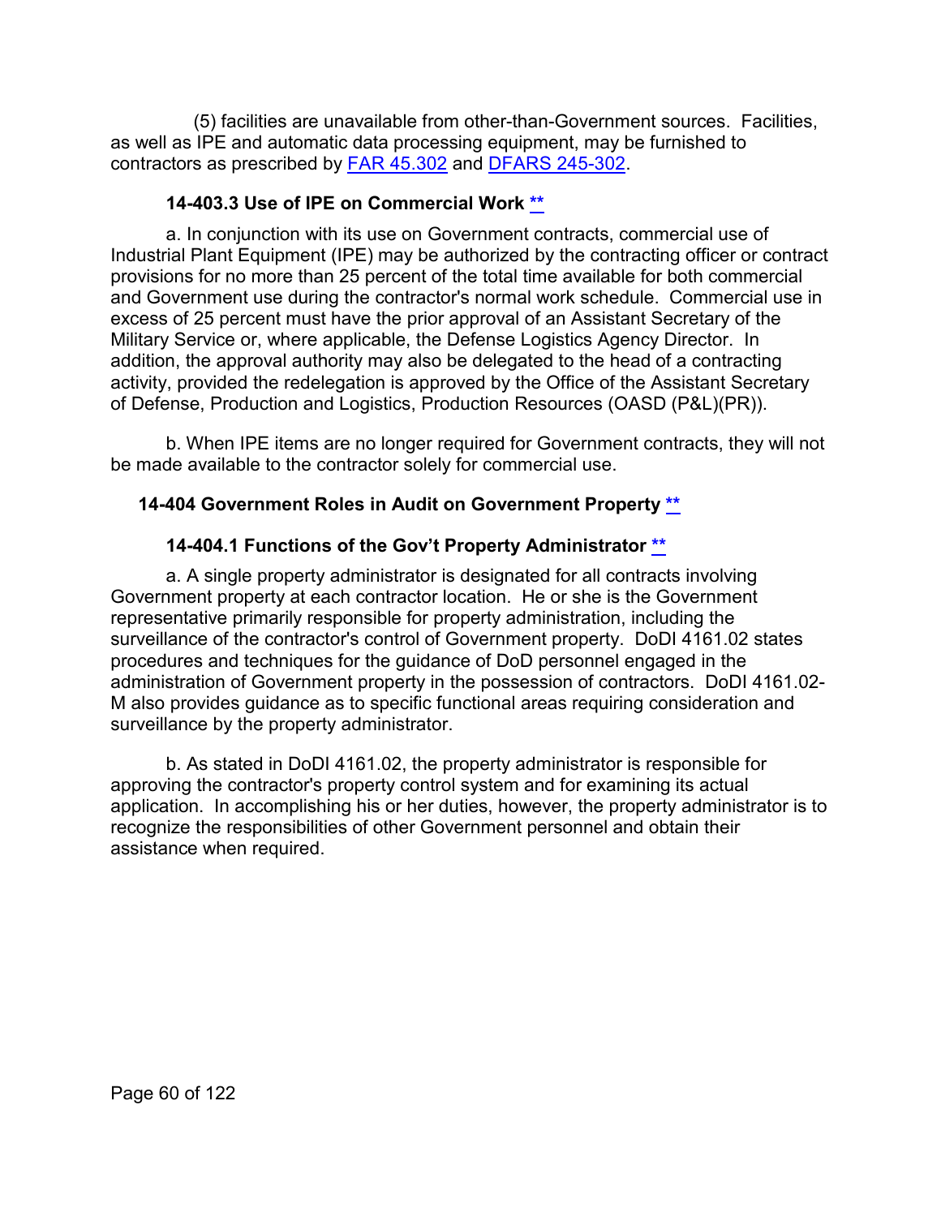(5) facilities are unavailable from other-than-Government sources. Facilities, as well as IPE and automatic data processing equipment, may be furnished to contractors as prescribed by FAR 45.302 and DFARS 245-302.

### 14-403.3 Use of IPE on Commercial Work **

a. In conjunction with its use on Government contracts, commercial use of Industrial Plant Equipment (IPE) may be authorized by the contracting officer or contract provisions for no more than 25 percent of the total time available for both commercial and Government use during the contractor's normal work schedule. Commercial use in excess of 25 percent must have the prior approval of an Assistant Secretary of the Military Service or, where applicable, the Defense Logistics Agency Director. In addition, the approval authority may also be delegated to the head of a contracting activity, provided the redelegation is approved by the Office of the Assistant Secretary of Defense, Production and Logistics, Production Resources (OASD (P&L)(PR)).

b. When IPE items are no longer required for Government contracts, they will not be made available to the contractor solely for commercial use.

## 14-404 Government Roles in Audit on Government Property **

### 14-404.1 Functions of the Gov't Property Administrator **

a. A single property administrator is designated for all contracts involving Government property at each contractor location. He or she is the Government representative primarily responsible for property administration, including the surveillance of the contractor's control of Government property. DoDI 4161.02 states procedures and techniques for the guidance of DoD personnel engaged in the administration of Government property in the possession of contractors. DoDI 4161.02-M also provides guidance as to specific functional areas requiring consideration and surveillance by the property administrator.

b. As stated in DoDI 4161.02, the property administrator is responsible for approving the contractor's property control system and for examining its actual application. In accomplishing his or her duties, however, the property administrator is to recognize the responsibilities of other Government personnel and obtain their assistance when required.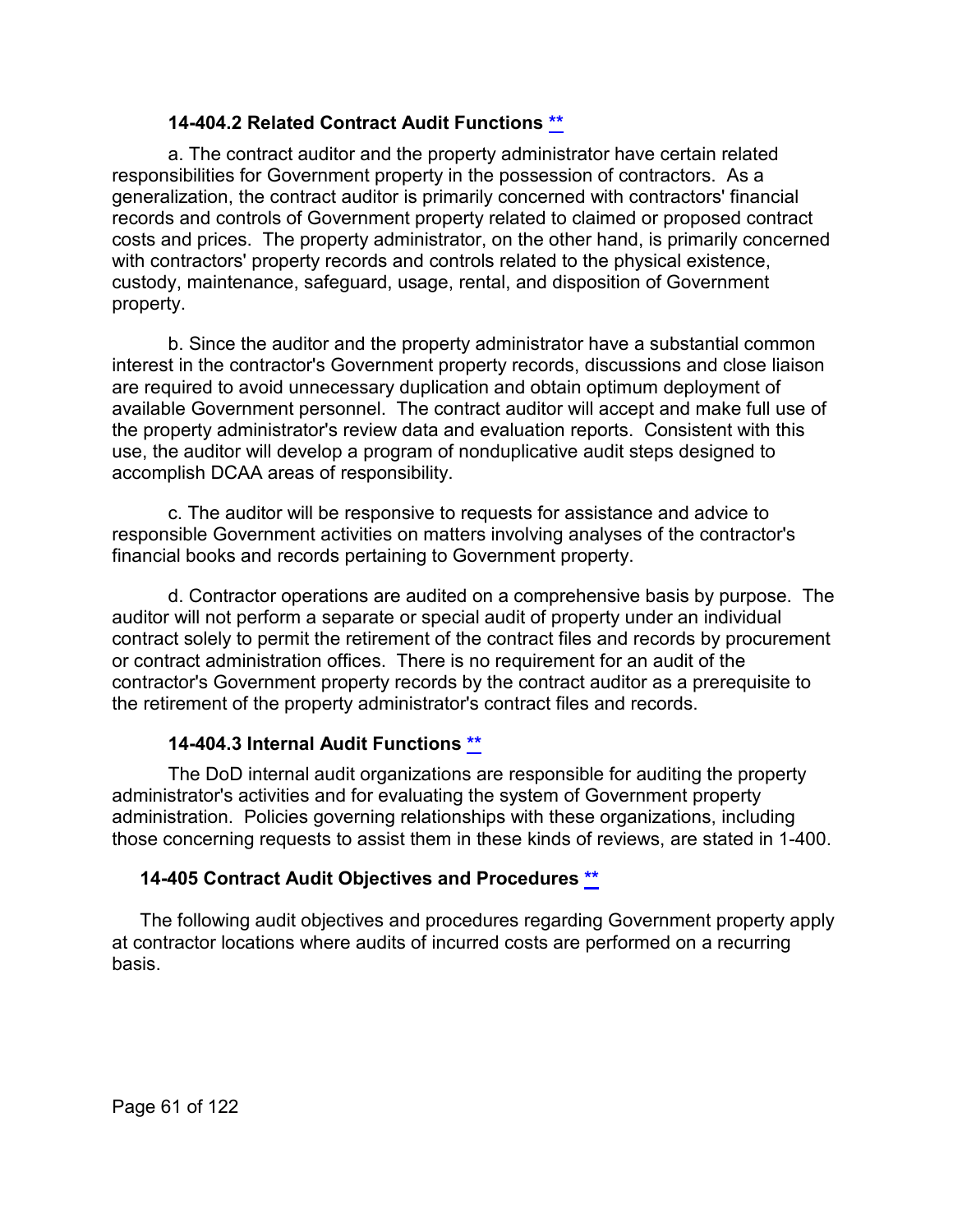### 14-404.2 Related Contract Audit Functions [**](#)

a. The contract auditor and the property administrator have certain related responsibilities for Government property in the possession of contractors. As a generalization, the contract auditor is primarily concerned with contractors' financial records and controls of Government property related to claimed or proposed contract costs and prices. The property administrator, on the other hand, is primarily concerned with contractors' property records and controls related to the physical existence, custody, maintenance, safeguard, usage, rental, and disposition of Government property.

b. Since the auditor and the property administrator have a substantial common interest in the contractor's Government property records, discussions and close liaison are required to avoid unnecessary duplication and obtain optimum deployment of available Government personnel. The contract auditor will accept and make full use of the property administrator's review data and evaluation reports. Consistent with this use, the auditor will develop a program of nonduplicative audit steps designed to accomplish DCAA areas of responsibility.

c. The auditor will be responsive to requests for assistance and advice to responsible Government activities on matters involving analyses of the contractor's financial books and records pertaining to Government property.

d. Contractor operations are audited on a comprehensive basis by purpose. The auditor will not perform a separate or special audit of property under an individual contract solely to permit the retirement of the contract files and records by procurement or contract administration offices. There is no requirement for an audit of the contractor's Government property records by the contract auditor as a prerequisite to the retirement of the property administrator's contract files and records.

### 14-404.3 Internal Audit Functions [**](#)

The DoD internal audit organizations are responsible for auditing the property administrator's activities and for evaluating the system of Government property administration. Policies governing relationships with these organizations, including those concerning requests to assist them in these kinds of reviews, are stated in 1-400.

## 14-405 Contract Audit Objectives and Procedures [**](#)

The following audit objectives and procedures regarding Government property apply at contractor locations where audits of incurred costs are performed on a recurring basis.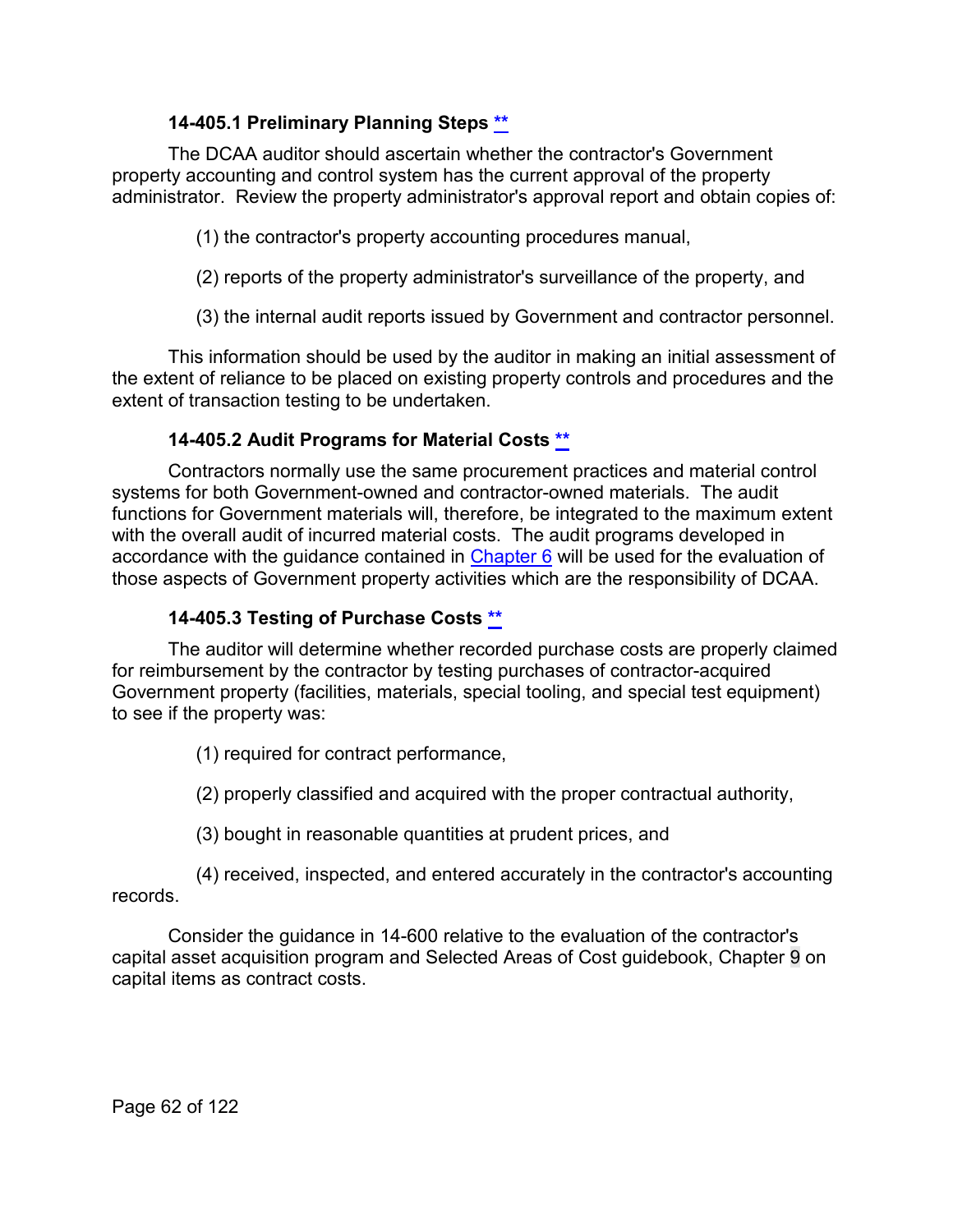#### 14-405.1 Preliminary Planning Steps **

The DCAA auditor should ascertain whether the contractor's Government property accounting and control system has the current approval of the property administrator. Review the property administrator's approval report and obtain copies of:

(1) the contractor's property accounting procedures manual,

(2) reports of the property administrator's surveillance of the property, and

(3) the internal audit reports issued by Government and contractor personnel.

This information should be used by the auditor in making an initial assessment of the extent of reliance to be placed on existing property controls and procedures and the extent of transaction testing to be undertaken.

#### 14-405.2 Audit Programs for Material Costs **

Contractors normally use the same procurement practices and material control systems for both Government-owned and contractor-owned materials. The audit functions for Government materials will, therefore, be integrated to the maximum extent with the overall audit of incurred material costs. The audit programs developed in accordance with the guidance contained in Chapter 6 will be used for the evaluation of those aspects of Government property activities which are the responsibility of DCAA.

#### 14-405.3 Testing of Purchase Costs **

The auditor will determine whether recorded purchase costs are properly claimed for reimbursement by the contractor by testing purchases of contractor-acquired Government property (facilities, materials, special tooling, and special test equipment) to see if the property was:

(1) required for contract performance,

(2) properly classified and acquired with the proper contractual authority,

(3) bought in reasonable quantities at prudent prices, and

(4) received, inspected, and entered accurately in the contractor's accounting records.

Consider the guidance in 14-600 relative to the evaluation of the contractor's capital asset acquisition program and Selected Areas of Cost guidebook, Chapter 9 on capital items as contract costs.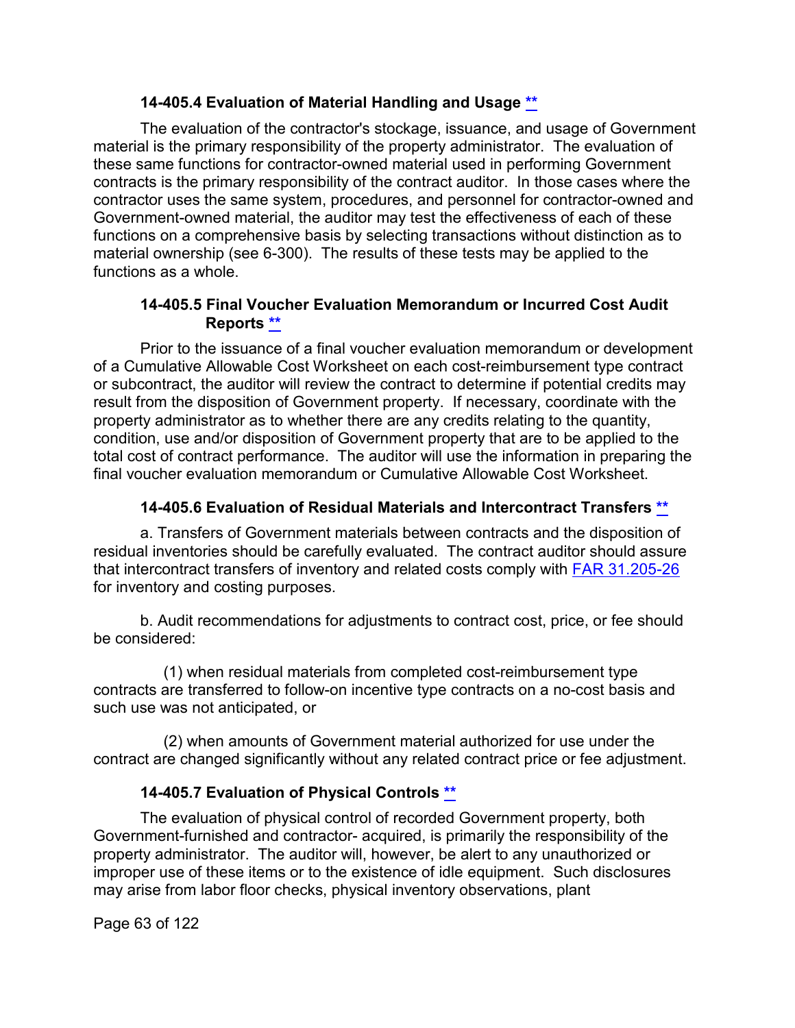#### 14-405.4 Evaluation of Material Handling and Usage **

The evaluation of the contractor's stockage, issuance, and usage of Government material is the primary responsibility of the property administrator. The evaluation of these same functions for contractor-owned material used in performing Government contracts is the primary responsibility of the contract auditor. In those cases where the contractor uses the same system, procedures, and personnel for contractor-owned and Government-owned material, the auditor may test the effectiveness of each of these functions on a comprehensive basis by selecting transactions without distinction as to material ownership (see 6-300). The results of these tests may be applied to the functions as a whole.

#### 14-405.5 Final Voucher Evaluation Memorandum or Incurred Cost Audit Reports **

Prior to the issuance of a final voucher evaluation memorandum or development of a Cumulative Allowable Cost Worksheet on each cost-reimbursement type contract or subcontract, the auditor will review the contract to determine if potential credits may result from the disposition of Government property. If necessary, coordinate with the property administrator as to whether there are any credits relating to the quantity, condition, use and/or disposition of Government property that are to be applied to the total cost of contract performance. The auditor will use the information in preparing the final voucher evaluation memorandum or Cumulative Allowable Cost Worksheet.

#### 14-405.6 Evaluation of Residual Materials and Intercontract Transfers **

a. Transfers of Government materials between contracts and the disposition of residual inventories should be carefully evaluated. The contract auditor should assure that intercontract transfers of inventory and related costs comply with FAR 31.205-26 for inventory and costing purposes.

b. Audit recommendations for adjustments to contract cost, price, or fee should be considered:

(1) when residual materials from completed cost-reimbursement type contracts are transferred to follow-on incentive type contracts on a no-cost basis and such use was not anticipated, or

(2) when amounts of Government material authorized for use under the contract are changed significantly without any related contract price or fee adjustment.

#### 14-405.7 Evaluation of Physical Controls **

The evaluation of physical control of recorded Government property, both Government-furnished and contractor- acquired, is primarily the responsibility of the property administrator. The auditor will, however, be alert to any unauthorized or improper use of these items or to the existence of idle equipment. Such disclosures may arise from labor floor checks, physical inventory observations, plant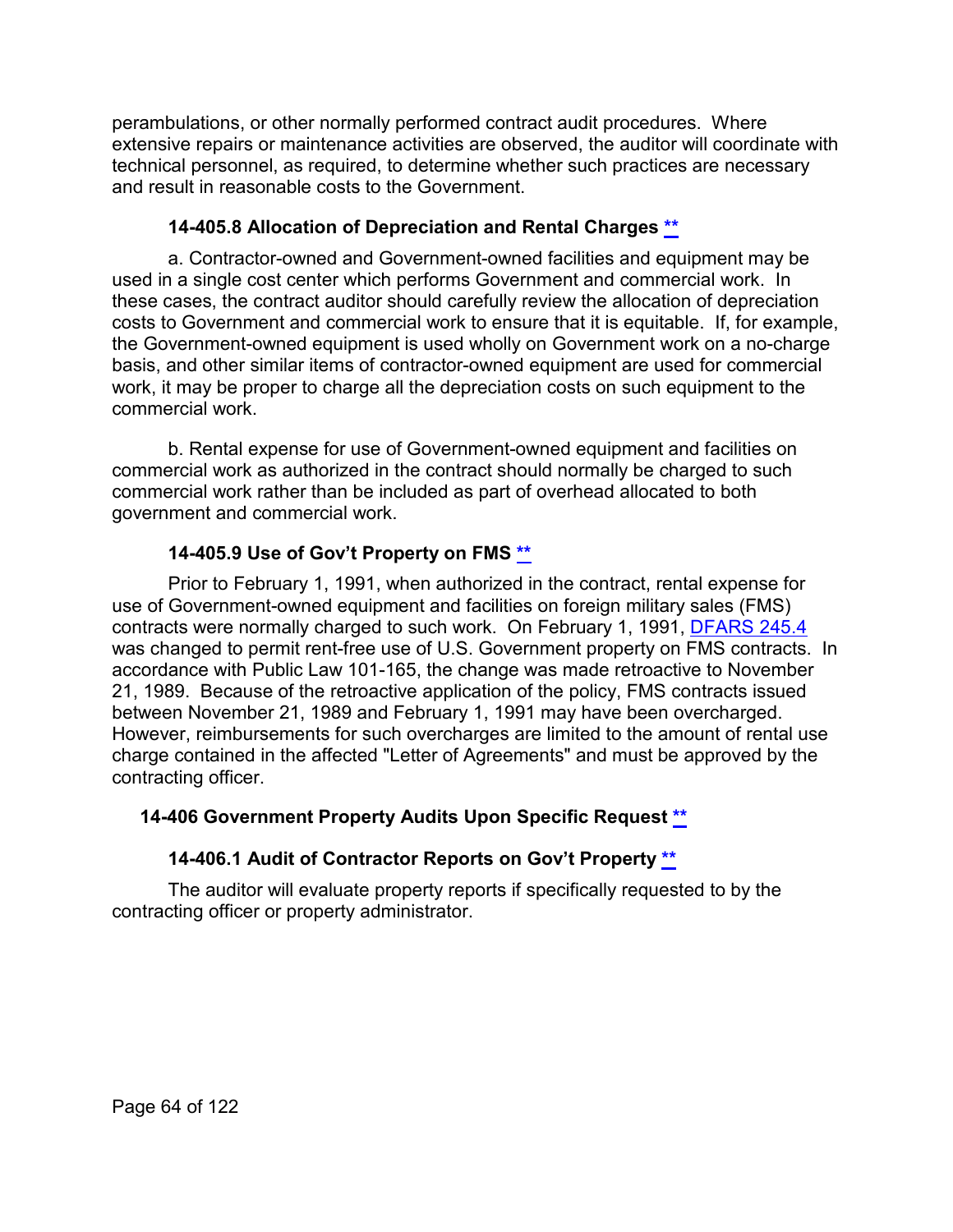perambulations, or other normally performed contract audit procedures. Where extensive repairs or maintenance activities are observed, the auditor will coordinate with technical personnel, as required, to determine whether such practices are necessary and result in reasonable costs to the Government.

### 14-405.8 Allocation of Depreciation and Rental Charges **

a. Contractor-owned and Government-owned facilities and equipment may be used in a single cost center which performs Government and commercial work. In these cases, the contract auditor should carefully review the allocation of depreciation costs to Government and commercial work to ensure that it is equitable. If, for example, the Government-owned equipment is used wholly on Government work on a no-charge basis, and other similar items of contractor-owned equipment are used for commercial work, it may be proper to charge all the depreciation costs on such equipment to the commercial work.

b. Rental expense for use of Government-owned equipment and facilities on commercial work as authorized in the contract should normally be charged to such commercial work rather than be included as part of overhead allocated to both government and commercial work.

### 14-405.9 Use of Gov't Property on FMS **

Prior to February 1, 1991, when authorized in the contract, rental expense for use of Government-owned equipment and facilities on foreign military sales (FMS) contracts were normally charged to such work. On February 1, 1991, DFARS 245.4 was changed to permit rent-free use of U.S. Government property on FMS contracts. In accordance with Public Law 101-165, the change was made retroactive to November 21, 1989. Because of the retroactive application of the policy, FMS contracts issued between November 21, 1989 and February 1, 1991 may have been overcharged. However, reimbursements for such overcharges are limited to the amount of rental use charge contained in the affected "Letter of Agreements" and must be approved by the contracting officer.

## 14-406 Government Property Audits Upon Specific Request **

### 14-406.1 Audit of Contractor Reports on Gov't Property **

The auditor will evaluate property reports if specifically requested to by the contracting officer or property administrator.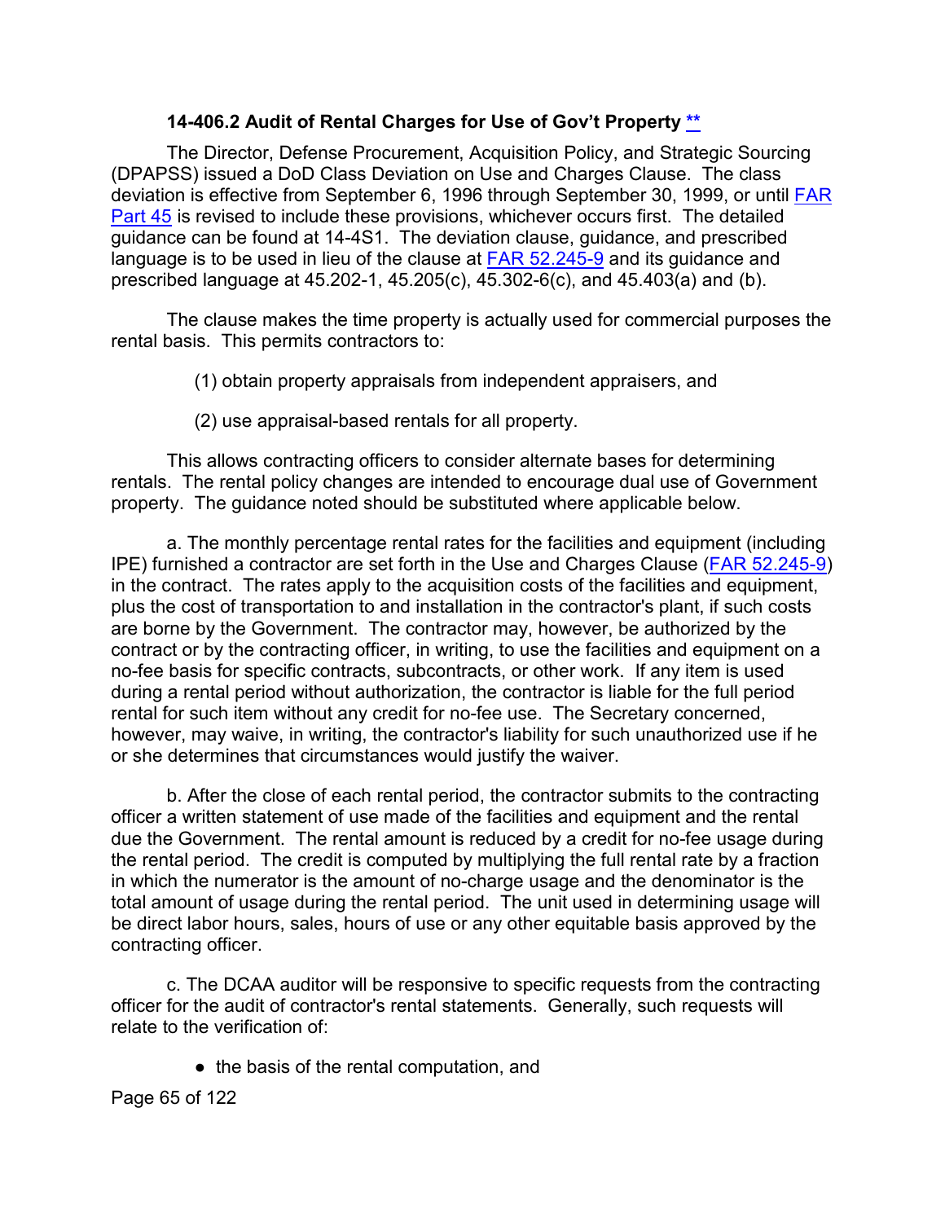### 14-406.2 Audit of Rental Charges for Use of Gov't Property **

The Director, Defense Procurement, Acquisition Policy, and Strategic Sourcing (DPAPSS) issued a DoD Class Deviation on Use and Charges Clause. The class deviation is effective from September 6, 1996 through September 30, 1999, or until FAR Part 45 is revised to include these provisions, whichever occurs first. The detailed guidance can be found at 14-4S1. The deviation clause, guidance, and prescribed language is to be used in lieu of the clause at FAR 52.245-9 and its guidance and prescribed language at 45.202-1, 45.205(c), 45.302-6(c), and 45.403(a) and (b).

The clause makes the time property is actually used for commercial purposes the rental basis. This permits contractors to:

(1) obtain property appraisals from independent appraisers, and

(2) use appraisal-based rentals for all property.

This allows contracting officers to consider alternate bases for determining rentals. The rental policy changes are intended to encourage dual use of Government property. The guidance noted should be substituted where applicable below.

a. The monthly percentage rental rates for the facilities and equipment (including IPE) furnished a contractor are set forth in the Use and Charges Clause (FAR 52.245-9) in the contract. The rates apply to the acquisition costs of the facilities and equipment, plus the cost of transportation to and installation in the contractor's plant, if such costs are borne by the Government. The contractor may, however, be authorized by the contract or by the contracting officer, in writing, to use the facilities and equipment on a no-fee basis for specific contracts, subcontracts, or other work. If any item is used during a rental period without authorization, the contractor is liable for the full period rental for such item without any credit for no-fee use. The Secretary concerned, however, may waive, in writing, the contractor's liability for such unauthorized use if he or she determines that circumstances would justify the waiver.

b. After the close of each rental period, the contractor submits to the contracting officer a written statement of use made of the facilities and equipment and the rental due the Government. The rental amount is reduced by a credit for no-fee usage during the rental period. The credit is computed by multiplying the full rental rate by a fraction in which the numerator is the amount of no-charge usage and the denominator is the total amount of usage during the rental period. The unit used in determining usage will be direct labor hours, sales, hours of use or any other equitable basis approved by the contracting officer.

c. The DCAA auditor will be responsive to specific requests from the contracting officer for the audit of contractor's rental statements. Generally, such requests will relate to the verification of:

- the basis of the rental computation, and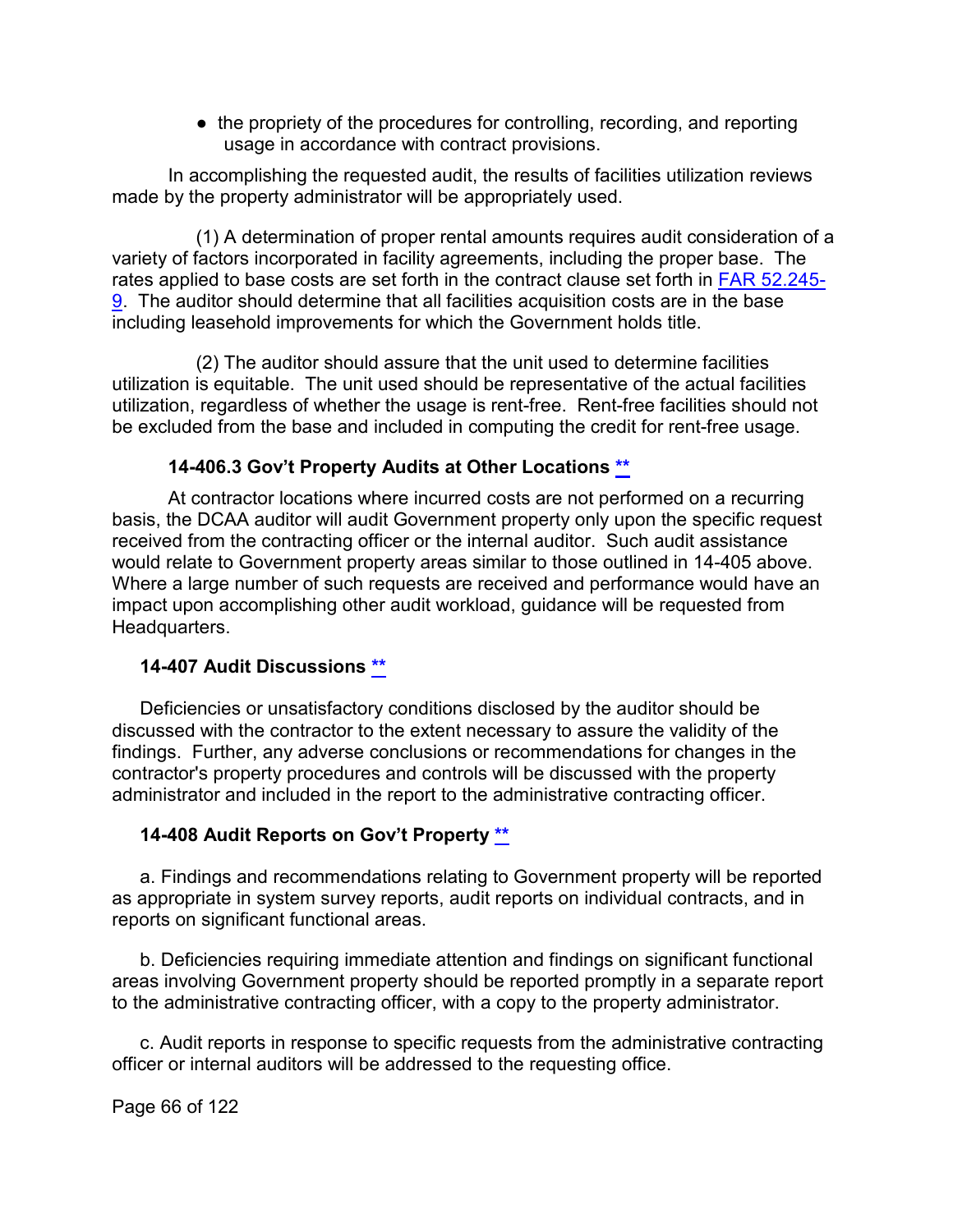- the propriety of the procedures for controlling, recording, and reporting usage in accordance with contract provisions.

In accomplishing the requested audit, the results of facilities utilization reviews made by the property administrator will be appropriately used.

(1) A determination of proper rental amounts requires audit consideration of a variety of factors incorporated in facility agreements, including the proper base. The rates applied to base costs are set forth in the contract clause set forth in FAR 52.245-9. The auditor should determine that all facilities acquisition costs are in the base including leasehold improvements for which the Government holds title.

(2) The auditor should assure that the unit used to determine facilities utilization is equitable. The unit used should be representative of the actual facilities utilization, regardless of whether the usage is rent-free. Rent-free facilities should not be excluded from the base and included in computing the credit for rent-free usage.

#### 14-406.3 Gov't Property Audits at Other Locations **

At contractor locations where incurred costs are not performed on a recurring basis, the DCAA auditor will audit Government property only upon the specific request received from the contracting officer or the internal auditor. Such audit assistance would relate to Government property areas similar to those outlined in 14-405 above. Where a large number of such requests are received and performance would have an impact upon accomplishing other audit workload, guidance will be requested from Headquarters.

### 14-407 Audit Discussions **

Deficiencies or unsatisfactory conditions disclosed by the auditor should be discussed with the contractor to the extent necessary to assure the validity of the findings. Further, any adverse conclusions or recommendations for changes in the contractor's property procedures and controls will be discussed with the property administrator and included in the report to the administrative contracting officer.

### 14-408 Audit Reports on Gov't Property **

a. Findings and recommendations relating to Government property will be reported as appropriate in system survey reports, audit reports on individual contracts, and in reports on significant functional areas.

b. Deficiencies requiring immediate attention and findings on significant functional areas involving Government property should be reported promptly in a separate report to the administrative contracting officer, with a copy to the property administrator.

c. Audit reports in response to specific requests from the administrative contracting officer or internal auditors will be addressed to the requesting office.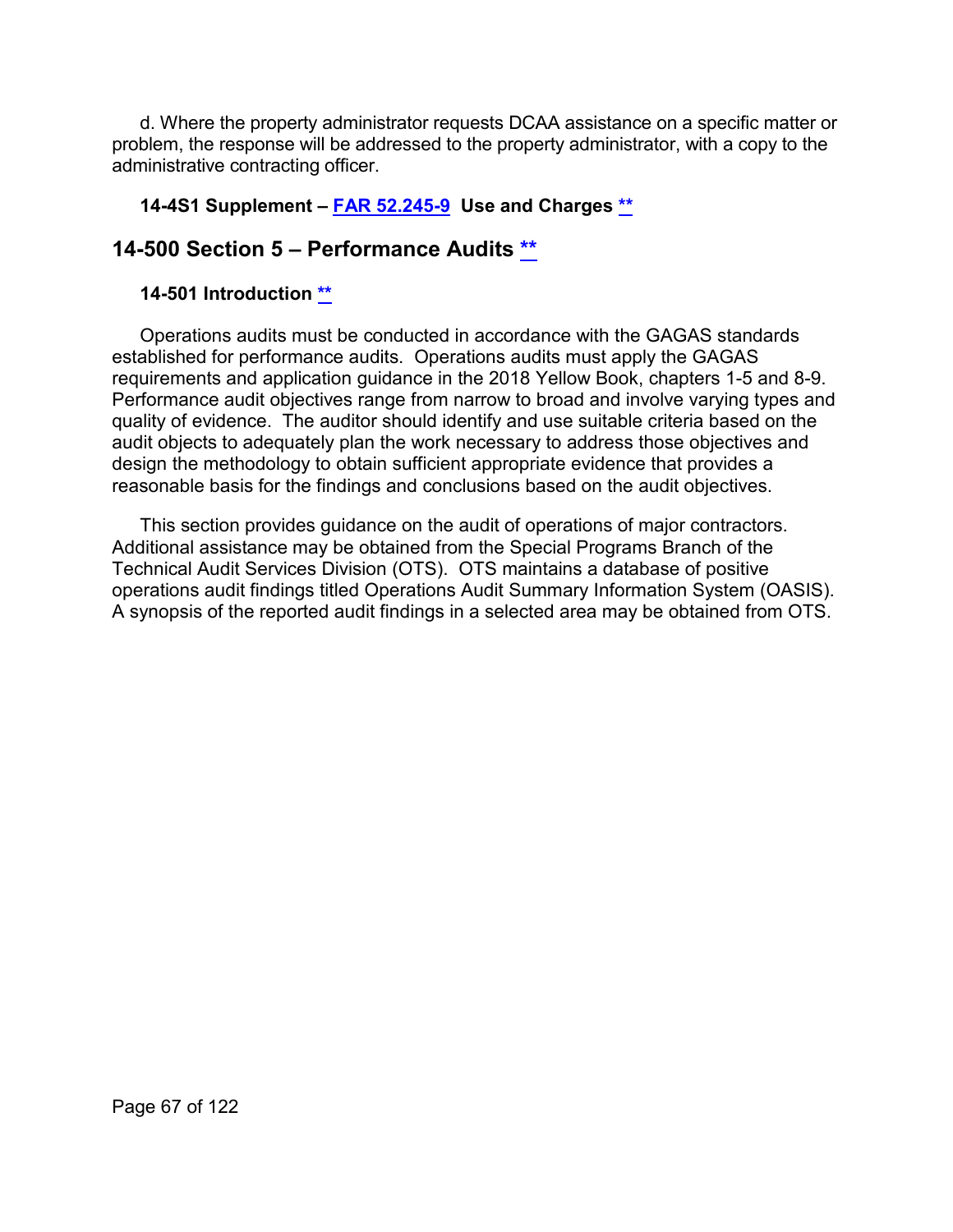d. Where the property administrator requests DCAA assistance on a specific matter or problem, the response will be addressed to the property administrator, with a copy to the administrative contracting officer.

### 14-4S1 Supplement – FAR 52.245-9 Use and Charges **

## 14-500 Section 5 – Performance Audits **

### 14-501 Introduction **

Operations audits must be conducted in accordance with the GAGAS standards established for performance audits. Operations audits must apply the GAGAS requirements and application guidance in the 2018 Yellow Book, chapters 1-5 and 8-9. Performance audit objectives range from narrow to broad and involve varying types and quality of evidence. The auditor should identify and use suitable criteria based on the audit objects to adequately plan the work necessary to address those objectives and design the methodology to obtain sufficient appropriate evidence that provides a reasonable basis for the findings and conclusions based on the audit objectives.

This section provides guidance on the audit of operations of major contractors. Additional assistance may be obtained from the Special Programs Branch of the Technical Audit Services Division (OTS). OTS maintains a database of positive operations audit findings titled Operations Audit Summary Information System (OASIS). A synopsis of the reported audit findings in a selected area may be obtained from OTS.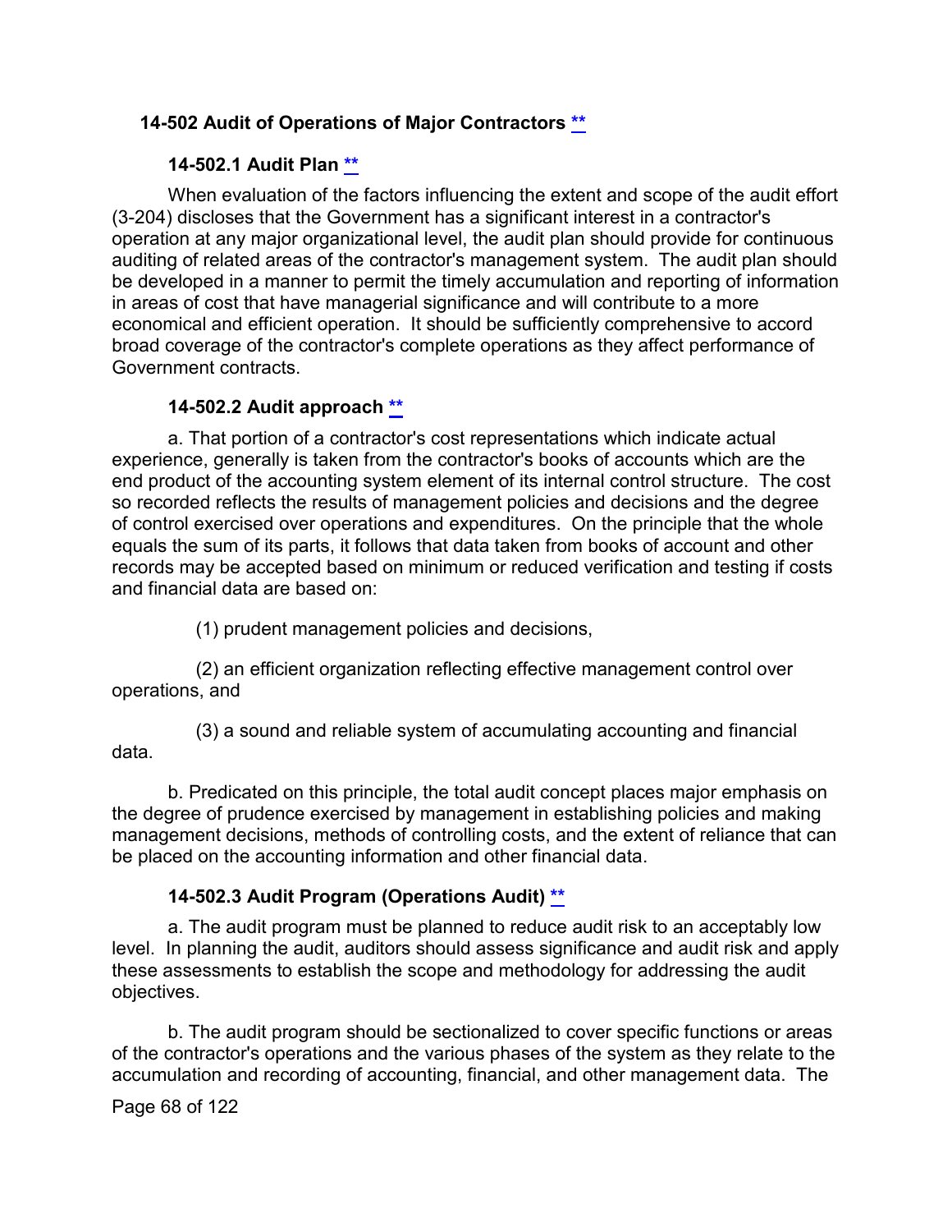## 14-502 Audit of Operations of Major Contractors [**](#)

### 14-502.1 Audit Plan [**](#)

When evaluation of the factors influencing the extent and scope of the audit effort (3-204) discloses that the Government has a significant interest in a contractor's operation at any major organizational level, the audit plan should provide for continuous auditing of related areas of the contractor's management system. The audit plan should be developed in a manner to permit the timely accumulation and reporting of information in areas of cost that have managerial significance and will contribute to a more economical and efficient operation. It should be sufficiently comprehensive to accord broad coverage of the contractor's complete operations as they affect performance of Government contracts.

### 14-502.2 Audit approach [**](#)

a. That portion of a contractor's cost representations which indicate actual experience, generally is taken from the contractor's books of accounts which are the end product of the accounting system element of its internal control structure. The cost so recorded reflects the results of management policies and decisions and the degree of control exercised over operations and expenditures. On the principle that the whole equals the sum of its parts, it follows that data taken from books of account and other records may be accepted based on minimum or reduced verification and testing if costs and financial data are based on:

(1) prudent management policies and decisions,

(2) an efficient organization reflecting effective management control over operations, and

(3) a sound and reliable system of accumulating accounting and financial data.

b. Predicated on this principle, the total audit concept places major emphasis on the degree of prudence exercised by management in establishing policies and making management decisions, methods of controlling costs, and the extent of reliance that can be placed on the accounting information and other financial data.

### 14-502.3 Audit Program (Operations Audit) [**](#)

a. The audit program must be planned to reduce audit risk to an acceptably low level. In planning the audit, auditors should assess significance and audit risk and apply these assessments to establish the scope and methodology for addressing the audit objectives.

b. The audit program should be sectionalized to cover specific functions or areas of the contractor's operations and the various phases of the system as they relate to the accumulation and recording of accounting, financial, and other management data. The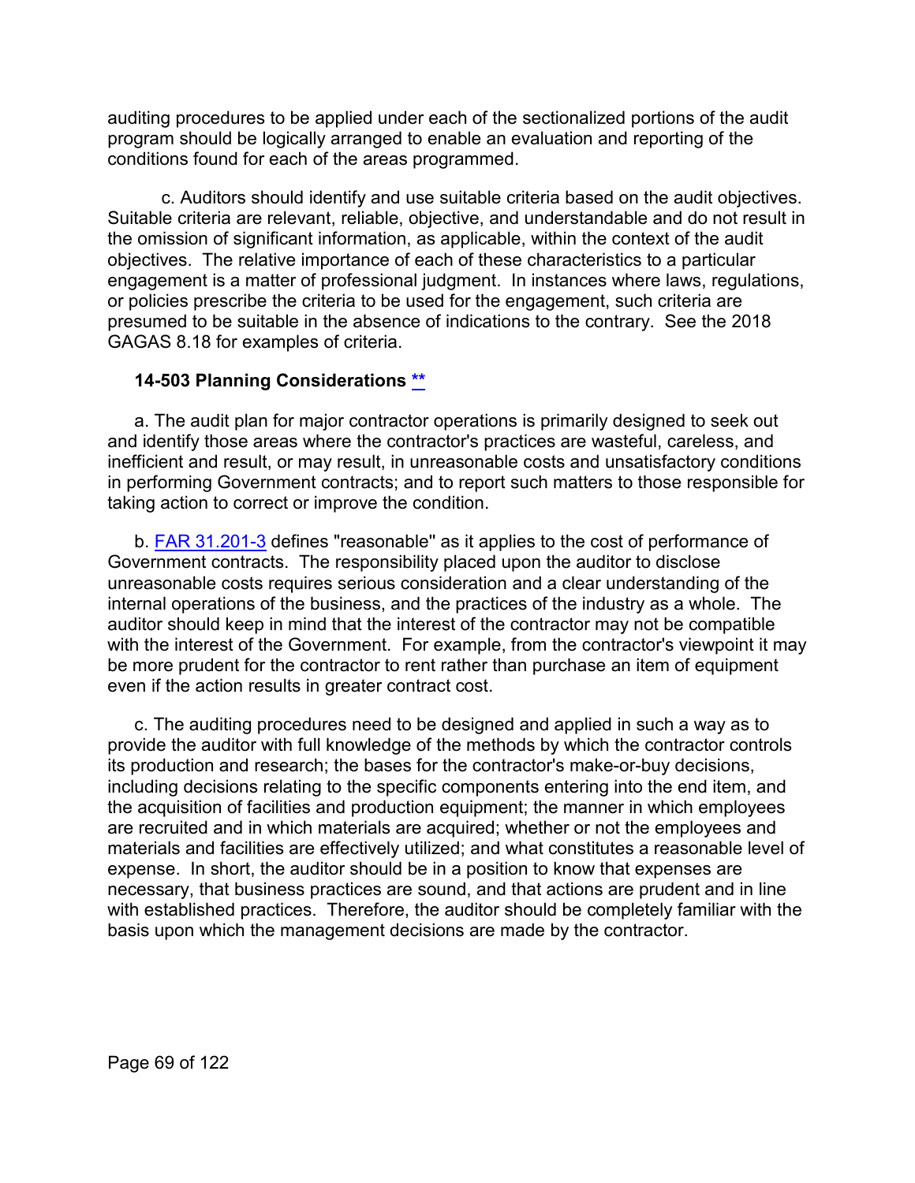auditing procedures to be applied under each of the sectionalized portions of the audit program should be logically arranged to enable an evaluation and reporting of the conditions found for each of the areas programmed.

c. Auditors should identify and use suitable criteria based on the audit objectives. Suitable criteria are relevant, reliable, objective, and understandable and do not result in the omission of significant information, as applicable, within the context of the audit objectives. The relative importance of each of these characteristics to a particular engagement is a matter of professional judgment. In instances where laws, regulations, or policies prescribe the criteria to be used for the engagement, such criteria are presumed to be suitable in the absence of indications to the contrary. See the 2018 GAGAS 8.18 for examples of criteria.

### 14-503 Planning Considerations **

a. The audit plan for major contractor operations is primarily designed to seek out and identify those areas where the contractor's practices are wasteful, careless, and inefficient and result, or may result, in unreasonable costs and unsatisfactory conditions in performing Government contracts; and to report such matters to those responsible for taking action to correct or improve the condition.

b. FAR 31.201-3 defines "reasonable" as it applies to the cost of performance of Government contracts. The responsibility placed upon the auditor to disclose unreasonable costs requires serious consideration and a clear understanding of the internal operations of the business, and the practices of the industry as a whole. The auditor should keep in mind that the interest of the contractor may not be compatible with the interest of the Government. For example, from the contractor's viewpoint it may be more prudent for the contractor to rent rather than purchase an item of equipment even if the action results in greater contract cost.

c. The auditing procedures need to be designed and applied in such a way as to provide the auditor with full knowledge of the methods by which the contractor controls its production and research; the bases for the contractor's make-or-buy decisions, including decisions relating to the specific components entering into the end item, and the acquisition of facilities and production equipment; the manner in which employees are recruited and in which materials are acquired; whether or not the employees and materials and facilities are effectively utilized; and what constitutes a reasonable level of expense. In short, the auditor should be in a position to know that expenses are necessary, that business practices are sound, and that actions are prudent and in line with established practices. Therefore, the auditor should be completely familiar with the basis upon which the management decisions are made by the contractor.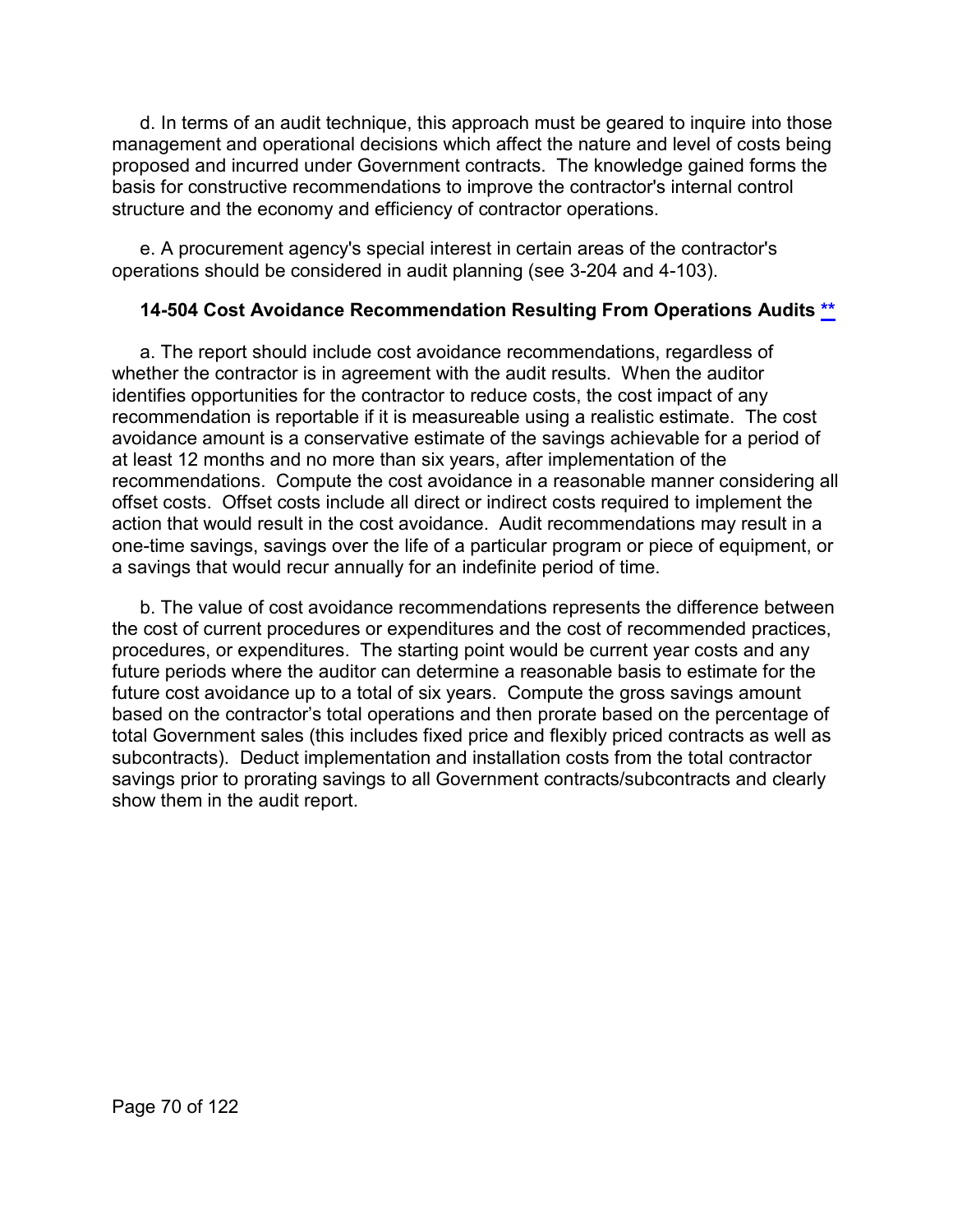d. In terms of an audit technique, this approach must be geared to inquire into those management and operational decisions which affect the nature and level of costs being proposed and incurred under Government contracts. The knowledge gained forms the basis for constructive recommendations to improve the contractor's internal control structure and the economy and efficiency of contractor operations.

e. A procurement agency's special interest in certain areas of the contractor's operations should be considered in audit planning (see 3-204 and 4-103).

### 14-504 Cost Avoidance Recommendation Resulting From Operations Audits **

a. The report should include cost avoidance recommendations, regardless of whether the contractor is in agreement with the audit results. When the auditor identifies opportunities for the contractor to reduce costs, the cost impact of any recommendation is reportable if it is measureable using a realistic estimate. The cost avoidance amount is a conservative estimate of the savings achievable for a period of at least 12 months and no more than six years, after implementation of the recommendations. Compute the cost avoidance in a reasonable manner considering all offset costs. Offset costs include all direct or indirect costs required to implement the action that would result in the cost avoidance. Audit recommendations may result in a one-time savings, savings over the life of a particular program or piece of equipment, or a savings that would recur annually for an indefinite period of time.

b. The value of cost avoidance recommendations represents the difference between the cost of current procedures or expenditures and the cost of recommended practices, procedures, or expenditures. The starting point would be current year costs and any future periods where the auditor can determine a reasonable basis to estimate for the future cost avoidance up to a total of six years. Compute the gross savings amount based on the contractor's total operations and then prorate based on the percentage of total Government sales (this includes fixed price and flexibly priced contracts as well as subcontracts). Deduct implementation and installation costs from the total contractor savings prior to prorating savings to all Government contracts/subcontracts and clearly show them in the audit report.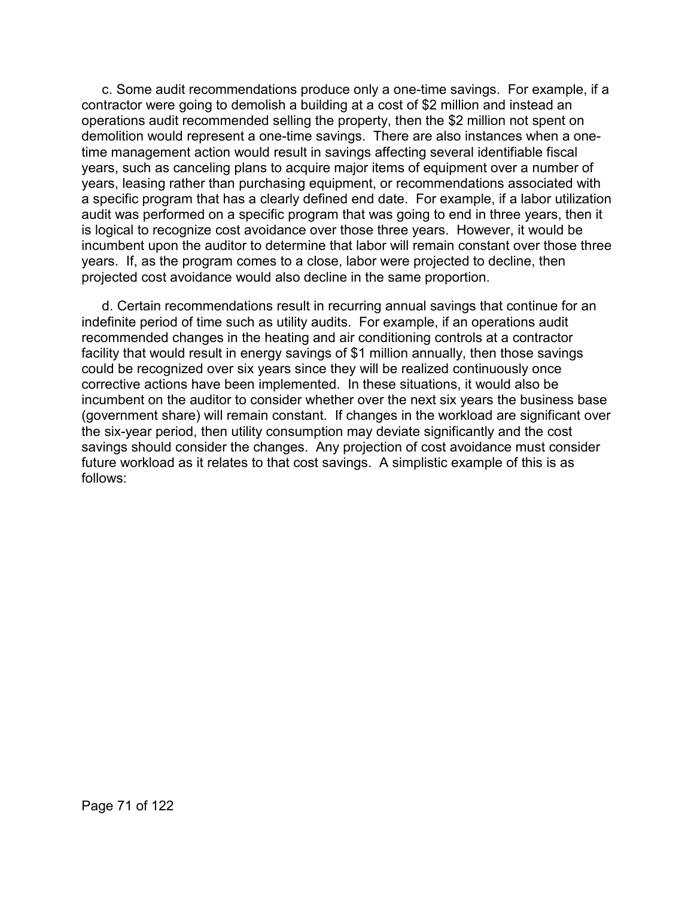c. Some audit recommendations produce only a one-time savings. For example, if a contractor were going to demolish a building at a cost of $2 million and instead an operations audit recommended selling the property, then the $2 million not spent on demolition would represent a one-time savings. There are also instances when a one-time management action would result in savings affecting several identifiable fiscal years, such as canceling plans to acquire major items of equipment over a number of years, leasing rather than purchasing equipment, or recommendations associated with a specific program that has a clearly defined end date. For example, if a labor utilization audit was performed on a specific program that was going to end in three years, then it is logical to recognize cost avoidance over those three years. However, it would be incumbent upon the auditor to determine that labor will remain constant over those three years. If, as the program comes to a close, labor were projected to decline, then projected cost avoidance would also decline in the same proportion.

d. Certain recommendations result in recurring annual savings that continue for an indefinite period of time such as utility audits. For example, if an operations audit recommended changes in the heating and air conditioning controls at a contractor facility that would result in energy savings of $1 million annually, then those savings could be recognized over six years since they will be realized continuously once corrective actions have been implemented. In these situations, it would also be incumbent on the auditor to consider whether over the next six years the business base (government share) will remain constant. If changes in the workload are significant over the six-year period, then utility consumption may deviate significantly and the cost savings should consider the changes. Any projection of cost avoidance must consider future workload as it relates to that cost savings. A simplistic example of this is as follows: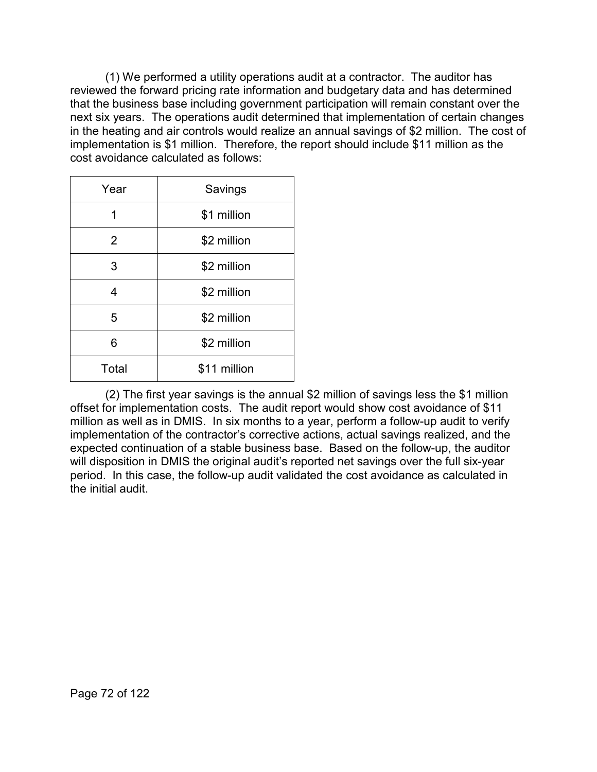(1) We performed a utility operations audit at a contractor. The auditor has reviewed the forward pricing rate information and budgetary data and has determined that the business base including government participation will remain constant over the next six years. The operations audit determined that implementation of certain changes in the heating and air controls would realize an annual savings of $2 million. The cost of implementation is $1 million. Therefore, the report should include $11 million as the cost avoidance calculated as follows:

| Year | Savings |
|---|---|
| 1 | $1 million |
| 2 | $2 million |
| 3 | $2 million |
| 4 | $2 million |
| 5 | $2 million |
| 6 | $2 million |
| Total | $11 million |

(2) The first year savings is the annual $2 million of savings less the $1 million offset for implementation costs. The audit report would show cost avoidance of $11 million as well as in DMIS. In six months to a year, perform a follow-up audit to verify implementation of the contractor's corrective actions, actual savings realized, and the expected continuation of a stable business base. Based on the follow-up, the auditor will disposition in DMIS the original audit's reported net savings over the full six-year period. In this case, the follow-up audit validated the cost avoidance as calculated in the initial audit.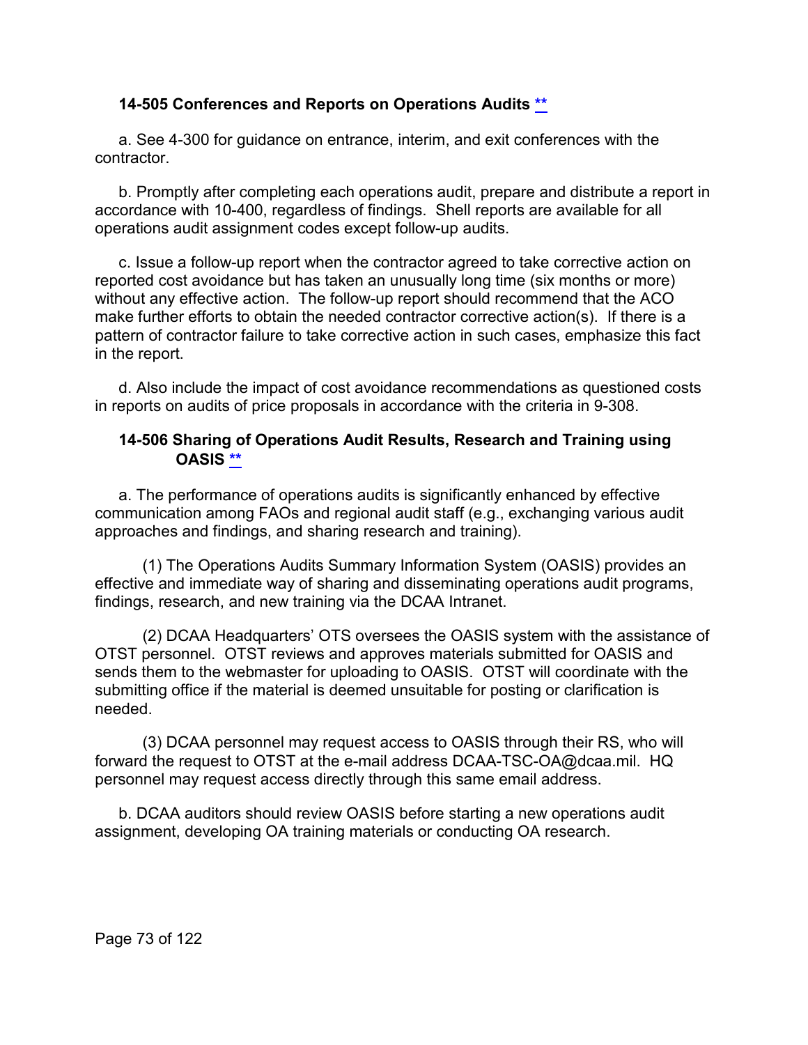### 14-505 Conferences and Reports on Operations Audits [**](#)

a. See 4-300 for guidance on entrance, interim, and exit conferences with the contractor.

b. Promptly after completing each operations audit, prepare and distribute a report in accordance with 10-400, regardless of findings. Shell reports are available for all operations audit assignment codes except follow-up audits.

c. Issue a follow-up report when the contractor agreed to take corrective action on reported cost avoidance but has taken an unusually long time (six months or more) without any effective action. The follow-up report should recommend that the ACO make further efforts to obtain the needed contractor corrective action(s). If there is a pattern of contractor failure to take corrective action in such cases, emphasize this fact in the report.

d. Also include the impact of cost avoidance recommendations as questioned costs in reports on audits of price proposals in accordance with the criteria in 9-308.

### 14-506 Sharing of Operations Audit Results, Research and Training using OASIS [**](#)

a. The performance of operations audits is significantly enhanced by effective communication among FAOs and regional audit staff (e.g., exchanging various audit approaches and findings, and sharing research and training).

(1) The Operations Audits Summary Information System (OASIS) provides an effective and immediate way of sharing and disseminating operations audit programs, findings, research, and new training via the DCAA Intranet.

(2) DCAA Headquarters' OTS oversees the OASIS system with the assistance of OTST personnel. OTST reviews and approves materials submitted for OASIS and sends them to the webmaster for uploading to OASIS. OTST will coordinate with the submitting office if the material is deemed unsuitable for posting or clarification is needed.

(3) DCAA personnel may request access to OASIS through their RS, who will forward the request to OTST at the e-mail address DCAA-TSC-OA@dcaa.mil. HQ personnel may request access directly through this same email address.

b. DCAA auditors should review OASIS before starting a new operations audit assignment, developing OA training materials or conducting OA research.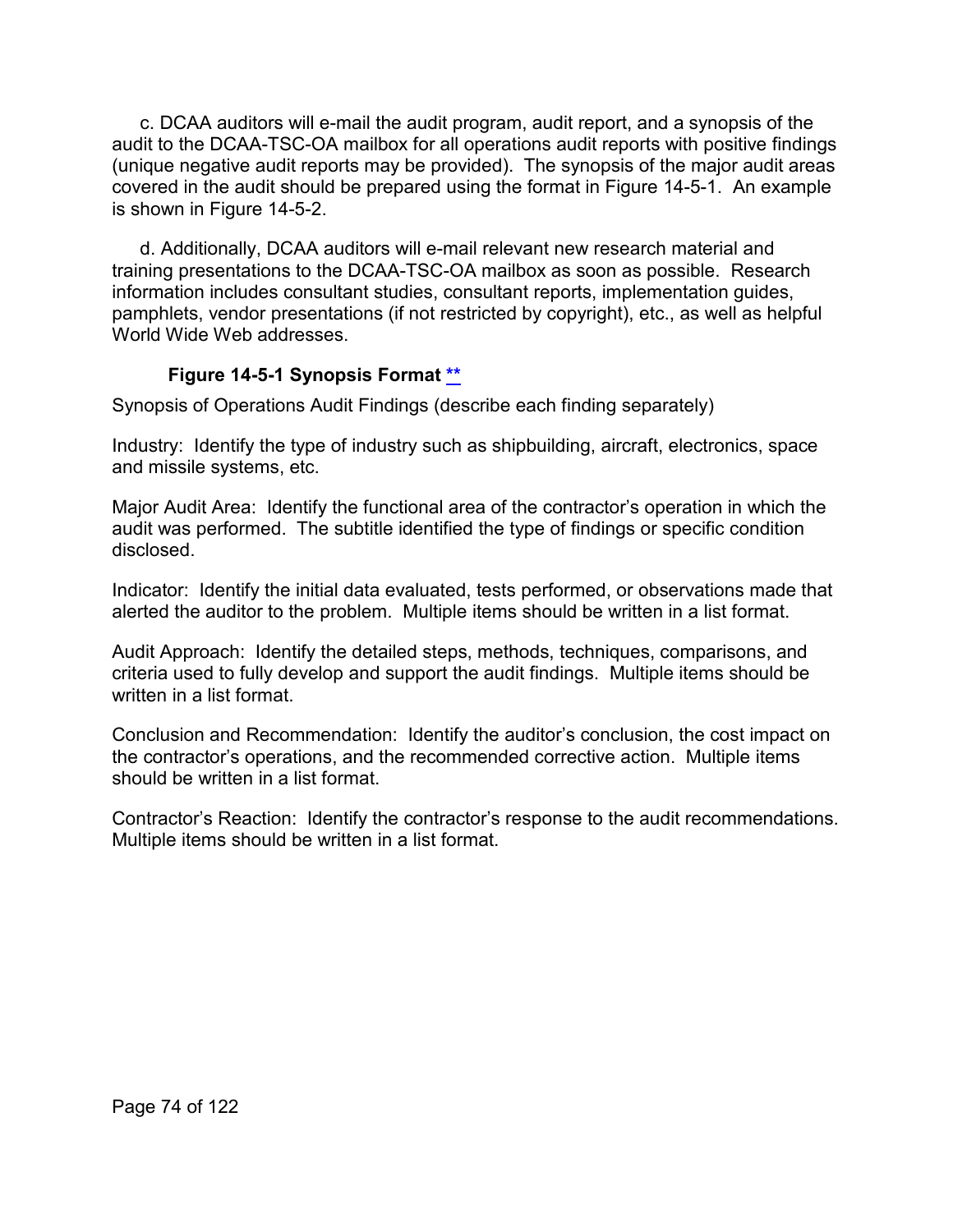c. DCAA auditors will e-mail the audit program, audit report, and a synopsis of the audit to the DCAA-TSC-OA mailbox for all operations audit reports with positive findings (unique negative audit reports may be provided). The synopsis of the major audit areas covered in the audit should be prepared using the format in Figure 14-5-1. An example is shown in Figure 14-5-2.

d. Additionally, DCAA auditors will e-mail relevant new research material and training presentations to the DCAA-TSC-OA mailbox as soon as possible. Research information includes consultant studies, consultant reports, implementation guides, pamphlets, vendor presentations (if not restricted by copyright), etc., as well as helpful World Wide Web addresses.

#### Figure 14-5-1 Synopsis Format **

Synopsis of Operations Audit Findings (describe each finding separately)

Industry: Identify the type of industry such as shipbuilding, aircraft, electronics, space and missile systems, etc.

Major Audit Area: Identify the functional area of the contractor's operation in which the audit was performed. The subtitle identified the type of findings or specific condition disclosed.

Indicator: Identify the initial data evaluated, tests performed, or observations made that alerted the auditor to the problem. Multiple items should be written in a list format.

Audit Approach: Identify the detailed steps, methods, techniques, comparisons, and criteria used to fully develop and support the audit findings. Multiple items should be written in a list format.

Conclusion and Recommendation: Identify the auditor's conclusion, the cost impact on the contractor's operations, and the recommended corrective action. Multiple items should be written in a list format.

Contractor's Reaction: Identify the contractor's response to the audit recommendations. Multiple items should be written in a list format.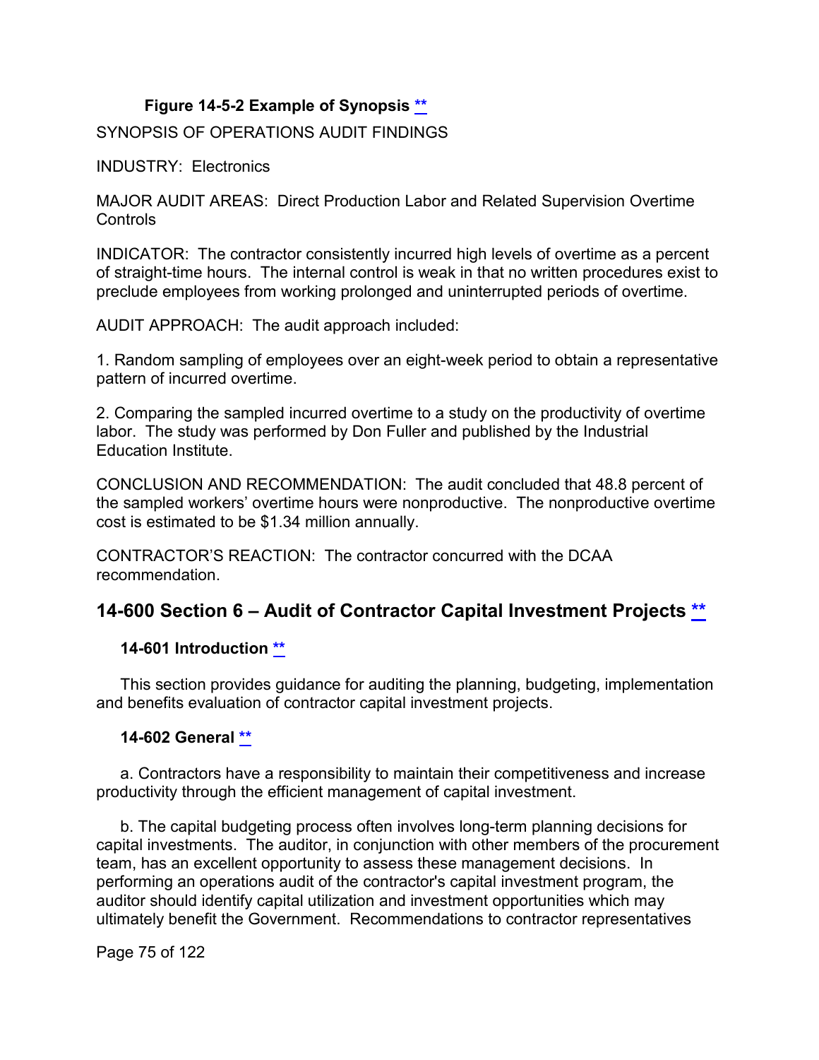#### Figure 14-5-2 Example of Synopsis **

SYNOPSIS OF OPERATIONS AUDIT FINDINGS

INDUSTRY: Electronics

MAJOR AUDIT AREAS: Direct Production Labor and Related Supervision Overtime Controls

INDICATOR: The contractor consistently incurred high levels of overtime as a percent of straight-time hours. The internal control is weak in that no written procedures exist to preclude employees from working prolonged and uninterrupted periods of overtime.

AUDIT APPROACH: The audit approach included:

1. Random sampling of employees over an eight-week period to obtain a representative pattern of incurred overtime.

2. Comparing the sampled incurred overtime to a study on the productivity of overtime labor. The study was performed by Don Fuller and published by the Industrial Education Institute.

CONCLUSION AND RECOMMENDATION: The audit concluded that 48.8 percent of the sampled workers' overtime hours were nonproductive. The nonproductive overtime cost is estimated to be $1.34 million annually.

CONTRACTOR'S REACTION: The contractor concurred with the DCAA recommendation.

## 14-600 Section 6 – Audit of Contractor Capital Investment Projects **

### 14-601 Introduction **

This section provides guidance for auditing the planning, budgeting, implementation and benefits evaluation of contractor capital investment projects.

### 14-602 General **

a. Contractors have a responsibility to maintain their competitiveness and increase productivity through the efficient management of capital investment.

b. The capital budgeting process often involves long-term planning decisions for capital investments. The auditor, in conjunction with other members of the procurement team, has an excellent opportunity to assess these management decisions. In performing an operations audit of the contractor's capital investment program, the auditor should identify capital utilization and investment opportunities which may ultimately benefit the Government. Recommendations to contractor representatives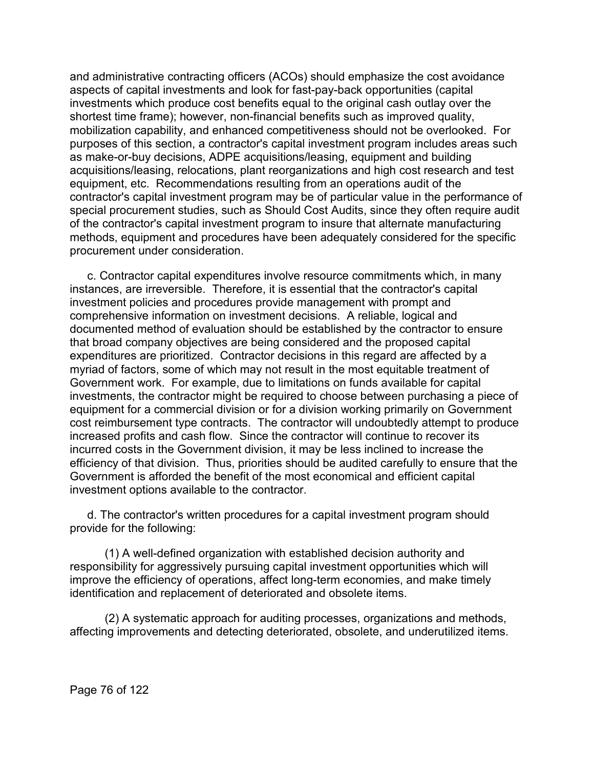and administrative contracting officers (ACOs) should emphasize the cost avoidance aspects of capital investments and look for fast-pay-back opportunities (capital investments which produce cost benefits equal to the original cash outlay over the shortest time frame); however, non-financial benefits such as improved quality, mobilization capability, and enhanced competitiveness should not be overlooked. For purposes of this section, a contractor's capital investment program includes areas such as make-or-buy decisions, ADPE acquisitions/leasing, equipment and building acquisitions/leasing, relocations, plant reorganizations and high cost research and test equipment, etc. Recommendations resulting from an operations audit of the contractor's capital investment program may be of particular value in the performance of special procurement studies, such as Should Cost Audits, since they often require audit of the contractor's capital investment program to insure that alternate manufacturing methods, equipment and procedures have been adequately considered for the specific procurement under consideration.

c. Contractor capital expenditures involve resource commitments which, in many instances, are irreversible. Therefore, it is essential that the contractor's capital investment policies and procedures provide management with prompt and comprehensive information on investment decisions. A reliable, logical and documented method of evaluation should be established by the contractor to ensure that broad company objectives are being considered and the proposed capital expenditures are prioritized. Contractor decisions in this regard are affected by a myriad of factors, some of which may not result in the most equitable treatment of Government work. For example, due to limitations on funds available for capital investments, the contractor might be required to choose between purchasing a piece of equipment for a commercial division or for a division working primarily on Government cost reimbursement type contracts. The contractor will undoubtedly attempt to produce increased profits and cash flow. Since the contractor will continue to recover its incurred costs in the Government division, it may be less inclined to increase the efficiency of that division. Thus, priorities should be audited carefully to ensure that the Government is afforded the benefit of the most economical and efficient capital investment options available to the contractor.

d. The contractor's written procedures for a capital investment program should provide for the following:

(1) A well-defined organization with established decision authority and responsibility for aggressively pursuing capital investment opportunities which will improve the efficiency of operations, affect long-term economies, and make timely identification and replacement of deteriorated and obsolete items.

(2) A systematic approach for auditing processes, organizations and methods, affecting improvements and detecting deteriorated, obsolete, and underutilized items.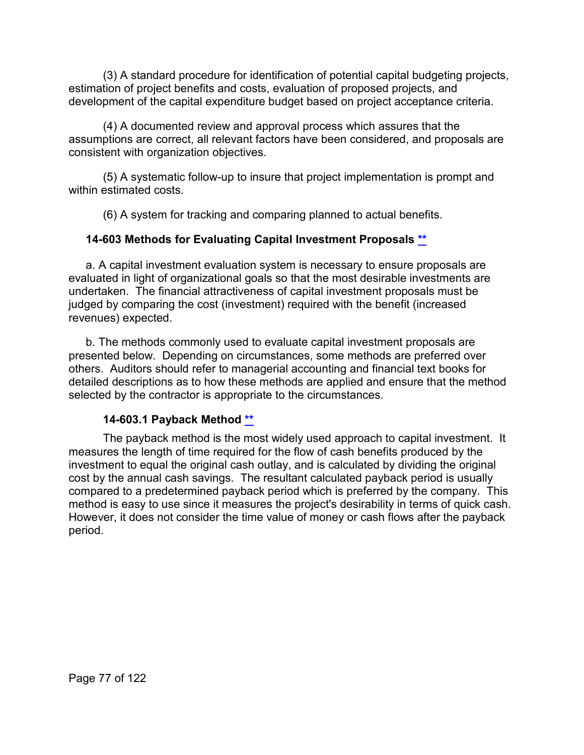(3) A standard procedure for identification of potential capital budgeting projects, estimation of project benefits and costs, evaluation of proposed projects, and development of the capital expenditure budget based on project acceptance criteria.

(4) A documented review and approval process which assures that the assumptions are correct, all relevant factors have been considered, and proposals are consistent with organization objectives.

(5) A systematic follow-up to insure that project implementation is prompt and within estimated costs.

(6) A system for tracking and comparing planned to actual benefits.

### 14-603 Methods for Evaluating Capital Investment Proposals **

a. A capital investment evaluation system is necessary to ensure proposals are evaluated in light of organizational goals so that the most desirable investments are undertaken. The financial attractiveness of capital investment proposals must be judged by comparing the cost (investment) required with the benefit (increased revenues) expected.

b. The methods commonly used to evaluate capital investment proposals are presented below. Depending on circumstances, some methods are preferred over others. Auditors should refer to managerial accounting and financial text books for detailed descriptions as to how these methods are applied and ensure that the method selected by the contractor is appropriate to the circumstances.

#### 14-603.1 Payback Method **

The payback method is the most widely used approach to capital investment. It measures the length of time required for the flow of cash benefits produced by the investment to equal the original cash outlay, and is calculated by dividing the original cost by the annual cash savings. The resultant calculated payback period is usually compared to a predetermined payback period which is preferred by the company. This method is easy to use since it measures the project's desirability in terms of quick cash. However, it does not consider the time value of money or cash flows after the payback period.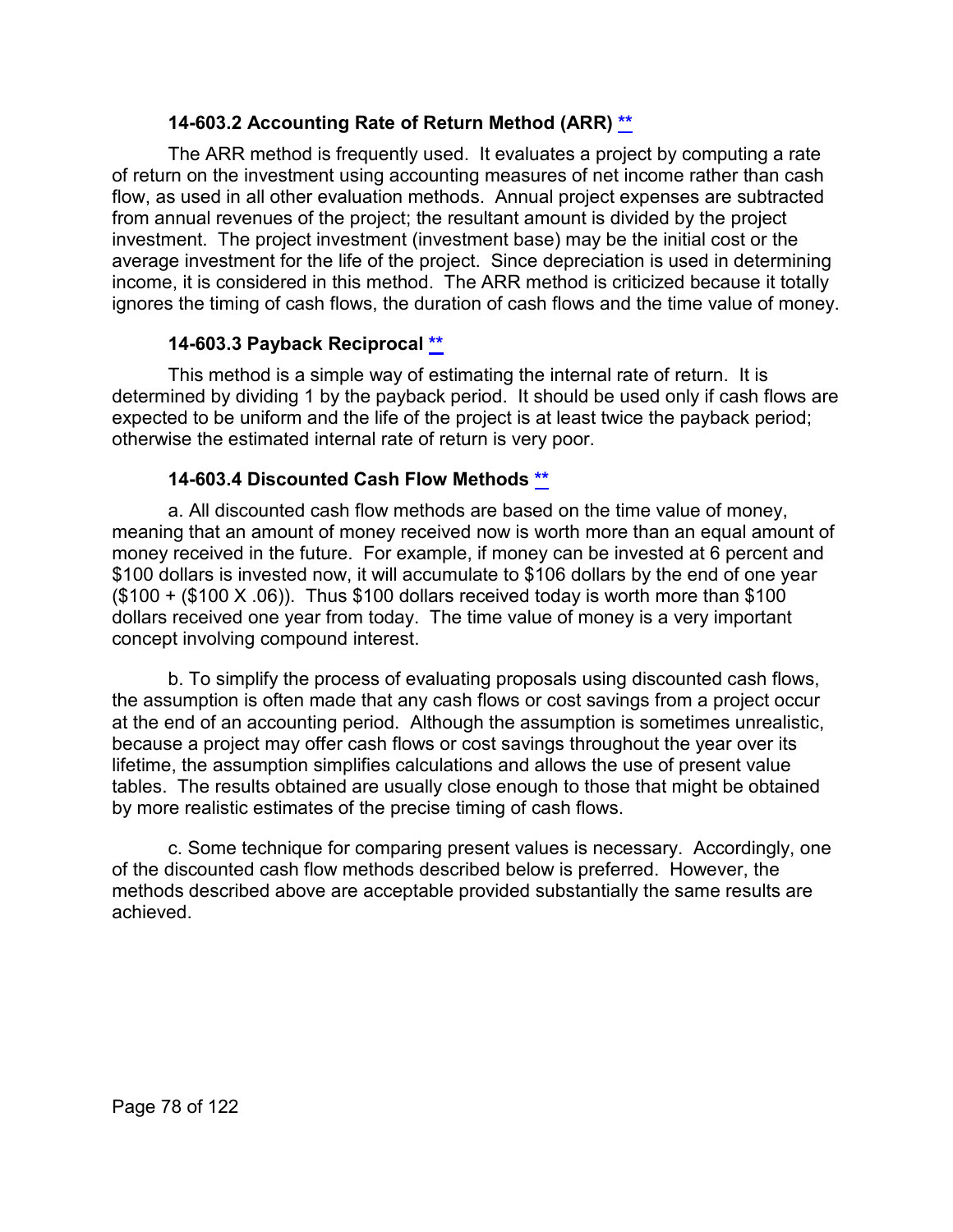### 14-603.2 Accounting Rate of Return Method (ARR) **

The ARR method is frequently used. It evaluates a project by computing a rate of return on the investment using accounting measures of net income rather than cash flow, as used in all other evaluation methods. Annual project expenses are subtracted from annual revenues of the project; the resultant amount is divided by the project investment. The project investment (investment base) may be the initial cost or the average investment for the life of the project. Since depreciation is used in determining income, it is considered in this method. The ARR method is criticized because it totally ignores the timing of cash flows, the duration of cash flows and the time value of money.

### 14-603.3 Payback Reciprocal **

This method is a simple way of estimating the internal rate of return. It is determined by dividing 1 by the payback period. It should be used only if cash flows are expected to be uniform and the life of the project is at least twice the payback period; otherwise the estimated internal rate of return is very poor.

### 14-603.4 Discounted Cash Flow Methods **

a. All discounted cash flow methods are based on the time value of money, meaning that an amount of money received now is worth more than an equal amount of money received in the future. For example, if money can be invested at 6 percent and \$100 dollars is invested now, it will accumulate to \$106 dollars by the end of one year (\$100 + (\$100 X .06)). Thus \$100 dollars received today is worth more than \$100 dollars received one year from today. The time value of money is a very important concept involving compound interest.

b. To simplify the process of evaluating proposals using discounted cash flows, the assumption is often made that any cash flows or cost savings from a project occur at the end of an accounting period. Although the assumption is sometimes unrealistic, because a project may offer cash flows or cost savings throughout the year over its lifetime, the assumption simplifies calculations and allows the use of present value tables. The results obtained are usually close enough to those that might be obtained by more realistic estimates of the precise timing of cash flows.

c. Some technique for comparing present values is necessary. Accordingly, one of the discounted cash flow methods described below is preferred. However, the methods described above are acceptable provided substantially the same results are achieved.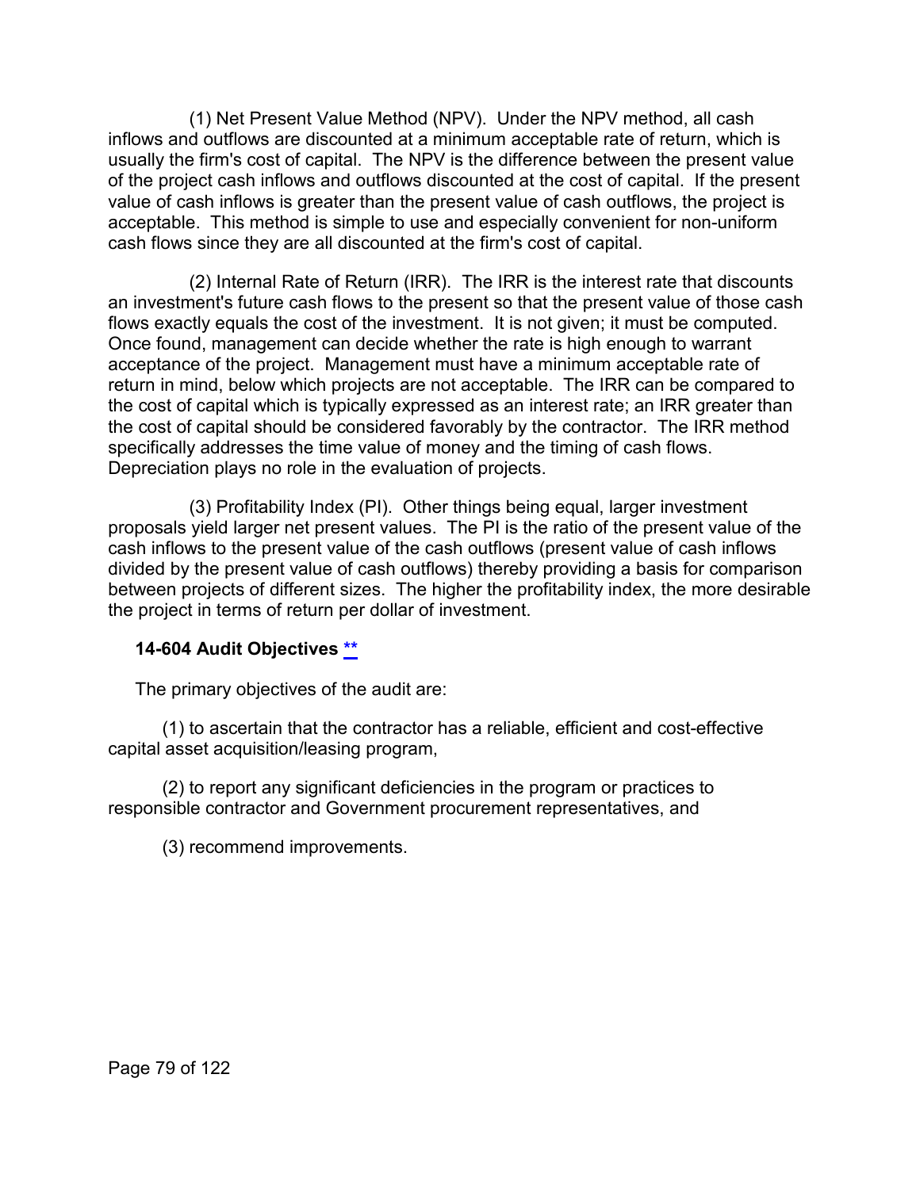(1) Net Present Value Method (NPV). Under the NPV method, all cash inflows and outflows are discounted at a minimum acceptable rate of return, which is usually the firm's cost of capital. The NPV is the difference between the present value of the project cash inflows and outflows discounted at the cost of capital. If the present value of cash inflows is greater than the present value of cash outflows, the project is acceptable. This method is simple to use and especially convenient for non-uniform cash flows since they are all discounted at the firm's cost of capital.

(2) Internal Rate of Return (IRR). The IRR is the interest rate that discounts an investment's future cash flows to the present so that the present value of those cash flows exactly equals the cost of the investment. It is not given; it must be computed. Once found, management can decide whether the rate is high enough to warrant acceptance of the project. Management must have a minimum acceptable rate of return in mind, below which projects are not acceptable. The IRR can be compared to the cost of capital which is typically expressed as an interest rate; an IRR greater than the cost of capital should be considered favorably by the contractor. The IRR method specifically addresses the time value of money and the timing of cash flows. Depreciation plays no role in the evaluation of projects.

(3) Profitability Index (PI). Other things being equal, larger investment proposals yield larger net present values. The PI is the ratio of the present value of the cash inflows to the present value of the cash outflows (present value of cash inflows divided by the present value of cash outflows) thereby providing a basis for comparison between projects of different sizes. The higher the profitability index, the more desirable the project in terms of return per dollar of investment.

### 14-604 Audit Objectives **

The primary objectives of the audit are:

(1) to ascertain that the contractor has a reliable, efficient and cost-effective capital asset acquisition/leasing program,

(2) to report any significant deficiencies in the program or practices to responsible contractor and Government procurement representatives, and

(3) recommend improvements.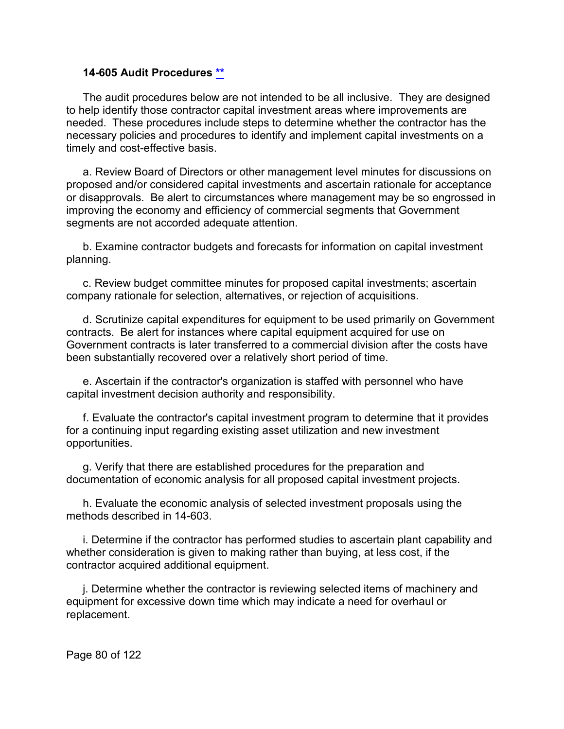### 14-605 Audit Procedures **

The audit procedures below are not intended to be all inclusive. They are designed to help identify those contractor capital investment areas where improvements are needed. These procedures include steps to determine whether the contractor has the necessary policies and procedures to identify and implement capital investments on a timely and cost-effective basis.

a. Review Board of Directors or other management level minutes for discussions on proposed and/or considered capital investments and ascertain rationale for acceptance or disapprovals. Be alert to circumstances where management may be so engrossed in improving the economy and efficiency of commercial segments that Government segments are not accorded adequate attention.

b. Examine contractor budgets and forecasts for information on capital investment planning.

c. Review budget committee minutes for proposed capital investments; ascertain company rationale for selection, alternatives, or rejection of acquisitions.

d. Scrutinize capital expenditures for equipment to be used primarily on Government contracts. Be alert for instances where capital equipment acquired for use on Government contracts is later transferred to a commercial division after the costs have been substantially recovered over a relatively short period of time.

e. Ascertain if the contractor's organization is staffed with personnel who have capital investment decision authority and responsibility.

f. Evaluate the contractor's capital investment program to determine that it provides for a continuing input regarding existing asset utilization and new investment opportunities.

g. Verify that there are established procedures for the preparation and documentation of economic analysis for all proposed capital investment projects.

h. Evaluate the economic analysis of selected investment proposals using the methods described in 14-603.

i. Determine if the contractor has performed studies to ascertain plant capability and whether consideration is given to making rather than buying, at less cost, if the contractor acquired additional equipment.

j. Determine whether the contractor is reviewing selected items of machinery and equipment for excessive down time which may indicate a need for overhaul or replacement.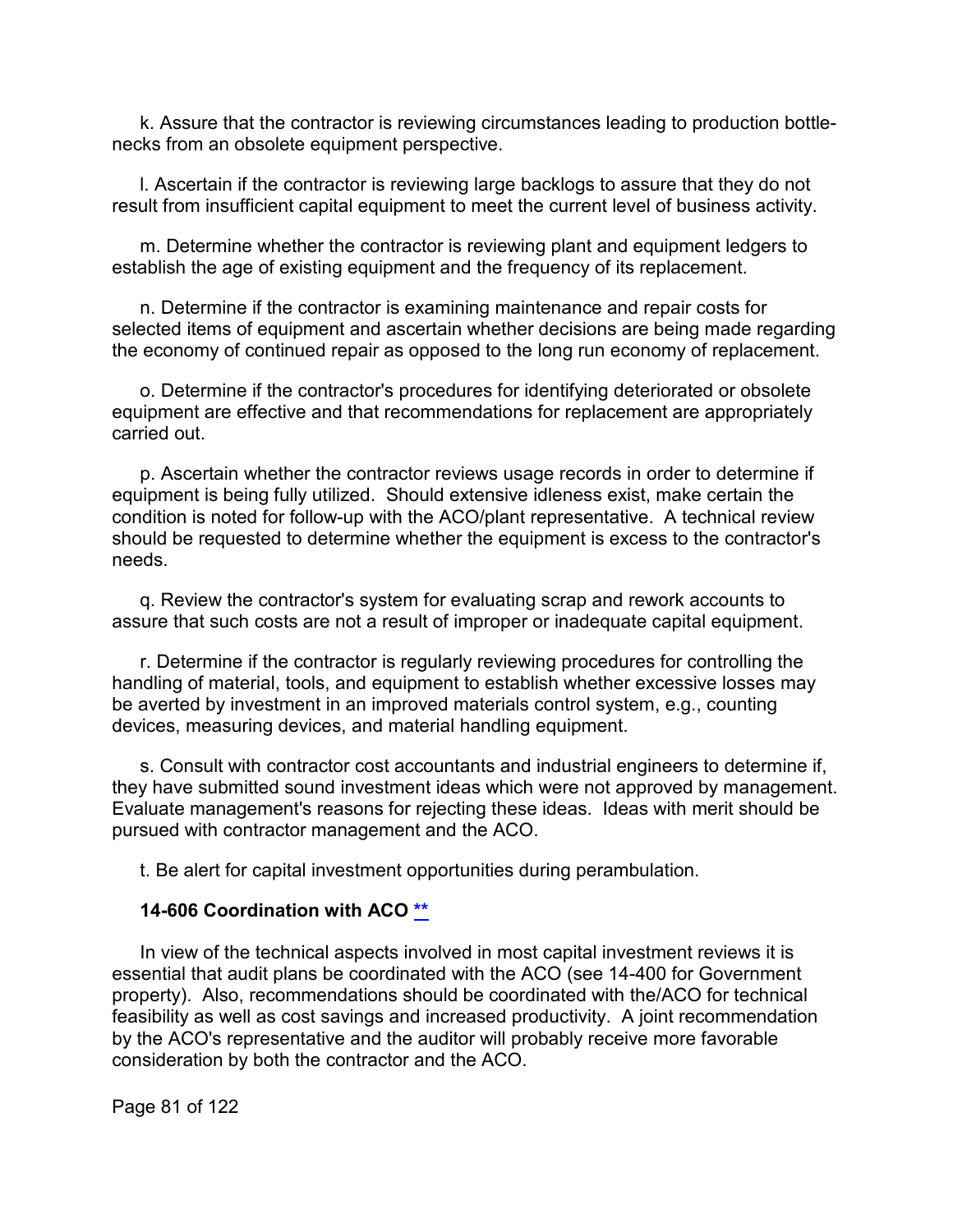k. Assure that the contractor is reviewing circumstances leading to production bottle-necks from an obsolete equipment perspective.

l. Ascertain if the contractor is reviewing large backlogs to assure that they do not result from insufficient capital equipment to meet the current level of business activity.

m. Determine whether the contractor is reviewing plant and equipment ledgers to establish the age of existing equipment and the frequency of its replacement.

n. Determine if the contractor is examining maintenance and repair costs for selected items of equipment and ascertain whether decisions are being made regarding the economy of continued repair as opposed to the long run economy of replacement.

o. Determine if the contractor's procedures for identifying deteriorated or obsolete equipment are effective and that recommendations for replacement are appropriately carried out.

p. Ascertain whether the contractor reviews usage records in order to determine if equipment is being fully utilized. Should extensive idleness exist, make certain the condition is noted for follow-up with the ACO/plant representative. A technical review should be requested to determine whether the equipment is excess to the contractor's needs.

q. Review the contractor's system for evaluating scrap and rework accounts to assure that such costs are not a result of improper or inadequate capital equipment.

r. Determine if the contractor is regularly reviewing procedures for controlling the handling of material, tools, and equipment to establish whether excessive losses may be averted by investment in an improved materials control system, e.g., counting devices, measuring devices, and material handling equipment.

s. Consult with contractor cost accountants and industrial engineers to determine if, they have submitted sound investment ideas which were not approved by management. Evaluate management's reasons for rejecting these ideas. Ideas with merit should be pursued with contractor management and the ACO.

t. Be alert for capital investment opportunities during perambulation.

### 14-606 Coordination with ACO **

In view of the technical aspects involved in most capital investment reviews it is essential that audit plans be coordinated with the ACO (see 14-400 for Government property). Also, recommendations should be coordinated with the/ACO for technical feasibility as well as cost savings and increased productivity. A joint recommendation by the ACO's representative and the auditor will probably receive more favorable consideration by both the contractor and the ACO.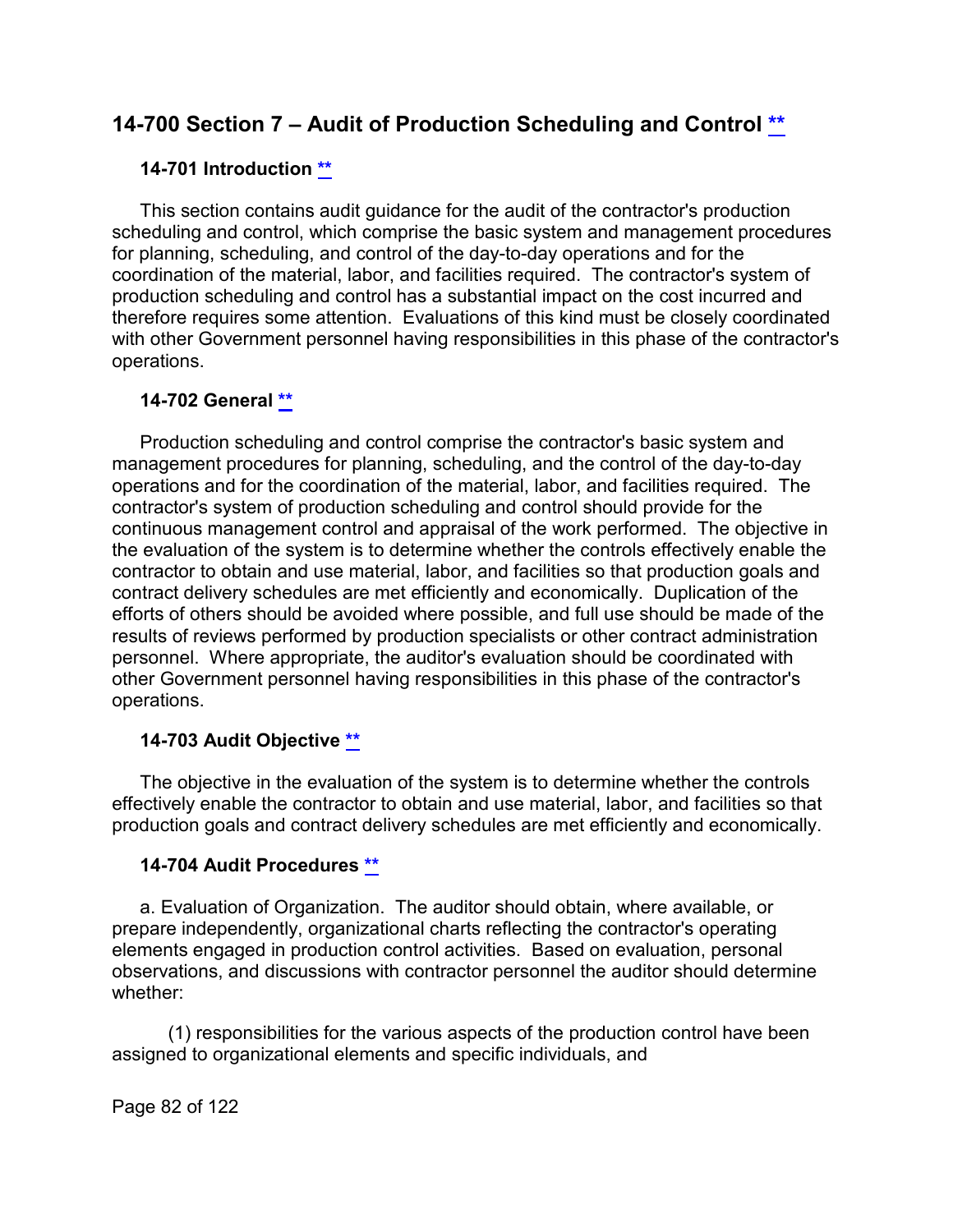## 14-700 Section 7 – Audit of Production Scheduling and Control [**]

### 14-701 Introduction [**]

This section contains audit guidance for the audit of the contractor's production scheduling and control, which comprise the basic system and management procedures for planning, scheduling, and control of the day-to-day operations and for the coordination of the material, labor, and facilities required. The contractor's system of production scheduling and control has a substantial impact on the cost incurred and therefore requires some attention. Evaluations of this kind must be closely coordinated with other Government personnel having responsibilities in this phase of the contractor's operations.

### 14-702 General [**]

Production scheduling and control comprise the contractor's basic system and management procedures for planning, scheduling, and the control of the day-to-day operations and for the coordination of the material, labor, and facilities required. The contractor's system of production scheduling and control should provide for the continuous management control and appraisal of the work performed. The objective in the evaluation of the system is to determine whether the controls effectively enable the contractor to obtain and use material, labor, and facilities so that production goals and contract delivery schedules are met efficiently and economically. Duplication of the efforts of others should be avoided where possible, and full use should be made of the results of reviews performed by production specialists or other contract administration personnel. Where appropriate, the auditor's evaluation should be coordinated with other Government personnel having responsibilities in this phase of the contractor's operations.

### 14-703 Audit Objective [**]

The objective in the evaluation of the system is to determine whether the controls effectively enable the contractor to obtain and use material, labor, and facilities so that production goals and contract delivery schedules are met efficiently and economically.

### 14-704 Audit Procedures [**]

a. Evaluation of Organization. The auditor should obtain, where available, or prepare independently, organizational charts reflecting the contractor's operating elements engaged in production control activities. Based on evaluation, personal observations, and discussions with contractor personnel the auditor should determine whether:

(1) responsibilities for the various aspects of the production control have been assigned to organizational elements and specific individuals, and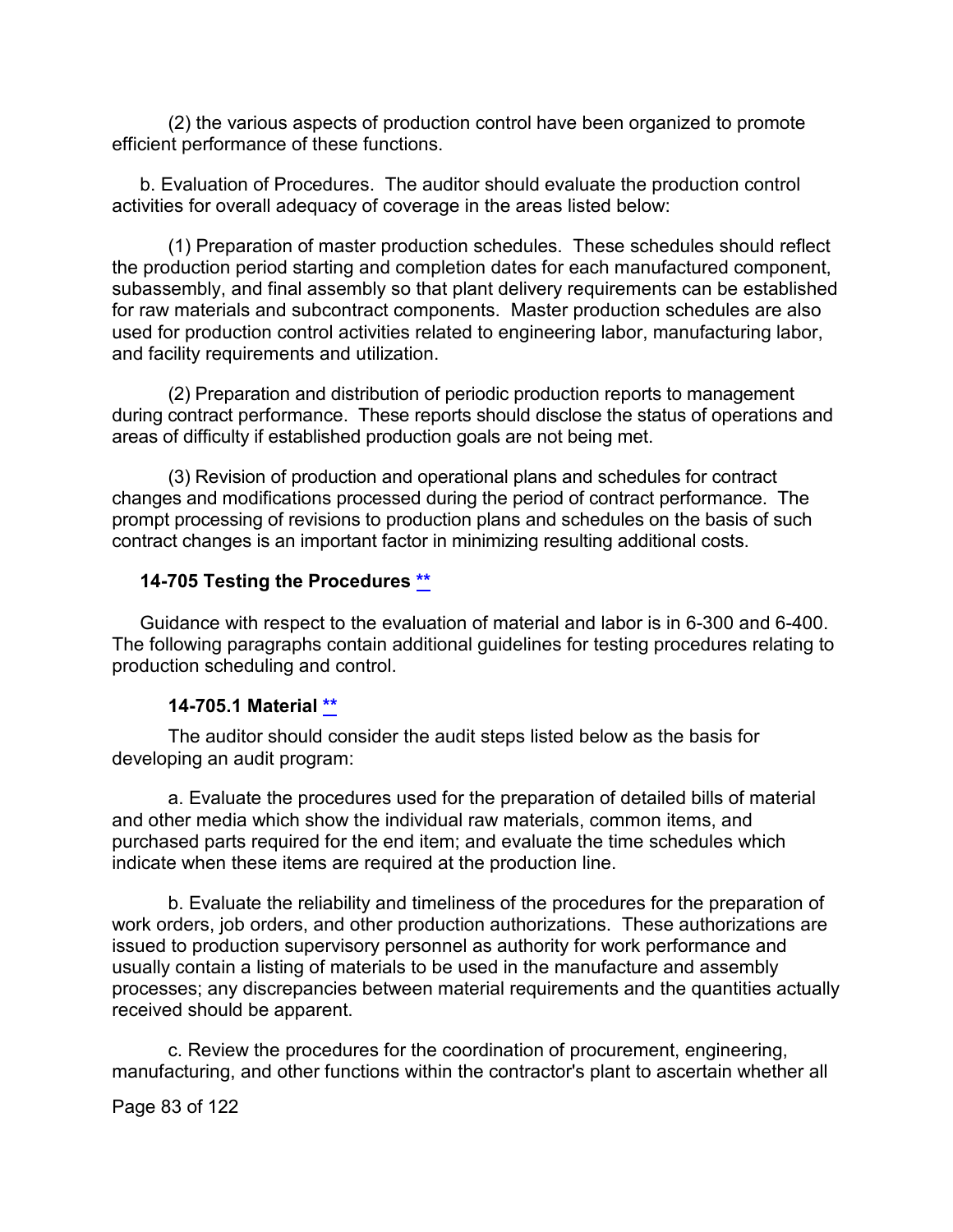(2) the various aspects of production control have been organized to promote efficient performance of these functions.

b. Evaluation of Procedures. The auditor should evaluate the production control activities for overall adequacy of coverage in the areas listed below:

(1) Preparation of master production schedules. These schedules should reflect the production period starting and completion dates for each manufactured component, subassembly, and final assembly so that plant delivery requirements can be established for raw materials and subcontract components. Master production schedules are also used for production control activities related to engineering labor, manufacturing labor, and facility requirements and utilization.

(2) Preparation and distribution of periodic production reports to management during contract performance. These reports should disclose the status of operations and areas of difficulty if established production goals are not being met.

(3) Revision of production and operational plans and schedules for contract changes and modifications processed during the period of contract performance. The prompt processing of revisions to production plans and schedules on the basis of such contract changes is an important factor in minimizing resulting additional costs.

### 14-705 Testing the Procedures **

Guidance with respect to the evaluation of material and labor is in 6-300 and 6-400. The following paragraphs contain additional guidelines for testing procedures relating to production scheduling and control.

#### 14-705.1 Material **

The auditor should consider the audit steps listed below as the basis for developing an audit program:

a. Evaluate the procedures used for the preparation of detailed bills of material and other media which show the individual raw materials, common items, and purchased parts required for the end item; and evaluate the time schedules which indicate when these items are required at the production line.

b. Evaluate the reliability and timeliness of the procedures for the preparation of work orders, job orders, and other production authorizations. These authorizations are issued to production supervisory personnel as authority for work performance and usually contain a listing of materials to be used in the manufacture and assembly processes; any discrepancies between material requirements and the quantities actually received should be apparent.

c. Review the procedures for the coordination of procurement, engineering, manufacturing, and other functions within the contractor's plant to ascertain whether all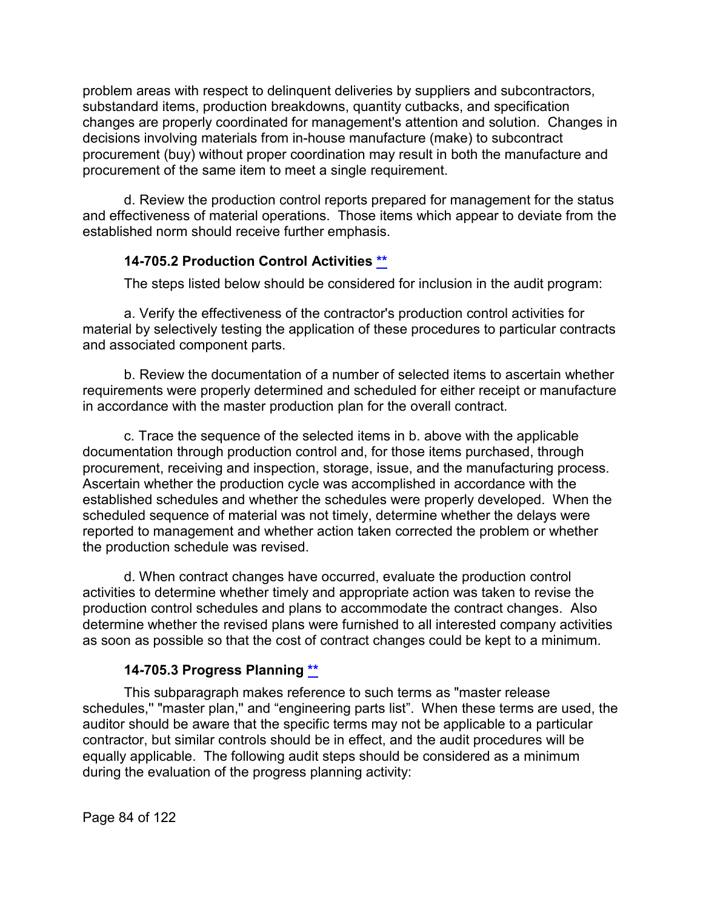problem areas with respect to delinquent deliveries by suppliers and subcontractors, substandard items, production breakdowns, quantity cutbacks, and specification changes are properly coordinated for management's attention and solution. Changes in decisions involving materials from in-house manufacture (make) to subcontract procurement (buy) without proper coordination may result in both the manufacture and procurement of the same item to meet a single requirement.

d. Review the production control reports prepared for management for the status and effectiveness of material operations. Those items which appear to deviate from the established norm should receive further emphasis.

### 14-705.2 Production Control Activities **

The steps listed below should be considered for inclusion in the audit program:

a. Verify the effectiveness of the contractor's production control activities for material by selectively testing the application of these procedures to particular contracts and associated component parts.

b. Review the documentation of a number of selected items to ascertain whether requirements were properly determined and scheduled for either receipt or manufacture in accordance with the master production plan for the overall contract.

c. Trace the sequence of the selected items in b. above with the applicable documentation through production control and, for those items purchased, through procurement, receiving and inspection, storage, issue, and the manufacturing process. Ascertain whether the production cycle was accomplished in accordance with the established schedules and whether the schedules were properly developed. When the scheduled sequence of material was not timely, determine whether the delays were reported to management and whether action taken corrected the problem or whether the production schedule was revised.

d. When contract changes have occurred, evaluate the production control activities to determine whether timely and appropriate action was taken to revise the production control schedules and plans to accommodate the contract changes. Also determine whether the revised plans were furnished to all interested company activities as soon as possible so that the cost of contract changes could be kept to a minimum.

### 14-705.3 Progress Planning **

This subparagraph makes reference to such terms as "master release schedules," "master plan," and "engineering parts list". When these terms are used, the auditor should be aware that the specific terms may not be applicable to a particular contractor, but similar controls should be in effect, and the audit procedures will be equally applicable. The following audit steps should be considered as a minimum during the evaluation of the progress planning activity: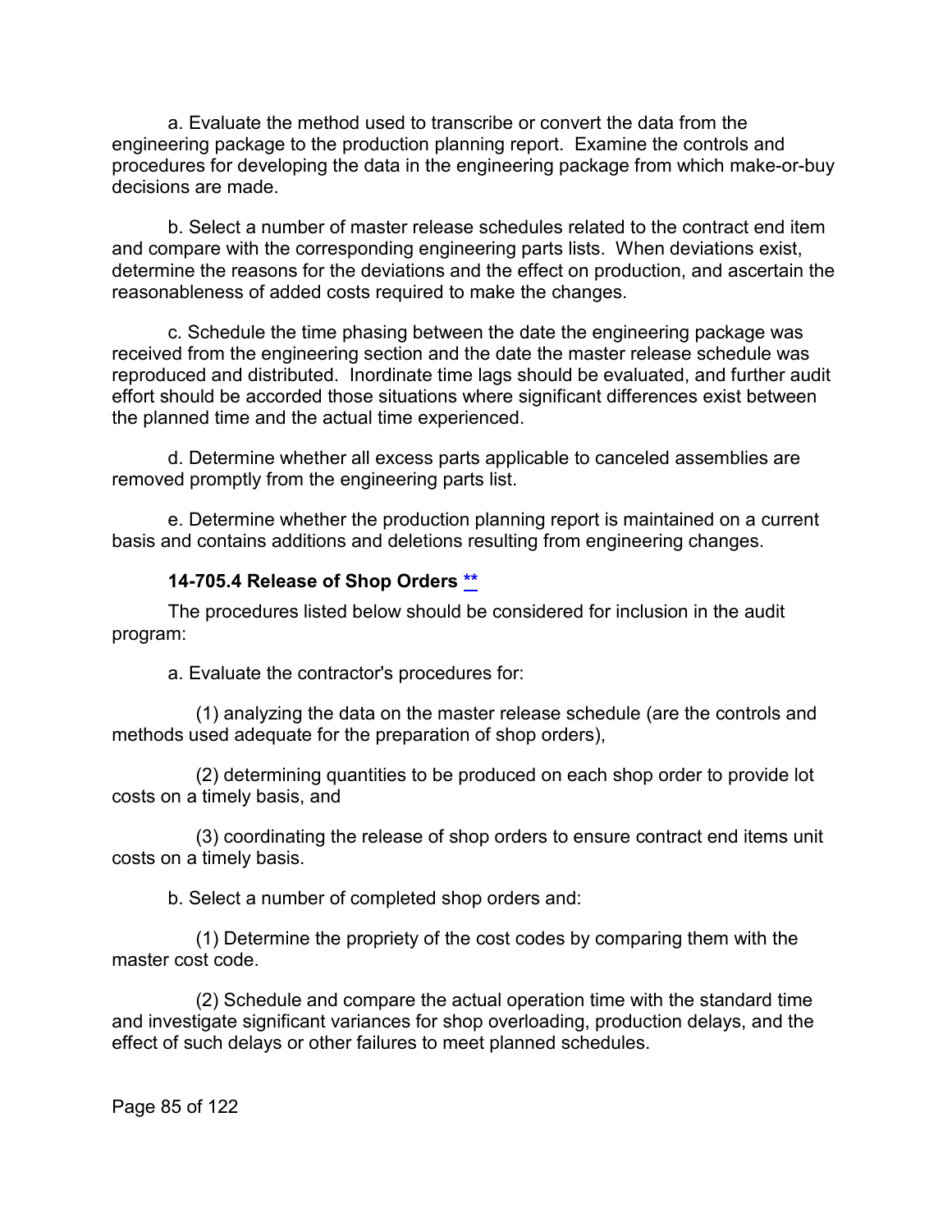a. Evaluate the method used to transcribe or convert the data from the engineering package to the production planning report. Examine the controls and procedures for developing the data in the engineering package from which make-or-buy decisions are made.

b. Select a number of master release schedules related to the contract end item and compare with the corresponding engineering parts lists. When deviations exist, determine the reasons for the deviations and the effect on production, and ascertain the reasonableness of added costs required to make the changes.

c. Schedule the time phasing between the date the engineering package was received from the engineering section and the date the master release schedule was reproduced and distributed. Inordinate time lags should be evaluated, and further audit effort should be accorded those situations where significant differences exist between the planned time and the actual time experienced.

d. Determine whether all excess parts applicable to canceled assemblies are removed promptly from the engineering parts list.

e. Determine whether the production planning report is maintained on a current basis and contains additions and deletions resulting from engineering changes.

#### 14-705.4 Release of Shop Orders **

The procedures listed below should be considered for inclusion in the audit program:

a. Evaluate the contractor's procedures for:

(1) analyzing the data on the master release schedule (are the controls and methods used adequate for the preparation of shop orders),

(2) determining quantities to be produced on each shop order to provide lot costs on a timely basis, and

(3) coordinating the release of shop orders to ensure contract end items unit costs on a timely basis.

b. Select a number of completed shop orders and:

(1) Determine the propriety of the cost codes by comparing them with the master cost code.

(2) Schedule and compare the actual operation time with the standard time and investigate significant variances for shop overloading, production delays, and the effect of such delays or other failures to meet planned schedules.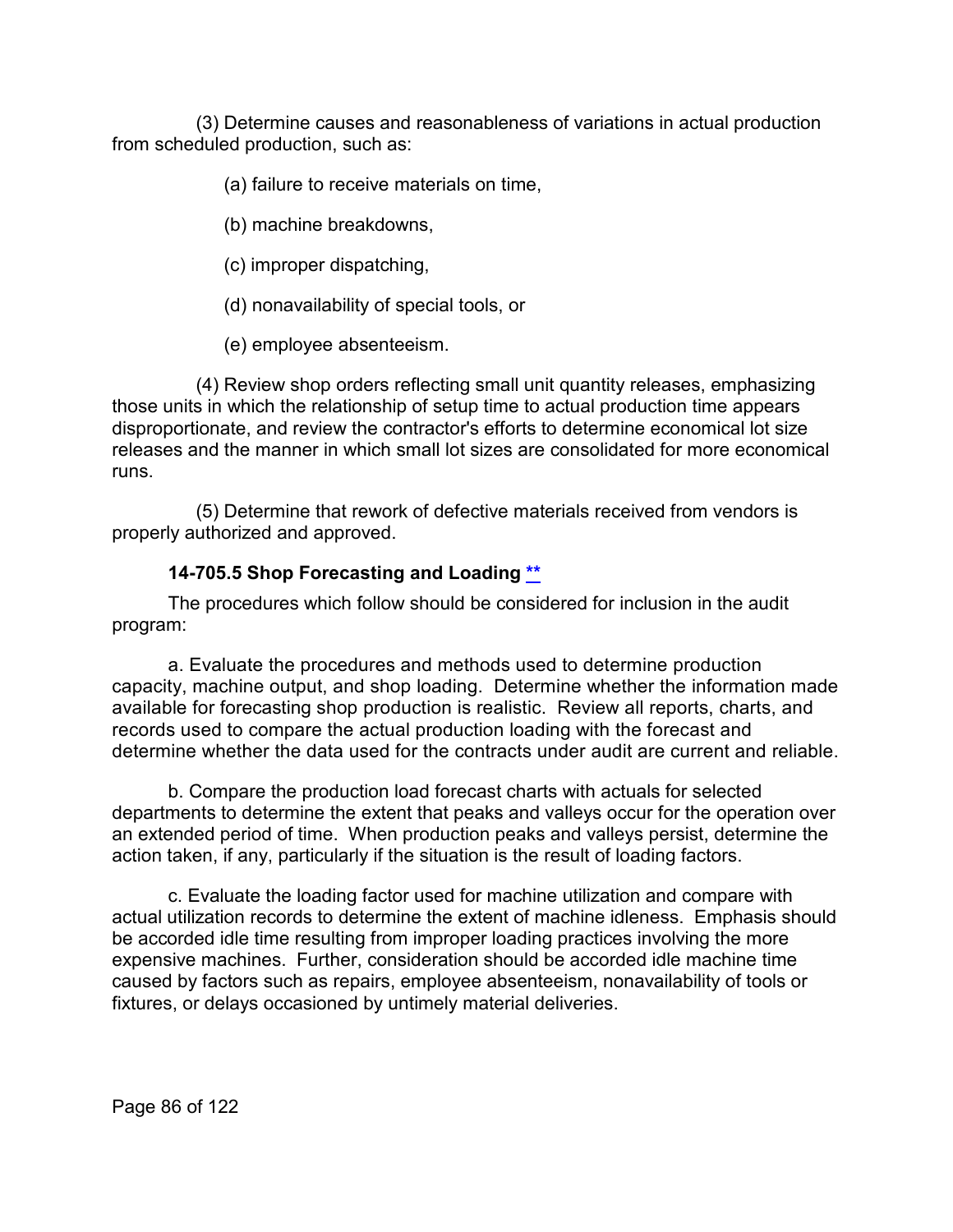(3) Determine causes and reasonableness of variations in actual production from scheduled production, such as:

(a) failure to receive materials on time,

(b) machine breakdowns,

(c) improper dispatching,

(d) nonavailability of special tools, or

(e) employee absenteeism.

(4) Review shop orders reflecting small unit quantity releases, emphasizing those units in which the relationship of setup time to actual production time appears disproportionate, and review the contractor's efforts to determine economical lot size releases and the manner in which small lot sizes are consolidated for more economical runs.

(5) Determine that rework of defective materials received from vendors is properly authorized and approved.

### 14-705.5 Shop Forecasting and Loading **

The procedures which follow should be considered for inclusion in the audit program:

a. Evaluate the procedures and methods used to determine production capacity, machine output, and shop loading. Determine whether the information made available for forecasting shop production is realistic. Review all reports, charts, and records used to compare the actual production loading with the forecast and determine whether the data used for the contracts under audit are current and reliable.

b. Compare the production load forecast charts with actuals for selected departments to determine the extent that peaks and valleys occur for the operation over an extended period of time. When production peaks and valleys persist, determine the action taken, if any, particularly if the situation is the result of loading factors.

c. Evaluate the loading factor used for machine utilization and compare with actual utilization records to determine the extent of machine idleness. Emphasis should be accorded idle time resulting from improper loading practices involving the more expensive machines. Further, consideration should be accorded idle machine time caused by factors such as repairs, employee absenteeism, nonavailability of tools or fixtures, or delays occasioned by untimely material deliveries.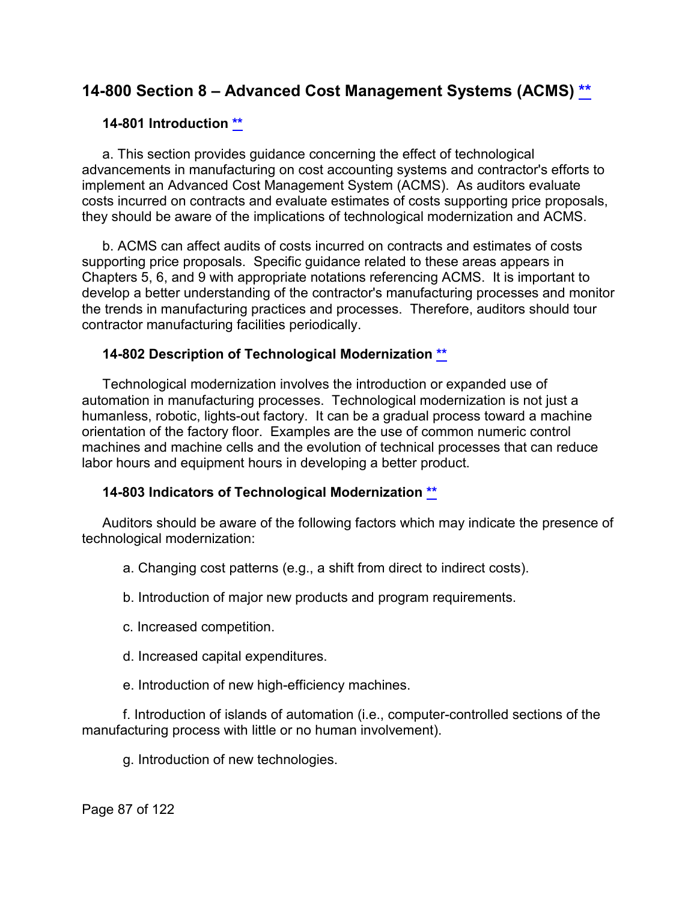## 14-800 Section 8 – Advanced Cost Management Systems (ACMS) **

### 14-801 Introduction **

a. This section provides guidance concerning the effect of technological advancements in manufacturing on cost accounting systems and contractor's efforts to implement an Advanced Cost Management System (ACMS). As auditors evaluate costs incurred on contracts and evaluate estimates of costs supporting price proposals, they should be aware of the implications of technological modernization and ACMS.

b. ACMS can affect audits of costs incurred on contracts and estimates of costs supporting price proposals. Specific guidance related to these areas appears in Chapters 5, 6, and 9 with appropriate notations referencing ACMS. It is important to develop a better understanding of the contractor's manufacturing processes and monitor the trends in manufacturing practices and processes. Therefore, auditors should tour contractor manufacturing facilities periodically.

### 14-802 Description of Technological Modernization **

Technological modernization involves the introduction or expanded use of automation in manufacturing processes. Technological modernization is not just a humanless, robotic, lights-out factory. It can be a gradual process toward a machine orientation of the factory floor. Examples are the use of common numeric control machines and machine cells and the evolution of technical processes that can reduce labor hours and equipment hours in developing a better product.

### 14-803 Indicators of Technological Modernization **

Auditors should be aware of the following factors which may indicate the presence of technological modernization:

a. Changing cost patterns (e.g., a shift from direct to indirect costs).

b. Introduction of major new products and program requirements.

c. Increased competition.

d. Increased capital expenditures.

e. Introduction of new high-efficiency machines.

f. Introduction of islands of automation (i.e., computer-controlled sections of the manufacturing process with little or no human involvement).

g. Introduction of new technologies.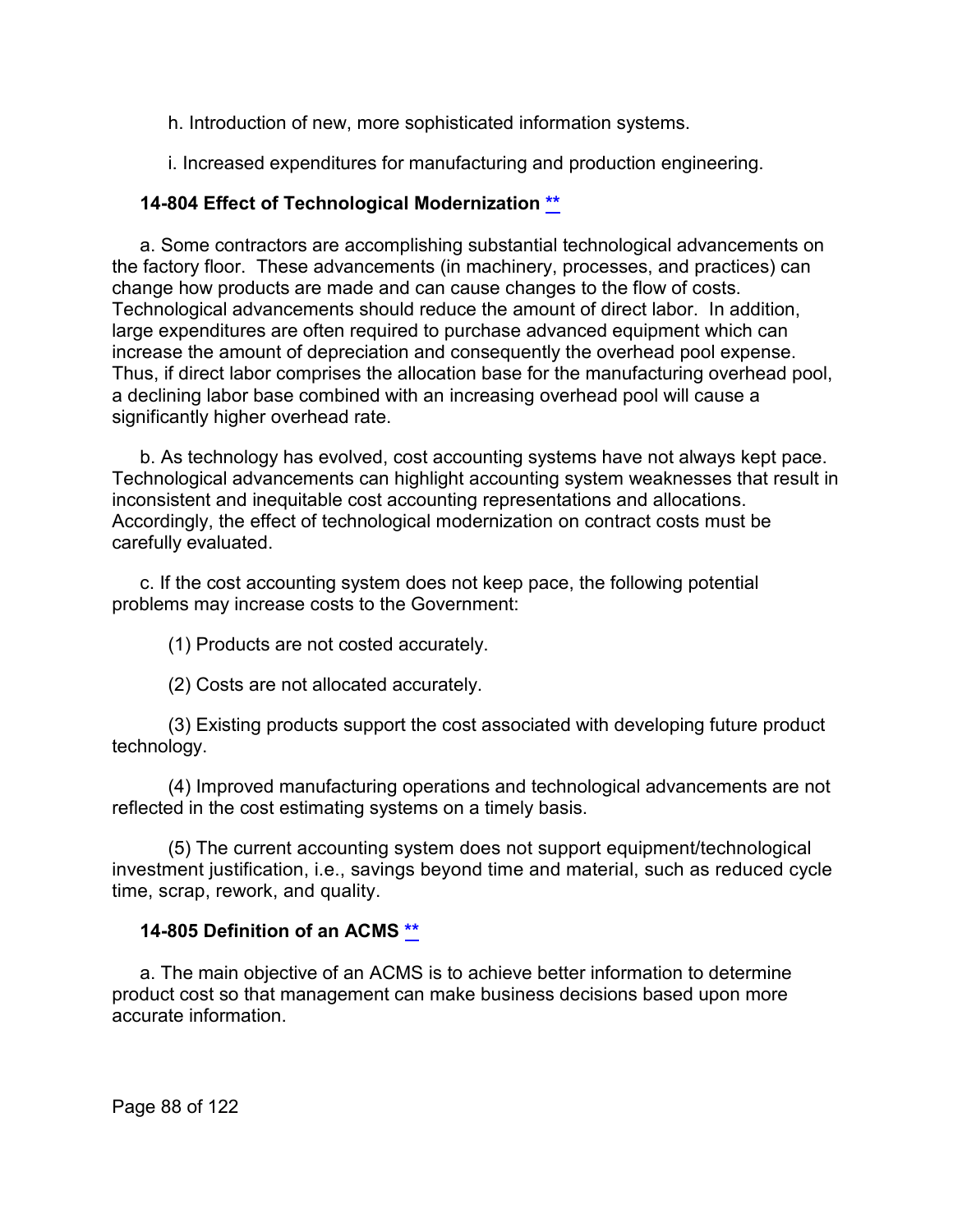h. Introduction of new, more sophisticated information systems.

i. Increased expenditures for manufacturing and production engineering.

### 14-804 Effect of Technological Modernization **

a. Some contractors are accomplishing substantial technological advancements on the factory floor. These advancements (in machinery, processes, and practices) can change how products are made and can cause changes to the flow of costs. Technological advancements should reduce the amount of direct labor. In addition, large expenditures are often required to purchase advanced equipment which can increase the amount of depreciation and consequently the overhead pool expense. Thus, if direct labor comprises the allocation base for the manufacturing overhead pool, a declining labor base combined with an increasing overhead pool will cause a significantly higher overhead rate.

b. As technology has evolved, cost accounting systems have not always kept pace. Technological advancements can highlight accounting system weaknesses that result in inconsistent and inequitable cost accounting representations and allocations. Accordingly, the effect of technological modernization on contract costs must be carefully evaluated.

c. If the cost accounting system does not keep pace, the following potential problems may increase costs to the Government:

(1) Products are not costed accurately.

(2) Costs are not allocated accurately.

(3) Existing products support the cost associated with developing future product technology.

(4) Improved manufacturing operations and technological advancements are not reflected in the cost estimating systems on a timely basis.

(5) The current accounting system does not support equipment/technological investment justification, i.e., savings beyond time and material, such as reduced cycle time, scrap, rework, and quality.

### 14-805 Definition of an ACMS **

a. The main objective of an ACMS is to achieve better information to determine product cost so that management can make business decisions based upon more accurate information.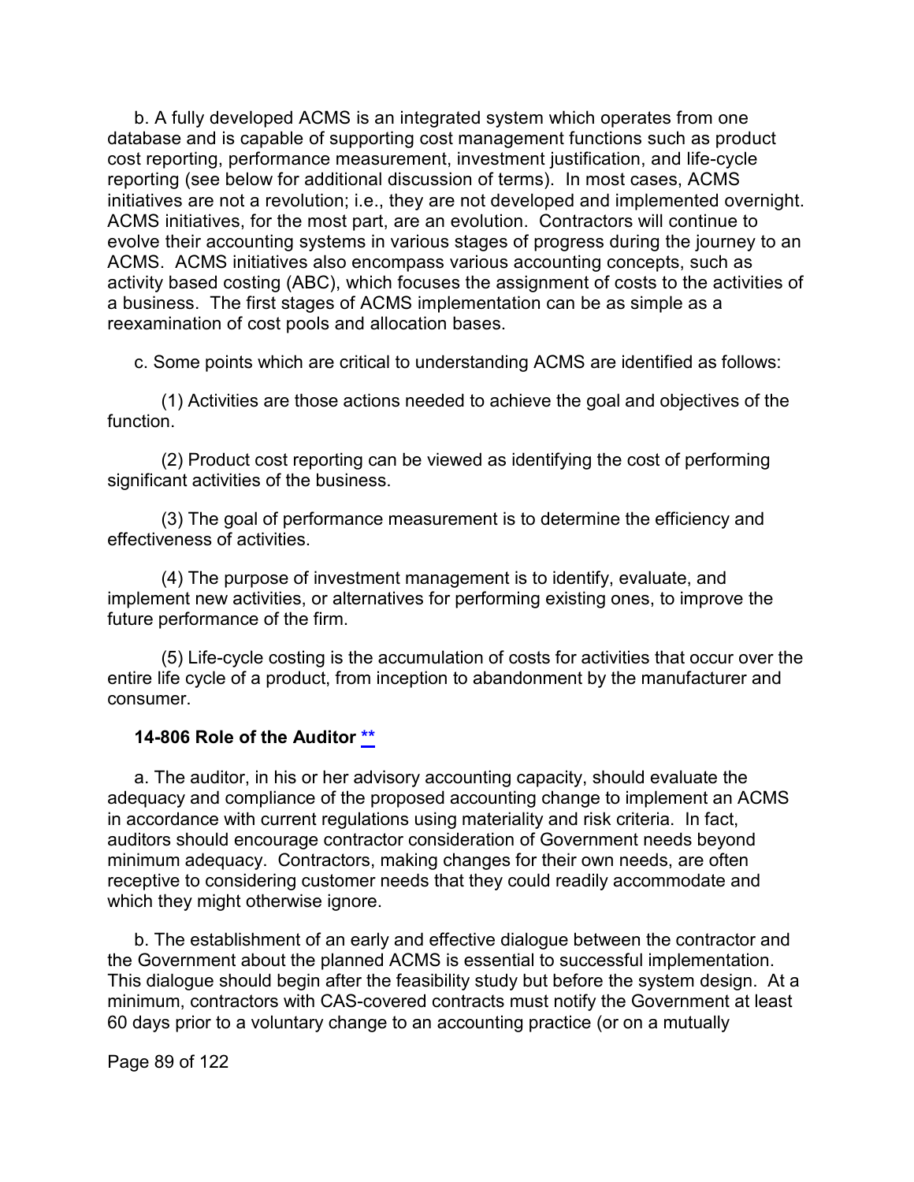b. A fully developed ACMS is an integrated system which operates from one database and is capable of supporting cost management functions such as product cost reporting, performance measurement, investment justification, and life-cycle reporting (see below for additional discussion of terms). In most cases, ACMS initiatives are not a revolution; i.e., they are not developed and implemented overnight. ACMS initiatives, for the most part, are an evolution. Contractors will continue to evolve their accounting systems in various stages of progress during the journey to an ACMS. ACMS initiatives also encompass various accounting concepts, such as activity based costing (ABC), which focuses the assignment of costs to the activities of a business. The first stages of ACMS implementation can be as simple as a reexamination of cost pools and allocation bases.

c. Some points which are critical to understanding ACMS are identified as follows:

(1) Activities are those actions needed to achieve the goal and objectives of the function.

(2) Product cost reporting can be viewed as identifying the cost of performing significant activities of the business.

(3) The goal of performance measurement is to determine the efficiency and effectiveness of activities.

(4) The purpose of investment management is to identify, evaluate, and implement new activities, or alternatives for performing existing ones, to improve the future performance of the firm.

(5) Life-cycle costing is the accumulation of costs for activities that occur over the entire life cycle of a product, from inception to abandonment by the manufacturer and consumer.

### 14-806 Role of the Auditor **

a. The auditor, in his or her advisory accounting capacity, should evaluate the adequacy and compliance of the proposed accounting change to implement an ACMS in accordance with current regulations using materiality and risk criteria. In fact, auditors should encourage contractor consideration of Government needs beyond minimum adequacy. Contractors, making changes for their own needs, are often receptive to considering customer needs that they could readily accommodate and which they might otherwise ignore.

b. The establishment of an early and effective dialogue between the contractor and the Government about the planned ACMS is essential to successful implementation. This dialogue should begin after the feasibility study but before the system design. At a minimum, contractors with CAS-covered contracts must notify the Government at least 60 days prior to a voluntary change to an accounting practice (or on a mutually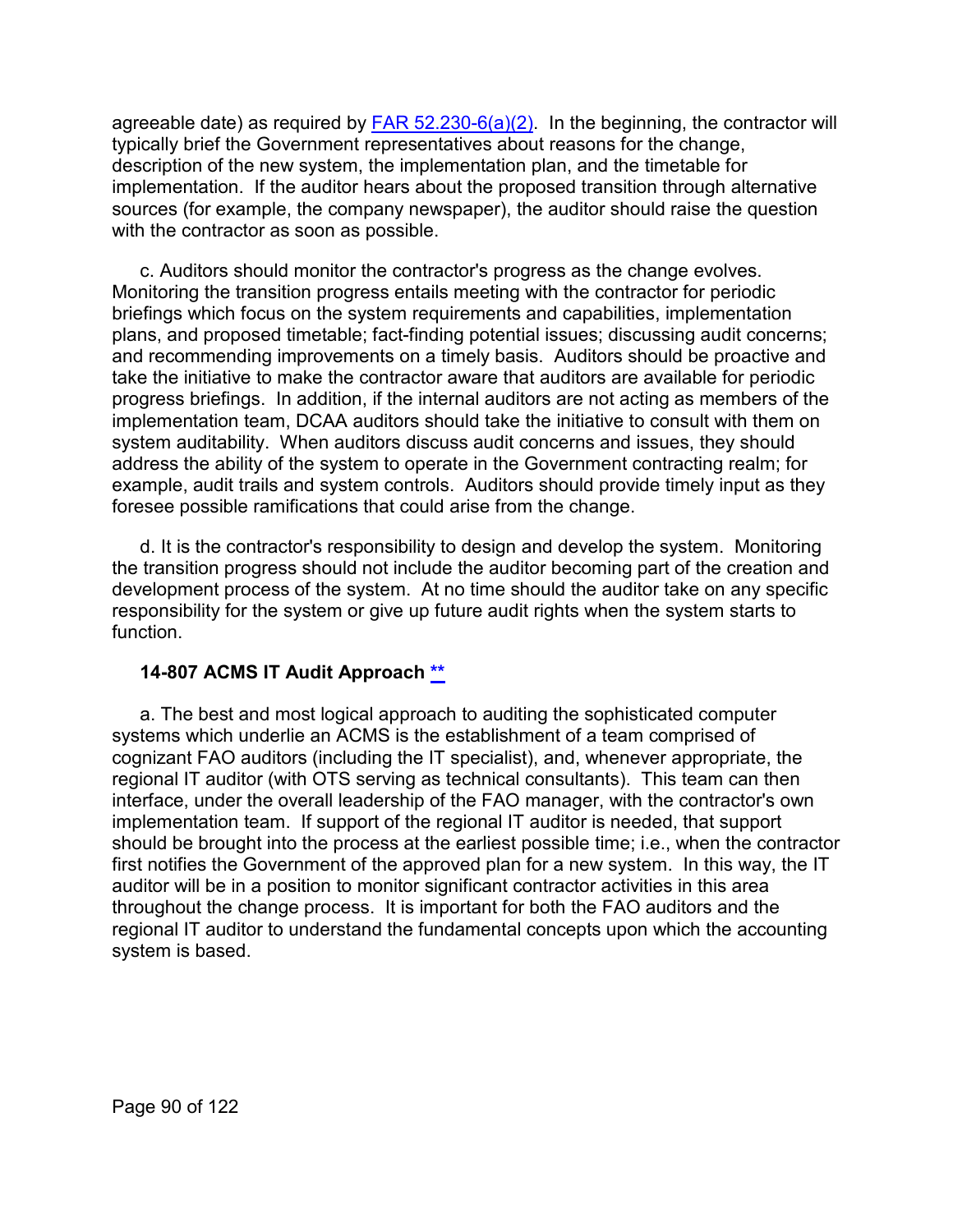agreeable date) as required by FAR 52.230-6(a)(2). In the beginning, the contractor will typically brief the Government representatives about reasons for the change, description of the new system, the implementation plan, and the timetable for implementation. If the auditor hears about the proposed transition through alternative sources (for example, the company newspaper), the auditor should raise the question with the contractor as soon as possible.

c. Auditors should monitor the contractor's progress as the change evolves. Monitoring the transition progress entails meeting with the contractor for periodic briefings which focus on the system requirements and capabilities, implementation plans, and proposed timetable; fact-finding potential issues; discussing audit concerns; and recommending improvements on a timely basis. Auditors should be proactive and take the initiative to make the contractor aware that auditors are available for periodic progress briefings. In addition, if the internal auditors are not acting as members of the implementation team, DCAA auditors should take the initiative to consult with them on system auditability. When auditors discuss audit concerns and issues, they should address the ability of the system to operate in the Government contracting realm; for example, audit trails and system controls. Auditors should provide timely input as they foresee possible ramifications that could arise from the change.

d. It is the contractor's responsibility to design and develop the system. Monitoring the transition progress should not include the auditor becoming part of the creation and development process of the system. At no time should the auditor take on any specific responsibility for the system or give up future audit rights when the system starts to function.

### 14-807 ACMS IT Audit Approach **

a. The best and most logical approach to auditing the sophisticated computer systems which underlie an ACMS is the establishment of a team comprised of cognizant FAO auditors (including the IT specialist), and, whenever appropriate, the regional IT auditor (with OTS serving as technical consultants). This team can then interface, under the overall leadership of the FAO manager, with the contractor's own implementation team. If support of the regional IT auditor is needed, that support should be brought into the process at the earliest possible time; i.e., when the contractor first notifies the Government of the approved plan for a new system. In this way, the IT auditor will be in a position to monitor significant contractor activities in this area throughout the change process. It is important for both the FAO auditors and the regional IT auditor to understand the fundamental concepts upon which the accounting system is based.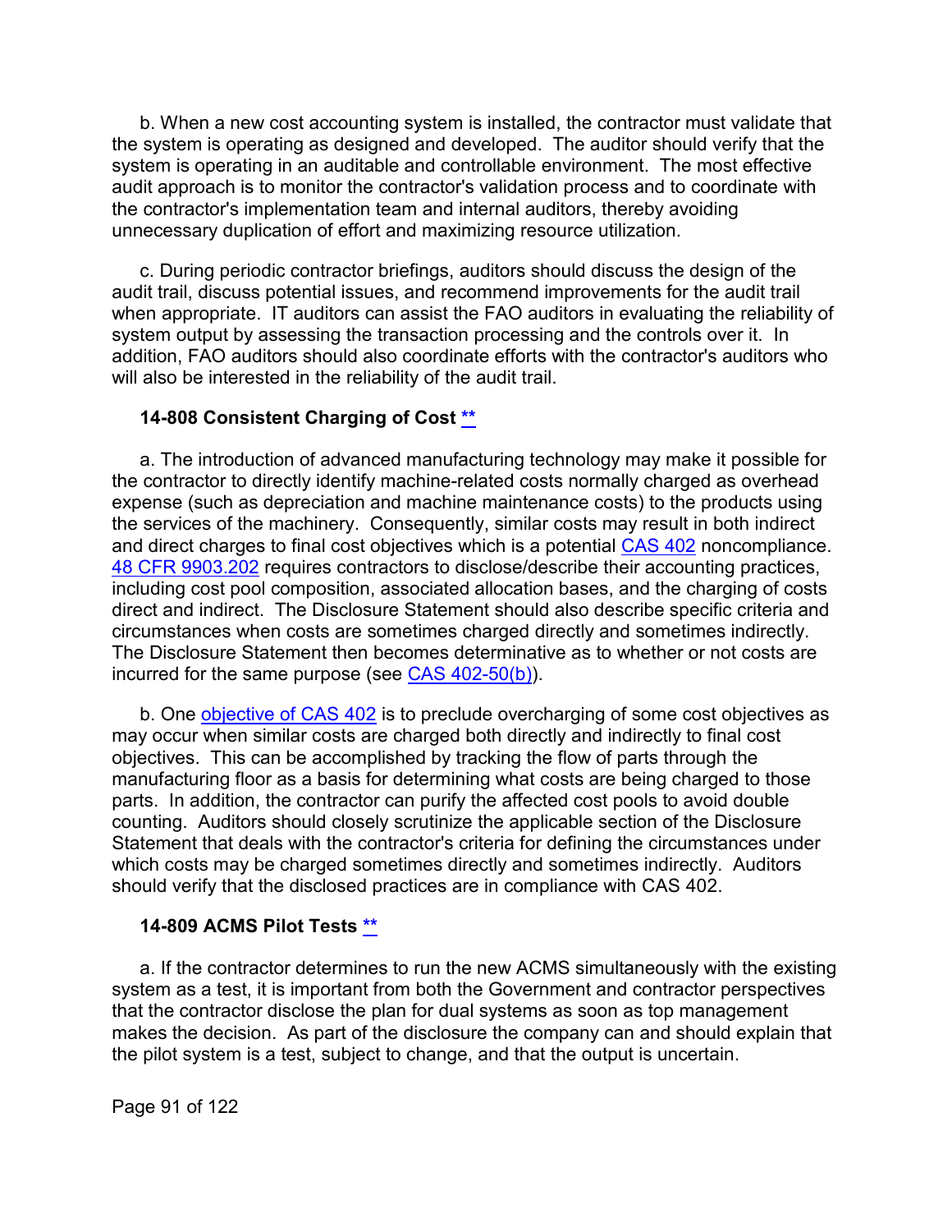b. When a new cost accounting system is installed, the contractor must validate that the system is operating as designed and developed. The auditor should verify that the system is operating in an auditable and controllable environment. The most effective audit approach is to monitor the contractor's validation process and to coordinate with the contractor's implementation team and internal auditors, thereby avoiding unnecessary duplication of effort and maximizing resource utilization.

c. During periodic contractor briefings, auditors should discuss the design of the audit trail, discuss potential issues, and recommend improvements for the audit trail when appropriate. IT auditors can assist the FAO auditors in evaluating the reliability of system output by assessing the transaction processing and the controls over it. In addition, FAO auditors should also coordinate efforts with the contractor's auditors who will also be interested in the reliability of the audit trail.

### 14-808 Consistent Charging of Cost **

a. The introduction of advanced manufacturing technology may make it possible for the contractor to directly identify machine-related costs normally charged as overhead expense (such as depreciation and machine maintenance costs) to the products using the services of the machinery. Consequently, similar costs may result in both indirect and direct charges to final cost objectives which is a potential CAS 402 noncompliance. 48 CFR 9903.202 requires contractors to disclose/describe their accounting practices, including cost pool composition, associated allocation bases, and the charging of costs direct and indirect. The Disclosure Statement should also describe specific criteria and circumstances when costs are sometimes charged directly and sometimes indirectly. The Disclosure Statement then becomes determinative as to whether or not costs are incurred for the same purpose (see CAS 402-50(b)).

b. One objective of CAS 402 is to preclude overcharging of some cost objectives as may occur when similar costs are charged both directly and indirectly to final cost objectives. This can be accomplished by tracking the flow of parts through the manufacturing floor as a basis for determining what costs are being charged to those parts. In addition, the contractor can purify the affected cost pools to avoid double counting. Auditors should closely scrutinize the applicable section of the Disclosure Statement that deals with the contractor's criteria for defining the circumstances under which costs may be charged sometimes directly and sometimes indirectly. Auditors should verify that the disclosed practices are in compliance with CAS 402.

### 14-809 ACMS Pilot Tests **

a. If the contractor determines to run the new ACMS simultaneously with the existing system as a test, it is important from both the Government and contractor perspectives that the contractor disclose the plan for dual systems as soon as top management makes the decision. As part of the disclosure the company can and should explain that the pilot system is a test, subject to change, and that the output is uncertain.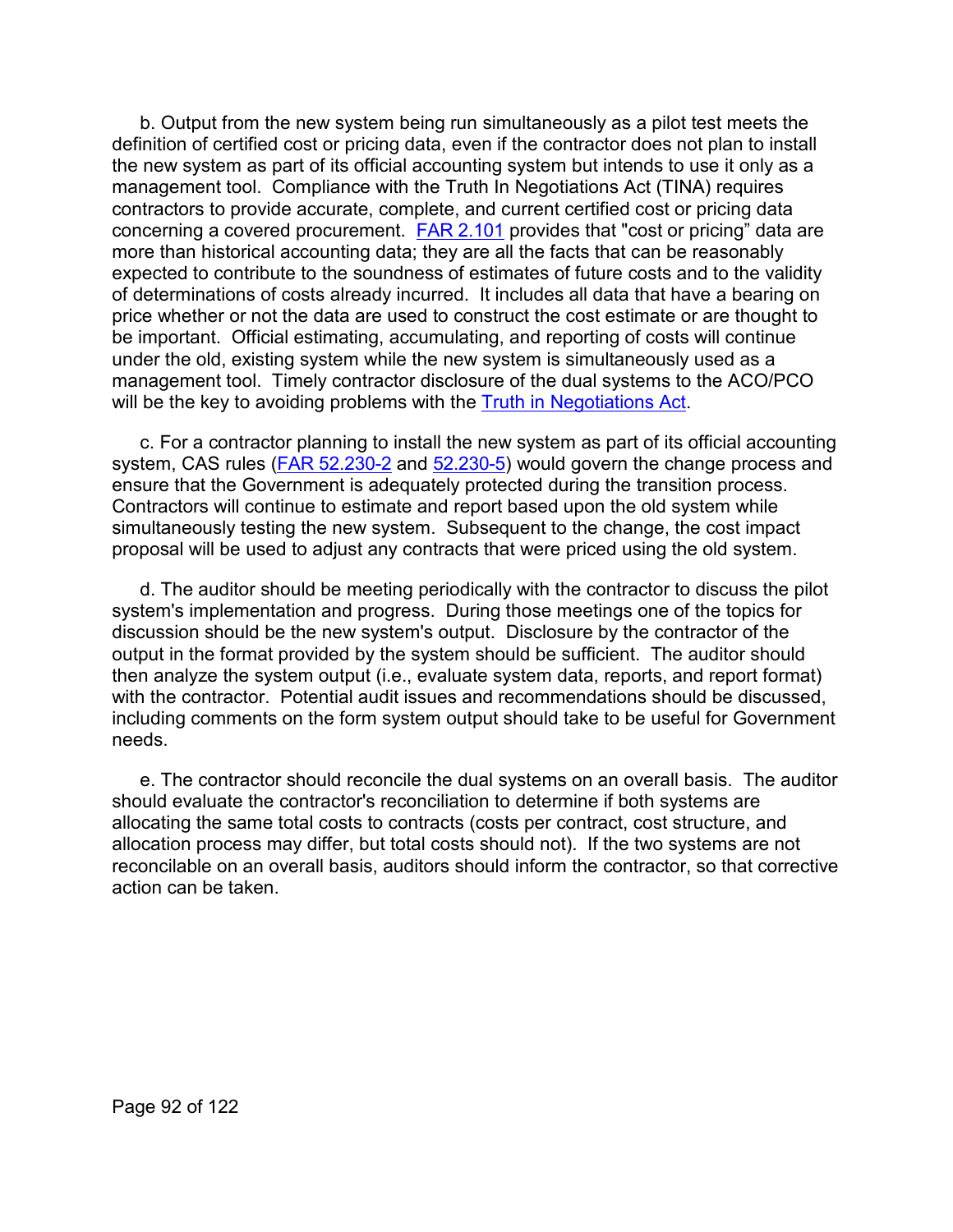b. Output from the new system being run simultaneously as a pilot test meets the definition of certified cost or pricing data, even if the contractor does not plan to install the new system as part of its official accounting system but intends to use it only as a management tool. Compliance with the Truth In Negotiations Act (TINA) requires contractors to provide accurate, complete, and current certified cost or pricing data concerning a covered procurement. FAR 2.101 provides that "cost or pricing" data are more than historical accounting data; they are all the facts that can be reasonably expected to contribute to the soundness of estimates of future costs and to the validity of determinations of costs already incurred. It includes all data that have a bearing on price whether or not the data are used to construct the cost estimate or are thought to be important. Official estimating, accumulating, and reporting of costs will continue under the old, existing system while the new system is simultaneously used as a management tool. Timely contractor disclosure of the dual systems to the ACO/PCO will be the key to avoiding problems with the Truth in Negotiations Act.

c. For a contractor planning to install the new system as part of its official accounting system, CAS rules (FAR 52.230-2 and 52.230-5) would govern the change process and ensure that the Government is adequately protected during the transition process. Contractors will continue to estimate and report based upon the old system while simultaneously testing the new system. Subsequent to the change, the cost impact proposal will be used to adjust any contracts that were priced using the old system.

d. The auditor should be meeting periodically with the contractor to discuss the pilot system's implementation and progress. During those meetings one of the topics for discussion should be the new system's output. Disclosure by the contractor of the output in the format provided by the system should be sufficient. The auditor should then analyze the system output (i.e., evaluate system data, reports, and report format) with the contractor. Potential audit issues and recommendations should be discussed, including comments on the form system output should take to be useful for Government needs.

e. The contractor should reconcile the dual systems on an overall basis. The auditor should evaluate the contractor's reconciliation to determine if both systems are allocating the same total costs to contracts (costs per contract, cost structure, and allocation process may differ, but total costs should not). If the two systems are not reconcilable on an overall basis, auditors should inform the contractor, so that corrective action can be taken.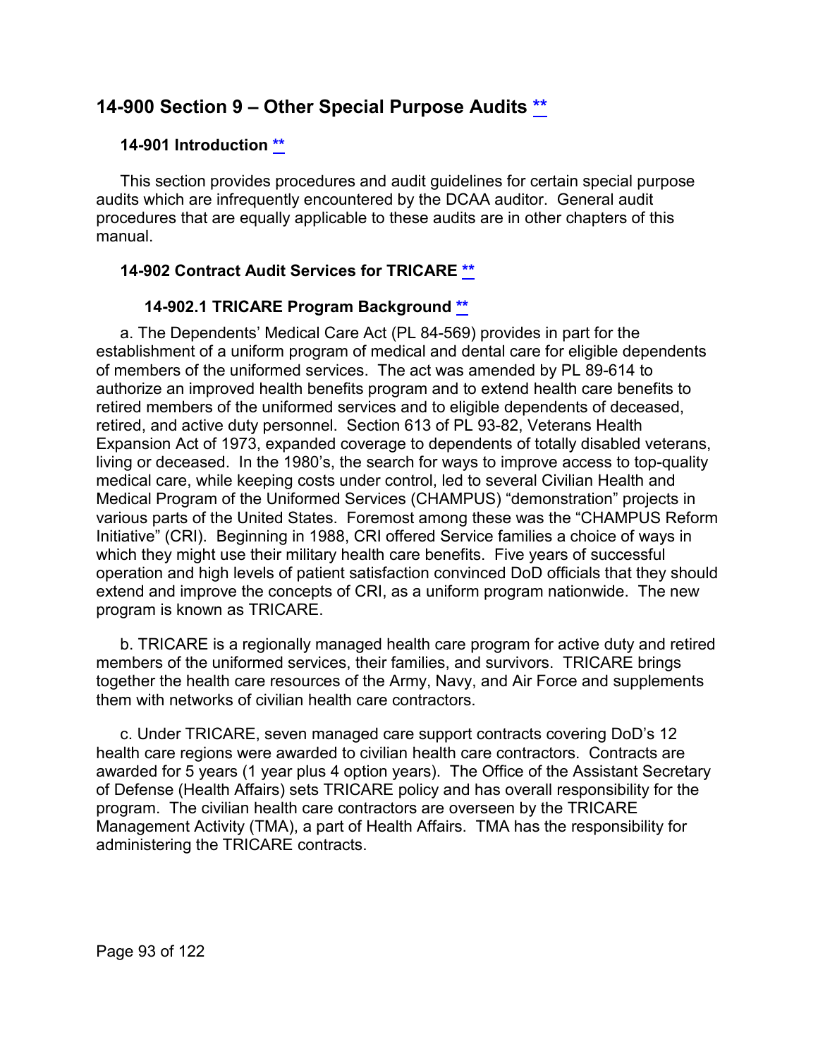## 14-900 Section 9 – Other Special Purpose Audits [**]

### 14-901 Introduction [**]

This section provides procedures and audit guidelines for certain special purpose audits which are infrequently encountered by the DCAA auditor. General audit procedures that are equally applicable to these audits are in other chapters of this manual.

### 14-902 Contract Audit Services for TRICARE [**]

#### 14-902.1 TRICARE Program Background [**]

a. The Dependents' Medical Care Act (PL 84-569) provides in part for the establishment of a uniform program of medical and dental care for eligible dependents of members of the uniformed services. The act was amended by PL 89-614 to authorize an improved health benefits program and to extend health care benefits to retired members of the uniformed services and to eligible dependents of deceased, retired, and active duty personnel. Section 613 of PL 93-82, Veterans Health Expansion Act of 1973, expanded coverage to dependents of totally disabled veterans, living or deceased. In the 1980's, the search for ways to improve access to top-quality medical care, while keeping costs under control, led to several Civilian Health and Medical Program of the Uniformed Services (CHAMPUS) "demonstration" projects in various parts of the United States. Foremost among these was the "CHAMPUS Reform Initiative" (CRI). Beginning in 1988, CRI offered Service families a choice of ways in which they might use their military health care benefits. Five years of successful operation and high levels of patient satisfaction convinced DoD officials that they should extend and improve the concepts of CRI, as a uniform program nationwide. The new program is known as TRICARE.

b. TRICARE is a regionally managed health care program for active duty and retired members of the uniformed services, their families, and survivors. TRICARE brings together the health care resources of the Army, Navy, and Air Force and supplements them with networks of civilian health care contractors.

c. Under TRICARE, seven managed care support contracts covering DoD's 12 health care regions were awarded to civilian health care contractors. Contracts are awarded for 5 years (1 year plus 4 option years). The Office of the Assistant Secretary of Defense (Health Affairs) sets TRICARE policy and has overall responsibility for the program. The civilian health care contractors are overseen by the TRICARE Management Activity (TMA), a part of Health Affairs. TMA has the responsibility for administering the TRICARE contracts.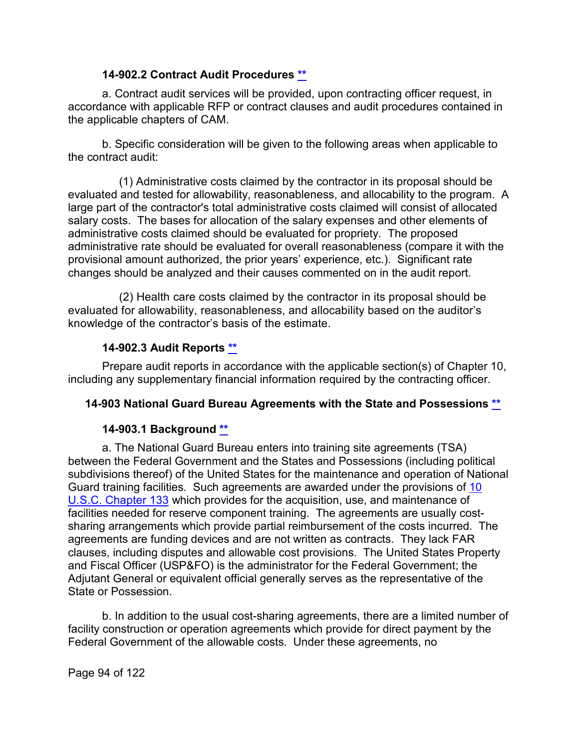#### 14-902.2 Contract Audit Procedures [**]

a. Contract audit services will be provided, upon contracting officer request, in accordance with applicable RFP or contract clauses and audit procedures contained in the applicable chapters of CAM.

b. Specific consideration will be given to the following areas when applicable to the contract audit:

(1) Administrative costs claimed by the contractor in its proposal should be evaluated and tested for allowability, reasonableness, and allocability to the program. A large part of the contractor's total administrative costs claimed will consist of allocated salary costs. The bases for allocation of the salary expenses and other elements of administrative costs claimed should be evaluated for propriety. The proposed administrative rate should be evaluated for overall reasonableness (compare it with the provisional amount authorized, the prior years' experience, etc.). Significant rate changes should be analyzed and their causes commented on in the audit report.

(2) Health care costs claimed by the contractor in its proposal should be evaluated for allowability, reasonableness, and allocability based on the auditor's knowledge of the contractor's basis of the estimate.

#### 14-902.3 Audit Reports [**]

Prepare audit reports in accordance with the applicable section(s) of Chapter 10, including any supplementary financial information required by the contracting officer.

### 14-903 National Guard Bureau Agreements with the State and Possessions [**]

#### 14-903.1 Background [**]

a. The National Guard Bureau enters into training site agreements (TSA) between the Federal Government and the States and Possessions (including political subdivisions thereof) of the United States for the maintenance and operation of National Guard training facilities. Such agreements are awarded under the provisions of 10 U.S.C. Chapter 133 which provides for the acquisition, use, and maintenance of facilities needed for reserve component training. The agreements are usually cost-sharing arrangements which provide partial reimbursement of the costs incurred. The agreements are funding devices and are not written as contracts. They lack FAR clauses, including disputes and allowable cost provisions. The United States Property and Fiscal Officer (USP&FO) is the administrator for the Federal Government; the Adjutant General or equivalent official generally serves as the representative of the State or Possession.

b. In addition to the usual cost-sharing agreements, there are a limited number of facility construction or operation agreements which provide for direct payment by the Federal Government of the allowable costs. Under these agreements, no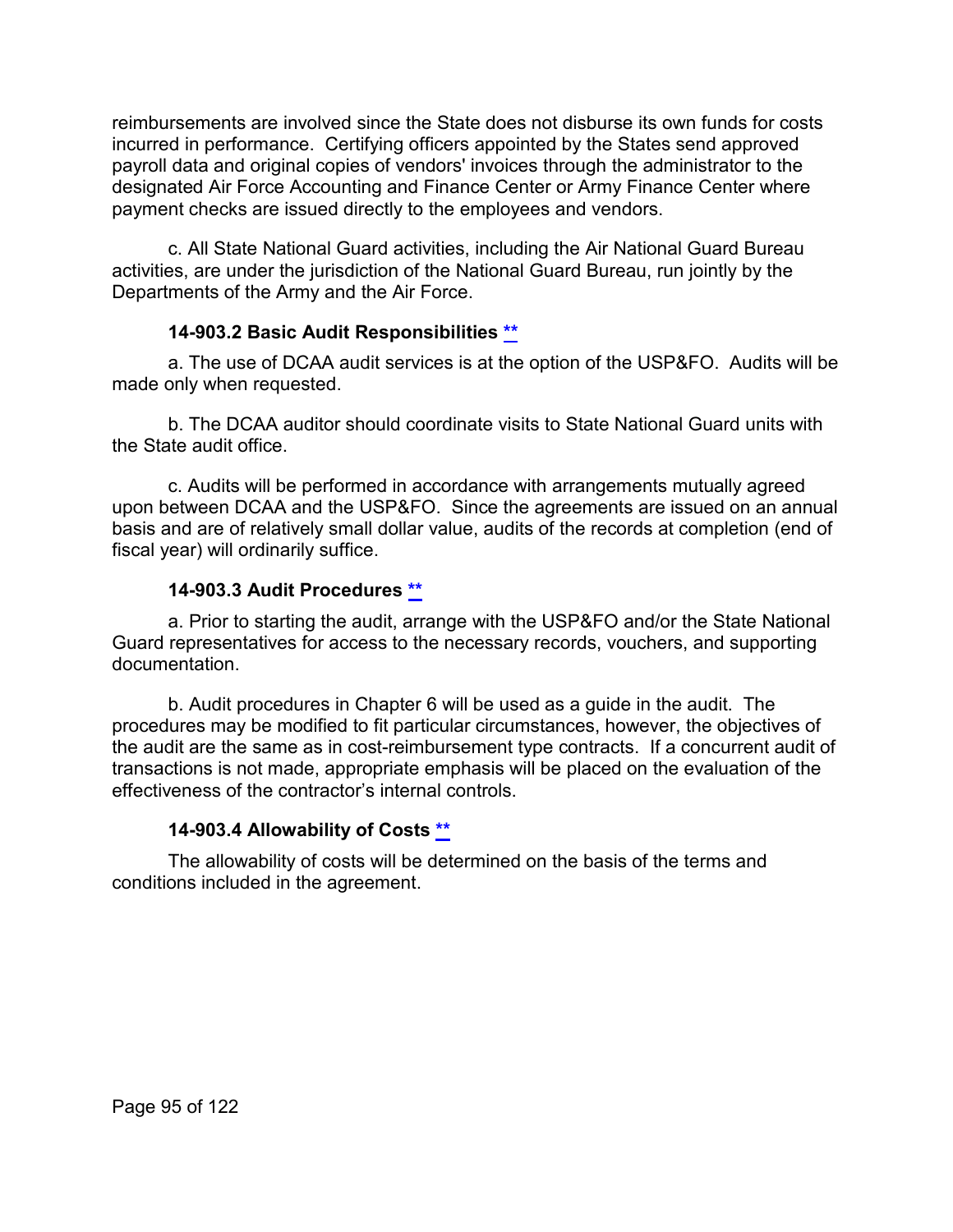reimbursements are involved since the State does not disburse its own funds for costs incurred in performance. Certifying officers appointed by the States send approved payroll data and original copies of vendors' invoices through the administrator to the designated Air Force Accounting and Finance Center or Army Finance Center where payment checks are issued directly to the employees and vendors.

c. All State National Guard activities, including the Air National Guard Bureau activities, are under the jurisdiction of the National Guard Bureau, run jointly by the Departments of the Army and the Air Force.

### 14-903.2 Basic Audit Responsibilities **

a. The use of DCAA audit services is at the option of the USP&FO. Audits will be made only when requested.

b. The DCAA auditor should coordinate visits to State National Guard units with the State audit office.

c. Audits will be performed in accordance with arrangements mutually agreed upon between DCAA and the USP&FO. Since the agreements are issued on an annual basis and are of relatively small dollar value, audits of the records at completion (end of fiscal year) will ordinarily suffice.

### 14-903.3 Audit Procedures **

a. Prior to starting the audit, arrange with the USP&FO and/or the State National Guard representatives for access to the necessary records, vouchers, and supporting documentation.

b. Audit procedures in Chapter 6 will be used as a guide in the audit. The procedures may be modified to fit particular circumstances, however, the objectives of the audit are the same as in cost-reimbursement type contracts. If a concurrent audit of transactions is not made, appropriate emphasis will be placed on the evaluation of the effectiveness of the contractor's internal controls.

### 14-903.4 Allowability of Costs **

The allowability of costs will be determined on the basis of the terms and conditions included in the agreement.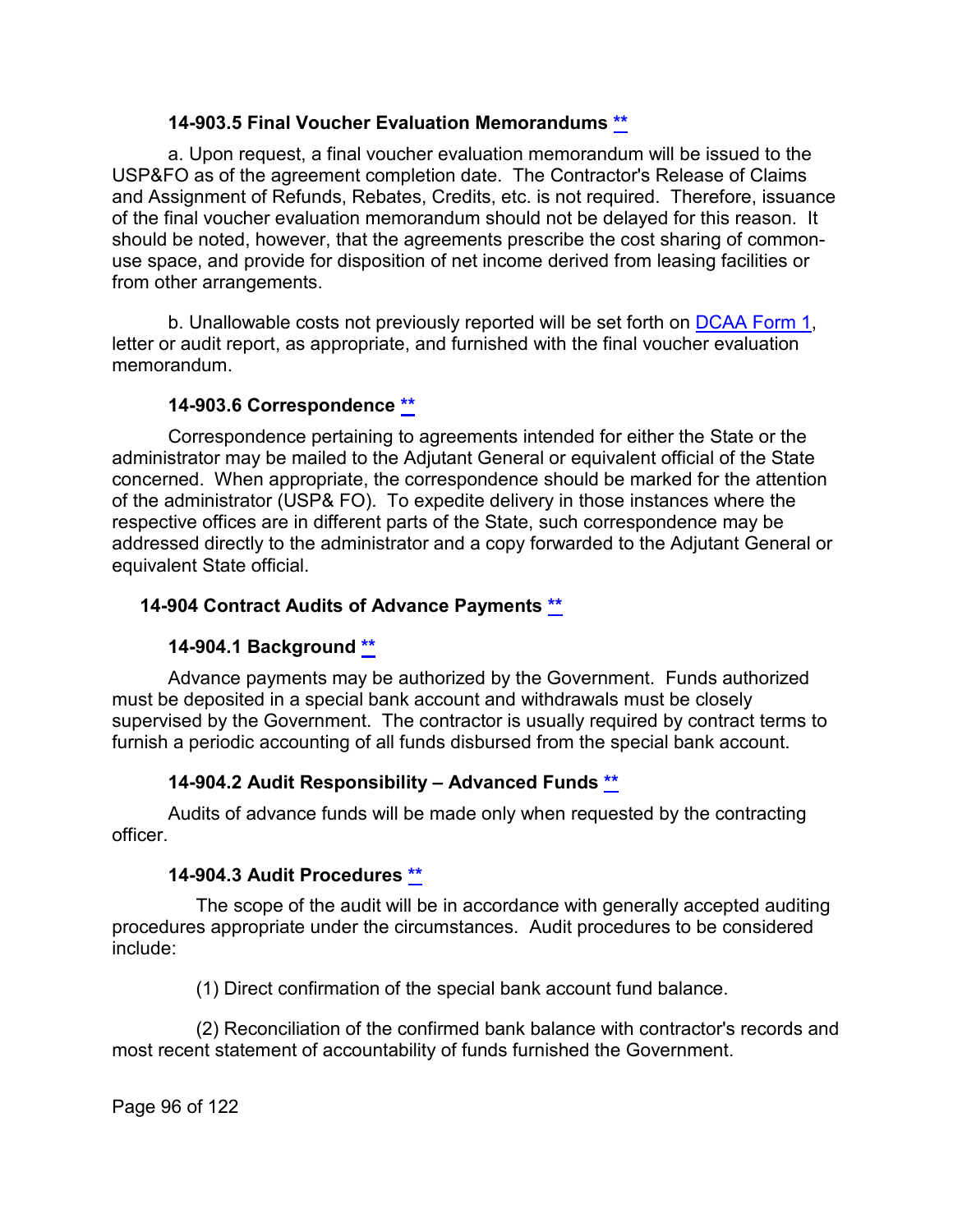#### 14-903.5 Final Voucher Evaluation Memorandums **

a. Upon request, a final voucher evaluation memorandum will be issued to the USP&FO as of the agreement completion date. The Contractor's Release of Claims and Assignment of Refunds, Rebates, Credits, etc. is not required. Therefore, issuance of the final voucher evaluation memorandum should not be delayed for this reason. It should be noted, however, that the agreements prescribe the cost sharing of common-use space, and provide for disposition of net income derived from leasing facilities or from other arrangements.

b. Unallowable costs not previously reported will be set forth on DCAA Form 1, letter or audit report, as appropriate, and furnished with the final voucher evaluation memorandum.

#### 14-903.6 Correspondence **

Correspondence pertaining to agreements intended for either the State or the administrator may be mailed to the Adjutant General or equivalent official of the State concerned. When appropriate, the correspondence should be marked for the attention of the administrator (USP& FO). To expedite delivery in those instances where the respective offices are in different parts of the State, such correspondence may be addressed directly to the administrator and a copy forwarded to the Adjutant General or equivalent State official.

### 14-904 Contract Audits of Advance Payments **

#### 14-904.1 Background **

Advance payments may be authorized by the Government. Funds authorized must be deposited in a special bank account and withdrawals must be closely supervised by the Government. The contractor is usually required by contract terms to furnish a periodic accounting of all funds disbursed from the special bank account.

#### 14-904.2 Audit Responsibility – Advanced Funds **

Audits of advance funds will be made only when requested by the contracting officer.

#### 14-904.3 Audit Procedures **

The scope of the audit will be in accordance with generally accepted auditing procedures appropriate under the circumstances. Audit procedures to be considered include:

(1) Direct confirmation of the special bank account fund balance.

(2) Reconciliation of the confirmed bank balance with contractor's records and most recent statement of accountability of funds furnished the Government.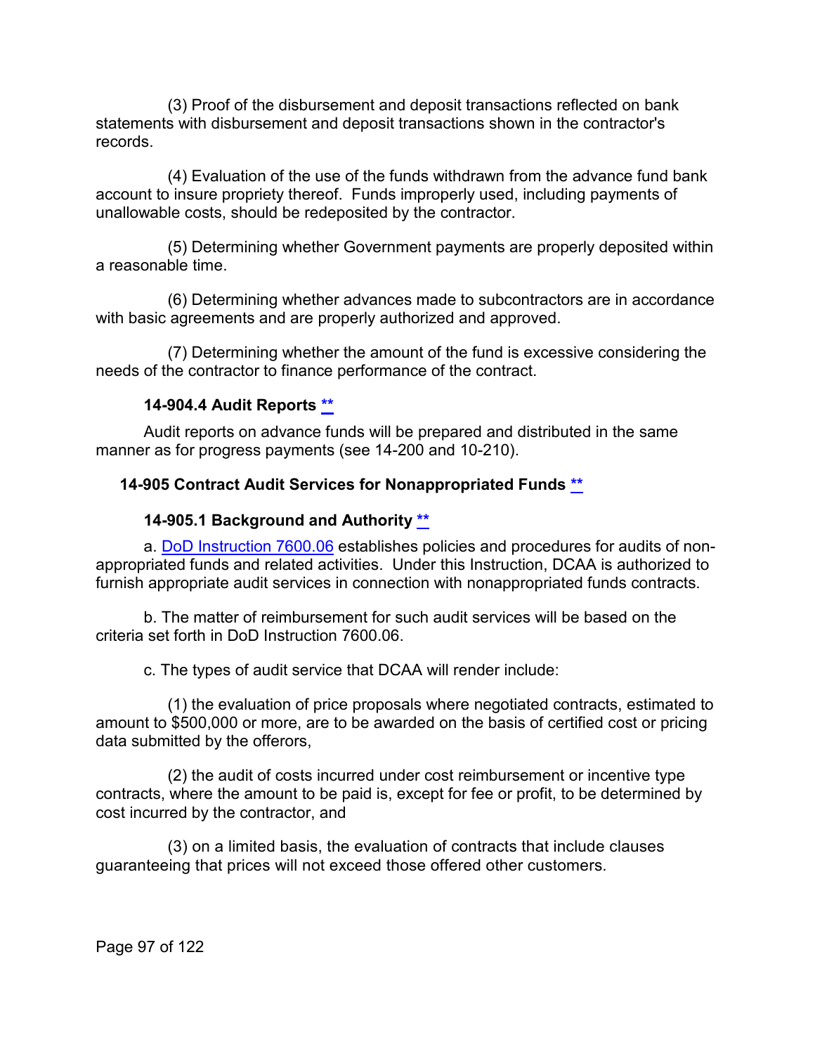(3) Proof of the disbursement and deposit transactions reflected on bank statements with disbursement and deposit transactions shown in the contractor's records.

(4) Evaluation of the use of the funds withdrawn from the advance fund bank account to insure propriety thereof. Funds improperly used, including payments of unallowable costs, should be redeposited by the contractor.

(5) Determining whether Government payments are properly deposited within a reasonable time.

(6) Determining whether advances made to subcontractors are in accordance with basic agreements and are properly authorized and approved.

(7) Determining whether the amount of the fund is excessive considering the needs of the contractor to finance performance of the contract.

#### 14-904.4 Audit Reports **

Audit reports on advance funds will be prepared and distributed in the same manner as for progress payments (see 14-200 and 10-210).

### 14-905 Contract Audit Services for Nonappropriated Funds **

#### 14-905.1 Background and Authority **

a. DoD Instruction 7600.06 establishes policies and procedures for audits of non-appropriated funds and related activities. Under this Instruction, DCAA is authorized to furnish appropriate audit services in connection with nonappropriated funds contracts.

b. The matter of reimbursement for such audit services will be based on the criteria set forth in DoD Instruction 7600.06.

c. The types of audit service that DCAA will render include:

(1) the evaluation of price proposals where negotiated contracts, estimated to amount to $500,000 or more, are to be awarded on the basis of certified cost or pricing data submitted by the offerors,

(2) the audit of costs incurred under cost reimbursement or incentive type contracts, where the amount to be paid is, except for fee or profit, to be determined by cost incurred by the contractor, and

(3) on a limited basis, the evaluation of contracts that include clauses guaranteeing that prices will not exceed those offered other customers.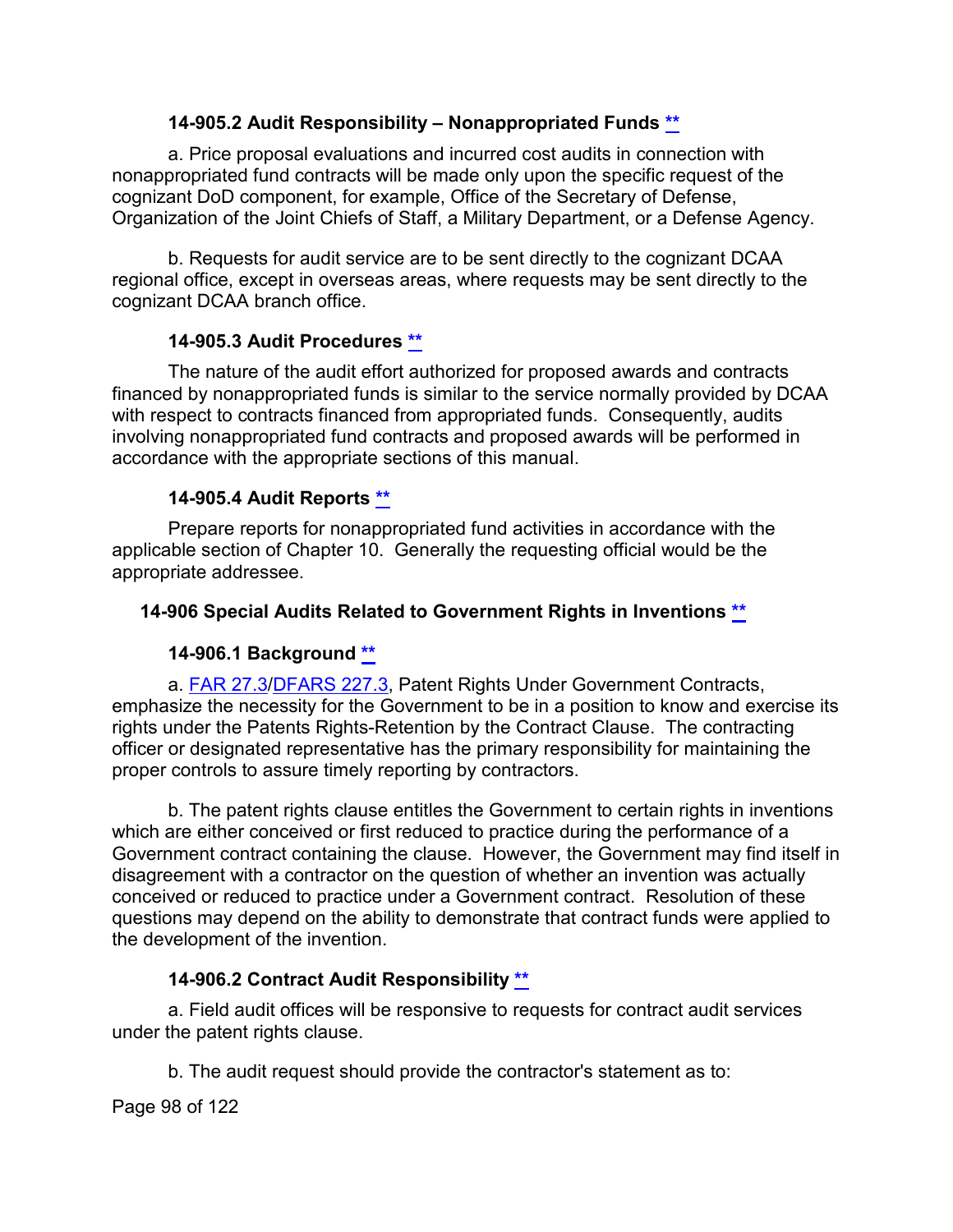#### 14-905.2 Audit Responsibility – Nonappropriated Funds **

a. Price proposal evaluations and incurred cost audits in connection with nonappropriated fund contracts will be made only upon the specific request of the cognizant DoD component, for example, Office of the Secretary of Defense, Organization of the Joint Chiefs of Staff, a Military Department, or a Defense Agency.

b. Requests for audit service are to be sent directly to the cognizant DCAA regional office, except in overseas areas, where requests may be sent directly to the cognizant DCAA branch office.

#### 14-905.3 Audit Procedures **

The nature of the audit effort authorized for proposed awards and contracts financed by nonappropriated funds is similar to the service normally provided by DCAA with respect to contracts financed from appropriated funds. Consequently, audits involving nonappropriated fund contracts and proposed awards will be performed in accordance with the appropriate sections of this manual.

#### 14-905.4 Audit Reports **

Prepare reports for nonappropriated fund activities in accordance with the applicable section of Chapter 10. Generally the requesting official would be the appropriate addressee.

### 14-906 Special Audits Related to Government Rights in Inventions **

#### 14-906.1 Background **

a. FAR 27.3/DFARS 227.3, Patent Rights Under Government Contracts, emphasize the necessity for the Government to be in a position to know and exercise its rights under the Patents Rights-Retention by the Contract Clause. The contracting officer or designated representative has the primary responsibility for maintaining the proper controls to assure timely reporting by contractors.

b. The patent rights clause entitles the Government to certain rights in inventions which are either conceived or first reduced to practice during the performance of a Government contract containing the clause. However, the Government may find itself in disagreement with a contractor on the question of whether an invention was actually conceived or reduced to practice under a Government contract. Resolution of these questions may depend on the ability to demonstrate that contract funds were applied to the development of the invention.

#### 14-906.2 Contract Audit Responsibility **

a. Field audit offices will be responsive to requests for contract audit services under the patent rights clause.

b. The audit request should provide the contractor's statement as to: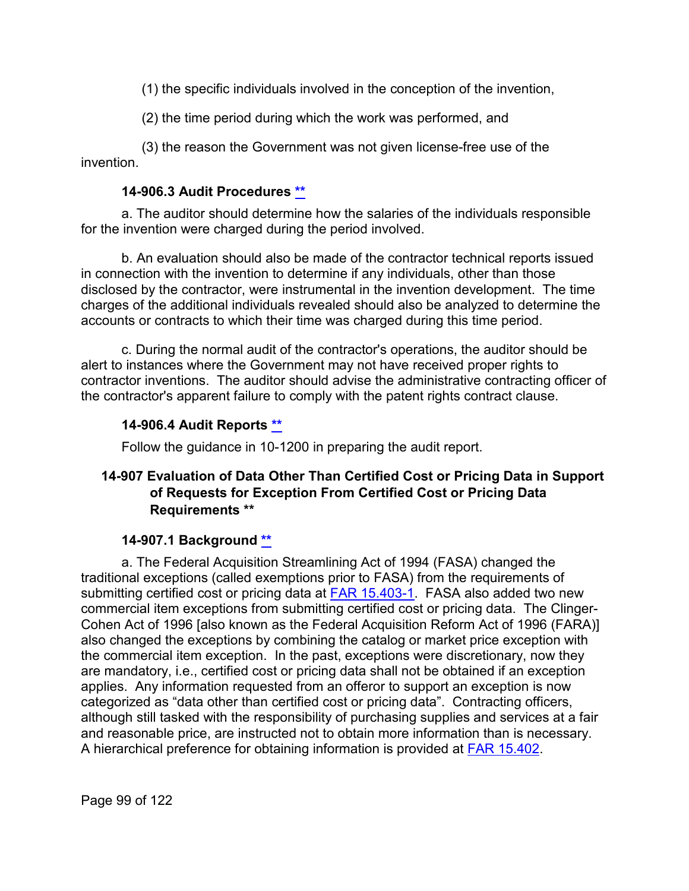(1) the specific individuals involved in the conception of the invention,

(2) the time period during which the work was performed, and

(3) the reason the Government was not given license-free use of the invention.

### 14-906.3 Audit Procedures **

a. The auditor should determine how the salaries of the individuals responsible for the invention were charged during the period involved.

b. An evaluation should also be made of the contractor technical reports issued in connection with the invention to determine if any individuals, other than those disclosed by the contractor, were instrumental in the invention development. The time charges of the additional individuals revealed should also be analyzed to determine the accounts or contracts to which their time was charged during this time period.

c. During the normal audit of the contractor's operations, the auditor should be alert to instances where the Government may not have received proper rights to contractor inventions. The auditor should advise the administrative contracting officer of the contractor's apparent failure to comply with the patent rights contract clause.

### 14-906.4 Audit Reports **

Follow the guidance in 10-1200 in preparing the audit report.

## 14-907 Evaluation of Data Other Than Certified Cost or Pricing Data in Support of Requests for Exception From Certified Cost or Pricing Data Requirements **

### 14-907.1 Background **

a. The Federal Acquisition Streamlining Act of 1994 (FASA) changed the traditional exceptions (called exemptions prior to FASA) from the requirements of submitting certified cost or pricing data at FAR 15.403-1. FASA also added two new commercial item exceptions from submitting certified cost or pricing data. The Clinger-Cohen Act of 1996 [also known as the Federal Acquisition Reform Act of 1996 (FARA)] also changed the exceptions by combining the catalog or market price exception with the commercial item exception. In the past, exceptions were discretionary, now they are mandatory, i.e., certified cost or pricing data shall not be obtained if an exception applies. Any information requested from an offeror to support an exception is now categorized as "data other than certified cost or pricing data". Contracting officers, although still tasked with the responsibility of purchasing supplies and services at a fair and reasonable price, are instructed not to obtain more information than is necessary. A hierarchical preference for obtaining information is provided at FAR 15.402.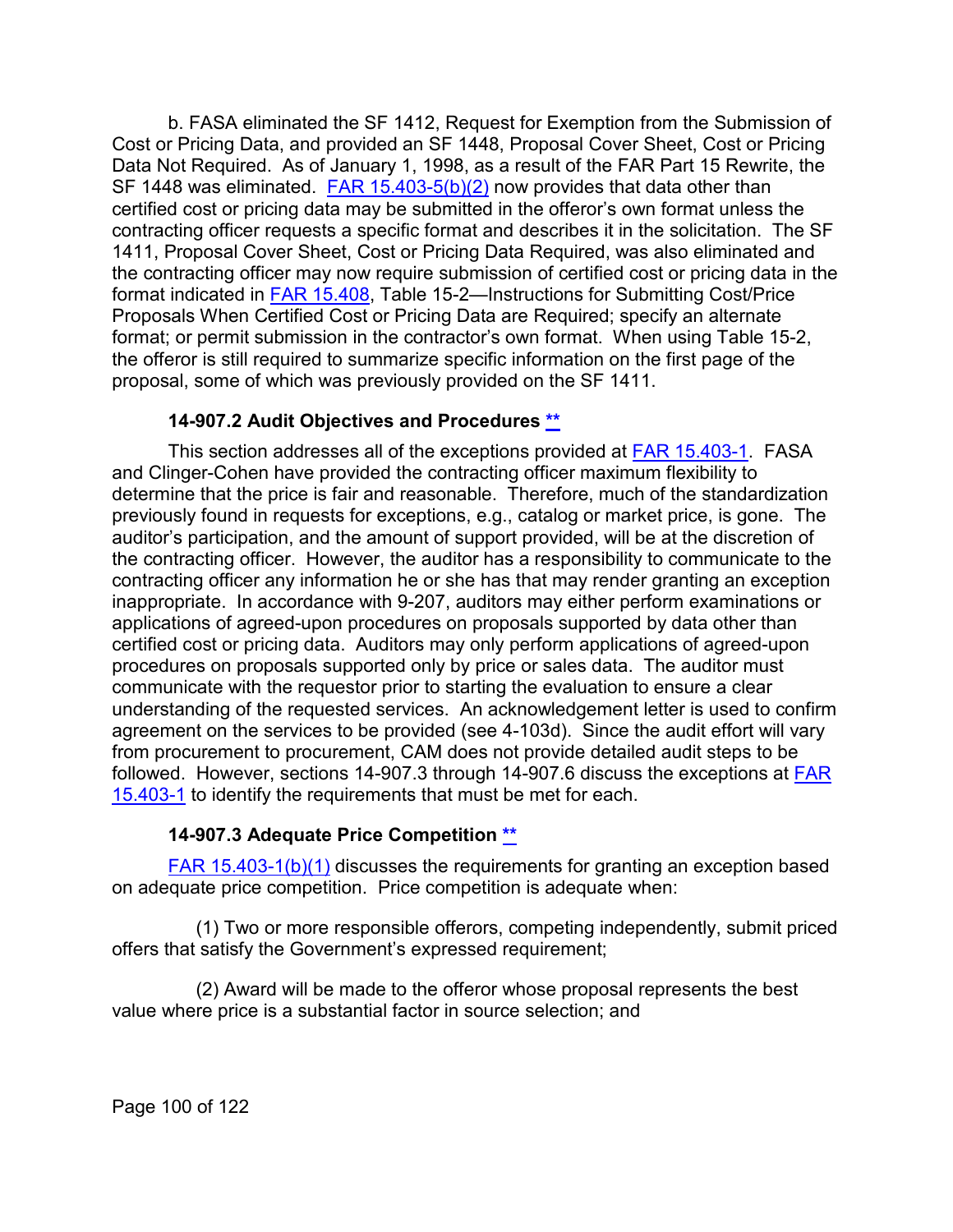b. FASA eliminated the SF 1412, Request for Exemption from the Submission of Cost or Pricing Data, and provided an SF 1448, Proposal Cover Sheet, Cost or Pricing Data Not Required. As of January 1, 1998, as a result of the FAR Part 15 Rewrite, the SF 1448 was eliminated. FAR 15.403-5(b)(2) now provides that data other than certified cost or pricing data may be submitted in the offeror's own format unless the contracting officer requests a specific format and describes it in the solicitation. The SF 1411, Proposal Cover Sheet, Cost or Pricing Data Required, was also eliminated and the contracting officer may now require submission of certified cost or pricing data in the format indicated in FAR 15.408, Table 15-2—Instructions for Submitting Cost/Price Proposals When Certified Cost or Pricing Data are Required; specify an alternate format; or permit submission in the contractor's own format. When using Table 15-2, the offeror is still required to summarize specific information on the first page of the proposal, some of which was previously provided on the SF 1411.

### 14-907.2 Audit Objectives and Procedures **

This section addresses all of the exceptions provided at FAR 15.403-1. FASA and Clinger-Cohen have provided the contracting officer maximum flexibility to determine that the price is fair and reasonable. Therefore, much of the standardization previously found in requests for exceptions, e.g., catalog or market price, is gone. The auditor's participation, and the amount of support provided, will be at the discretion of the contracting officer. However, the auditor has a responsibility to communicate to the contracting officer any information he or she has that may render granting an exception inappropriate. In accordance with 9-207, auditors may either perform examinations or applications of agreed-upon procedures on proposals supported by data other than certified cost or pricing data. Auditors may only perform applications of agreed-upon procedures on proposals supported only by price or sales data. The auditor must communicate with the requestor prior to starting the evaluation to ensure a clear understanding of the requested services. An acknowledgement letter is used to confirm agreement on the services to be provided (see 4-103d). Since the audit effort will vary from procurement to procurement, CAM does not provide detailed audit steps to be followed. However, sections 14-907.3 through 14-907.6 discuss the exceptions at FAR 15.403-1 to identify the requirements that must be met for each.

### 14-907.3 Adequate Price Competition **

FAR 15.403-1(b)(1) discusses the requirements for granting an exception based on adequate price competition. Price competition is adequate when:

(1) Two or more responsible offerors, competing independently, submit priced offers that satisfy the Government's expressed requirement;

(2) Award will be made to the offeror whose proposal represents the best value where price is a substantial factor in source selection; and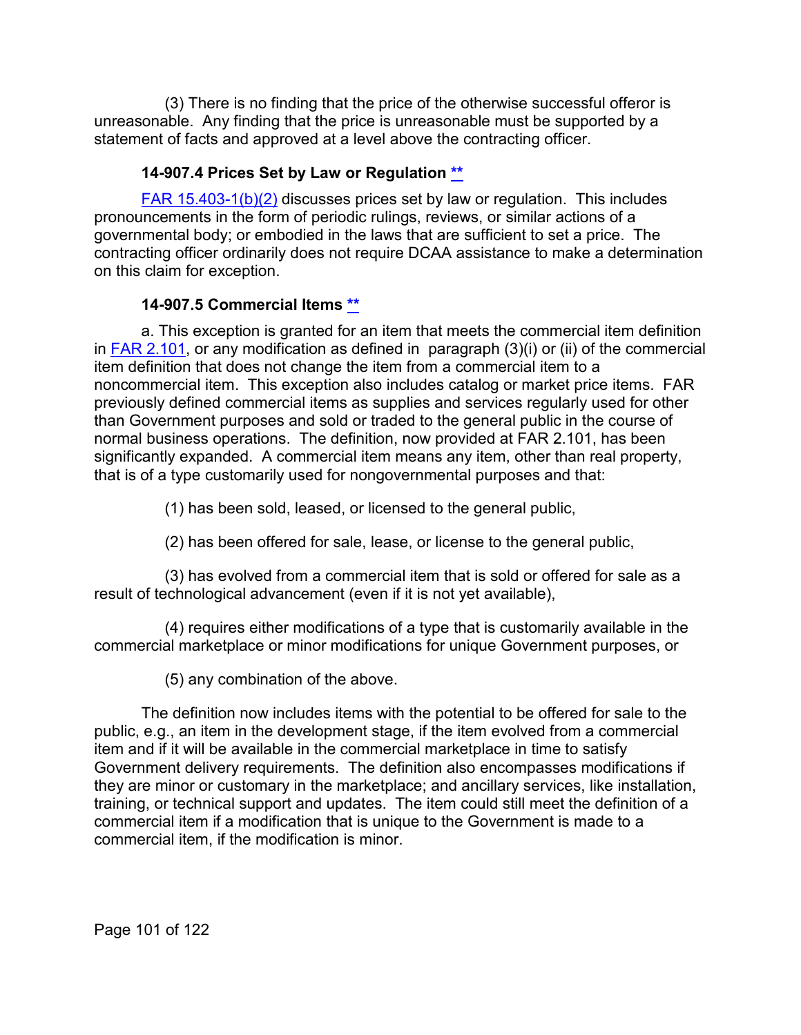(3) There is no finding that the price of the otherwise successful offeror is unreasonable. Any finding that the price is unreasonable must be supported by a statement of facts and approved at a level above the contracting officer.

### 14-907.4 Prices Set by Law or Regulation **

FAR 15.403-1(b)(2) discusses prices set by law or regulation. This includes pronouncements in the form of periodic rulings, reviews, or similar actions of a governmental body; or embodied in the laws that are sufficient to set a price. The contracting officer ordinarily does not require DCAA assistance to make a determination on this claim for exception.

### 14-907.5 Commercial Items **

a. This exception is granted for an item that meets the commercial item definition in FAR 2.101, or any modification as defined in paragraph (3)(i) or (ii) of the commercial item definition that does not change the item from a commercial item to a noncommercial item. This exception also includes catalog or market price items. FAR previously defined commercial items as supplies and services regularly used for other than Government purposes and sold or traded to the general public in the course of normal business operations. The definition, now provided at FAR 2.101, has been significantly expanded. A commercial item means any item, other than real property, that is of a type customarily used for nongovernmental purposes and that:

(1) has been sold, leased, or licensed to the general public,

(2) has been offered for sale, lease, or license to the general public,

(3) has evolved from a commercial item that is sold or offered for sale as a result of technological advancement (even if it is not yet available),

(4) requires either modifications of a type that is customarily available in the commercial marketplace or minor modifications for unique Government purposes, or

(5) any combination of the above.

The definition now includes items with the potential to be offered for sale to the public, e.g., an item in the development stage, if the item evolved from a commercial item and if it will be available in the commercial marketplace in time to satisfy Government delivery requirements. The definition also encompasses modifications if they are minor or customary in the marketplace; and ancillary services, like installation, training, or technical support and updates. The item could still meet the definition of a commercial item if a modification that is unique to the Government is made to a commercial item, if the modification is minor.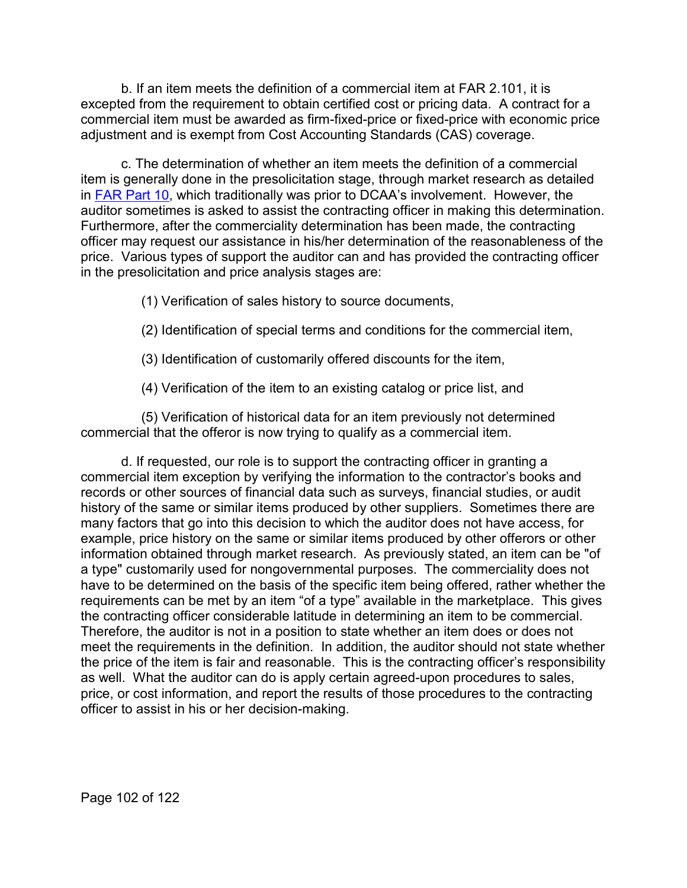b. If an item meets the definition of a commercial item at FAR 2.101, it is excepted from the requirement to obtain certified cost or pricing data. A contract for a commercial item must be awarded as firm-fixed-price or fixed-price with economic price adjustment and is exempt from Cost Accounting Standards (CAS) coverage.

c. The determination of whether an item meets the definition of a commercial item is generally done in the presolicitation stage, through market research as detailed in [FAR Part 10](), which traditionally was prior to DCAA's involvement. However, the auditor sometimes is asked to assist the contracting officer in making this determination. Furthermore, after the commerciality determination has been made, the contracting officer may request our assistance in his/her determination of the reasonableness of the price. Various types of support the auditor can and has provided the contracting officer in the presolicitation and price analysis stages are:

(1) Verification of sales history to source documents,

(2) Identification of special terms and conditions for the commercial item,

(3) Identification of customarily offered discounts for the item,

(4) Verification of the item to an existing catalog or price list, and

(5) Verification of historical data for an item previously not determined commercial that the offeror is now trying to qualify as a commercial item.

d. If requested, our role is to support the contracting officer in granting a commercial item exception by verifying the information to the contractor's books and records or other sources of financial data such as surveys, financial studies, or audit history of the same or similar items produced by other suppliers. Sometimes there are many factors that go into this decision to which the auditor does not have access, for example, price history on the same or similar items produced by other offerors or other information obtained through market research. As previously stated, an item can be "of a type" customarily used for nongovernmental purposes. The commerciality does not have to be determined on the basis of the specific item being offered, rather whether the requirements can be met by an item "of a type" available in the marketplace. This gives the contracting officer considerable latitude in determining an item to be commercial. Therefore, the auditor is not in a position to state whether an item does or does not meet the requirements in the definition. In addition, the auditor should not state whether the price of the item is fair and reasonable. This is the contracting officer's responsibility as well. What the auditor can do is apply certain agreed-upon procedures to sales, price, or cost information, and report the results of those procedures to the contracting officer to assist in his or her decision-making.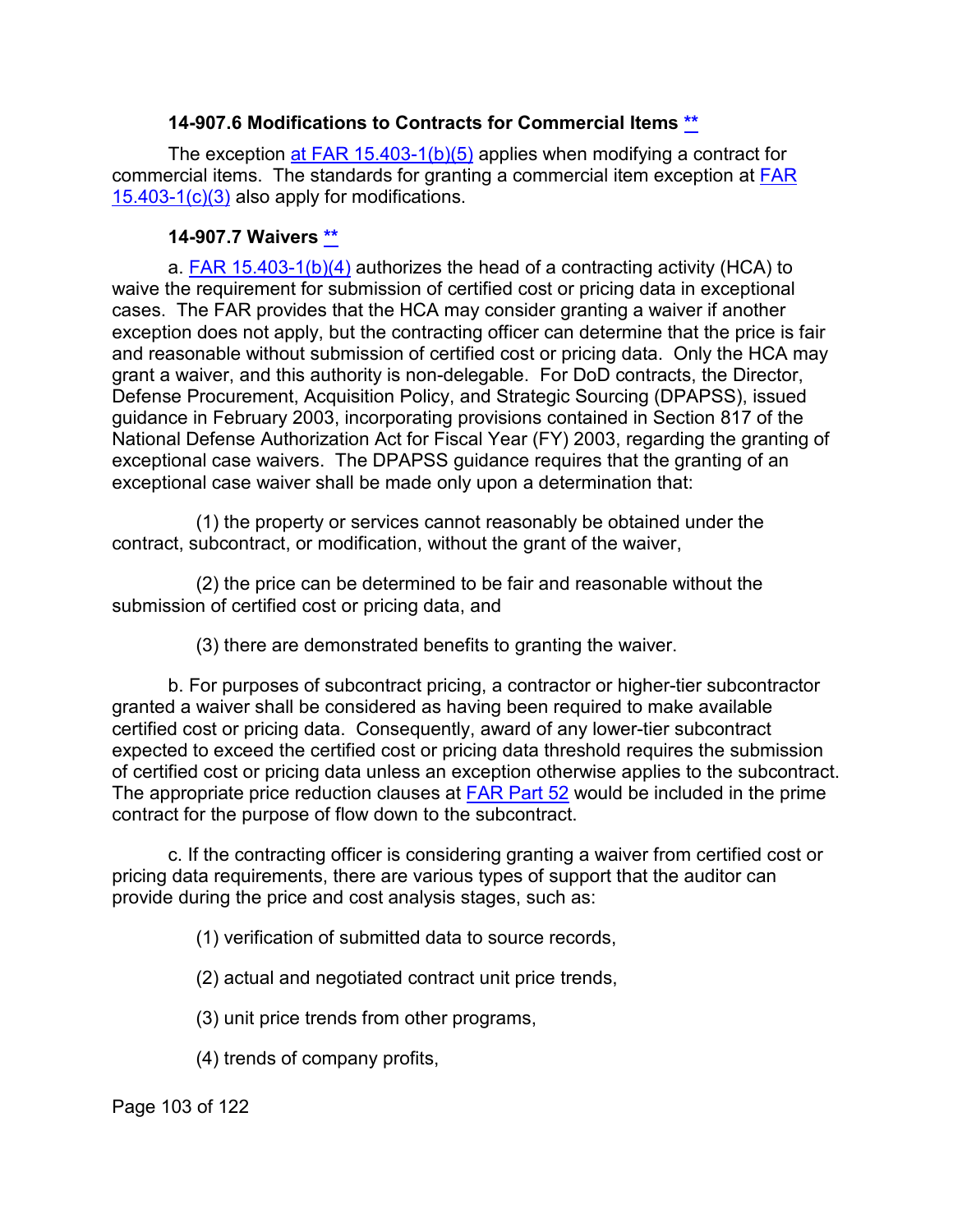#### 14-907.6 Modifications to Contracts for Commercial Items **

The exception at FAR 15.403-1(b)(5) applies when modifying a contract for commercial items. The standards for granting a commercial item exception at FAR 15.403-1(c)(3) also apply for modifications.

#### 14-907.7 Waivers **

a. FAR 15.403-1(b)(4) authorizes the head of a contracting activity (HCA) to waive the requirement for submission of certified cost or pricing data in exceptional cases. The FAR provides that the HCA may consider granting a waiver if another exception does not apply, but the contracting officer can determine that the price is fair and reasonable without submission of certified cost or pricing data. Only the HCA may grant a waiver, and this authority is non-delegable. For DoD contracts, the Director, Defense Procurement, Acquisition Policy, and Strategic Sourcing (DPAPSS), issued guidance in February 2003, incorporating provisions contained in Section 817 of the National Defense Authorization Act for Fiscal Year (FY) 2003, regarding the granting of exceptional case waivers. The DPAPSS guidance requires that the granting of an exceptional case waiver shall be made only upon a determination that:

(1) the property or services cannot reasonably be obtained under the contract, subcontract, or modification, without the grant of the waiver,

(2) the price can be determined to be fair and reasonable without the submission of certified cost or pricing data, and

(3) there are demonstrated benefits to granting the waiver.

b. For purposes of subcontract pricing, a contractor or higher-tier subcontractor granted a waiver shall be considered as having been required to make available certified cost or pricing data. Consequently, award of any lower-tier subcontract expected to exceed the certified cost or pricing data threshold requires the submission of certified cost or pricing data unless an exception otherwise applies to the subcontract. The appropriate price reduction clauses at FAR Part 52 would be included in the prime contract for the purpose of flow down to the subcontract.

c. If the contracting officer is considering granting a waiver from certified cost or pricing data requirements, there are various types of support that the auditor can provide during the price and cost analysis stages, such as:

(1) verification of submitted data to source records,

(2) actual and negotiated contract unit price trends,

(3) unit price trends from other programs,

(4) trends of company profits,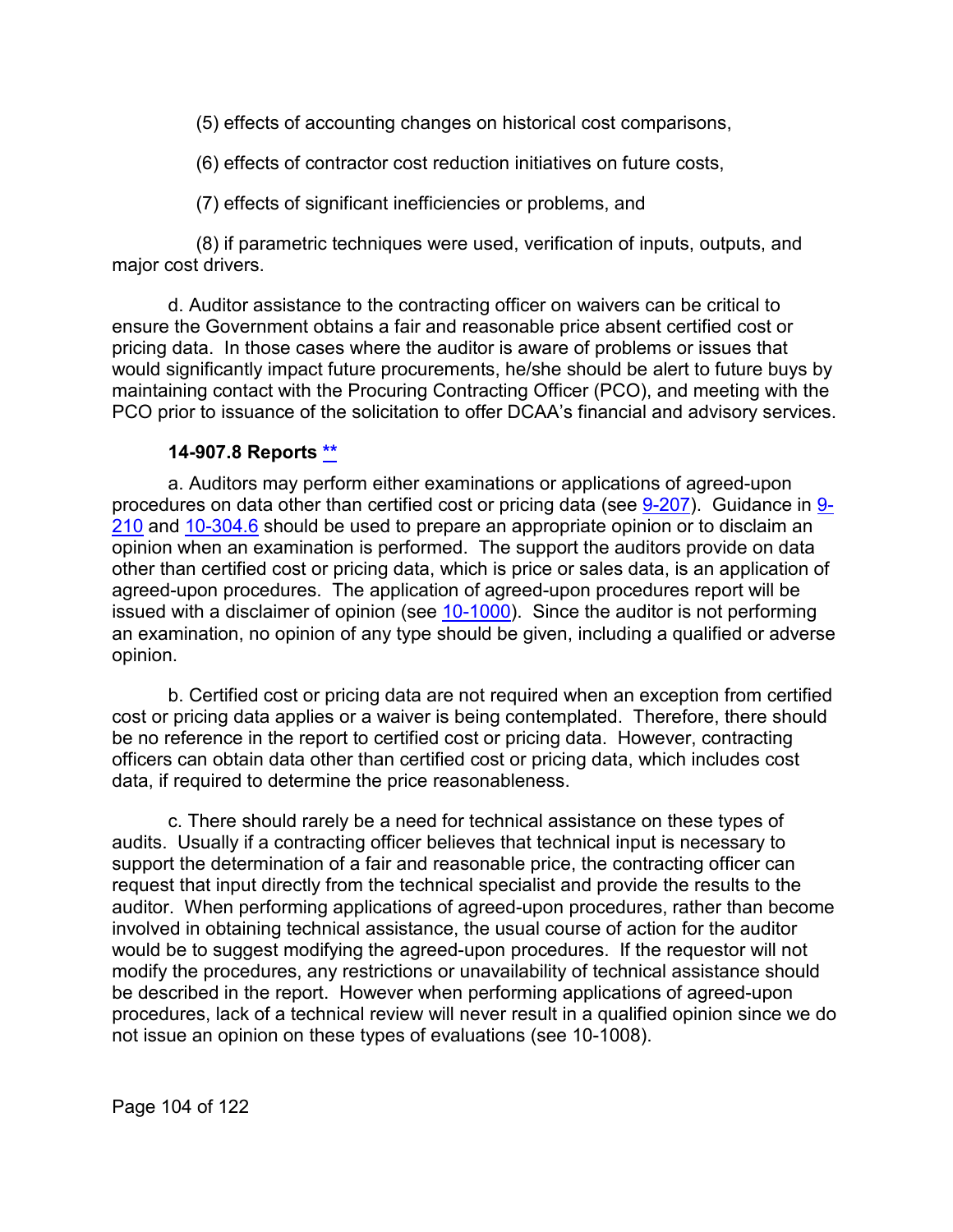(5) effects of accounting changes on historical cost comparisons,

(6) effects of contractor cost reduction initiatives on future costs,

(7) effects of significant inefficiencies or problems, and

(8) if parametric techniques were used, verification of inputs, outputs, and major cost drivers.

d. Auditor assistance to the contracting officer on waivers can be critical to ensure the Government obtains a fair and reasonable price absent certified cost or pricing data. In those cases where the auditor is aware of problems or issues that would significantly impact future procurements, he/she should be alert to future buys by maintaining contact with the Procuring Contracting Officer (PCO), and meeting with the PCO prior to issuance of the solicitation to offer DCAA's financial and advisory services.

#### 14-907.8 Reports **

a. Auditors may perform either examinations or applications of agreed-upon procedures on data other than certified cost or pricing data (see 9-207). Guidance in 9-210 and 10-304.6 should be used to prepare an appropriate opinion or to disclaim an opinion when an examination is performed. The support the auditors provide on data other than certified cost or pricing data, which is price or sales data, is an application of agreed-upon procedures. The application of agreed-upon procedures report will be issued with a disclaimer of opinion (see 10-1000). Since the auditor is not performing an examination, no opinion of any type should be given, including a qualified or adverse opinion.

b. Certified cost or pricing data are not required when an exception from certified cost or pricing data applies or a waiver is being contemplated. Therefore, there should be no reference in the report to certified cost or pricing data. However, contracting officers can obtain data other than certified cost or pricing data, which includes cost data, if required to determine the price reasonableness.

c. There should rarely be a need for technical assistance on these types of audits. Usually if a contracting officer believes that technical input is necessary to support the determination of a fair and reasonable price, the contracting officer can request that input directly from the technical specialist and provide the results to the auditor. When performing applications of agreed-upon procedures, rather than become involved in obtaining technical assistance, the usual course of action for the auditor would be to suggest modifying the agreed-upon procedures. If the requestor will not modify the procedures, any restrictions or unavailability of technical assistance should be described in the report. However when performing applications of agreed-upon procedures, lack of a technical review will never result in a qualified opinion since we do not issue an opinion on these types of evaluations (see 10-1008).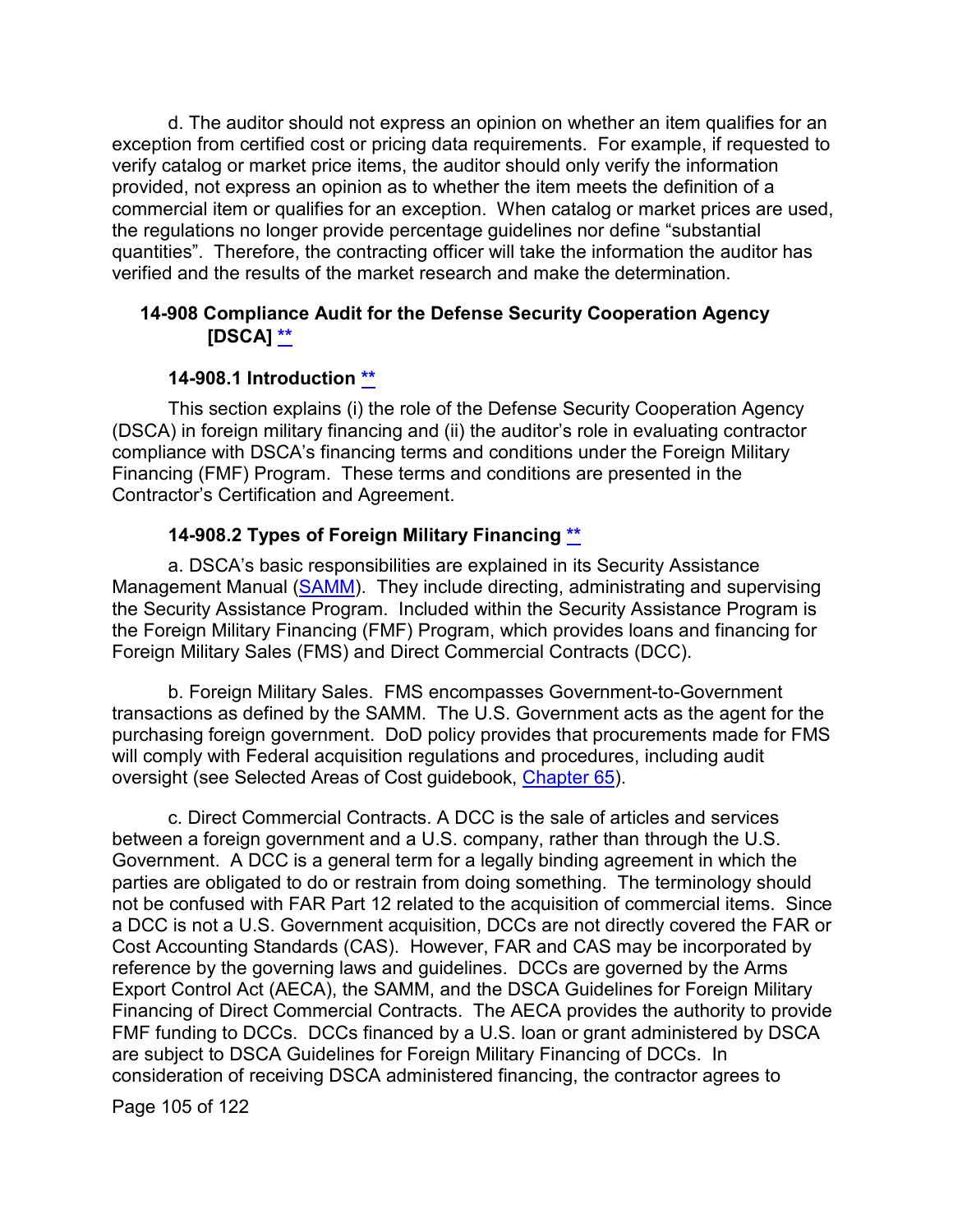d. The auditor should not express an opinion on whether an item qualifies for an exception from certified cost or pricing data requirements. For example, if requested to verify catalog or market price items, the auditor should only verify the information provided, not express an opinion as to whether the item meets the definition of a commercial item or qualifies for an exception. When catalog or market prices are used, the regulations no longer provide percentage guidelines nor define “substantial quantities”. Therefore, the contracting officer will take the information the auditor has verified and the results of the market research and make the determination.

## 14-908 Compliance Audit for the Defense Security Cooperation Agency [DSCA] **

### 14-908.1 Introduction **

This section explains (i) the role of the Defense Security Cooperation Agency (DSCA) in foreign military financing and (ii) the auditor’s role in evaluating contractor compliance with DSCA’s financing terms and conditions under the Foreign Military Financing (FMF) Program. These terms and conditions are presented in the Contractor’s Certification and Agreement.

### 14-908.2 Types of Foreign Military Financing **

a. DSCA’s basic responsibilities are explained in its Security Assistance Management Manual (SAMM). They include directing, administrating and supervising the Security Assistance Program. Included within the Security Assistance Program is the Foreign Military Financing (FMF) Program, which provides loans and financing for Foreign Military Sales (FMS) and Direct Commercial Contracts (DCC).

b. Foreign Military Sales. FMS encompasses Government-to-Government transactions as defined by the SAMM. The U.S. Government acts as the agent for the purchasing foreign government. DoD policy provides that procurements made for FMS will comply with Federal acquisition regulations and procedures, including audit oversight (see Selected Areas of Cost guidebook, Chapter 65).

c. Direct Commercial Contracts. A DCC is the sale of articles and services between a foreign government and a U.S. company, rather than through the U.S. Government. A DCC is a general term for a legally binding agreement in which the parties are obligated to do or restrain from doing something. The terminology should not be confused with FAR Part 12 related to the acquisition of commercial items. Since a DCC is not a U.S. Government acquisition, DCCs are not directly covered the FAR or Cost Accounting Standards (CAS). However, FAR and CAS may be incorporated by reference by the governing laws and guidelines. DCCs are governed by the Arms Export Control Act (AECA), the SAMM, and the DSCA Guidelines for Foreign Military Financing of Direct Commercial Contracts. The AECA provides the authority to provide FMF funding to DCCs. DCCs financed by a U.S. loan or grant administered by DSCA are subject to DSCA Guidelines for Foreign Military Financing of DCCs. In consideration of receiving DSCA administered financing, the contractor agrees to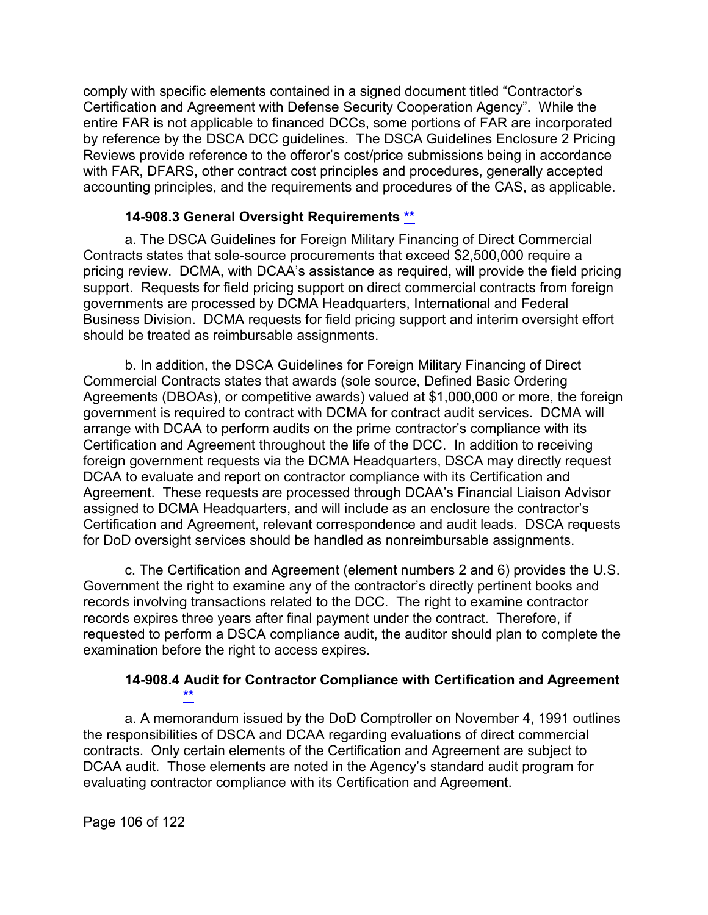comply with specific elements contained in a signed document titled "Contractor's Certification and Agreement with Defense Security Cooperation Agency". While the entire FAR is not applicable to financed DCCs, some portions of FAR are incorporated by reference by the DSCA DCC guidelines. The DSCA Guidelines Enclosure 2 Pricing Reviews provide reference to the offeror's cost/price submissions being in accordance with FAR, DFARS, other contract cost principles and procedures, generally accepted accounting principles, and the requirements and procedures of the CAS, as applicable.

### 14-908.3 General Oversight Requirements **

a. The DSCA Guidelines for Foreign Military Financing of Direct Commercial Contracts states that sole-source procurements that exceed $2,500,000 require a pricing review. DCMA, with DCAA's assistance as required, will provide the field pricing support. Requests for field pricing support on direct commercial contracts from foreign governments are processed by DCMA Headquarters, International and Federal Business Division. DCMA requests for field pricing support and interim oversight effort should be treated as reimbursable assignments.

b. In addition, the DSCA Guidelines for Foreign Military Financing of Direct Commercial Contracts states that awards (sole source, Defined Basic Ordering Agreements (DBOAs), or competitive awards) valued at $1,000,000 or more, the foreign government is required to contract with DCMA for contract audit services. DCMA will arrange with DCAA to perform audits on the prime contractor's compliance with its Certification and Agreement throughout the life of the DCC. In addition to receiving foreign government requests via the DCMA Headquarters, DSCA may directly request DCAA to evaluate and report on contractor compliance with its Certification and Agreement. These requests are processed through DCAA's Financial Liaison Advisor assigned to DCMA Headquarters, and will include as an enclosure the contractor's Certification and Agreement, relevant correspondence and audit leads. DSCA requests for DoD oversight services should be handled as nonreimbursable assignments.

c. The Certification and Agreement (element numbers 2 and 6) provides the U.S. Government the right to examine any of the contractor's directly pertinent books and records involving transactions related to the DCC. The right to examine contractor records expires three years after final payment under the contract. Therefore, if requested to perform a DSCA compliance audit, the auditor should plan to complete the examination before the right to access expires.

### 14-908.4 Audit for Contractor Compliance with Certification and Agreement **

a. A memorandum issued by the DoD Comptroller on November 4, 1991 outlines the responsibilities of DSCA and DCAA regarding evaluations of direct commercial contracts. Only certain elements of the Certification and Agreement are subject to DCAA audit. Those elements are noted in the Agency's standard audit program for evaluating contractor compliance with its Certification and Agreement.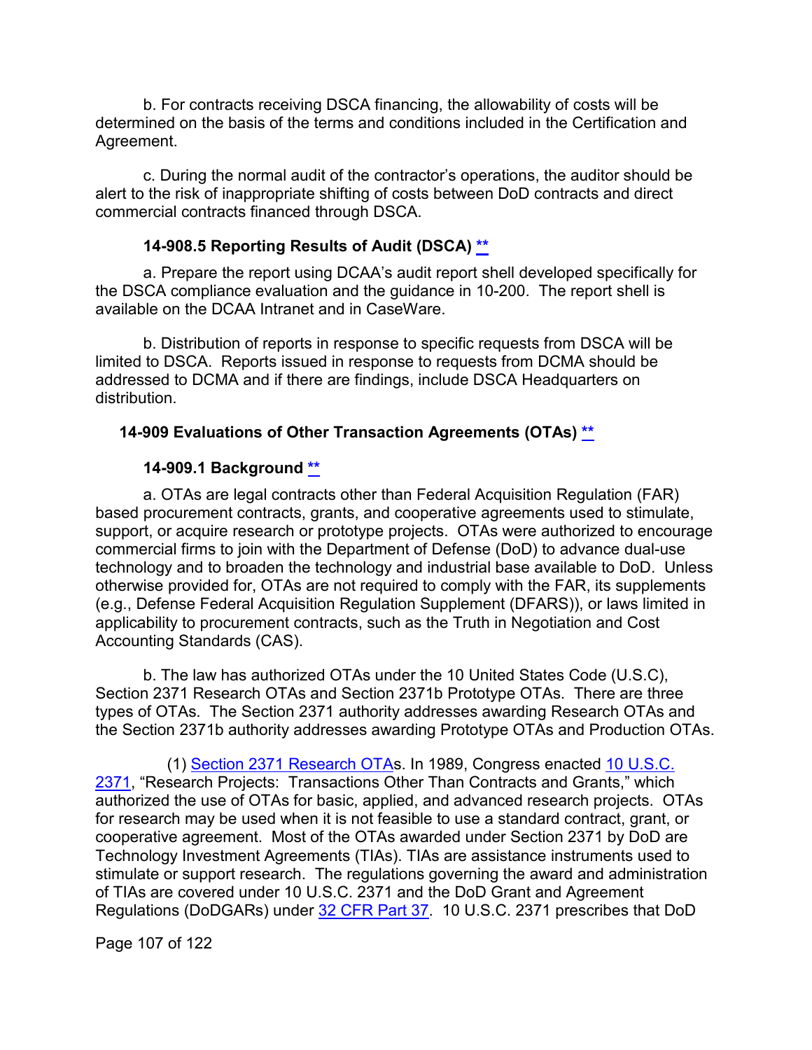b. For contracts receiving DSCA financing, the allowability of costs will be determined on the basis of the terms and conditions included in the Certification and Agreement.

c. During the normal audit of the contractor's operations, the auditor should be alert to the risk of inappropriate shifting of costs between DoD contracts and direct commercial contracts financed through DSCA.

### 14-908.5 Reporting Results of Audit (DSCA) **

a. Prepare the report using DCAA's audit report shell developed specifically for the DSCA compliance evaluation and the guidance in 10-200. The report shell is available on the DCAA Intranet and in CaseWare.

b. Distribution of reports in response to specific requests from DSCA will be limited to DSCA. Reports issued in response to requests from DCMA should be addressed to DCMA and if there are findings, include DSCA Headquarters on distribution.

## 14-909 Evaluations of Other Transaction Agreements (OTAs) **

### 14-909.1 Background **

a. OTAs are legal contracts other than Federal Acquisition Regulation (FAR) based procurement contracts, grants, and cooperative agreements used to stimulate, support, or acquire research or prototype projects. OTAs were authorized to encourage commercial firms to join with the Department of Defense (DoD) to advance dual-use technology and to broaden the technology and industrial base available to DoD. Unless otherwise provided for, OTAs are not required to comply with the FAR, its supplements (e.g., Defense Federal Acquisition Regulation Supplement (DFARS)), or laws limited in applicability to procurement contracts, such as the Truth in Negotiation and Cost Accounting Standards (CAS).

b. The law has authorized OTAs under the 10 United States Code (U.S.C), Section 2371 Research OTAs and Section 2371b Prototype OTAs. There are three types of OTAs. The Section 2371 authority addresses awarding Research OTAs and the Section 2371b authority addresses awarding Prototype OTAs and Production OTAs.

(1) Section 2371 Research OTAs. In 1989, Congress enacted 10 U.S.C. 2371, "Research Projects: Transactions Other Than Contracts and Grants," which authorized the use of OTAs for basic, applied, and advanced research projects. OTAs for research may be used when it is not feasible to use a standard contract, grant, or cooperative agreement. Most of the OTAs awarded under Section 2371 by DoD are Technology Investment Agreements (TIAs). TIAs are assistance instruments used to stimulate or support research. The regulations governing the award and administration of TIAs are covered under 10 U.S.C. 2371 and the DoD Grant and Agreement Regulations (DoDGARs) under 32 CFR Part 37. 10 U.S.C. 2371 prescribes that DoD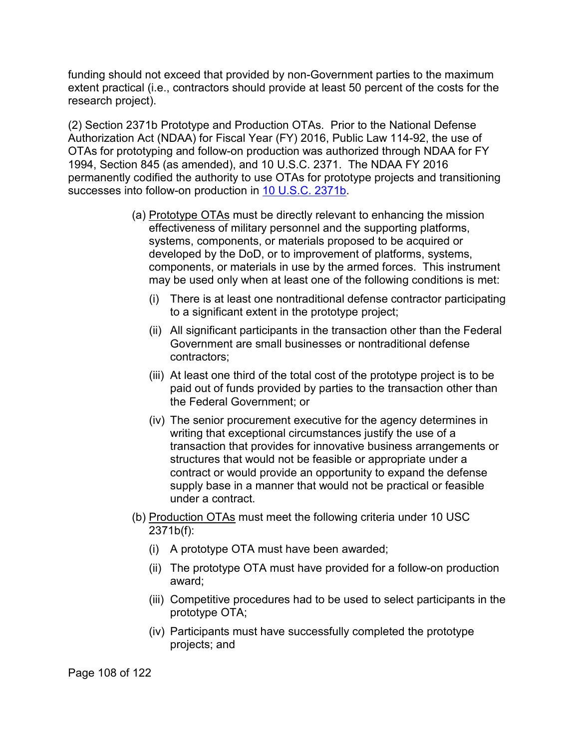funding should not exceed that provided by non-Government parties to the maximum extent practical (i.e., contractors should provide at least 50 percent of the costs for the research project).

(2) Section 2371b Prototype and Production OTAs. Prior to the National Defense Authorization Act (NDAA) for Fiscal Year (FY) 2016, Public Law 114-92, the use of OTAs for prototyping and follow-on production was authorized through NDAA for FY 1994, Section 845 (as amended), and 10 U.S.C. 2371. The NDAA FY 2016 permanently codified the authority to use OTAs for prototype projects and transitioning successes into follow-on production in [10 U.S.C. 2371b](10 U.S.C. 2371b).

(a) Prototype OTAs must be directly relevant to enhancing the mission effectiveness of military personnel and the supporting platforms, systems, components, or materials proposed to be acquired or developed by the DoD, or to improvement of platforms, systems, components, or materials in use by the armed forces. This instrument may be used only when at least one of the following conditions is met:

   (i) There is at least one nontraditional defense contractor participating to a significant extent in the prototype project;

   (ii) All significant participants in the transaction other than the Federal Government are small businesses or nontraditional defense contractors;

   (iii) At least one third of the total cost of the prototype project is to be paid out of funds provided by parties to the transaction other than the Federal Government; or

   (iv) The senior procurement executive for the agency determines in writing that exceptional circumstances justify the use of a transaction that provides for innovative business arrangements or structures that would not be feasible or appropriate under a contract or would provide an opportunity to expand the defense supply base in a manner that would not be practical or feasible under a contract.

(b) Production OTAs must meet the following criteria under 10 USC 2371b(f):

   (i) A prototype OTA must have been awarded;

   (ii) The prototype OTA must have provided for a follow-on production award;

   (iii) Competitive procedures had to be used to select participants in the prototype OTA;

   (iv) Participants must have successfully completed the prototype projects; and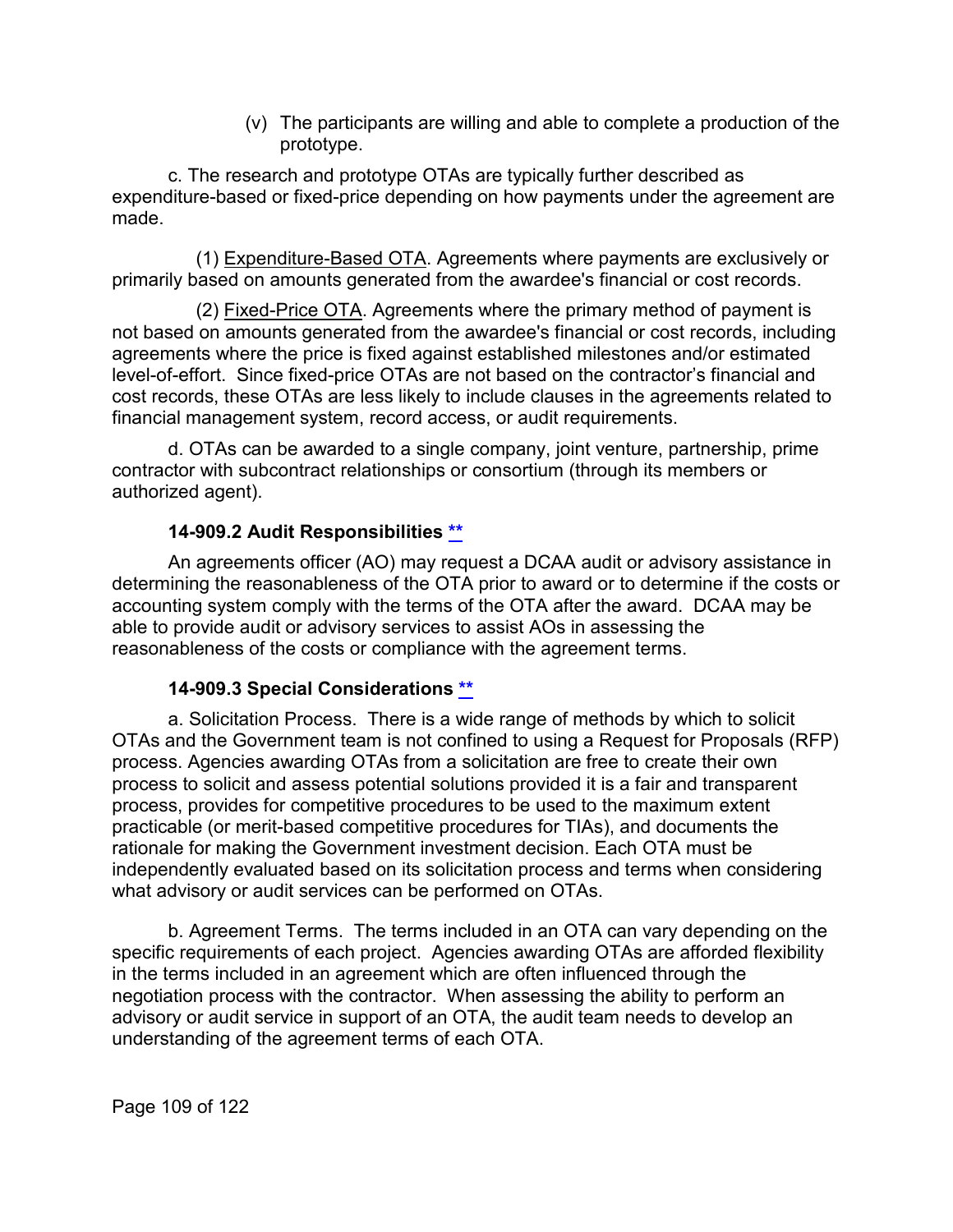(v) The participants are willing and able to complete a production of the prototype.

c. The research and prototype OTAs are typically further described as expenditure-based or fixed-price depending on how payments under the agreement are made.

(1) Expenditure-Based OTA. Agreements where payments are exclusively or primarily based on amounts generated from the awardee's financial or cost records.

(2) Fixed-Price OTA. Agreements where the primary method of payment is not based on amounts generated from the awardee's financial or cost records, including agreements where the price is fixed against established milestones and/or estimated level-of-effort. Since fixed-price OTAs are not based on the contractor's financial and cost records, these OTAs are less likely to include clauses in the agreements related to financial management system, record access, or audit requirements.

d. OTAs can be awarded to a single company, joint venture, partnership, prime contractor with subcontract relationships or consortium (through its members or authorized agent).

### 14-909.2 Audit Responsibilities **

An agreements officer (AO) may request a DCAA audit or advisory assistance in determining the reasonableness of the OTA prior to award or to determine if the costs or accounting system comply with the terms of the OTA after the award. DCAA may be able to provide audit or advisory services to assist AOs in assessing the reasonableness of the costs or compliance with the agreement terms.

### 14-909.3 Special Considerations **

a. Solicitation Process. There is a wide range of methods by which to solicit OTAs and the Government team is not confined to using a Request for Proposals (RFP) process. Agencies awarding OTAs from a solicitation are free to create their own process to solicit and assess potential solutions provided it is a fair and transparent process, provides for competitive procedures to be used to the maximum extent practicable (or merit-based competitive procedures for TIAs), and documents the rationale for making the Government investment decision. Each OTA must be independently evaluated based on its solicitation process and terms when considering what advisory or audit services can be performed on OTAs.

b. Agreement Terms. The terms included in an OTA can vary depending on the specific requirements of each project. Agencies awarding OTAs are afforded flexibility in the terms included in an agreement which are often influenced through the negotiation process with the contractor. When assessing the ability to perform an advisory or audit service in support of an OTA, the audit team needs to develop an understanding of the agreement terms of each OTA.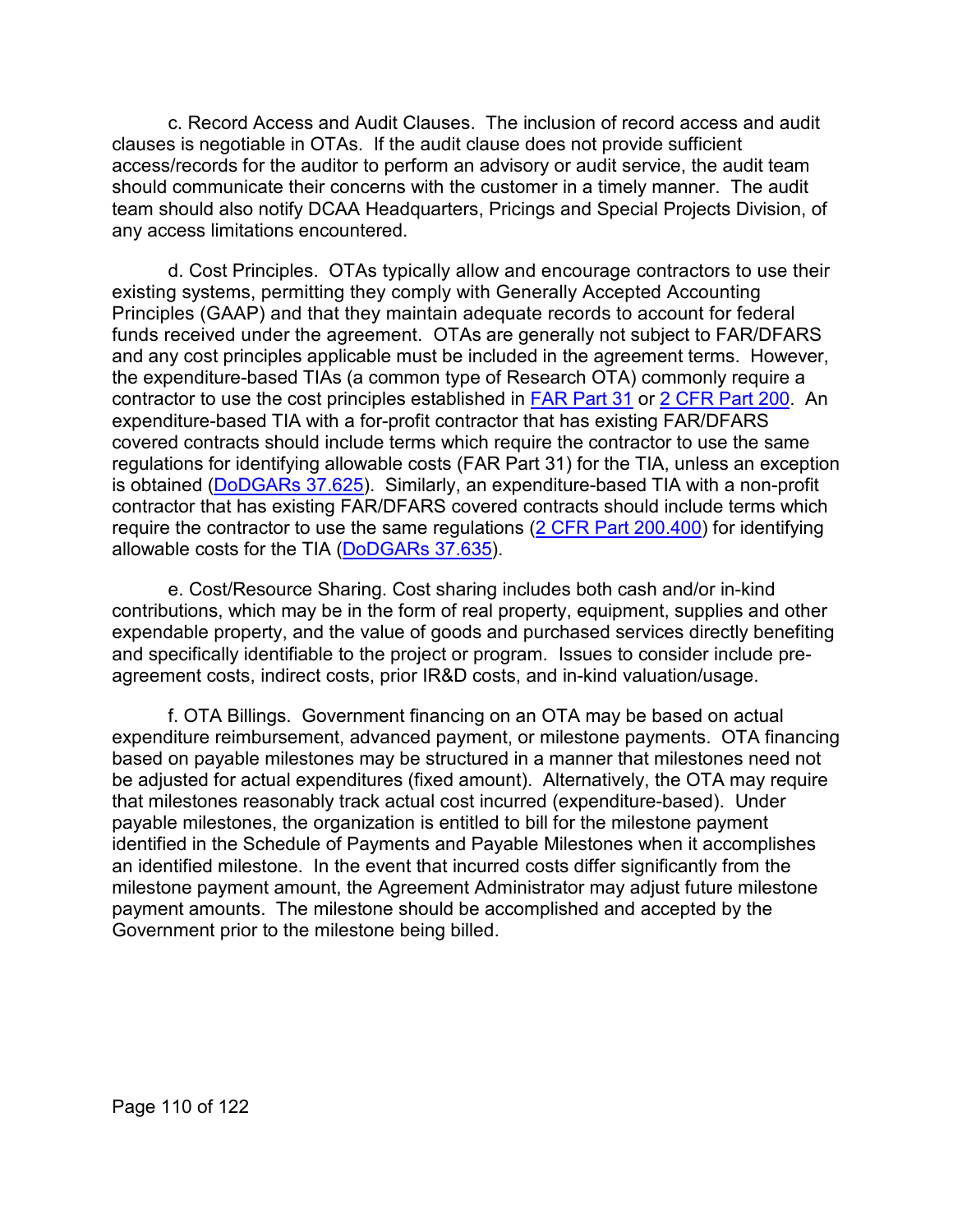c. Record Access and Audit Clauses. The inclusion of record access and audit clauses is negotiable in OTAs. If the audit clause does not provide sufficient access/records for the auditor to perform an advisory or audit service, the audit team should communicate their concerns with the customer in a timely manner. The audit team should also notify DCAA Headquarters, Pricings and Special Projects Division, of any access limitations encountered.

d. Cost Principles. OTAs typically allow and encourage contractors to use their existing systems, permitting they comply with Generally Accepted Accounting Principles (GAAP) and that they maintain adequate records to account for federal funds received under the agreement. OTAs are generally not subject to FAR/DFARS and any cost principles applicable must be included in the agreement terms. However, the expenditure-based TIAs (a common type of Research OTA) commonly require a contractor to use the cost principles established in FAR Part 31 or 2 CFR Part 200. An expenditure-based TIA with a for-profit contractor that has existing FAR/DFARS covered contracts should include terms which require the contractor to use the same regulations for identifying allowable costs (FAR Part 31) for the TIA, unless an exception is obtained (DoDGARs 37.625). Similarly, an expenditure-based TIA with a non-profit contractor that has existing FAR/DFARS covered contracts should include terms which require the contractor to use the same regulations (2 CFR Part 200.400) for identifying allowable costs for the TIA (DoDGARs 37.635).

e. Cost/Resource Sharing. Cost sharing includes both cash and/or in-kind contributions, which may be in the form of real property, equipment, supplies and other expendable property, and the value of goods and purchased services directly benefiting and specifically identifiable to the project or program. Issues to consider include pre-agreement costs, indirect costs, prior IR&D costs, and in-kind valuation/usage.

f. OTA Billings. Government financing on an OTA may be based on actual expenditure reimbursement, advanced payment, or milestone payments. OTA financing based on payable milestones may be structured in a manner that milestones need not be adjusted for actual expenditures (fixed amount). Alternatively, the OTA may require that milestones reasonably track actual cost incurred (expenditure-based). Under payable milestones, the organization is entitled to bill for the milestone payment identified in the Schedule of Payments and Payable Milestones when it accomplishes an identified milestone. In the event that incurred costs differ significantly from the milestone payment amount, the Agreement Administrator may adjust future milestone payment amounts. The milestone should be accomplished and accepted by the Government prior to the milestone being billed.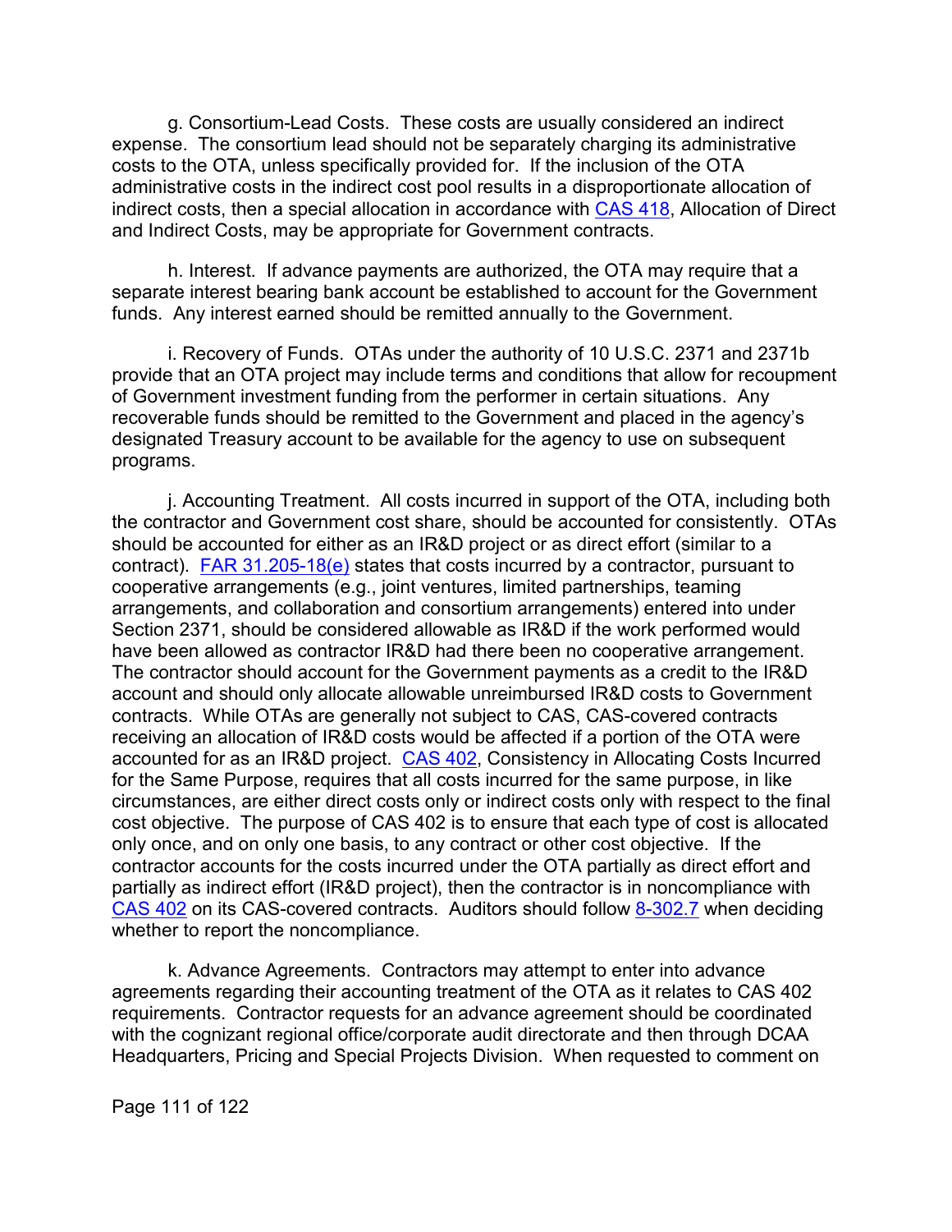g. Consortium-Lead Costs. These costs are usually considered an indirect expense. The consortium lead should not be separately charging its administrative costs to the OTA, unless specifically provided for. If the inclusion of the OTA administrative costs in the indirect cost pool results in a disproportionate allocation of indirect costs, then a special allocation in accordance with CAS 418, Allocation of Direct and Indirect Costs, may be appropriate for Government contracts.

h. Interest. If advance payments are authorized, the OTA may require that a separate interest bearing bank account be established to account for the Government funds. Any interest earned should be remitted annually to the Government.

i. Recovery of Funds. OTAs under the authority of 10 U.S.C. 2371 and 2371b provide that an OTA project may include terms and conditions that allow for recoupment of Government investment funding from the performer in certain situations. Any recoverable funds should be remitted to the Government and placed in the agency's designated Treasury account to be available for the agency to use on subsequent programs.

j. Accounting Treatment. All costs incurred in support of the OTA, including both the contractor and Government cost share, should be accounted for consistently. OTAs should be accounted for either as an IR&D project or as direct effort (similar to a contract). FAR 31.205-18(e) states that costs incurred by a contractor, pursuant to cooperative arrangements (e.g., joint ventures, limited partnerships, teaming arrangements, and collaboration and consortium arrangements) entered into under Section 2371, should be considered allowable as IR&D if the work performed would have been allowed as contractor IR&D had there been no cooperative arrangement. The contractor should account for the Government payments as a credit to the IR&D account and should only allocate allowable unreimbursed IR&D costs to Government contracts. While OTAs are generally not subject to CAS, CAS-covered contracts receiving an allocation of IR&D costs would be affected if a portion of the OTA were accounted for as an IR&D project. CAS 402, Consistency in Allocating Costs Incurred for the Same Purpose, requires that all costs incurred for the same purpose, in like circumstances, are either direct costs only or indirect costs only with respect to the final cost objective. The purpose of CAS 402 is to ensure that each type of cost is allocated only once, and on only one basis, to any contract or other cost objective. If the contractor accounts for the costs incurred under the OTA partially as direct effort and partially as indirect effort (IR&D project), then the contractor is in noncompliance with CAS 402 on its CAS-covered contracts. Auditors should follow 8-302.7 when deciding whether to report the noncompliance.

k. Advance Agreements. Contractors may attempt to enter into advance agreements regarding their accounting treatment of the OTA as it relates to CAS 402 requirements. Contractor requests for an advance agreement should be coordinated with the cognizant regional office/corporate audit directorate and then through DCAA Headquarters, Pricing and Special Projects Division. When requested to comment on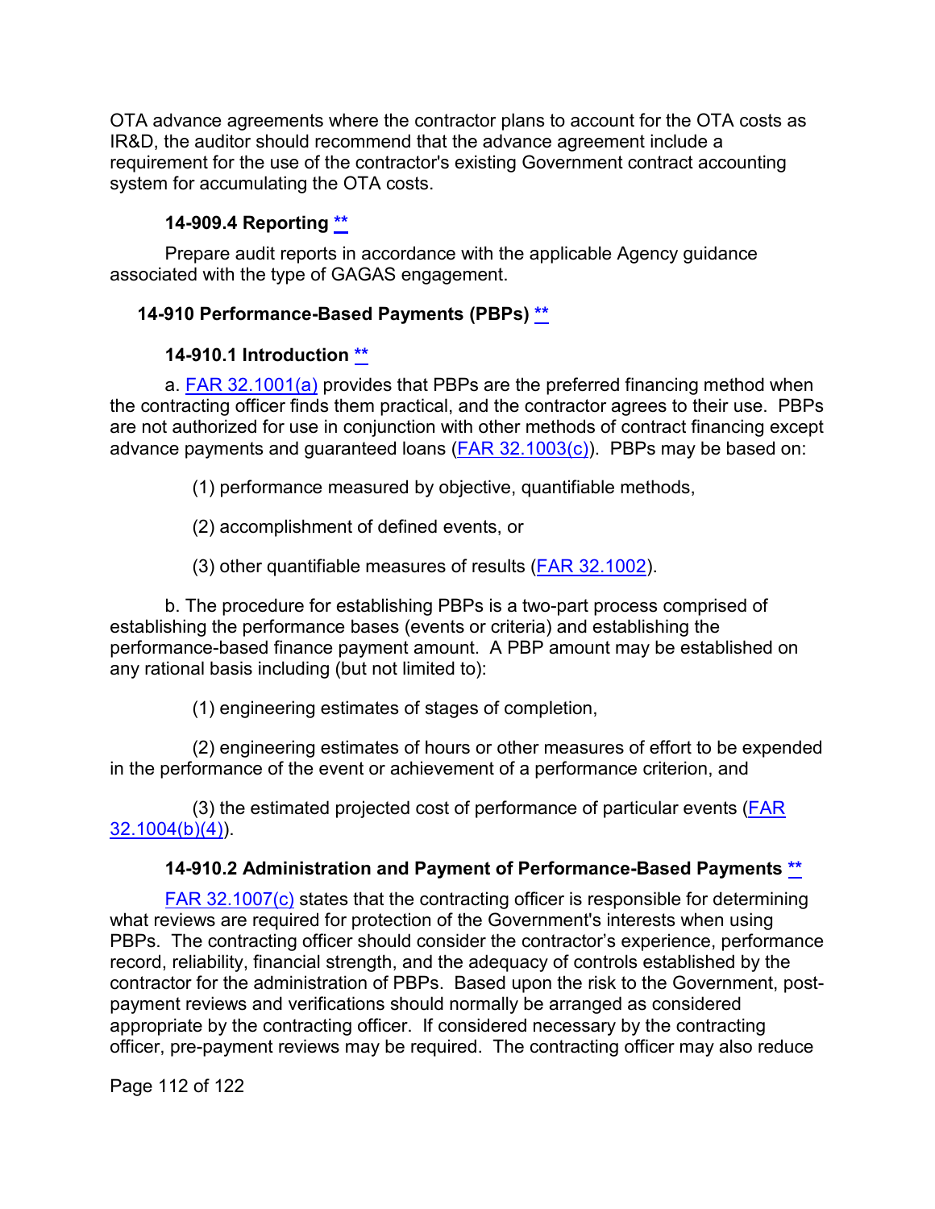OTA advance agreements where the contractor plans to account for the OTA costs as IR&D, the auditor should recommend that the advance agreement include a requirement for the use of the contractor's existing Government contract accounting system for accumulating the OTA costs.

#### 14-909.4 Reporting **

Prepare audit reports in accordance with the applicable Agency guidance associated with the type of GAGAS engagement.

### 14-910 Performance-Based Payments (PBPs) **

#### 14-910.1 Introduction **

a. FAR 32.1001(a) provides that PBPs are the preferred financing method when the contracting officer finds them practical, and the contractor agrees to their use. PBPs are not authorized for use in conjunction with other methods of contract financing except advance payments and guaranteed loans (FAR 32.1003(c)). PBPs may be based on:

(1) performance measured by objective, quantifiable methods,

(2) accomplishment of defined events, or

(3) other quantifiable measures of results (FAR 32.1002).

b. The procedure for establishing PBPs is a two-part process comprised of establishing the performance bases (events or criteria) and establishing the performance-based finance payment amount. A PBP amount may be established on any rational basis including (but not limited to):

(1) engineering estimates of stages of completion,

(2) engineering estimates of hours or other measures of effort to be expended in the performance of the event or achievement of a performance criterion, and

(3) the estimated projected cost of performance of particular events (FAR 32.1004(b)(4)).

#### 14-910.2 Administration and Payment of Performance-Based Payments **

FAR 32.1007(c) states that the contracting officer is responsible for determining what reviews are required for protection of the Government's interests when using PBPs. The contracting officer should consider the contractor's experience, performance record, reliability, financial strength, and the adequacy of controls established by the contractor for the administration of PBPs. Based upon the risk to the Government, post-payment reviews and verifications should normally be arranged as considered appropriate by the contracting officer. If considered necessary by the contracting officer, pre-payment reviews may be required. The contracting officer may also reduce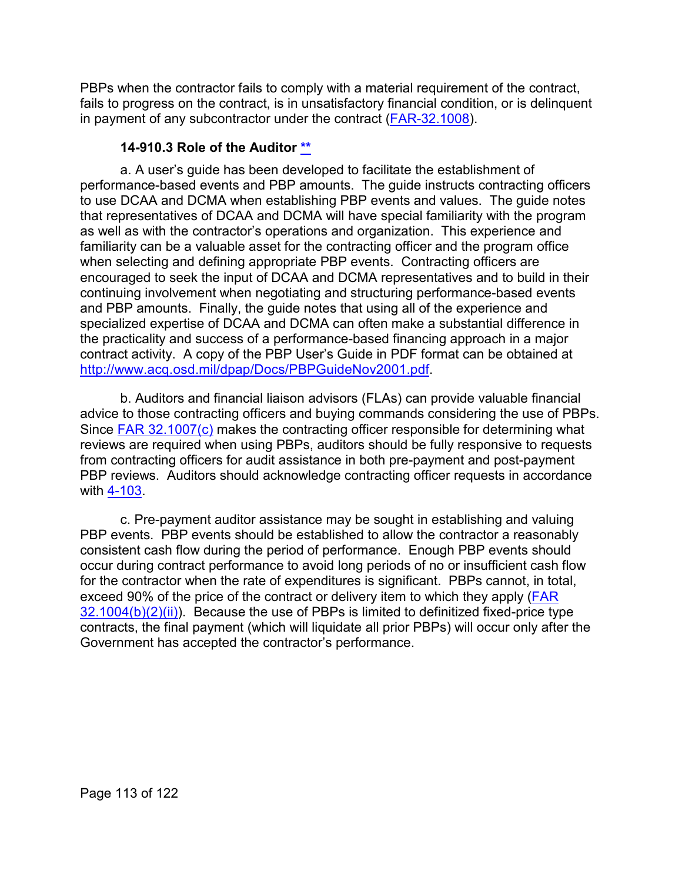PBPs when the contractor fails to comply with a material requirement of the contract, fails to progress on the contract, is in unsatisfactory financial condition, or is delinquent in payment of any subcontractor under the contract (FAR-32.1008).

#### 14-910.3 Role of the Auditor **

a. A user's guide has been developed to facilitate the establishment of performance-based events and PBP amounts. The guide instructs contracting officers to use DCAA and DCMA when establishing PBP events and values. The guide notes that representatives of DCAA and DCMA will have special familiarity with the program as well as with the contractor's operations and organization. This experience and familiarity can be a valuable asset for the contracting officer and the program office when selecting and defining appropriate PBP events. Contracting officers are encouraged to seek the input of DCAA and DCMA representatives and to build in their continuing involvement when negotiating and structuring performance-based events and PBP amounts. Finally, the guide notes that using all of the experience and specialized expertise of DCAA and DCMA can often make a substantial difference in the practicality and success of a performance-based financing approach in a major contract activity. A copy of the PBP User's Guide in PDF format can be obtained at http://www.acq.osd.mil/dpap/Docs/PBPGuideNov2001.pdf.

b. Auditors and financial liaison advisors (FLAs) can provide valuable financial advice to those contracting officers and buying commands considering the use of PBPs. Since FAR 32.1007(c) makes the contracting officer responsible for determining what reviews are required when using PBPs, auditors should be fully responsive to requests from contracting officers for audit assistance in both pre-payment and post-payment PBP reviews. Auditors should acknowledge contracting officer requests in accordance with 4-103.

c. Pre-payment auditor assistance may be sought in establishing and valuing PBP events. PBP events should be established to allow the contractor a reasonably consistent cash flow during the period of performance. Enough PBP events should occur during contract performance to avoid long periods of no or insufficient cash flow for the contractor when the rate of expenditures is significant. PBPs cannot, in total, exceed 90% of the price of the contract or delivery item to which they apply (FAR 32.1004(b)(2)(ii)). Because the use of PBPs is limited to definitized fixed-price type contracts, the final payment (which will liquidate all prior PBPs) will occur only after the Government has accepted the contractor's performance.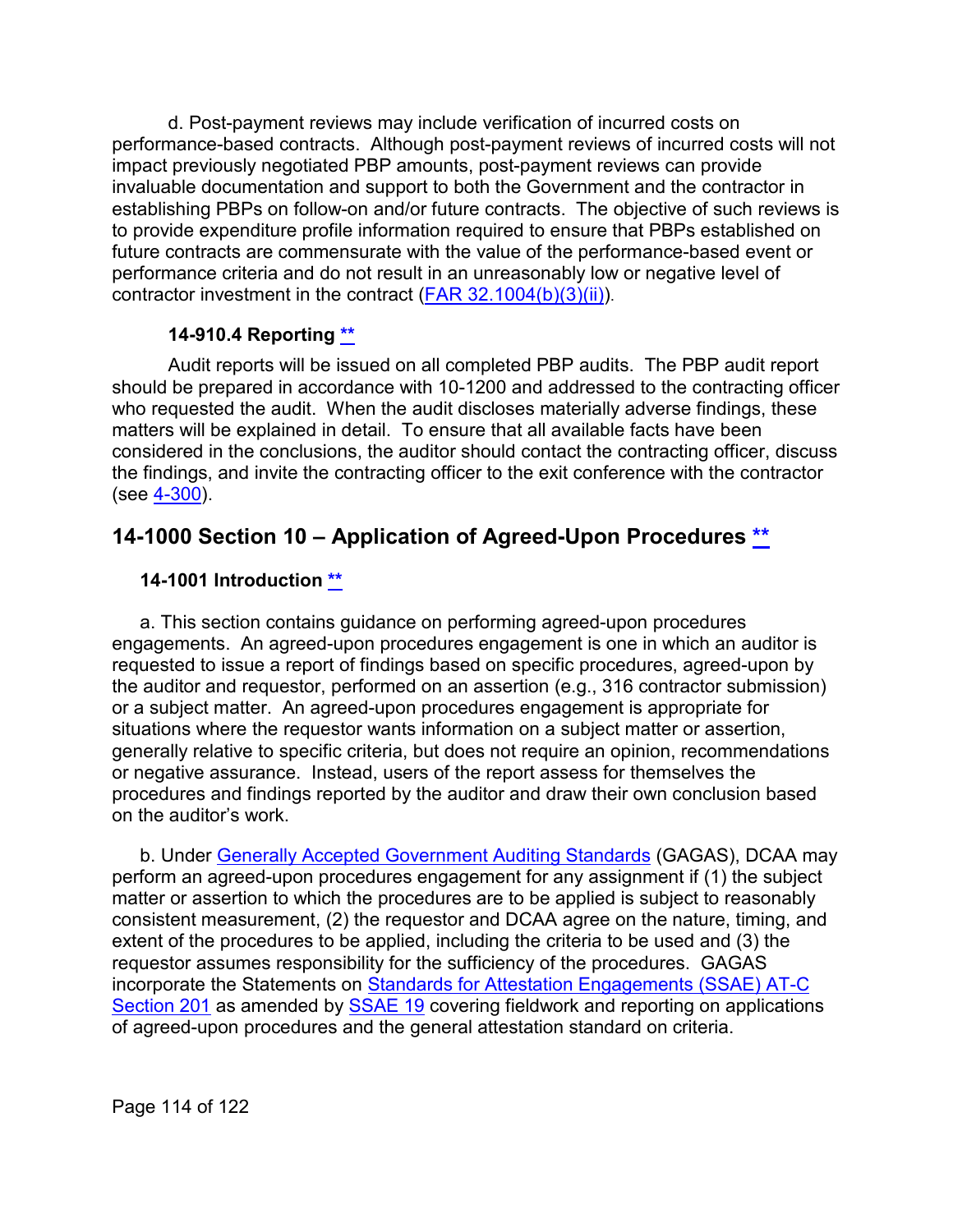d. Post-payment reviews may include verification of incurred costs on performance-based contracts. Although post-payment reviews of incurred costs will not impact previously negotiated PBP amounts, post-payment reviews can provide invaluable documentation and support to both the Government and the contractor in establishing PBPs on follow-on and/or future contracts. The objective of such reviews is to provide expenditure profile information required to ensure that PBPs established on future contracts are commensurate with the value of the performance-based event or performance criteria and do not result in an unreasonably low or negative level of contractor investment in the contract (FAR 32.1004(b)(3)(ii)).

### 14-910.4 Reporting **

Audit reports will be issued on all completed PBP audits. The PBP audit report should be prepared in accordance with 10-1200 and addressed to the contracting officer who requested the audit. When the audit discloses materially adverse findings, these matters will be explained in detail. To ensure that all available facts have been considered in the conclusions, the auditor should contact the contracting officer, discuss the findings, and invite the contracting officer to the exit conference with the contractor (see 4-300).

## 14-1000 Section 10 – Application of Agreed-Upon Procedures **

### 14-1001 Introduction **

a. This section contains guidance on performing agreed-upon procedures engagements. An agreed-upon procedures engagement is one in which an auditor is requested to issue a report of findings based on specific procedures, agreed-upon by the auditor and requestor, performed on an assertion (e.g., 316 contractor submission) or a subject matter. An agreed-upon procedures engagement is appropriate for situations where the requestor wants information on a subject matter or assertion, generally relative to specific criteria, but does not require an opinion, recommendations or negative assurance. Instead, users of the report assess for themselves the procedures and findings reported by the auditor and draw their own conclusion based on the auditor's work.

b. Under Generally Accepted Government Auditing Standards (GAGAS), DCAA may perform an agreed-upon procedures engagement for any assignment if (1) the subject matter or assertion to which the procedures are to be applied is subject to reasonably consistent measurement, (2) the requestor and DCAA agree on the nature, timing, and extent of the procedures to be applied, including the criteria to be used and (3) the requestor assumes responsibility for the sufficiency of the procedures. GAGAS incorporate the Statements on Standards for Attestation Engagements (SSAE) AT-C Section 201 as amended by SSAE 19 covering fieldwork and reporting on applications of agreed-upon procedures and the general attestation standard on criteria.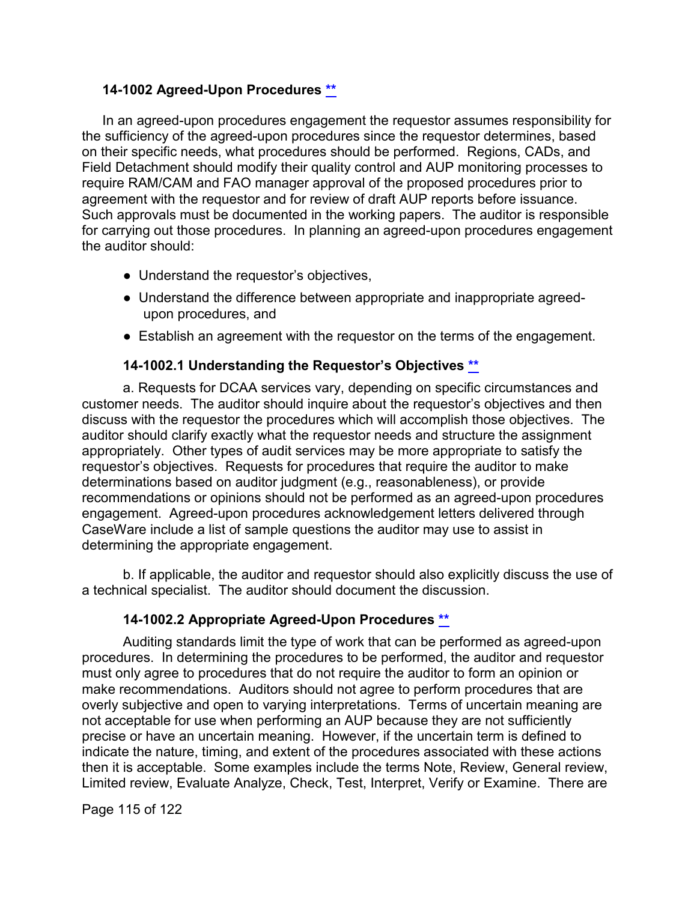### 14-1002 Agreed-Upon Procedures [**](#)

In an agreed-upon procedures engagement the requestor assumes responsibility for the sufficiency of the agreed-upon procedures since the requestor determines, based on their specific needs, what procedures should be performed. Regions, CADs, and Field Detachment should modify their quality control and AUP monitoring processes to require RAM/CAM and FAO manager approval of the proposed procedures prior to agreement with the requestor and for review of draft AUP reports before issuance. Such approvals must be documented in the working papers. The auditor is responsible for carrying out those procedures. In planning an agreed-upon procedures engagement the auditor should:

- Understand the requestor's objectives,
- Understand the difference between appropriate and inappropriate agreed-upon procedures, and
- Establish an agreement with the requestor on the terms of the engagement.

#### 14-1002.1 Understanding the Requestor's Objectives [**](#)

a. Requests for DCAA services vary, depending on specific circumstances and customer needs. The auditor should inquire about the requestor's objectives and then discuss with the requestor the procedures which will accomplish those objectives. The auditor should clarify exactly what the requestor needs and structure the assignment appropriately. Other types of audit services may be more appropriate to satisfy the requestor's objectives. Requests for procedures that require the auditor to make determinations based on auditor judgment (e.g., reasonableness), or provide recommendations or opinions should not be performed as an agreed-upon procedures engagement. Agreed-upon procedures acknowledgement letters delivered through CaseWare include a list of sample questions the auditor may use to assist in determining the appropriate engagement.

b. If applicable, the auditor and requestor should also explicitly discuss the use of a technical specialist. The auditor should document the discussion.

#### 14-1002.2 Appropriate Agreed-Upon Procedures [**](#)

Auditing standards limit the type of work that can be performed as agreed-upon procedures. In determining the procedures to be performed, the auditor and requestor must only agree to procedures that do not require the auditor to form an opinion or make recommendations. Auditors should not agree to perform procedures that are overly subjective and open to varying interpretations. Terms of uncertain meaning are not acceptable for use when performing an AUP because they are not sufficiently precise or have an uncertain meaning. However, if the uncertain term is defined to indicate the nature, timing, and extent of the procedures associated with these actions then it is acceptable. Some examples include the terms Note, Review, General review, Limited review, Evaluate Analyze, Check, Test, Interpret, Verify or Examine. There are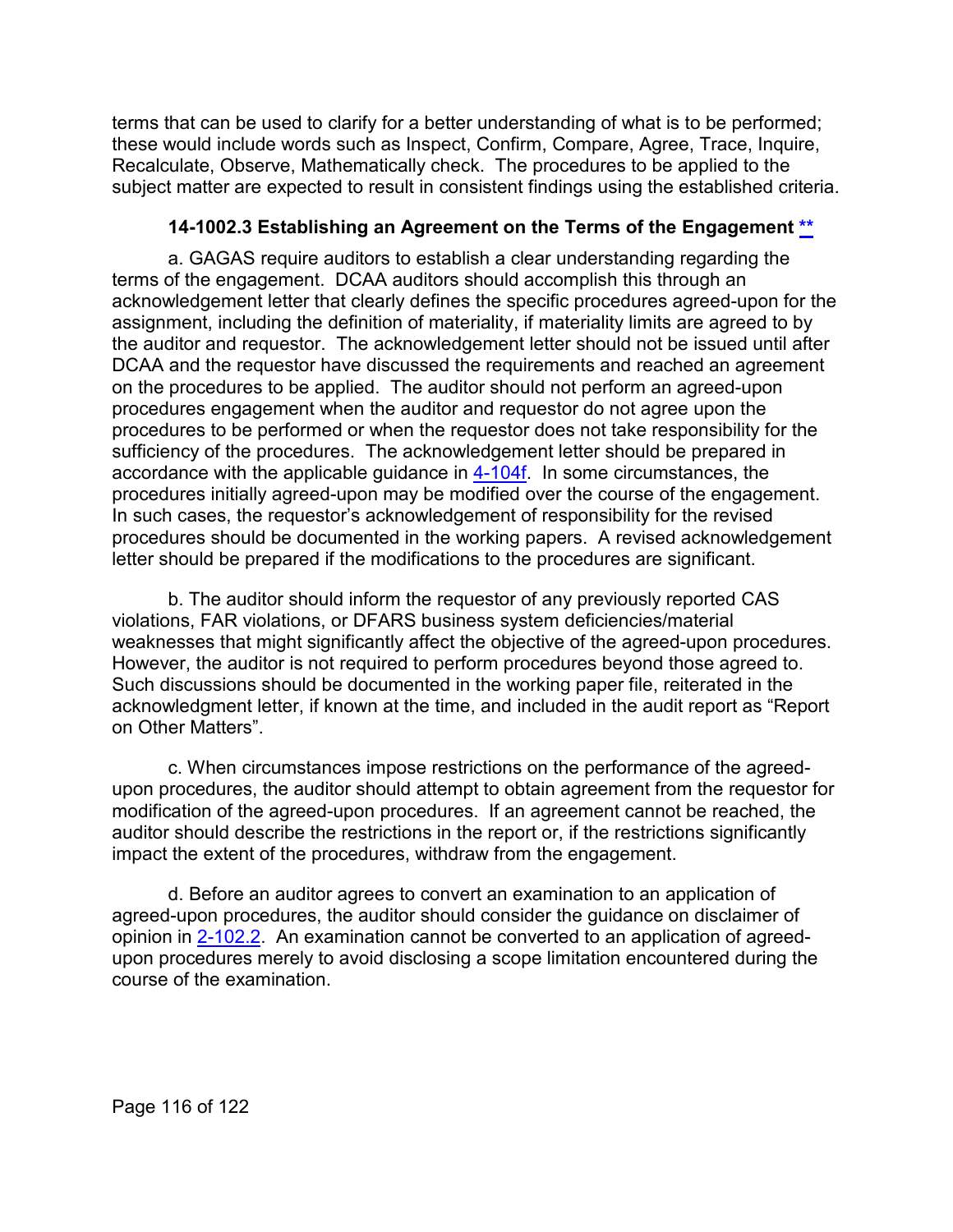terms that can be used to clarify for a better understanding of what is to be performed; these would include words such as Inspect, Confirm, Compare, Agree, Trace, Inquire, Recalculate, Observe, Mathematically check. The procedures to be applied to the subject matter are expected to result in consistent findings using the established criteria.

### 14-1002.3 Establishing an Agreement on the Terms of the Engagement **

a. GAGAS require auditors to establish a clear understanding regarding the terms of the engagement. DCAA auditors should accomplish this through an acknowledgement letter that clearly defines the specific procedures agreed-upon for the assignment, including the definition of materiality, if materiality limits are agreed to by the auditor and requestor. The acknowledgement letter should not be issued until after DCAA and the requestor have discussed the requirements and reached an agreement on the procedures to be applied. The auditor should not perform an agreed-upon procedures engagement when the auditor and requestor do not agree upon the procedures to be performed or when the requestor does not take responsibility for the sufficiency of the procedures. The acknowledgement letter should be prepared in accordance with the applicable guidance in 4-104f. In some circumstances, the procedures initially agreed-upon may be modified over the course of the engagement. In such cases, the requestor's acknowledgement of responsibility for the revised procedures should be documented in the working papers. A revised acknowledgement letter should be prepared if the modifications to the procedures are significant.

b. The auditor should inform the requestor of any previously reported CAS violations, FAR violations, or DFARS business system deficiencies/material weaknesses that might significantly affect the objective of the agreed-upon procedures. However, the auditor is not required to perform procedures beyond those agreed to. Such discussions should be documented in the working paper file, reiterated in the acknowledgment letter, if known at the time, and included in the audit report as "Report on Other Matters".

c. When circumstances impose restrictions on the performance of the agreed-upon procedures, the auditor should attempt to obtain agreement from the requestor for modification of the agreed-upon procedures. If an agreement cannot be reached, the auditor should describe the restrictions in the report or, if the restrictions significantly impact the extent of the procedures, withdraw from the engagement.

d. Before an auditor agrees to convert an examination to an application of agreed-upon procedures, the auditor should consider the guidance on disclaimer of opinion in 2-102.2. An examination cannot be converted to an application of agreed-upon procedures merely to avoid disclosing a scope limitation encountered during the course of the examination.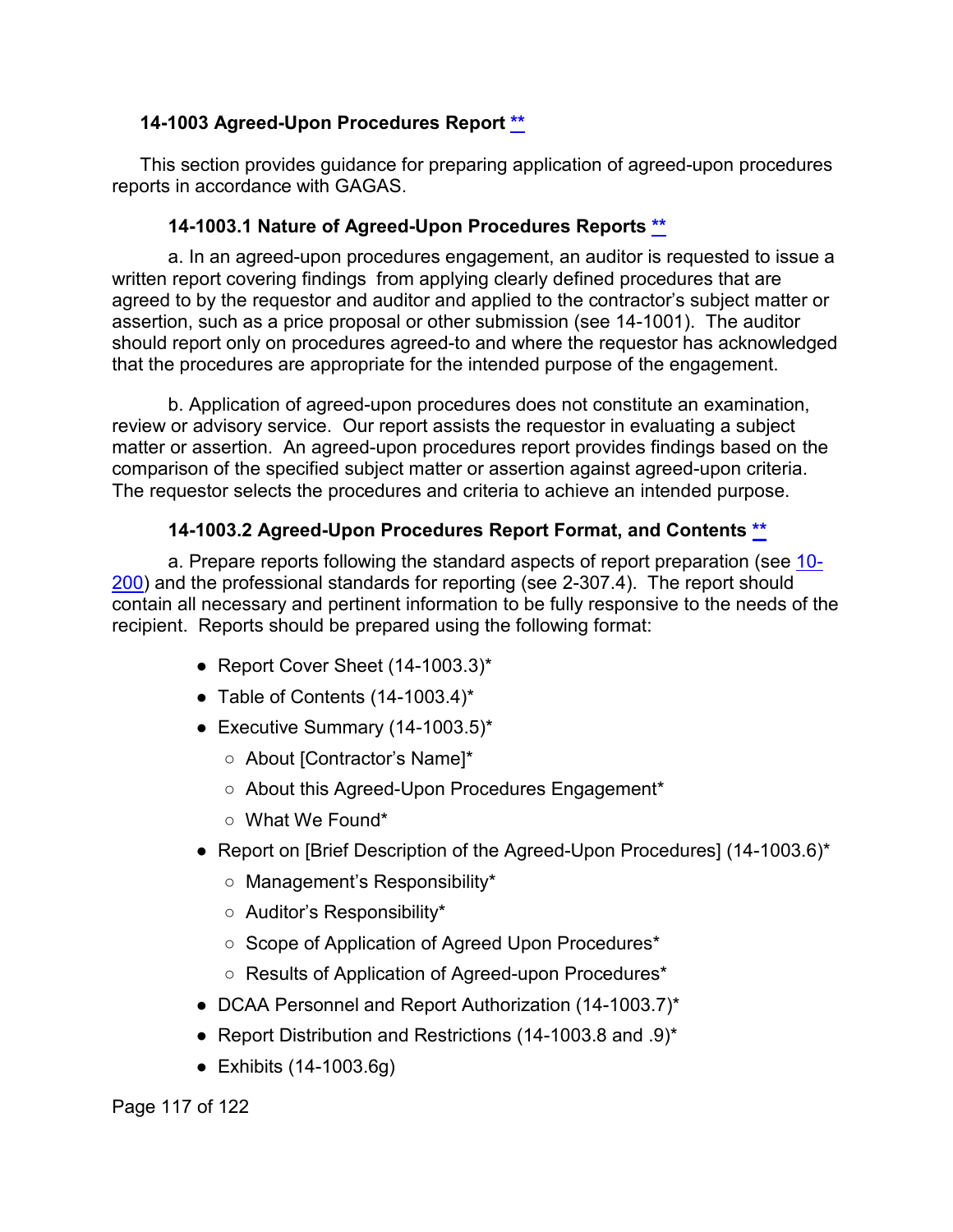### 14-1003 Agreed-Upon Procedures Report **

This section provides guidance for preparing application of agreed-upon procedures reports in accordance with GAGAS.

#### 14-1003.1 Nature of Agreed-Upon Procedures Reports **

a. In an agreed-upon procedures engagement, an auditor is requested to issue a written report covering findings from applying clearly defined procedures that are agreed to by the requestor and auditor and applied to the contractor's subject matter or assertion, such as a price proposal or other submission (see 14-1001). The auditor should report only on procedures agreed-to and where the requestor has acknowledged that the procedures are appropriate for the intended purpose of the engagement.

b. Application of agreed-upon procedures does not constitute an examination, review or advisory service. Our report assists the requestor in evaluating a subject matter or assertion. An agreed-upon procedures report provides findings based on the comparison of the specified subject matter or assertion against agreed-upon criteria. The requestor selects the procedures and criteria to achieve an intended purpose.

#### 14-1003.2 Agreed-Upon Procedures Report Format, and Contents **

a. Prepare reports following the standard aspects of report preparation (see 10-200) and the professional standards for reporting (see 2-307.4). The report should contain all necessary and pertinent information to be fully responsive to the needs of the recipient. Reports should be prepared using the following format:

- Report Cover Sheet (14-1003.3)*
- Table of Contents (14-1003.4)*
- Executive Summary (14-1003.5)*
  - About [Contractor's Name]*
  - About this Agreed-Upon Procedures Engagement*
  - What We Found*
- Report on [Brief Description of the Agreed-Upon Procedures] (14-1003.6)*
  - Management's Responsibility*
  - Auditor's Responsibility*
  - Scope of Application of Agreed Upon Procedures*
  - Results of Application of Agreed-upon Procedures*
- DCAA Personnel and Report Authorization (14-1003.7)*
- Report Distribution and Restrictions (14-1003.8 and .9)*
- Exhibits (14-1003.6g)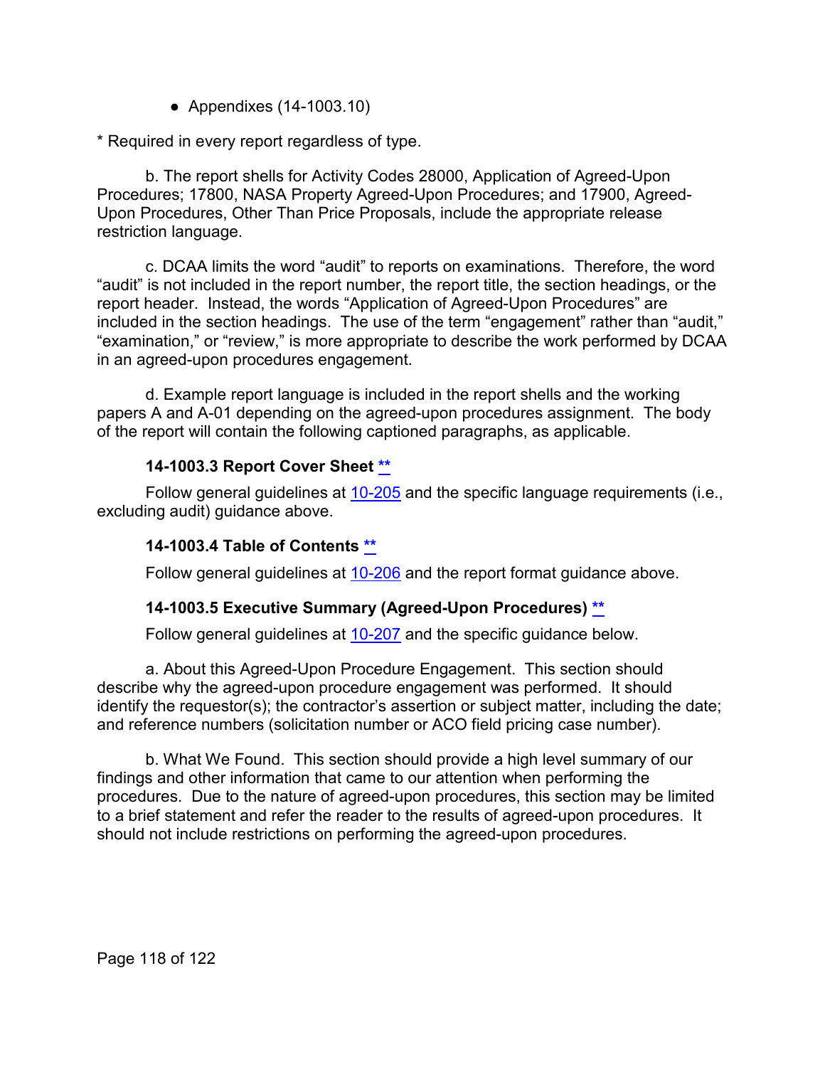- Appendixes (14-1003.10)

* Required in every report regardless of type.

b. The report shells for Activity Codes 28000, Application of Agreed-Upon Procedures; 17800, NASA Property Agreed-Upon Procedures; and 17900, Agreed-Upon Procedures, Other Than Price Proposals, include the appropriate release restriction language.

c. DCAA limits the word “audit” to reports on examinations. Therefore, the word “audit” is not included in the report number, the report title, the section headings, or the report header. Instead, the words “Application of Agreed-Upon Procedures” are included in the section headings. The use of the term “engagement” rather than “audit,” “examination,” or “review,” is more appropriate to describe the work performed by DCAA in an agreed-upon procedures engagement.

d. Example report language is included in the report shells and the working papers A and A-01 depending on the agreed-upon procedures assignment. The body of the report will contain the following captioned paragraphs, as applicable.

### 14-1003.3 Report Cover Sheet **

Follow general guidelines at 10-205 and the specific language requirements (i.e., excluding audit) guidance above.

### 14-1003.4 Table of Contents **

Follow general guidelines at 10-206 and the report format guidance above.

### 14-1003.5 Executive Summary (Agreed-Upon Procedures) **

Follow general guidelines at 10-207 and the specific guidance below.

a. About this Agreed-Upon Procedure Engagement. This section should describe why the agreed-upon procedure engagement was performed. It should identify the requestor(s); the contractor’s assertion or subject matter, including the date; and reference numbers (solicitation number or ACO field pricing case number).

b. What We Found. This section should provide a high level summary of our findings and other information that came to our attention when performing the procedures. Due to the nature of agreed-upon procedures, this section may be limited to a brief statement and refer the reader to the results of agreed-upon procedures. It should not include restrictions on performing the agreed-upon procedures.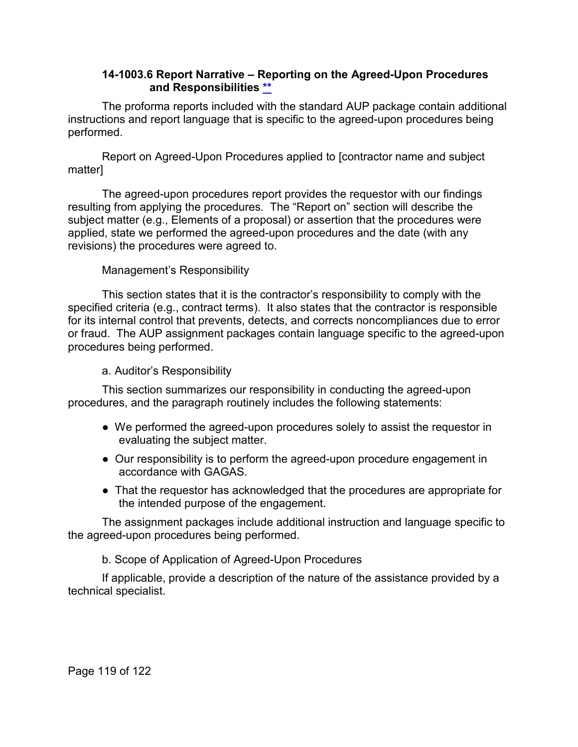### 14-1003.6 Report Narrative – Reporting on the Agreed-Upon Procedures and Responsibilities **

The proforma reports included with the standard AUP package contain additional instructions and report language that is specific to the agreed-upon procedures being performed.

Report on Agreed-Upon Procedures applied to [contractor name and subject matter]

The agreed-upon procedures report provides the requestor with our findings resulting from applying the procedures. The "Report on" section will describe the subject matter (e.g., Elements of a proposal) or assertion that the procedures were applied, state we performed the agreed-upon procedures and the date (with any revisions) the procedures were agreed to.

Management's Responsibility

This section states that it is the contractor's responsibility to comply with the specified criteria (e.g., contract terms). It also states that the contractor is responsible for its internal control that prevents, detects, and corrects noncompliances due to error or fraud. The AUP assignment packages contain language specific to the agreed-upon procedures being performed.

a. Auditor's Responsibility

This section summarizes our responsibility in conducting the agreed-upon procedures, and the paragraph routinely includes the following statements:

- We performed the agreed-upon procedures solely to assist the requestor in evaluating the subject matter.
- Our responsibility is to perform the agreed-upon procedure engagement in accordance with GAGAS.
- That the requestor has acknowledged that the procedures are appropriate for the intended purpose of the engagement.

The assignment packages include additional instruction and language specific to the agreed-upon procedures being performed.

b. Scope of Application of Agreed-Upon Procedures

If applicable, provide a description of the nature of the assistance provided by a technical specialist.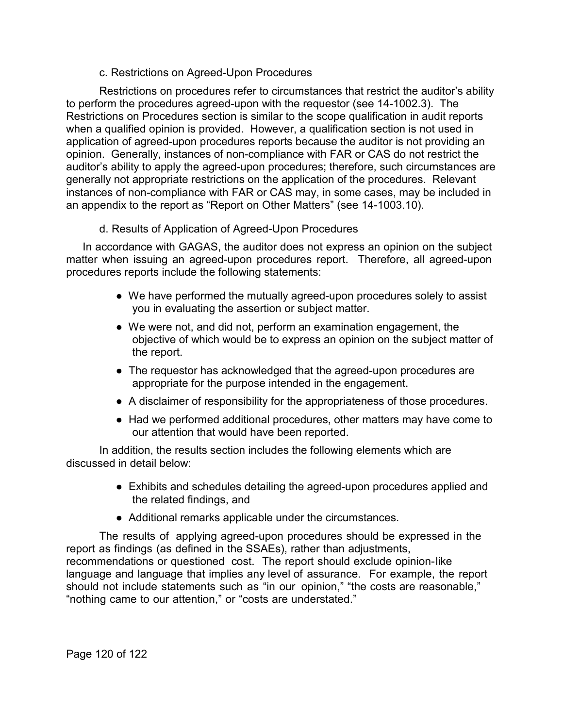c. Restrictions on Agreed-Upon Procedures

Restrictions on procedures refer to circumstances that restrict the auditor's ability to perform the procedures agreed-upon with the requestor (see 14-1002.3). The Restrictions on Procedures section is similar to the scope qualification in audit reports when a qualified opinion is provided. However, a qualification section is not used in application of agreed-upon procedures reports because the auditor is not providing an opinion. Generally, instances of non-compliance with FAR or CAS do not restrict the auditor's ability to apply the agreed-upon procedures; therefore, such circumstances are generally not appropriate restrictions on the application of the procedures. Relevant instances of non-compliance with FAR or CAS may, in some cases, may be included in an appendix to the report as "Report on Other Matters" (see 14-1003.10).

d. Results of Application of Agreed-Upon Procedures

In accordance with GAGAS, the auditor does not express an opinion on the subject matter when issuing an agreed-upon procedures report. Therefore, all agreed-upon procedures reports include the following statements:

- We have performed the mutually agreed-upon procedures solely to assist you in evaluating the assertion or subject matter.
- We were not, and did not, perform an examination engagement, the objective of which would be to express an opinion on the subject matter of the report.
- The requestor has acknowledged that the agreed-upon procedures are appropriate for the purpose intended in the engagement.
- A disclaimer of responsibility for the appropriateness of those procedures.
- Had we performed additional procedures, other matters may have come to our attention that would have been reported.

In addition, the results section includes the following elements which are discussed in detail below:

- Exhibits and schedules detailing the agreed-upon procedures applied and the related findings, and
- Additional remarks applicable under the circumstances.

The results of applying agreed-upon procedures should be expressed in the report as findings (as defined in the SSAEs), rather than adjustments, recommendations or questioned cost. The report should exclude opinion-like language and language that implies any level of assurance. For example, the report should not include statements such as "in our opinion," "the costs are reasonable," "nothing came to our attention," or "costs are understated."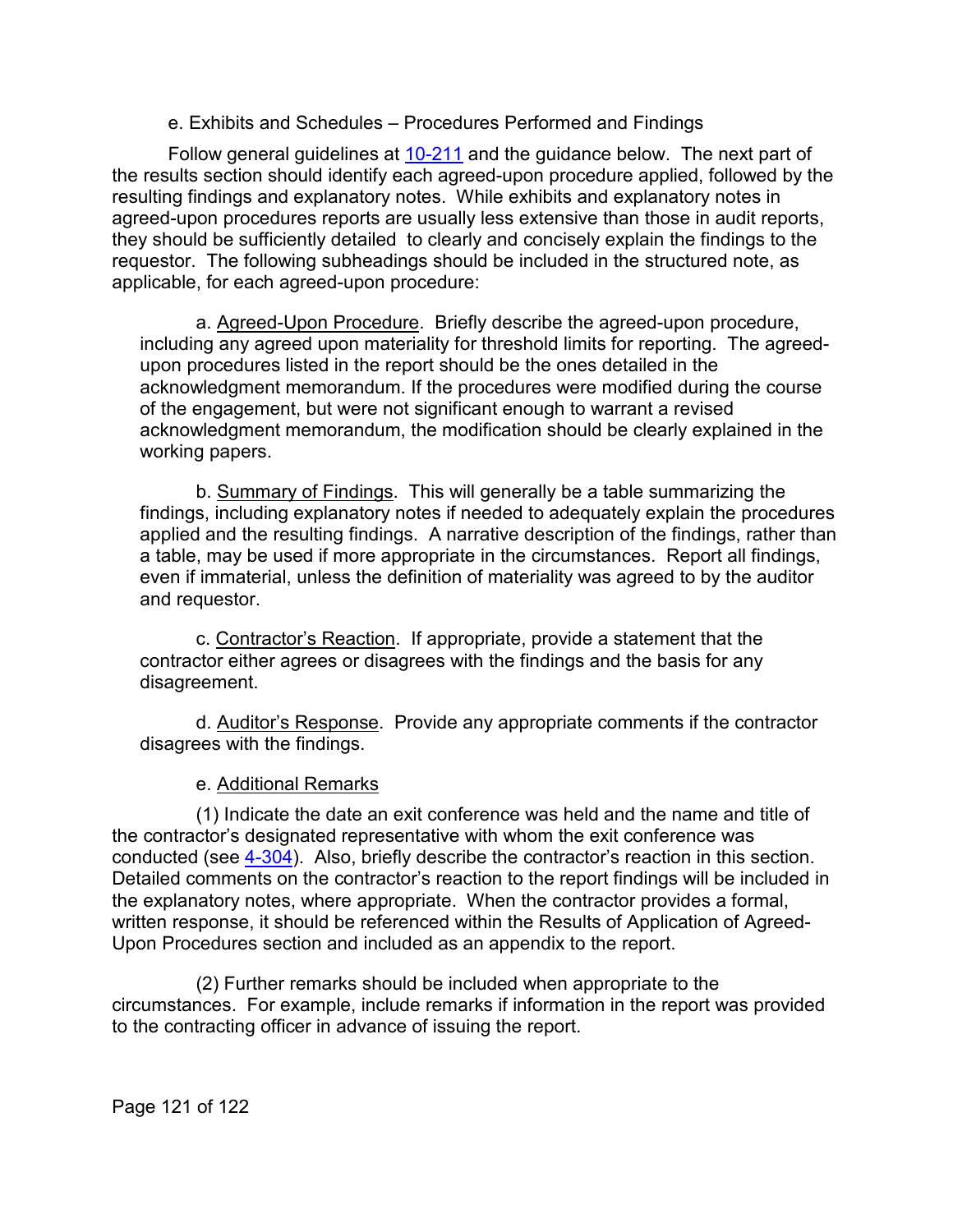e. Exhibits and Schedules – Procedures Performed and Findings

Follow general guidelines at 10-211 and the guidance below. The next part of the results section should identify each agreed-upon procedure applied, followed by the resulting findings and explanatory notes. While exhibits and explanatory notes in agreed-upon procedures reports are usually less extensive than those in audit reports, they should be sufficiently detailed to clearly and concisely explain the findings to the requestor. The following subheadings should be included in the structured note, as applicable, for each agreed-upon procedure:

a. Agreed-Upon Procedure. Briefly describe the agreed-upon procedure, including any agreed upon materiality for threshold limits for reporting. The agreed-upon procedures listed in the report should be the ones detailed in the acknowledgment memorandum. If the procedures were modified during the course of the engagement, but were not significant enough to warrant a revised acknowledgment memorandum, the modification should be clearly explained in the working papers.

b. Summary of Findings. This will generally be a table summarizing the findings, including explanatory notes if needed to adequately explain the procedures applied and the resulting findings. A narrative description of the findings, rather than a table, may be used if more appropriate in the circumstances. Report all findings, even if immaterial, unless the definition of materiality was agreed to by the auditor and requestor.

c. Contractor's Reaction. If appropriate, provide a statement that the contractor either agrees or disagrees with the findings and the basis for any disagreement.

d. Auditor's Response. Provide any appropriate comments if the contractor disagrees with the findings.

e. Additional Remarks

(1) Indicate the date an exit conference was held and the name and title of the contractor's designated representative with whom the exit conference was conducted (see 4-304). Also, briefly describe the contractor's reaction in this section. Detailed comments on the contractor's reaction to the report findings will be included in the explanatory notes, where appropriate. When the contractor provides a formal, written response, it should be referenced within the Results of Application of Agreed-Upon Procedures section and included as an appendix to the report.

(2) Further remarks should be included when appropriate to the circumstances. For example, include remarks if information in the report was provided to the contracting officer in advance of issuing the report.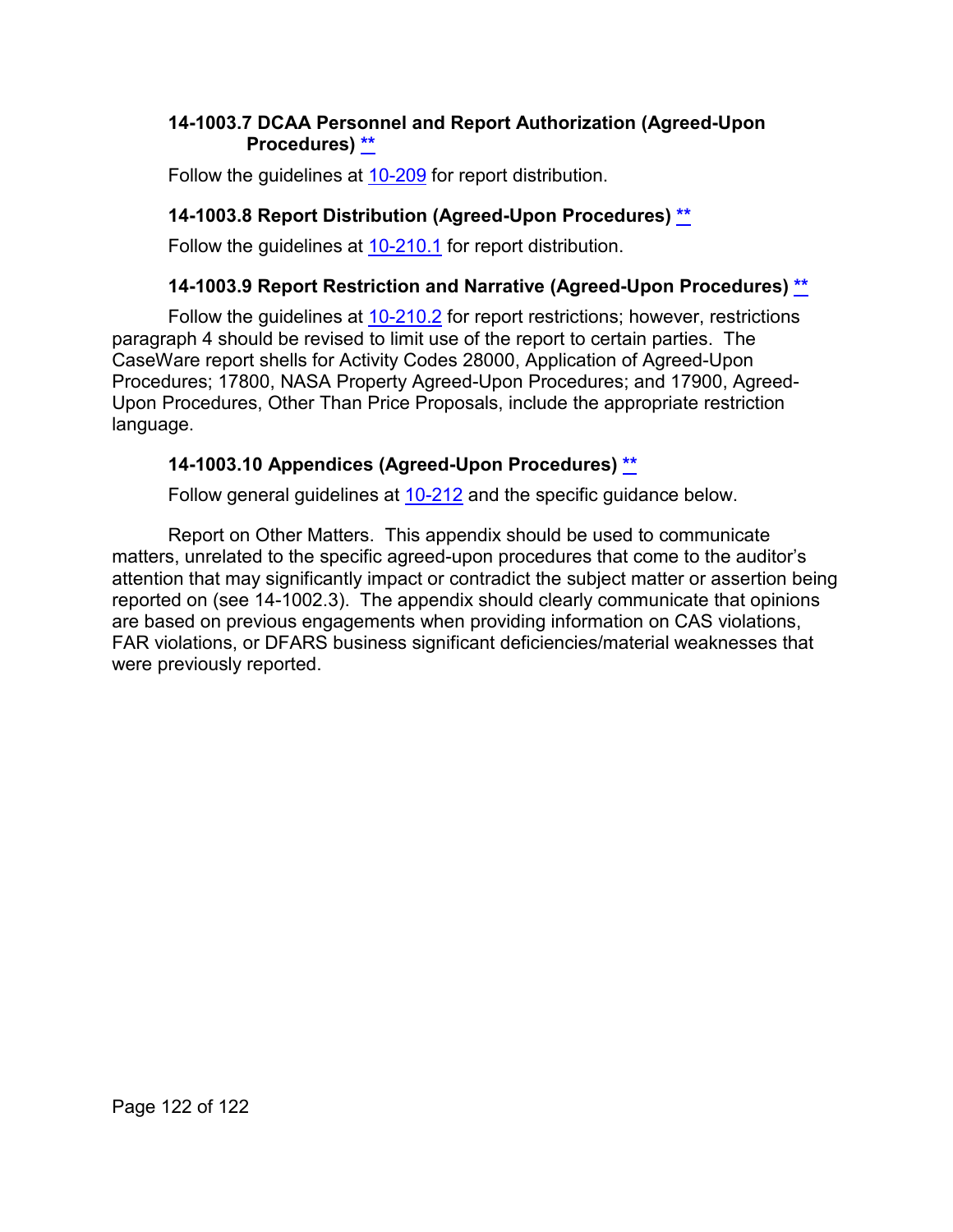#### 14-1003.7 DCAA Personnel and Report Authorization (Agreed-Upon Procedures) [**](#)

Follow the guidelines at [10-209](#) for report distribution.

#### 14-1003.8 Report Distribution (Agreed-Upon Procedures) [**](#)

Follow the guidelines at [10-210.1](#) for report distribution.

#### 14-1003.9 Report Restriction and Narrative (Agreed-Upon Procedures) [**](#)

Follow the guidelines at [10-210.2](#) for report restrictions; however, restrictions paragraph 4 should be revised to limit use of the report to certain parties. The CaseWare report shells for Activity Codes 28000, Application of Agreed-Upon Procedures; 17800, NASA Property Agreed-Upon Procedures; and 17900, Agreed-Upon Procedures, Other Than Price Proposals, include the appropriate restriction language.

#### 14-1003.10 Appendices (Agreed-Upon Procedures) [**](#)

Follow general guidelines at [10-212](#) and the specific guidance below.

Report on Other Matters. This appendix should be used to communicate matters, unrelated to the specific agreed-upon procedures that come to the auditor's attention that may significantly impact or contradict the subject matter or assertion being reported on (see 14-1002.3). The appendix should clearly communicate that opinions are based on previous engagements when providing information on CAS violations, FAR violations, or DFARS business significant deficiencies/material weaknesses that were previously reported.